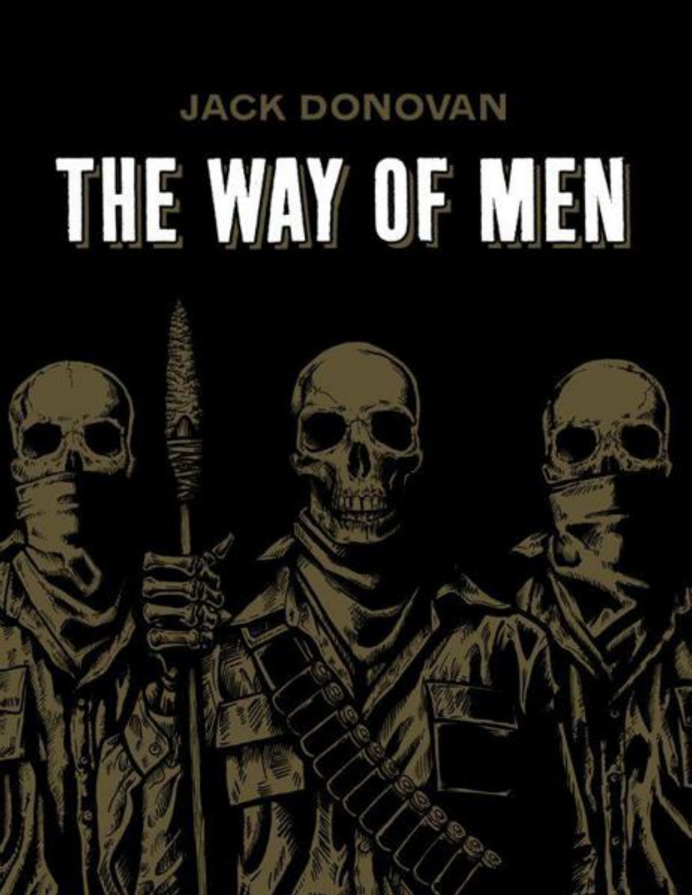JACK DONOVAN

# THE WAY OF MEN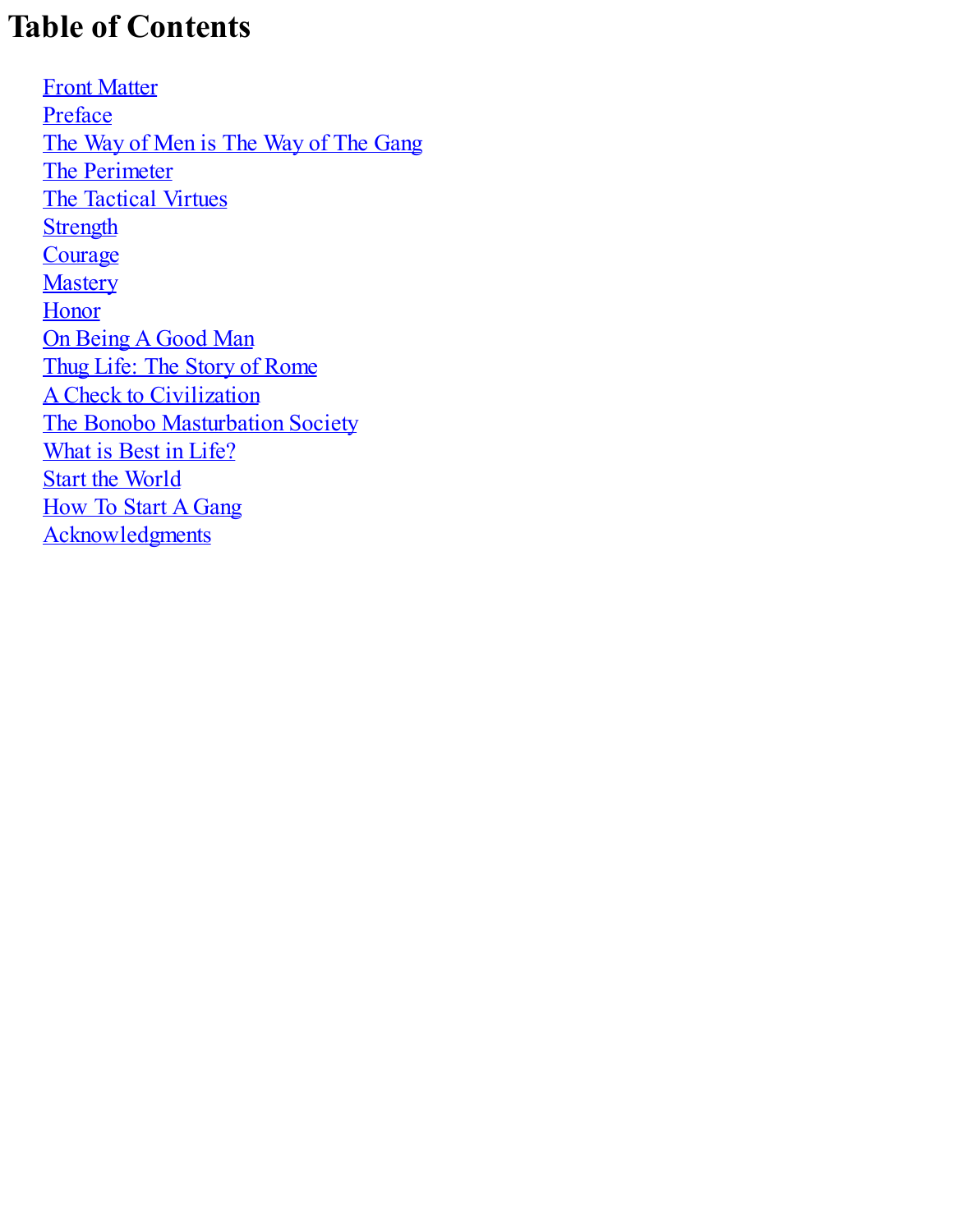# Table of Contents

- Front Matter
- Preface
- The Way of Men is The Way of The Gang
- The Perimeter
- The Tactical Virtues
- Strength
- Courage
- Mastery
- Honor
- On Being A Good Man
- Thug Life: The Story of Rome
- A Check to Civilization
- The Bonobo Masturbation Society
- What is Best in Life?
- Start the World
- How To Start A Gang
- Acknowledgments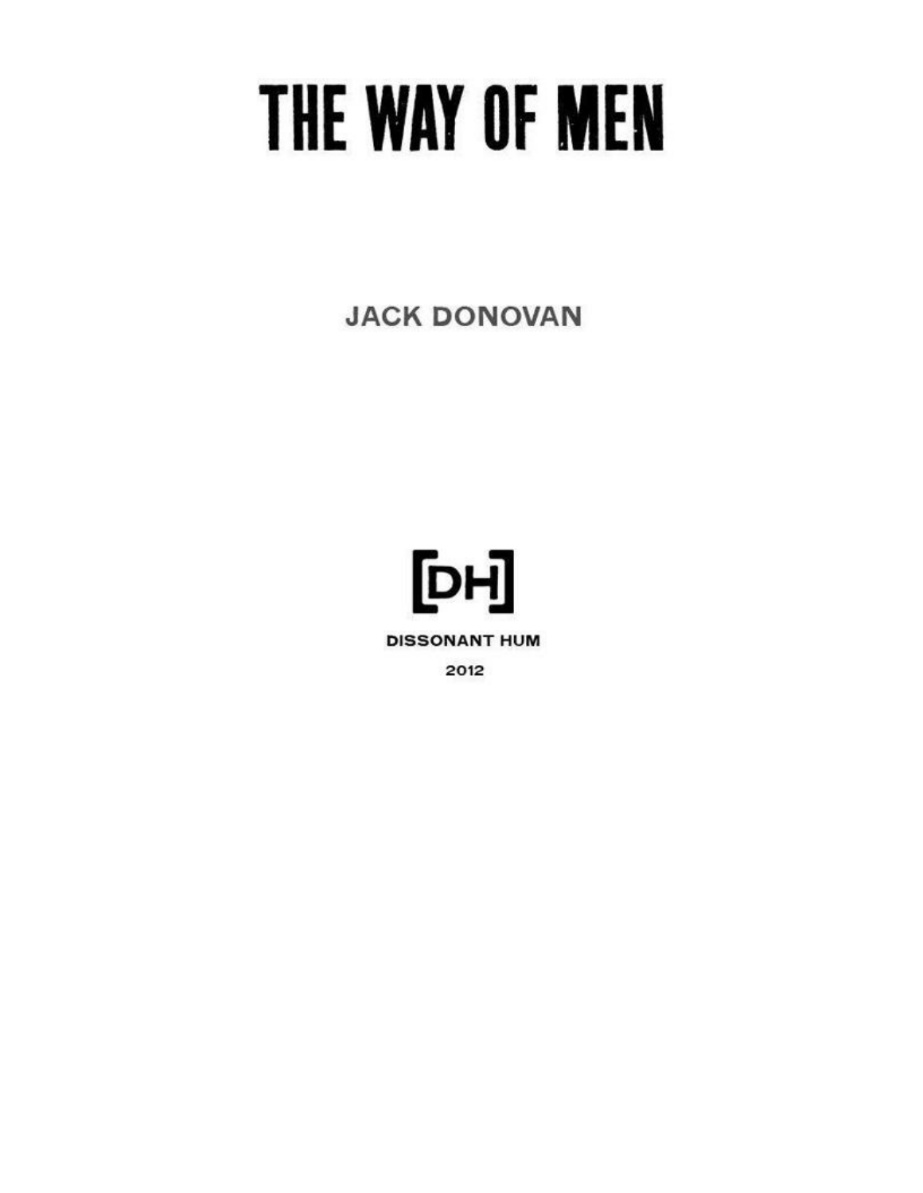# THE WAY OF MEN

JACK DONOVAN

[DH]

DISSONANT HUM

2012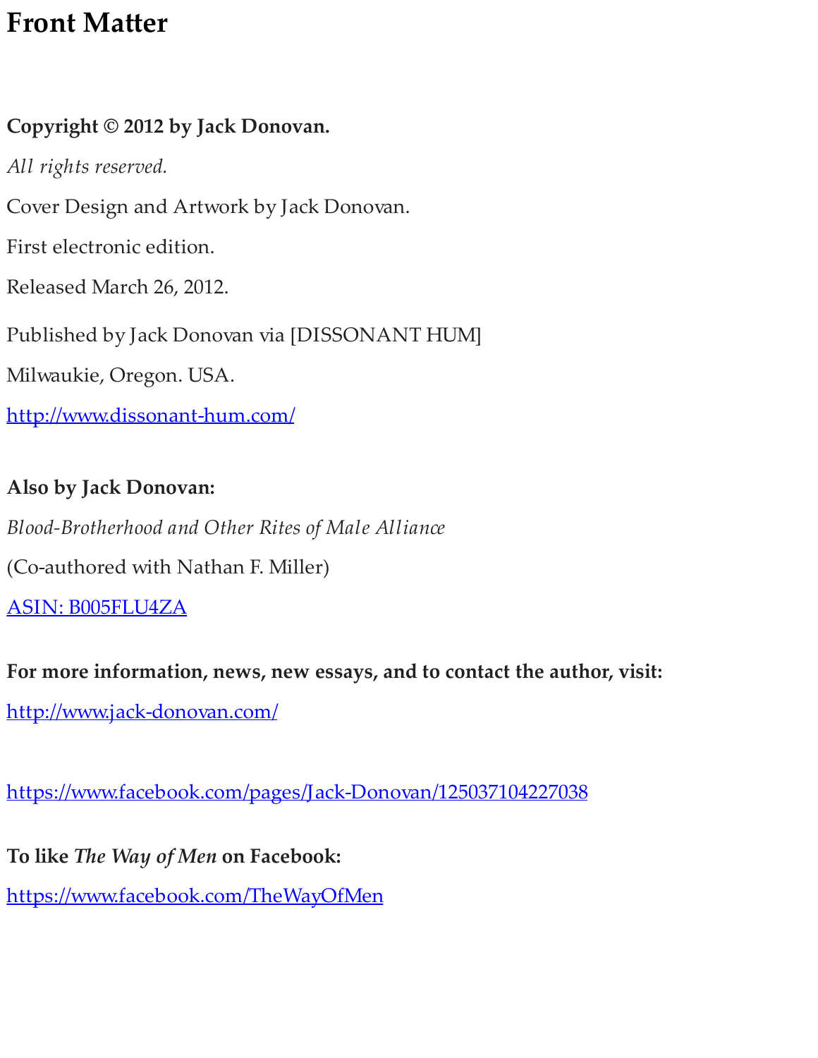# Front Matter

**Copyright © 2012 by Jack Donovan.**

*All rights reserved.*

Cover Design and Artwork by Jack Donovan.

First electronic edition.

Released March 26, 2012.

Published by Jack Donovan via [DISSONANT HUM]

Milwaukie, Oregon. USA.

http://www.dissonant-hum.com/

**Also by Jack Donovan:**

*Blood-Brotherhood and Other Rites of Male Alliance*

(Co-authored with Nathan F. Miller)

ASIN: B005FLU4ZA

**For more information, news, new essays, and to contact the author, visit:**

http://www.jack-donovan.com/

https://www.facebook.com/pages/Jack-Donovan/125037104227038

**To like *The Way of Men* on Facebook:**

https://www.facebook.com/TheWayOfMen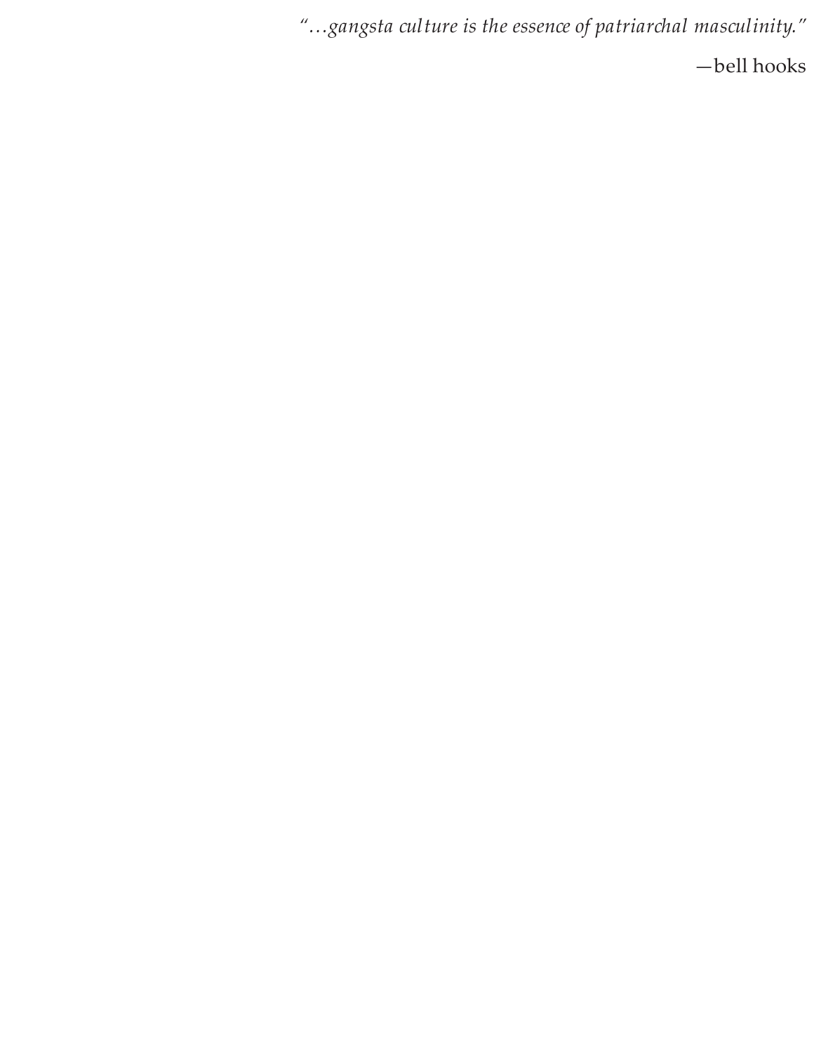*"…gangsta culture is the essence of patriarchal masculinity."*

—bell hooks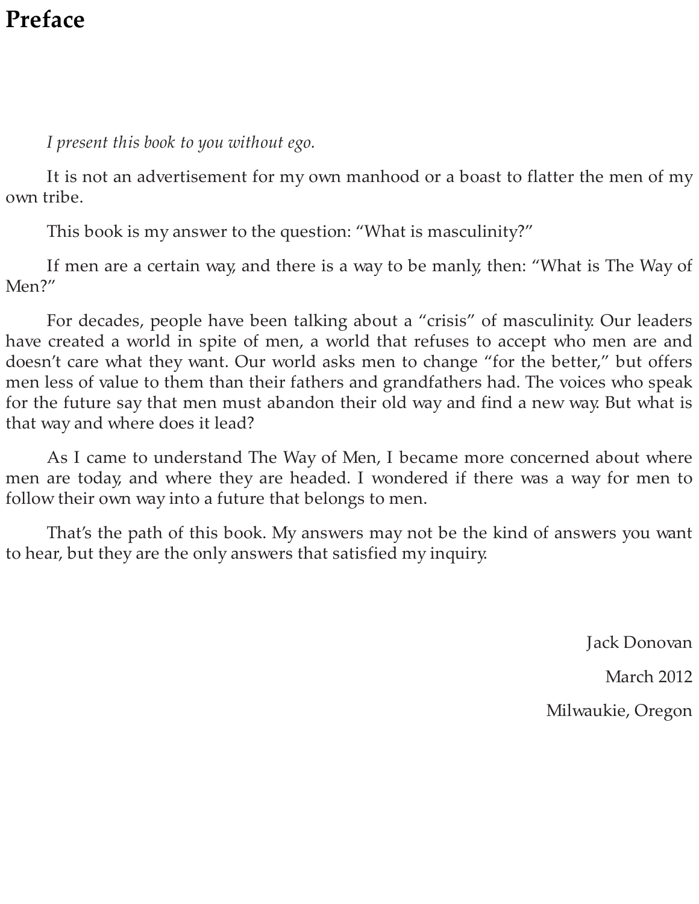# Preface

*I present this book to you without ego.*

It is not an advertisement for my own manhood or a boast to flatter the men of my own tribe.

This book is my answer to the question: "What is masculinity?"

If men are a certain way, and there is a way to be manly, then: "What is The Way of Men?"

For decades, people have been talking about a "crisis" of masculinity. Our leaders have created a world in spite of men, a world that refuses to accept who men are and doesn't care what they want. Our world asks men to change "for the better," but offers men less of value to them than their fathers and grandfathers had. The voices who speak for the future say that men must abandon their old way and find a new way. But what is that way and where does it lead?

As I came to understand The Way of Men, I became more concerned about where men are today, and where they are headed. I wondered if there was a way for men to follow their own way into a future that belongs to men.

That's the path of this book. My answers may not be the kind of answers you want to hear, but they are the only answers that satisfied my inquiry.

Jack Donovan

March 2012

Milwaukie, Oregon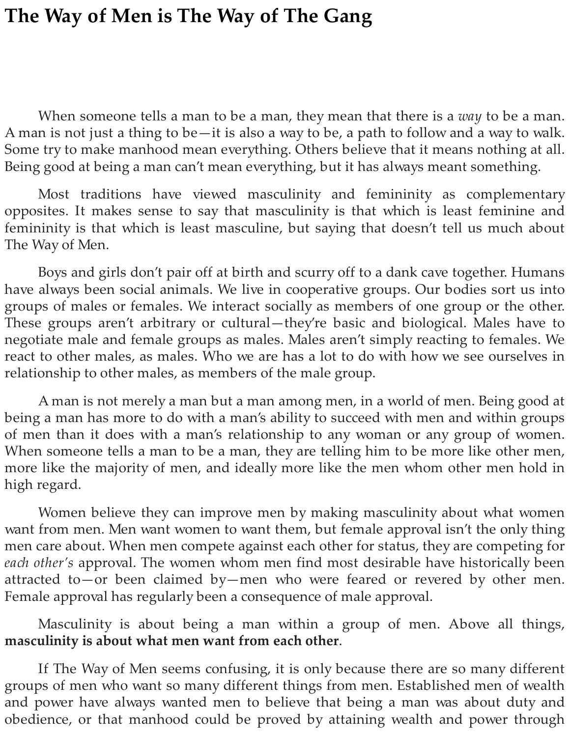# The Way of Men is The Way of The Gang

When someone tells a man to be a man, they mean that there is a *way* to be a man. A man is not just a thing to be—it is also a way to be, a path to follow and a way to walk. Some try to make manhood mean everything. Others believe that it means nothing at all. Being good at being a man can't mean everything, but it has always meant something.

Most traditions have viewed masculinity and femininity as complementary opposites. It makes sense to say that masculinity is that which is least feminine and femininity is that which is least masculine, but saying that doesn't tell us much about The Way of Men.

Boys and girls don't pair off at birth and scurry off to a dank cave together. Humans have always been social animals. We live in cooperative groups. Our bodies sort us into groups of males or females. We interact socially as members of one group or the other. These groups aren't arbitrary or cultural—they're basic and biological. Males have to negotiate male and female groups as males. Males aren't simply reacting to females. We react to other males, as males. Who we are has a lot to do with how we see ourselves in relationship to other males, as members of the male group.

A man is not merely a man but a man among men, in a world of men. Being good at being a man has more to do with a man's ability to succeed with men and within groups of men than it does with a man's relationship to any woman or any group of women. When someone tells a man to be a man, they are telling him to be more like other men, more like the majority of men, and ideally more like the men whom other men hold in high regard.

Women believe they can improve men by making masculinity about what women want from men. Men want women to want them, but female approval isn't the only thing men care about. When men compete against each other for status, they are competing for *each other's* approval. The women whom men find most desirable have historically been attracted to—or been claimed by—men who were feared or revered by other men. Female approval has regularly been a consequence of male approval.

Masculinity is about being a man within a group of men. Above all things, **masculinity is about what men want from each other**.

If The Way of Men seems confusing, it is only because there are so many different groups of men who want so many different things from men. Established men of wealth and power have always wanted men to believe that being a man was about duty and obedience, or that manhood could be proved by attaining wealth and power through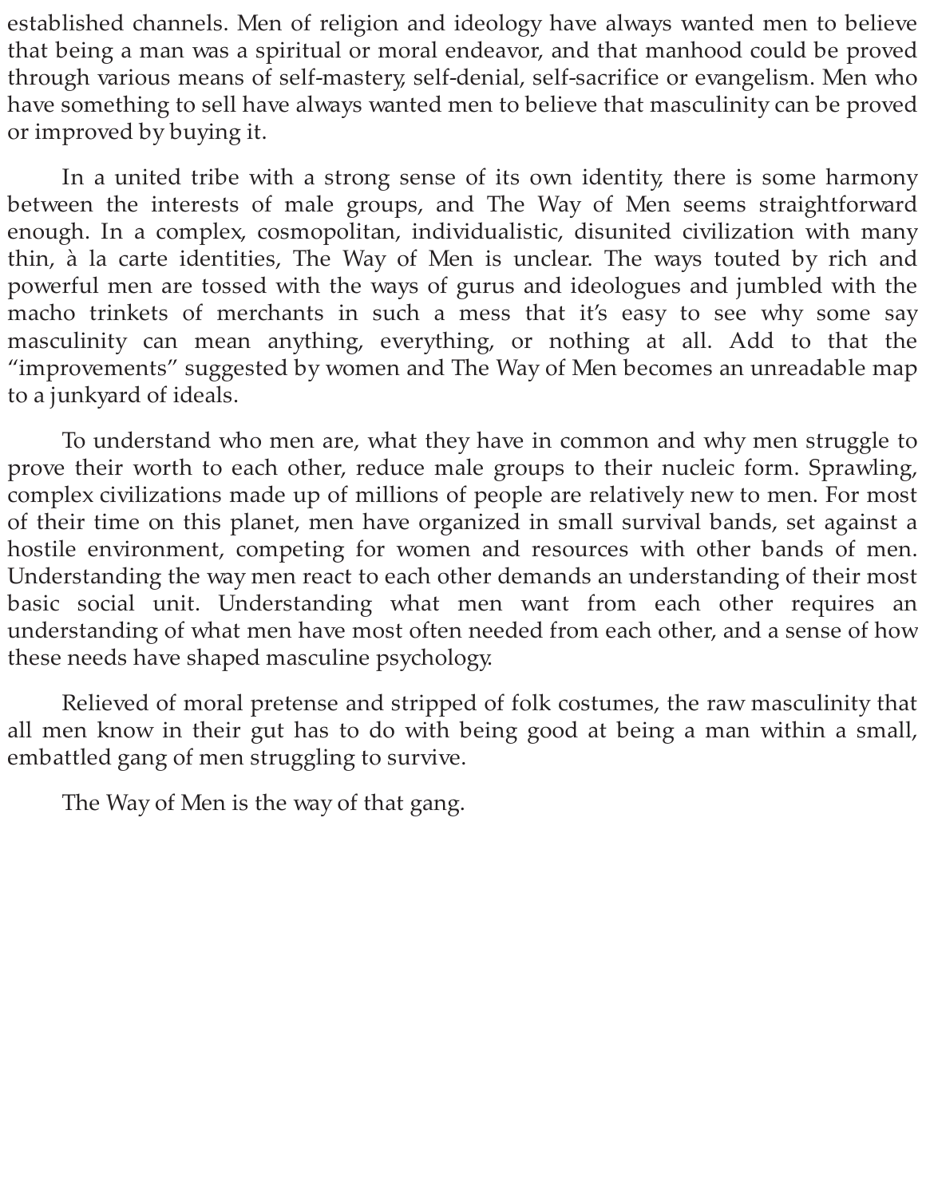established channels. Men of religion and ideology have always wanted men to believe that being a man was a spiritual or moral endeavor, and that manhood could be proved through various means of self-mastery, self-denial, self-sacrifice or evangelism. Men who have something to sell have always wanted men to believe that masculinity can be proved or improved by buying it.

In a united tribe with a strong sense of its own identity, there is some harmony between the interests of male groups, and The Way of Men seems straightforward enough. In a complex, cosmopolitan, individualistic, disunited civilization with many thin, à la carte identities, The Way of Men is unclear. The ways touted by rich and powerful men are tossed with the ways of gurus and ideologues and jumbled with the macho trinkets of merchants in such a mess that it's easy to see why some say masculinity can mean anything, everything, or nothing at all. Add to that the "improvements" suggested by women and The Way of Men becomes an unreadable map to a junkyard of ideals.

To understand who men are, what they have in common and why men struggle to prove their worth to each other, reduce male groups to their nucleic form. Sprawling, complex civilizations made up of millions of people are relatively new to men. For most of their time on this planet, men have organized in small survival bands, set against a hostile environment, competing for women and resources with other bands of men. Understanding the way men react to each other demands an understanding of their most basic social unit. Understanding what men want from each other requires an understanding of what men have most often needed from each other, and a sense of how these needs have shaped masculine psychology.

Relieved of moral pretense and stripped of folk costumes, the raw masculinity that all men know in their gut has to do with being good at being a man within a small, embattled gang of men struggling to survive.

The Way of Men is the way of that gang.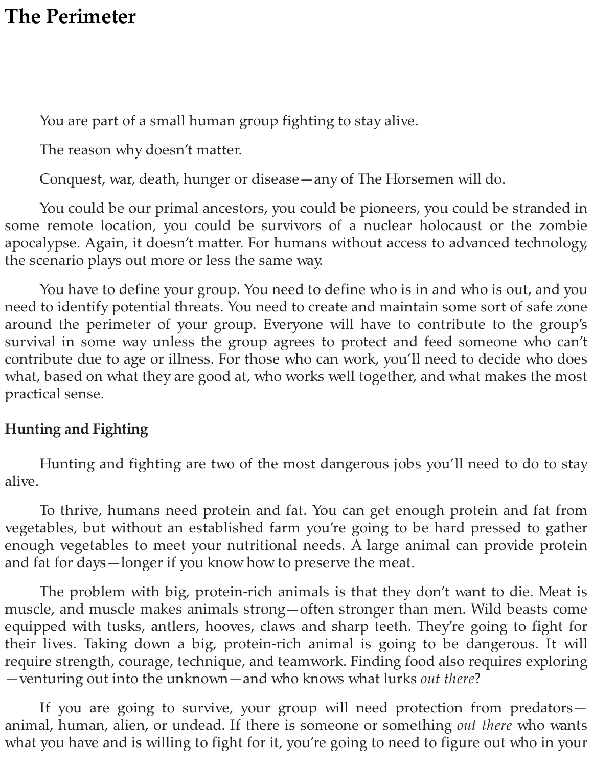# The Perimeter

You are part of a small human group fighting to stay alive.

The reason why doesn't matter.

Conquest, war, death, hunger or disease—any of The Horsemen will do.

You could be our primal ancestors, you could be pioneers, you could be stranded in some remote location, you could be survivors of a nuclear holocaust or the zombie apocalypse. Again, it doesn't matter. For humans without access to advanced technology, the scenario plays out more or less the same way.

You have to define your group. You need to define who is in and who is out, and you need to identify potential threats. You need to create and maintain some sort of safe zone around the perimeter of your group. Everyone will have to contribute to the group's survival in some way unless the group agrees to protect and feed someone who can't contribute due to age or illness. For those who can work, you'll need to decide who does what, based on what they are good at, who works well together, and what makes the most practical sense.

## Hunting and Fighting

Hunting and fighting are two of the most dangerous jobs you'll need to do to stay alive.

To thrive, humans need protein and fat. You can get enough protein and fat from vegetables, but without an established farm you're going to be hard pressed to gather enough vegetables to meet your nutritional needs. A large animal can provide protein and fat for days—longer if you know how to preserve the meat.

The problem with big, protein-rich animals is that they don't want to die. Meat is muscle, and muscle makes animals strong—often stronger than men. Wild beasts come equipped with tusks, antlers, hooves, claws and sharp teeth. They're going to fight for their lives. Taking down a big, protein-rich animal is going to be dangerous. It will require strength, courage, technique, and teamwork. Finding food also requires exploring—venturing out into the unknown—and who knows what lurks *out there*?

If you are going to survive, your group will need protection from predators—animal, human, alien, or undead. If there is someone or something *out there* who wants what you have and is willing to fight for it, you're going to need to figure out who in your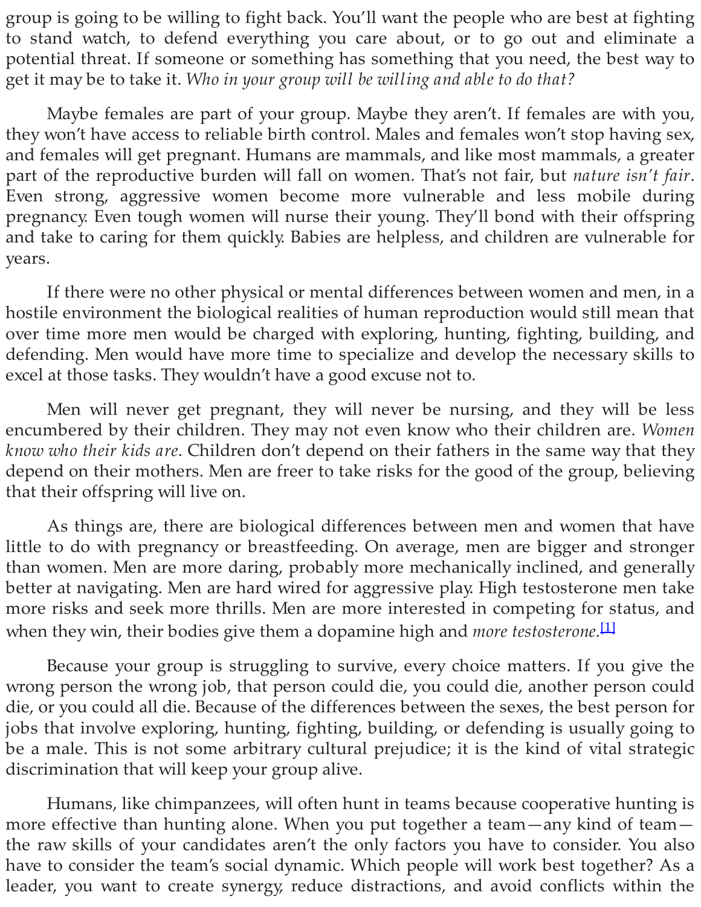group is going to be willing to fight back. You'll want the people who are best at fighting to stand watch, to defend everything you care about, or to go out and eliminate a potential threat. If someone or something has something that you need, the best way to get it may be to take it. *Who in your group will be willing and able to do that?*

Maybe females are part of your group. Maybe they aren't. If females are with you, they won't have access to reliable birth control. Males and females won't stop having sex, and females will get pregnant. Humans are mammals, and like most mammals, a greater part of the reproductive burden will fall on women. That's not fair, but *nature isn't fair*. Even strong, aggressive women become more vulnerable and less mobile during pregnancy. Even tough women will nurse their young. They'll bond with their offspring and take to caring for them quickly. Babies are helpless, and children are vulnerable for years.

If there were no other physical or mental differences between women and men, in a hostile environment the biological realities of human reproduction would still mean that over time more men would be charged with exploring, hunting, fighting, building, and defending. Men would have more time to specialize and develop the necessary skills to excel at those tasks. They wouldn't have a good excuse not to.

Men will never get pregnant, they will never be nursing, and they will be less encumbered by their children. They may not even know who their children are. *Women know who their kids are*. Children don't depend on their fathers in the same way that they depend on their mothers. Men are freer to take risks for the good of the group, believing that their offspring will live on.

As things are, there are biological differences between men and women that have little to do with pregnancy or breastfeeding. On average, men are bigger and stronger than women. Men are more daring, probably more mechanically inclined, and generally better at navigating. Men are hard wired for aggressive play. High testosterone men take more risks and seek more thrills. Men are more interested in competing for status, and when they win, their bodies give them a dopamine high and *more testosterone*.[1]

Because your group is struggling to survive, every choice matters. If you give the wrong person the wrong job, that person could die, you could die, another person could die, or you could all die. Because of the differences between the sexes, the best person for jobs that involve exploring, hunting, fighting, building, or defending is usually going to be a male. This is not some arbitrary cultural prejudice; it is the kind of vital strategic discrimination that will keep your group alive.

Humans, like chimpanzees, will often hunt in teams because cooperative hunting is more effective than hunting alone. When you put together a team—any kind of team—the raw skills of your candidates aren't the only factors you have to consider. You also have to consider the team's social dynamic. Which people will work best together? As a leader, you want to create synergy, reduce distractions, and avoid conflicts within the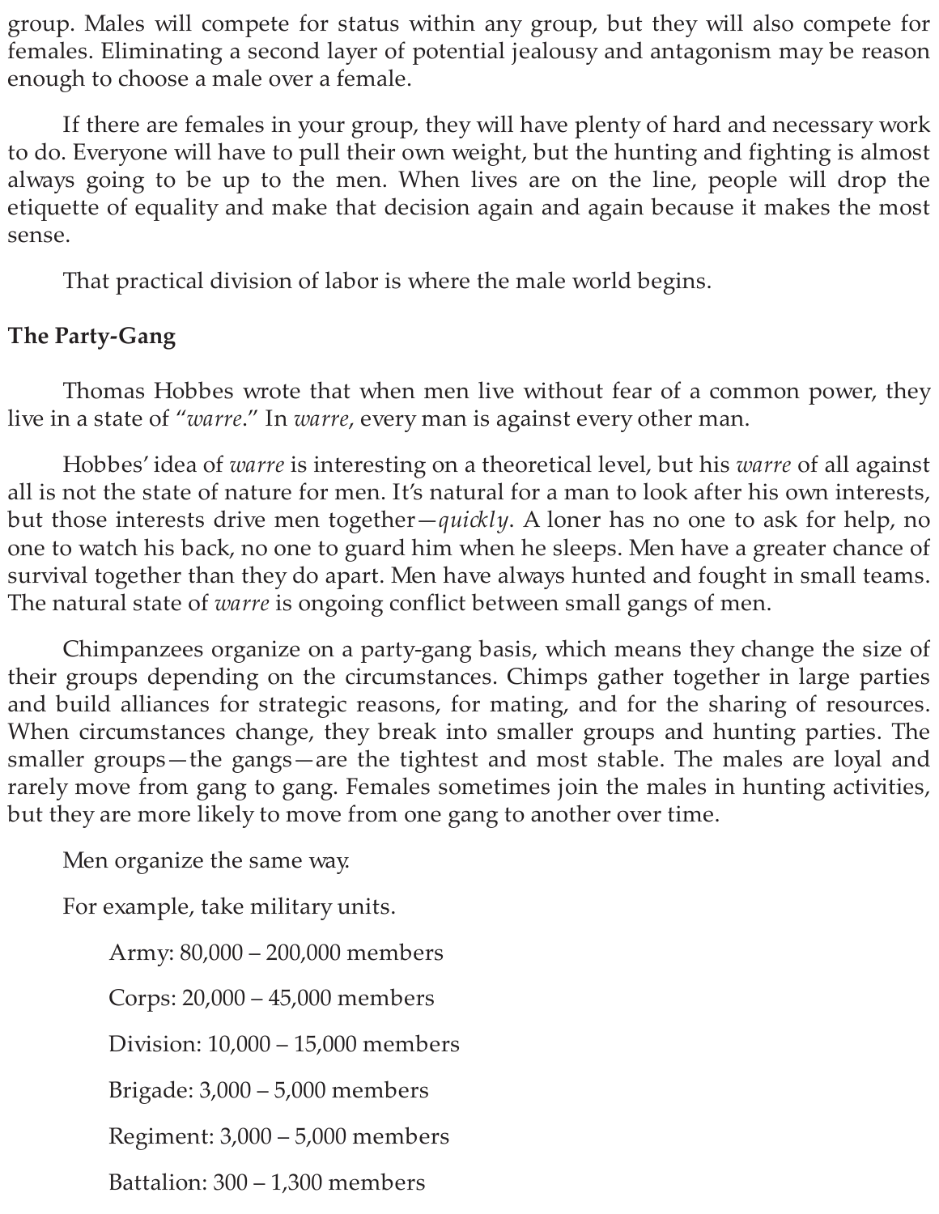group. Males will compete for status within any group, but they will also compete for females. Eliminating a second layer of potential jealousy and antagonism may be reason enough to choose a male over a female.

If there are females in your group, they will have plenty of hard and necessary work to do. Everyone will have to pull their own weight, but the hunting and fighting is almost always going to be up to the men. When lives are on the line, people will drop the etiquette of equality and make that decision again and again because it makes the most sense.

That practical division of labor is where the male world begins.

**The Party-Gang**

Thomas Hobbes wrote that when men live without fear of a common power, they live in a state of "*warre*." In *warre*, every man is against every other man.

Hobbes' idea of *warre* is interesting on a theoretical level, but his *warre* of all against all is not the state of nature for men. It's natural for a man to look after his own interests, but those interests drive men together—*quickly*. A loner has no one to ask for help, no one to watch his back, no one to guard him when he sleeps. Men have a greater chance of survival together than they do apart. Men have always hunted and fought in small teams. The natural state of *warre* is ongoing conflict between small gangs of men.

Chimpanzees organize on a party-gang basis, which means they change the size of their groups depending on the circumstances. Chimps gather together in large parties and build alliances for strategic reasons, for mating, and for the sharing of resources. When circumstances change, they break into smaller groups and hunting parties. The smaller groups—the gangs—are the tightest and most stable. The males are loyal and rarely move from gang to gang. Females sometimes join the males in hunting activities, but they are more likely to move from one gang to another over time.

Men organize the same way.

For example, take military units.

Army: 80,000 – 200,000 members

Corps: 20,000 – 45,000 members

Division: 10,000 – 15,000 members

Brigade: 3,000 – 5,000 members

Regiment: 3,000 – 5,000 members

Battalion: 300 – 1,300 members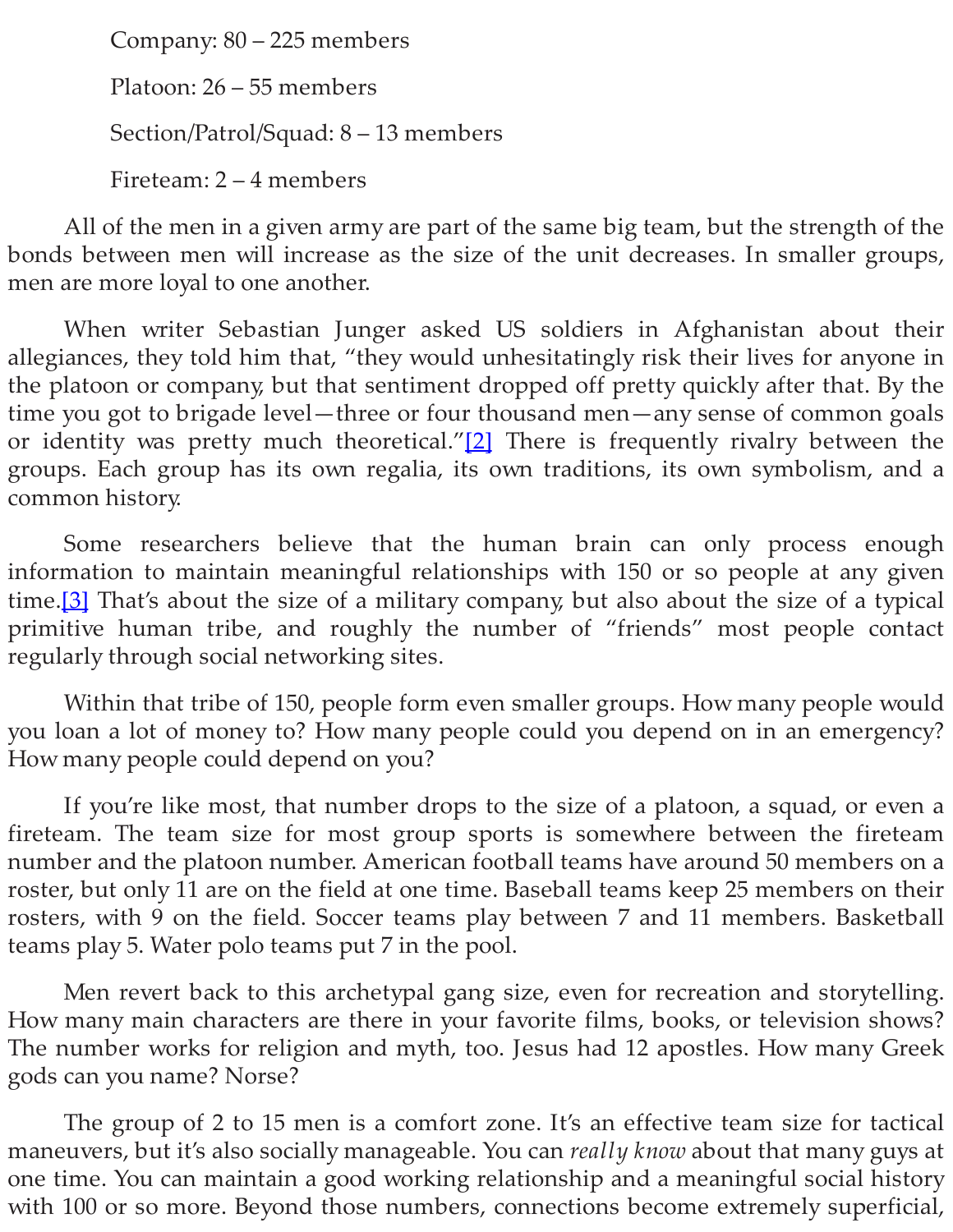Company: 80 – 225 members

Platoon: 26 – 55 members

Section/Patrol/Squad: 8 – 13 members

Fireteam: 2 – 4 members

All of the men in a given army are part of the same big team, but the strength of the bonds between men will increase as the size of the unit decreases. In smaller groups, men are more loyal to one another.

When writer Sebastian Junger asked US soldiers in Afghanistan about their allegiances, they told him that, "they would unhesitatingly risk their lives for anyone in the platoon or company, but that sentiment dropped off pretty quickly after that. By the time you got to brigade level—three or four thousand men—any sense of common goals or identity was pretty much theoretical."[2] There is frequently rivalry between the groups. Each group has its own regalia, its own traditions, its own symbolism, and a common history.

Some researchers believe that the human brain can only process enough information to maintain meaningful relationships with 150 or so people at any given time.[3] That's about the size of a military company, but also about the size of a typical primitive human tribe, and roughly the number of "friends" most people contact regularly through social networking sites.

Within that tribe of 150, people form even smaller groups. How many people would you loan a lot of money to? How many people could you depend on in an emergency? How many people could depend on you?

If you're like most, that number drops to the size of a platoon, a squad, or even a fireteam. The team size for most group sports is somewhere between the fireteam number and the platoon number. American football teams have around 50 members on a roster, but only 11 are on the field at one time. Baseball teams keep 25 members on their rosters, with 9 on the field. Soccer teams play between 7 and 11 members. Basketball teams play 5. Water polo teams put 7 in the pool.

Men revert back to this archetypal gang size, even for recreation and storytelling. How many main characters are there in your favorite films, books, or television shows? The number works for religion and myth, too. Jesus had 12 apostles. How many Greek gods can you name? Norse?

The group of 2 to 15 men is a comfort zone. It's an effective team size for tactical maneuvers, but it's also socially manageable. You can *really know* about that many guys at one time. You can maintain a good working relationship and a meaningful social history with 100 or so more. Beyond those numbers, connections become extremely superficial,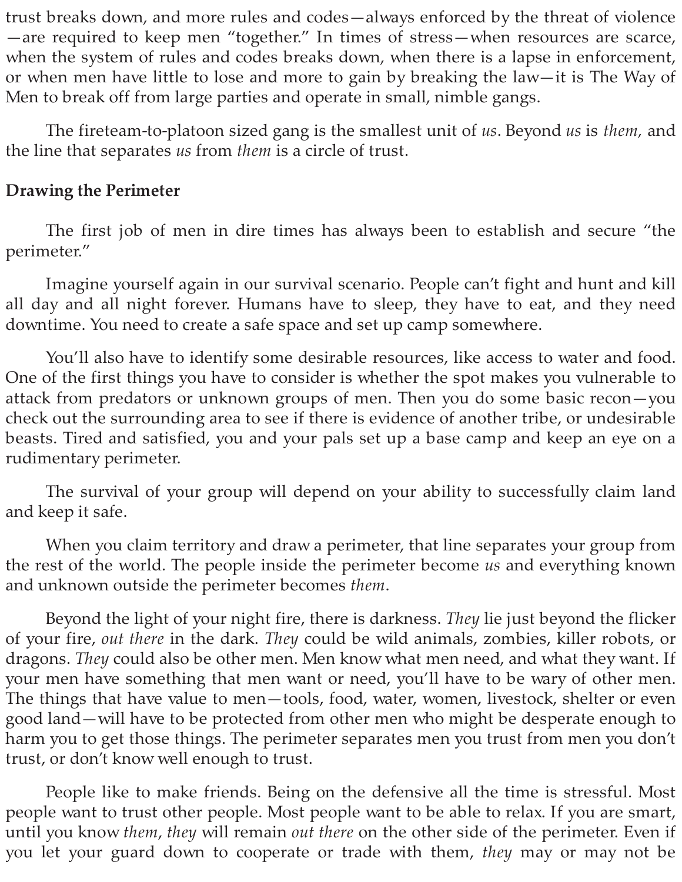trust breaks down, and more rules and codes—always enforced by the threat of violence—are required to keep men "together." In times of stress—when resources are scarce, when the system of rules and codes breaks down, when there is a lapse in enforcement, or when men have little to lose and more to gain by breaking the law—it is The Way of Men to break off from large parties and operate in small, nimble gangs.

The fireteam-to-platoon sized gang is the smallest unit of *us*. Beyond *us* is *them,* and the line that separates *us* from *them* is a circle of trust.

**Drawing the Perimeter**

The first job of men in dire times has always been to establish and secure "the perimeter."

Imagine yourself again in our survival scenario. People can't fight and hunt and kill all day and all night forever. Humans have to sleep, they have to eat, and they need downtime. You need to create a safe space and set up camp somewhere.

You'll also have to identify some desirable resources, like access to water and food. One of the first things you have to consider is whether the spot makes you vulnerable to attack from predators or unknown groups of men. Then you do some basic recon—you check out the surrounding area to see if there is evidence of another tribe, or undesirable beasts. Tired and satisfied, you and your pals set up a base camp and keep an eye on a rudimentary perimeter.

The survival of your group will depend on your ability to successfully claim land and keep it safe.

When you claim territory and draw a perimeter, that line separates your group from the rest of the world. The people inside the perimeter become *us* and everything known and unknown outside the perimeter becomes *them*.

Beyond the light of your night fire, there is darkness. *They* lie just beyond the flicker of your fire, *out there* in the dark. *They* could be wild animals, zombies, killer robots, or dragons. *They* could also be other men. Men know what men need, and what they want. If your men have something that men want or need, you'll have to be wary of other men. The things that have value to men—tools, food, water, women, livestock, shelter or even good land—will have to be protected from other men who might be desperate enough to harm you to get those things. The perimeter separates men you trust from men you don't trust, or don't know well enough to trust.

People like to make friends. Being on the defensive all the time is stressful. Most people want to trust other people. Most people want to be able to relax. If you are smart, until you know *them*, *they* will remain *out there* on the other side of the perimeter. Even if you let your guard down to cooperate or trade with them, *they* may or may not be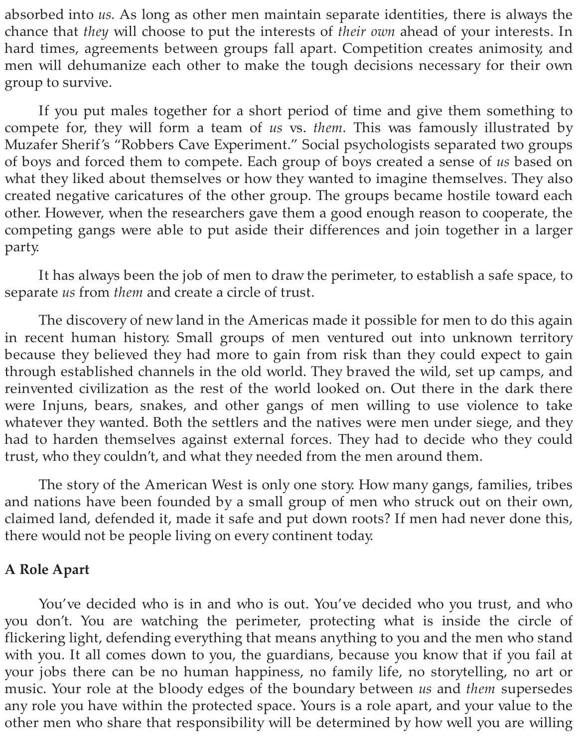absorbed into *us.* As long as other men maintain separate identities, there is always the chance that *they* will choose to put the interests of *their own* ahead of your interests. In hard times, agreements between groups fall apart. Competition creates animosity, and men will dehumanize each other to make the tough decisions necessary for their own group to survive.

If you put males together for a short period of time and give them something to compete for, they will form a team of *us* vs. *them.* This was famously illustrated by Muzafer Sherif's "Robbers Cave Experiment." Social psychologists separated two groups of boys and forced them to compete. Each group of boys created a sense of *us* based on what they liked about themselves or how they wanted to imagine themselves. They also created negative caricatures of the other group. The groups became hostile toward each other. However, when the researchers gave them a good enough reason to cooperate, the competing gangs were able to put aside their differences and join together in a larger party.

It has always been the job of men to draw the perimeter, to establish a safe space, to separate *us* from *them* and create a circle of trust.

The discovery of new land in the Americas made it possible for men to do this again in recent human history. Small groups of men ventured out into unknown territory because they believed they had more to gain from risk than they could expect to gain through established channels in the old world. They braved the wild, set up camps, and reinvented civilization as the rest of the world looked on. Out there in the dark there were Injuns, bears, snakes, and other gangs of men willing to use violence to take whatever they wanted. Both the settlers and the natives were men under siege, and they had to harden themselves against external forces. They had to decide who they could trust, who they couldn't, and what they needed from the men around them.

The story of the American West is only one story. How many gangs, families, tribes and nations have been founded by a small group of men who struck out on their own, claimed land, defended it, made it safe and put down roots? If men had never done this, there would not be people living on every continent today.

### A Role Apart

You've decided who is in and who is out. You've decided who you trust, and who you don't. You are watching the perimeter, protecting what is inside the circle of flickering light, defending everything that means anything to you and the men who stand with you. It all comes down to you, the guardians, because you know that if you fail at your jobs there can be no human happiness, no family life, no storytelling, no art or music. Your role at the bloody edges of the boundary between *us* and *them* supersedes any role you have within the protected space. Yours is a role apart, and your value to the other men who share that responsibility will be determined by how well you are willing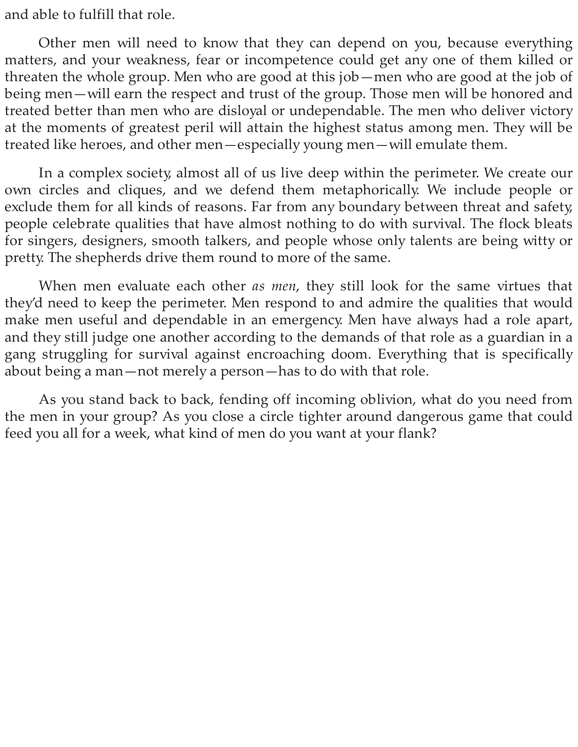and able to fulfill that role.

Other men will need to know that they can depend on you, because everything matters, and your weakness, fear or incompetence could get any one of them killed or threaten the whole group. Men who are good at this job—men who are good at the job of being men—will earn the respect and trust of the group. Those men will be honored and treated better than men who are disloyal or undependable. The men who deliver victory at the moments of greatest peril will attain the highest status among men. They will be treated like heroes, and other men—especially young men—will emulate them.

In a complex society, almost all of us live deep within the perimeter. We create our own circles and cliques, and we defend them metaphorically. We include people or exclude them for all kinds of reasons. Far from any boundary between threat and safety, people celebrate qualities that have almost nothing to do with survival. The flock bleats for singers, designers, smooth talkers, and people whose only talents are being witty or pretty. The shepherds drive them round to more of the same.

When men evaluate each other *as men*, they still look for the same virtues that they'd need to keep the perimeter. Men respond to and admire the qualities that would make men useful and dependable in an emergency. Men have always had a role apart, and they still judge one another according to the demands of that role as a guardian in a gang struggling for survival against encroaching doom. Everything that is specifically about being a man—not merely a person—has to do with that role.

As you stand back to back, fending off incoming oblivion, what do you need from the men in your group? As you close a circle tighter around dangerous game that could feed you all for a week, what kind of men do you want at your flank?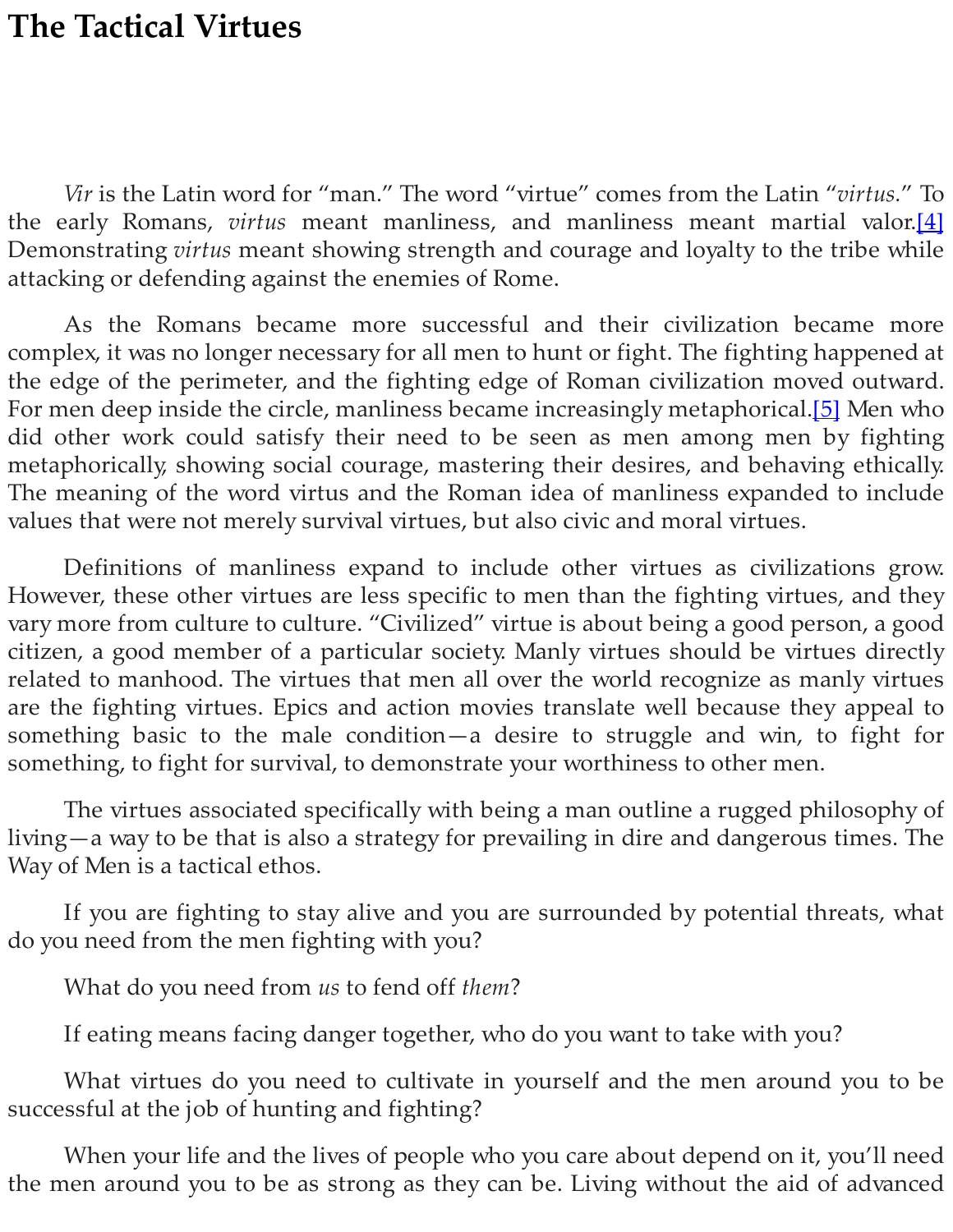# The Tactical Virtues

*Vir* is the Latin word for "man." The word "virtue" comes from the Latin "*virtus*." To the early Romans, *virtus* meant manliness, and manliness meant martial valor.[4] Demonstrating *virtus* meant showing strength and courage and loyalty to the tribe while attacking or defending against the enemies of Rome.

As the Romans became more successful and their civilization became more complex, it was no longer necessary for all men to hunt or fight. The fighting happened at the edge of the perimeter, and the fighting edge of Roman civilization moved outward. For men deep inside the circle, manliness became increasingly metaphorical.[5] Men who did other work could satisfy their need to be seen as men among men by fighting metaphorically, showing social courage, mastering their desires, and behaving ethically. The meaning of the word virtus and the Roman idea of manliness expanded to include values that were not merely survival virtues, but also civic and moral virtues.

Definitions of manliness expand to include other virtues as civilizations grow. However, these other virtues are less specific to men than the fighting virtues, and they vary more from culture to culture. "Civilized" virtue is about being a good person, a good citizen, a good member of a particular society. Manly virtues should be virtues directly related to manhood. The virtues that men all over the world recognize as manly virtues are the fighting virtues. Epics and action movies translate well because they appeal to something basic to the male condition—a desire to struggle and win, to fight for something, to fight for survival, to demonstrate your worthiness to other men.

The virtues associated specifically with being a man outline a rugged philosophy of living—a way to be that is also a strategy for prevailing in dire and dangerous times. The Way of Men is a tactical ethos.

If you are fighting to stay alive and you are surrounded by potential threats, what do you need from the men fighting with you?

What do you need from *us* to fend off *them*?

If eating means facing danger together, who do you want to take with you?

What virtues do you need to cultivate in yourself and the men around you to be successful at the job of hunting and fighting?

When your life and the lives of people who you care about depend on it, you'll need the men around you to be as strong as they can be. Living without the aid of advanced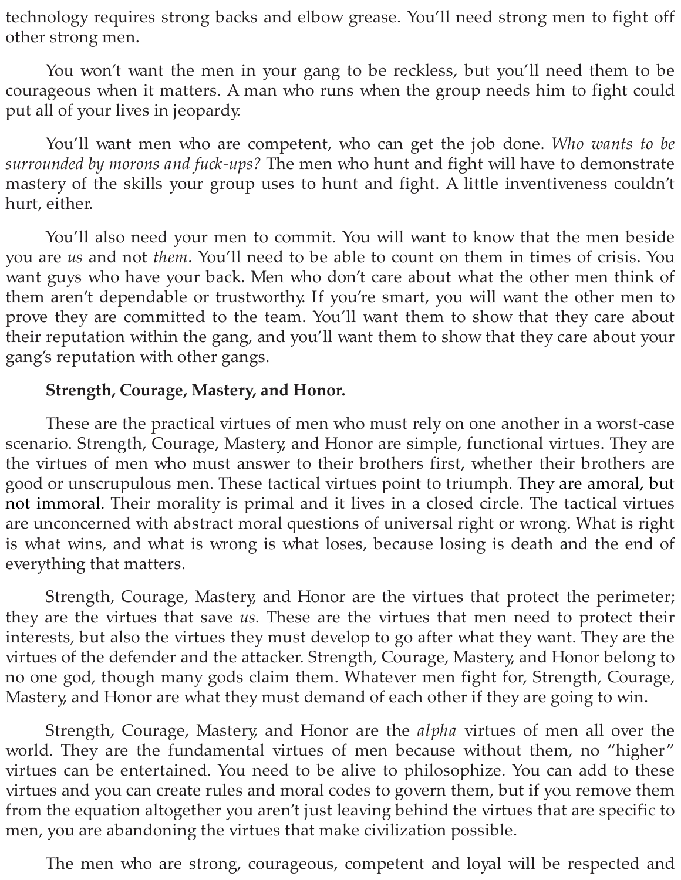technology requires strong backs and elbow grease. You'll need strong men to fight off other strong men.

You won't want the men in your gang to be reckless, but you'll need them to be courageous when it matters. A man who runs when the group needs him to fight could put all of your lives in jeopardy.

You'll want men who are competent, who can get the job done. *Who wants to be surrounded by morons and fuck-ups?* The men who hunt and fight will have to demonstrate mastery of the skills your group uses to hunt and fight. A little inventiveness couldn't hurt, either.

You'll also need your men to commit. You will want to know that the men beside you are *us* and not *them*. You'll need to be able to count on them in times of crisis. You want guys who have your back. Men who don't care about what the other men think of them aren't dependable or trustworthy. If you're smart, you will want the other men to prove they are committed to the team. You'll want them to show that they care about their reputation within the gang, and you'll want them to show that they care about your gang's reputation with other gangs.

**Strength, Courage, Mastery, and Honor.**

These are the practical virtues of men who must rely on one another in a worst-case scenario. Strength, Courage, Mastery, and Honor are simple, functional virtues. They are the virtues of men who must answer to their brothers first, whether their brothers are good or unscrupulous men. These tactical virtues point to triumph. They are amoral, but not immoral. Their morality is primal and it lives in a closed circle. The tactical virtues are unconcerned with abstract moral questions of universal right or wrong. What is right is what wins, and what is wrong is what loses, because losing is death and the end of everything that matters.

Strength, Courage, Mastery, and Honor are the virtues that protect the perimeter; they are the virtues that save *us.* These are the virtues that men need to protect their interests, but also the virtues they must develop to go after what they want. They are the virtues of the defender and the attacker. Strength, Courage, Mastery, and Honor belong to no one god, though many gods claim them. Whatever men fight for, Strength, Courage, Mastery, and Honor are what they must demand of each other if they are going to win.

Strength, Courage, Mastery, and Honor are the *alpha* virtues of men all over the world. They are the fundamental virtues of men because without them, no "higher" virtues can be entertained. You need to be alive to philosophize. You can add to these virtues and you can create rules and moral codes to govern them, but if you remove them from the equation altogether you aren't just leaving behind the virtues that are specific to men, you are abandoning the virtues that make civilization possible.

The men who are strong, courageous, competent and loyal will be respected and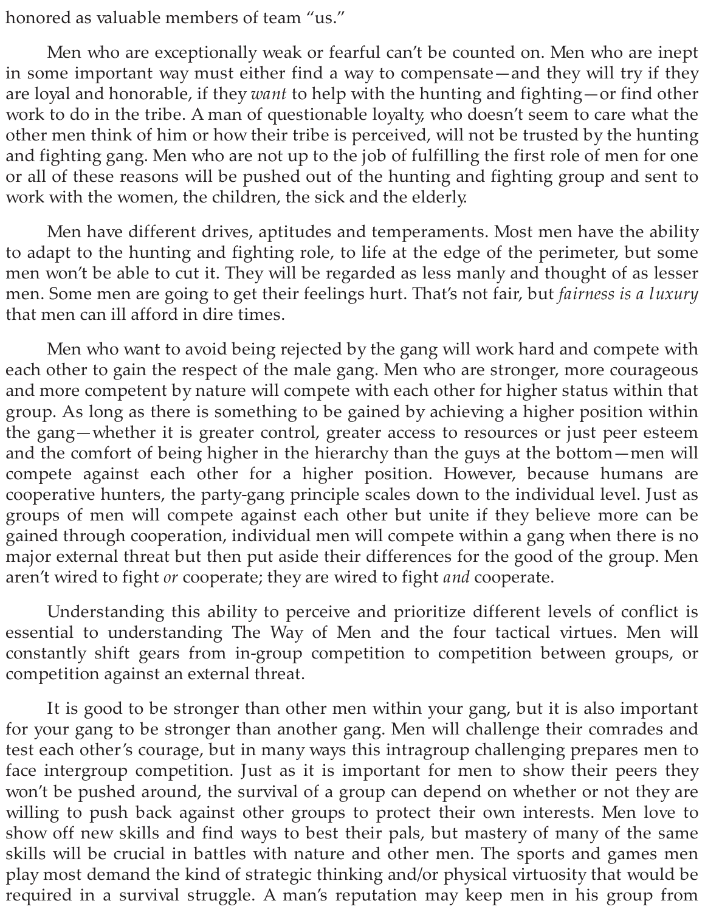honored as valuable members of team "us."

Men who are exceptionally weak or fearful can't be counted on. Men who are inept in some important way must either find a way to compensate—and they will try if they are loyal and honorable, if they *want* to help with the hunting and fighting—or find other work to do in the tribe. A man of questionable loyalty, who doesn't seem to care what the other men think of him or how their tribe is perceived, will not be trusted by the hunting and fighting gang. Men who are not up to the job of fulfilling the first role of men for one or all of these reasons will be pushed out of the hunting and fighting group and sent to work with the women, the children, the sick and the elderly.

Men have different drives, aptitudes and temperaments. Most men have the ability to adapt to the hunting and fighting role, to life at the edge of the perimeter, but some men won't be able to cut it. They will be regarded as less manly and thought of as lesser men. Some men are going to get their feelings hurt. That's not fair, but *fairness is a luxury* that men can ill afford in dire times.

Men who want to avoid being rejected by the gang will work hard and compete with each other to gain the respect of the male gang. Men who are stronger, more courageous and more competent by nature will compete with each other for higher status within that group. As long as there is something to be gained by achieving a higher position within the gang—whether it is greater control, greater access to resources or just peer esteem and the comfort of being higher in the hierarchy than the guys at the bottom—men will compete against each other for a higher position. However, because humans are cooperative hunters, the party-gang principle scales down to the individual level. Just as groups of men will compete against each other but unite if they believe more can be gained through cooperation, individual men will compete within a gang when there is no major external threat but then put aside their differences for the good of the group. Men aren't wired to fight *or* cooperate; they are wired to fight *and* cooperate.

Understanding this ability to perceive and prioritize different levels of conflict is essential to understanding The Way of Men and the four tactical virtues. Men will constantly shift gears from in-group competition to competition between groups, or competition against an external threat.

It is good to be stronger than other men within your gang, but it is also important for your gang to be stronger than another gang. Men will challenge their comrades and test each other's courage, but in many ways this intragroup challenging prepares men to face intergroup competition. Just as it is important for men to show their peers they won't be pushed around, the survival of a group can depend on whether or not they are willing to push back against other groups to protect their own interests. Men love to show off new skills and find ways to best their pals, but mastery of many of the same skills will be crucial in battles with nature and other men. The sports and games men play most demand the kind of strategic thinking and/or physical virtuosity that would be required in a survival struggle. A man's reputation may keep men in his group from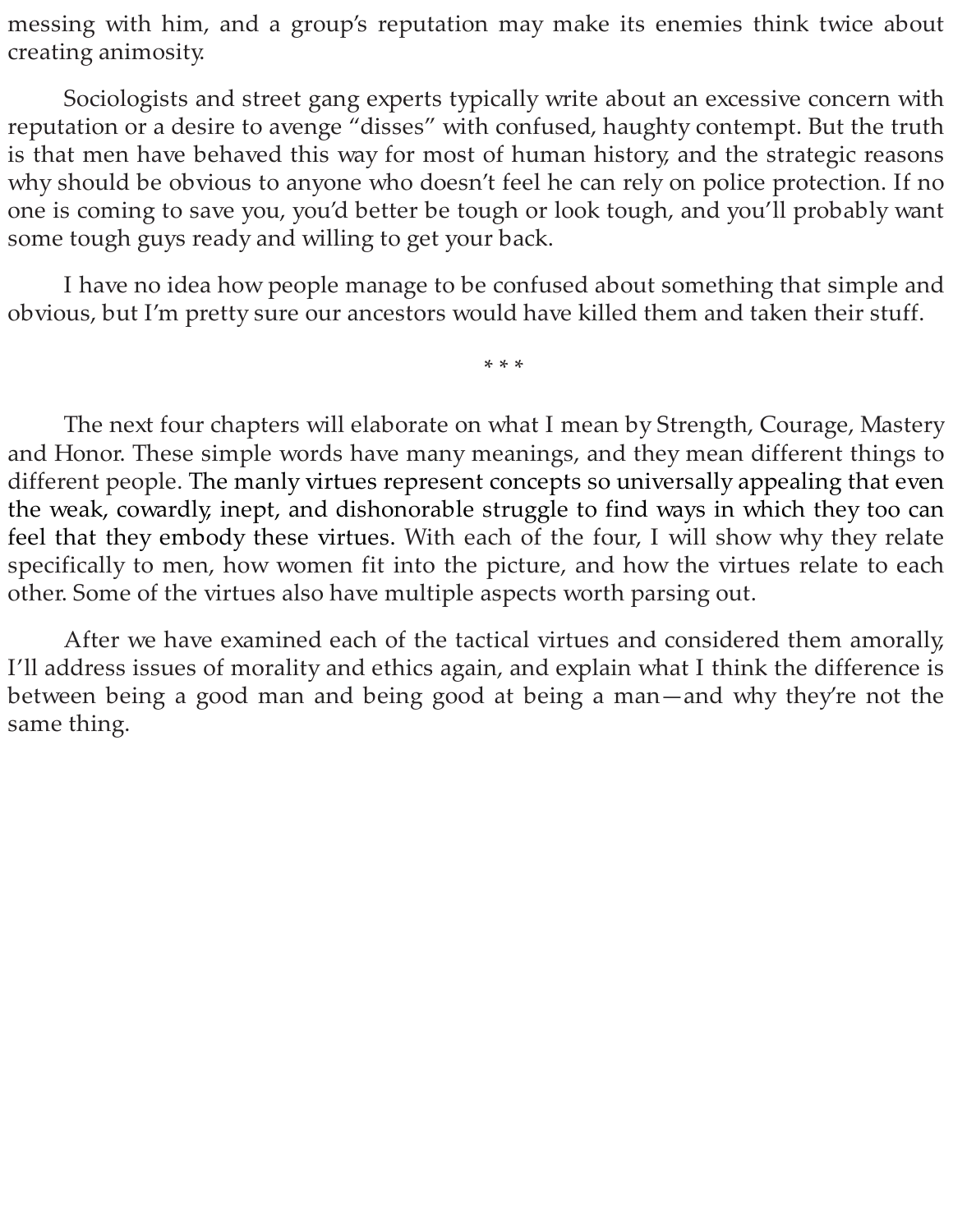messing with him, and a group's reputation may make its enemies think twice about creating animosity.

Sociologists and street gang experts typically write about an excessive concern with reputation or a desire to avenge "disses" with confused, haughty contempt. But the truth is that men have behaved this way for most of human history, and the strategic reasons why should be obvious to anyone who doesn't feel he can rely on police protection. If no one is coming to save you, you'd better be tough or look tough, and you'll probably want some tough guys ready and willing to get your back.

I have no idea how people manage to be confused about something that simple and obvious, but I'm pretty sure our ancestors would have killed them and taken their stuff.

\* \* \*

The next four chapters will elaborate on what I mean by Strength, Courage, Mastery and Honor. These simple words have many meanings, and they mean different things to different people. The manly virtues represent concepts so universally appealing that even the weak, cowardly, inept, and dishonorable struggle to find ways in which they too can feel that they embody these virtues. With each of the four, I will show why they relate specifically to men, how women fit into the picture, and how the virtues relate to each other. Some of the virtues also have multiple aspects worth parsing out.

After we have examined each of the tactical virtues and considered them amorally, I'll address issues of morality and ethics again, and explain what I think the difference is between being a good man and being good at being a man—and why they're not the same thing.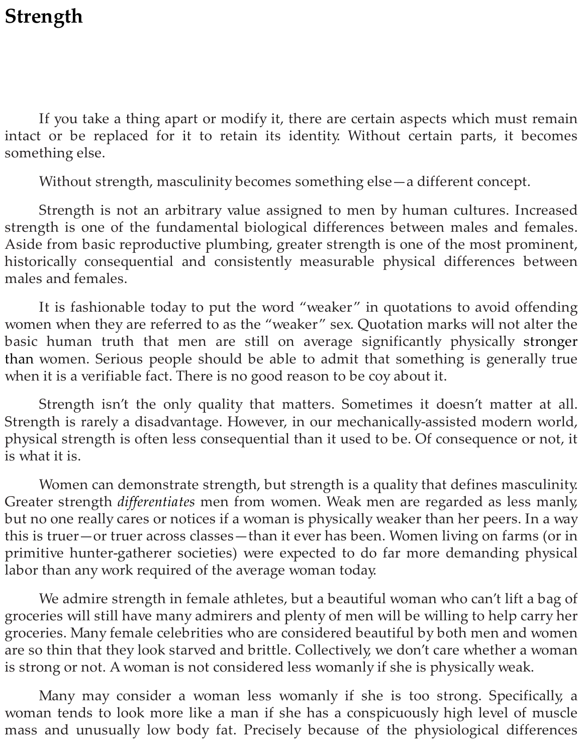## Strength

If you take a thing apart or modify it, there are certain aspects which must remain intact or be replaced for it to retain its identity. Without certain parts, it becomes something else.

Without strength, masculinity becomes something else—a different concept.

Strength is not an arbitrary value assigned to men by human cultures. Increased strength is one of the fundamental biological differences between males and females. Aside from basic reproductive plumbing, greater strength is one of the most prominent, historically consequential and consistently measurable physical differences between males and females.

It is fashionable today to put the word "weaker" in quotations to avoid offending women when they are referred to as the "weaker" sex. Quotation marks will not alter the basic human truth that men are still on average significantly physically stronger than women. Serious people should be able to admit that something is generally true when it is a verifiable fact. There is no good reason to be coy about it.

Strength isn't the only quality that matters. Sometimes it doesn't matter at all. Strength is rarely a disadvantage. However, in our mechanically-assisted modern world, physical strength is often less consequential than it used to be. Of consequence or not, it is what it is.

Women can demonstrate strength, but strength is a quality that defines masculinity. Greater strength *differentiates* men from women. Weak men are regarded as less manly, but no one really cares or notices if a woman is physically weaker than her peers. In a way this is truer—or truer across classes—than it ever has been. Women living on farms (or in primitive hunter-gatherer societies) were expected to do far more demanding physical labor than any work required of the average woman today.

We admire strength in female athletes, but a beautiful woman who can't lift a bag of groceries will still have many admirers and plenty of men will be willing to help carry her groceries. Many female celebrities who are considered beautiful by both men and women are so thin that they look starved and brittle. Collectively, we don't care whether a woman is strong or not. A woman is not considered less womanly if she is physically weak.

Many may consider a woman less womanly if she is too strong. Specifically, a woman tends to look more like a man if she has a conspicuously high level of muscle mass and unusually low body fat. Precisely because of the physiological differences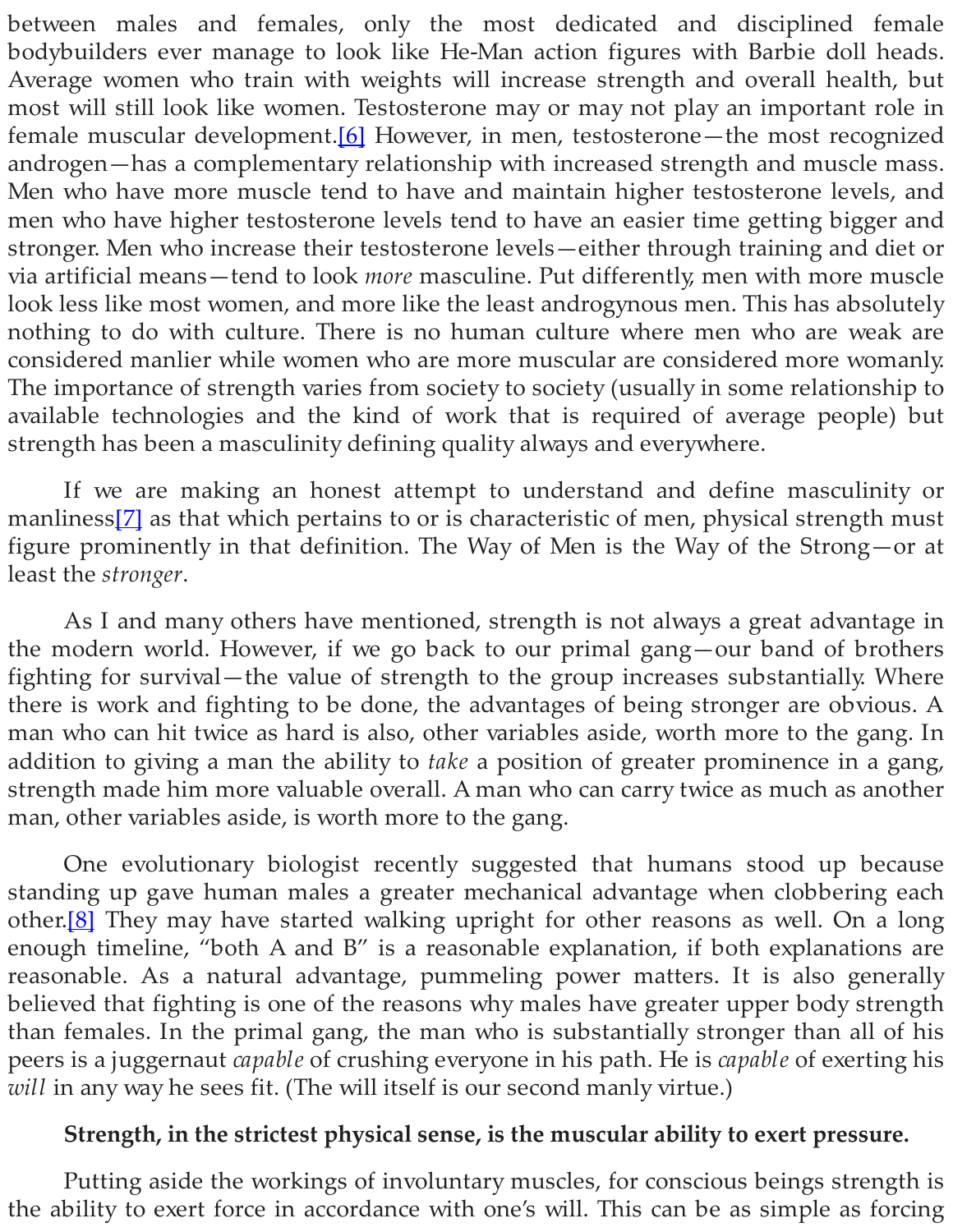between males and females, only the most dedicated and disciplined female bodybuilders ever manage to look like He-Man action figures with Barbie doll heads. Average women who train with weights will increase strength and overall health, but most will still look like women. Testosterone may or may not play an important role in female muscular development.[6] However, in men, testosterone—the most recognized androgen—has a complementary relationship with increased strength and muscle mass. Men who have more muscle tend to have and maintain higher testosterone levels, and men who have higher testosterone levels tend to have an easier time getting bigger and stronger. Men who increase their testosterone levels—either through training and diet or via artificial means—tend to look *more* masculine. Put differently, men with more muscle look less like most women, and more like the least androgynous men. This has absolutely nothing to do with culture. There is no human culture where men who are weak are considered manlier while women who are more muscular are considered more womanly. The importance of strength varies from society to society (usually in some relationship to available technologies and the kind of work that is required of average people) but strength has been a masculinity defining quality always and everywhere.

If we are making an honest attempt to understand and define masculinity or manliness[7] as that which pertains to or is characteristic of men, physical strength must figure prominently in that definition. The Way of Men is the Way of the Strong—or at least the *stronger*.

As I and many others have mentioned, strength is not always a great advantage in the modern world. However, if we go back to our primal gang—our band of brothers fighting for survival—the value of strength to the group increases substantially. Where there is work and fighting to be done, the advantages of being stronger are obvious. A man who can hit twice as hard is also, other variables aside, worth more to the gang. In addition to giving a man the ability to *take* a position of greater prominence in a gang, strength made him more valuable overall. A man who can carry twice as much as another man, other variables aside, is worth more to the gang.

One evolutionary biologist recently suggested that humans stood up because standing up gave human males a greater mechanical advantage when clobbering each other.[8] They may have started walking upright for other reasons as well. On a long enough timeline, "both A and B" is a reasonable explanation, if both explanations are reasonable. As a natural advantage, pummeling power matters. It is also generally believed that fighting is one of the reasons why males have greater upper body strength than females. In the primal gang, the man who is substantially stronger than all of his peers is a juggernaut *capable* of crushing everyone in his path. He is *capable* of exerting his *will* in any way he sees fit. (The will itself is our second manly virtue.)

**Strength, in the strictest physical sense, is the muscular ability to exert pressure.**

Putting aside the workings of involuntary muscles, for conscious beings strength is the ability to exert force in accordance with one's will. This can be as simple as forcing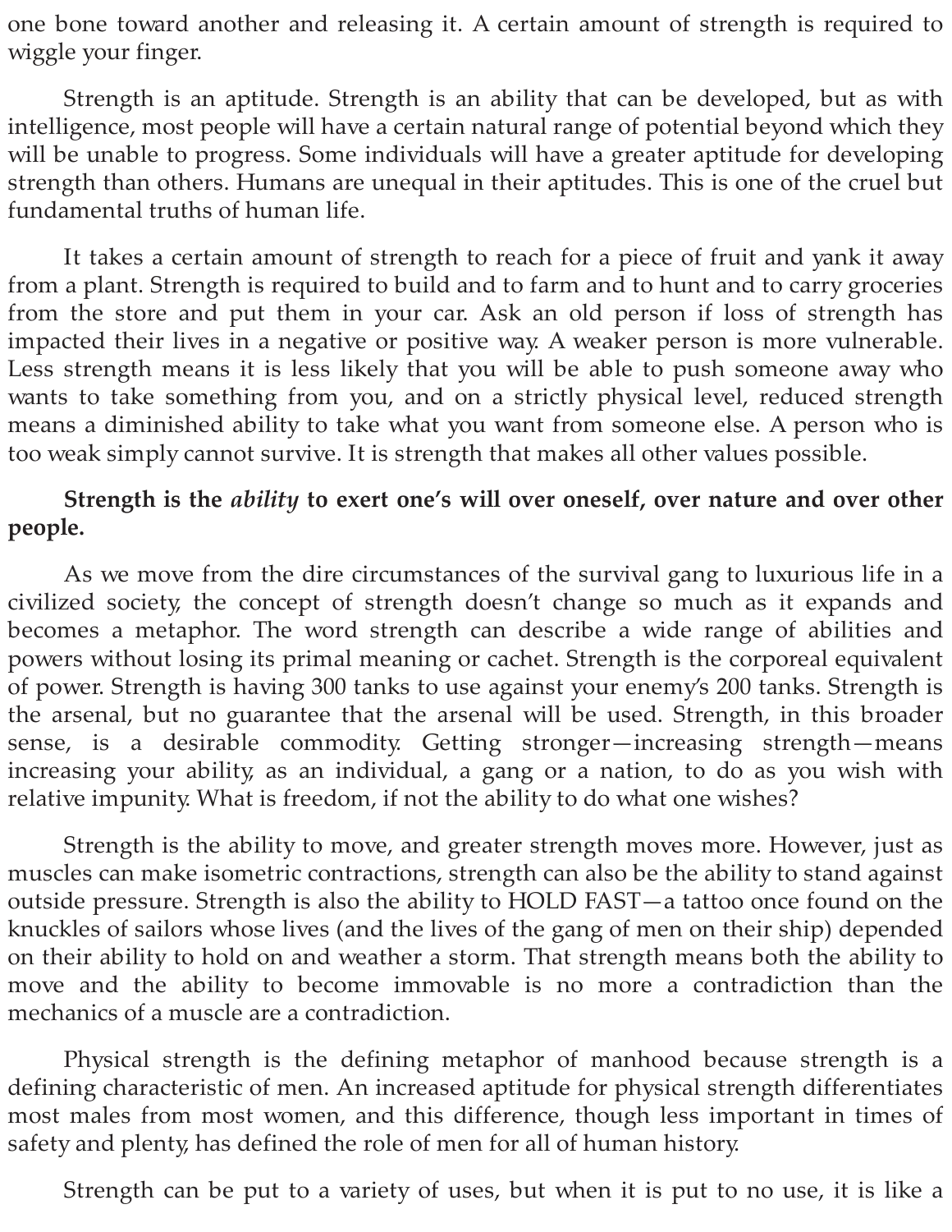one bone toward another and releasing it. A certain amount of strength is required to wiggle your finger.

Strength is an aptitude. Strength is an ability that can be developed, but as with intelligence, most people will have a certain natural range of potential beyond which they will be unable to progress. Some individuals will have a greater aptitude for developing strength than others. Humans are unequal in their aptitudes. This is one of the cruel but fundamental truths of human life.

It takes a certain amount of strength to reach for a piece of fruit and yank it away from a plant. Strength is required to build and to farm and to hunt and to carry groceries from the store and put them in your car. Ask an old person if loss of strength has impacted their lives in a negative or positive way. A weaker person is more vulnerable. Less strength means it is less likely that you will be able to push someone away who wants to take something from you, and on a strictly physical level, reduced strength means a diminished ability to take what you want from someone else. A person who is too weak simply cannot survive. It is strength that makes all other values possible.

**Strength is the *ability* to exert one's will over oneself, over nature and over other people.**

As we move from the dire circumstances of the survival gang to luxurious life in a civilized society, the concept of strength doesn't change so much as it expands and becomes a metaphor. The word strength can describe a wide range of abilities and powers without losing its primal meaning or cachet. Strength is the corporeal equivalent of power. Strength is having 300 tanks to use against your enemy's 200 tanks. Strength is the arsenal, but no guarantee that the arsenal will be used. Strength, in this broader sense, is a desirable commodity. Getting stronger—increasing strength—means increasing your ability, as an individual, a gang or a nation, to do as you wish with relative impunity. What is freedom, if not the ability to do what one wishes?

Strength is the ability to move, and greater strength moves more. However, just as muscles can make isometric contractions, strength can also be the ability to stand against outside pressure. Strength is also the ability to HOLD FAST—a tattoo once found on the knuckles of sailors whose lives (and the lives of the gang of men on their ship) depended on their ability to hold on and weather a storm. That strength means both the ability to move and the ability to become immovable is no more a contradiction than the mechanics of a muscle are a contradiction.

Physical strength is the defining metaphor of manhood because strength is a defining characteristic of men. An increased aptitude for physical strength differentiates most males from most women, and this difference, though less important in times of safety and plenty, has defined the role of men for all of human history.

Strength can be put to a variety of uses, but when it is put to no use, it is like a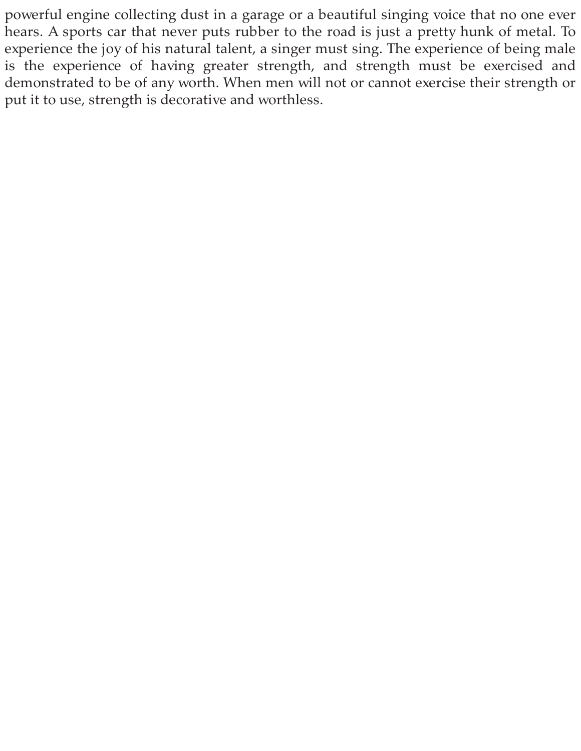powerful engine collecting dust in a garage or a beautiful singing voice that no one ever hears. A sports car that never puts rubber to the road is just a pretty hunk of metal. To experience the joy of his natural talent, a singer must sing. The experience of being male is the experience of having greater strength, and strength must be exercised and demonstrated to be of any worth. When men will not or cannot exercise their strength or put it to use, strength is decorative and worthless.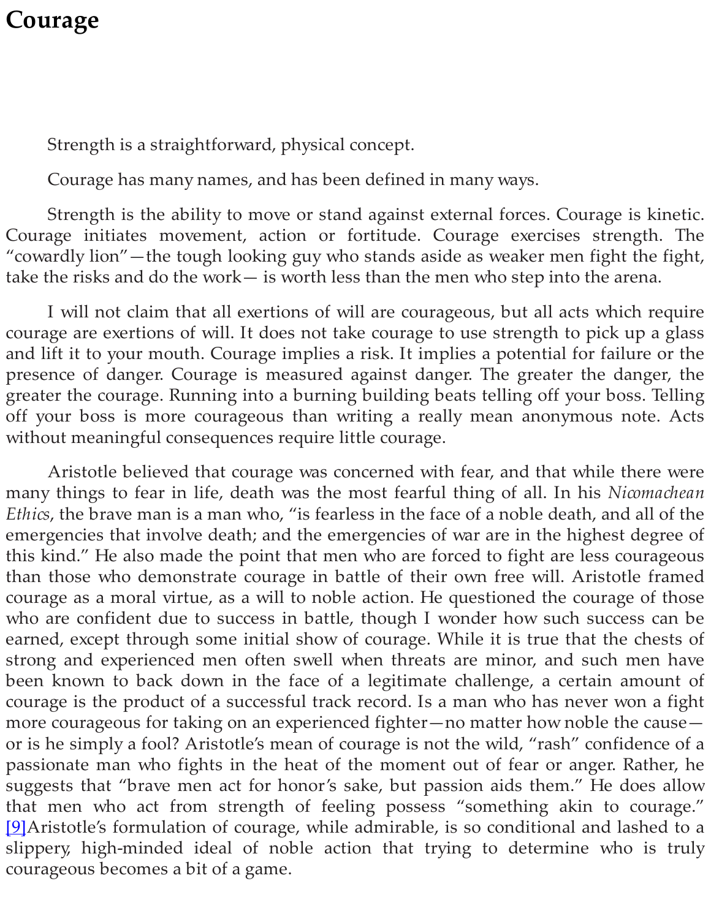# Courage

Strength is a straightforward, physical concept.

Courage has many names, and has been defined in many ways.

Strength is the ability to move or stand against external forces. Courage is kinetic. Courage initiates movement, action or fortitude. Courage exercises strength. The "cowardly lion"—the tough looking guy who stands aside as weaker men fight the fight, take the risks and do the work— is worth less than the men who step into the arena.

I will not claim that all exertions of will are courageous, but all acts which require courage are exertions of will. It does not take courage to use strength to pick up a glass and lift it to your mouth. Courage implies a risk. It implies a potential for failure or the presence of danger. Courage is measured against danger. The greater the danger, the greater the courage. Running into a burning building beats telling off your boss. Telling off your boss is more courageous than writing a really mean anonymous note. Acts without meaningful consequences require little courage.

Aristotle believed that courage was concerned with fear, and that while there were many things to fear in life, death was the most fearful thing of all. In his *Nicomachean Ethics*, the brave man is a man who, "is fearless in the face of a noble death, and all of the emergencies that involve death; and the emergencies of war are in the highest degree of this kind." He also made the point that men who are forced to fight are less courageous than those who demonstrate courage in battle of their own free will. Aristotle framed courage as a moral virtue, as a will to noble action. He questioned the courage of those who are confident due to success in battle, though I wonder how such success can be earned, except through some initial show of courage. While it is true that the chests of strong and experienced men often swell when threats are minor, and such men have been known to back down in the face of a legitimate challenge, a certain amount of courage is the product of a successful track record. Is a man who has never won a fight more courageous for taking on an experienced fighter—no matter how noble the cause—or is he simply a fool? Aristotle's mean of courage is not the wild, "rash" confidence of a passionate man who fights in the heat of the moment out of fear or anger. Rather, he suggests that "brave men act for honor's sake, but passion aids them." He does allow that men who act from strength of feeling possess "something akin to courage." [9]Aristotle's formulation of courage, while admirable, is so conditional and lashed to a slippery, high-minded ideal of noble action that trying to determine who is truly courageous becomes a bit of a game.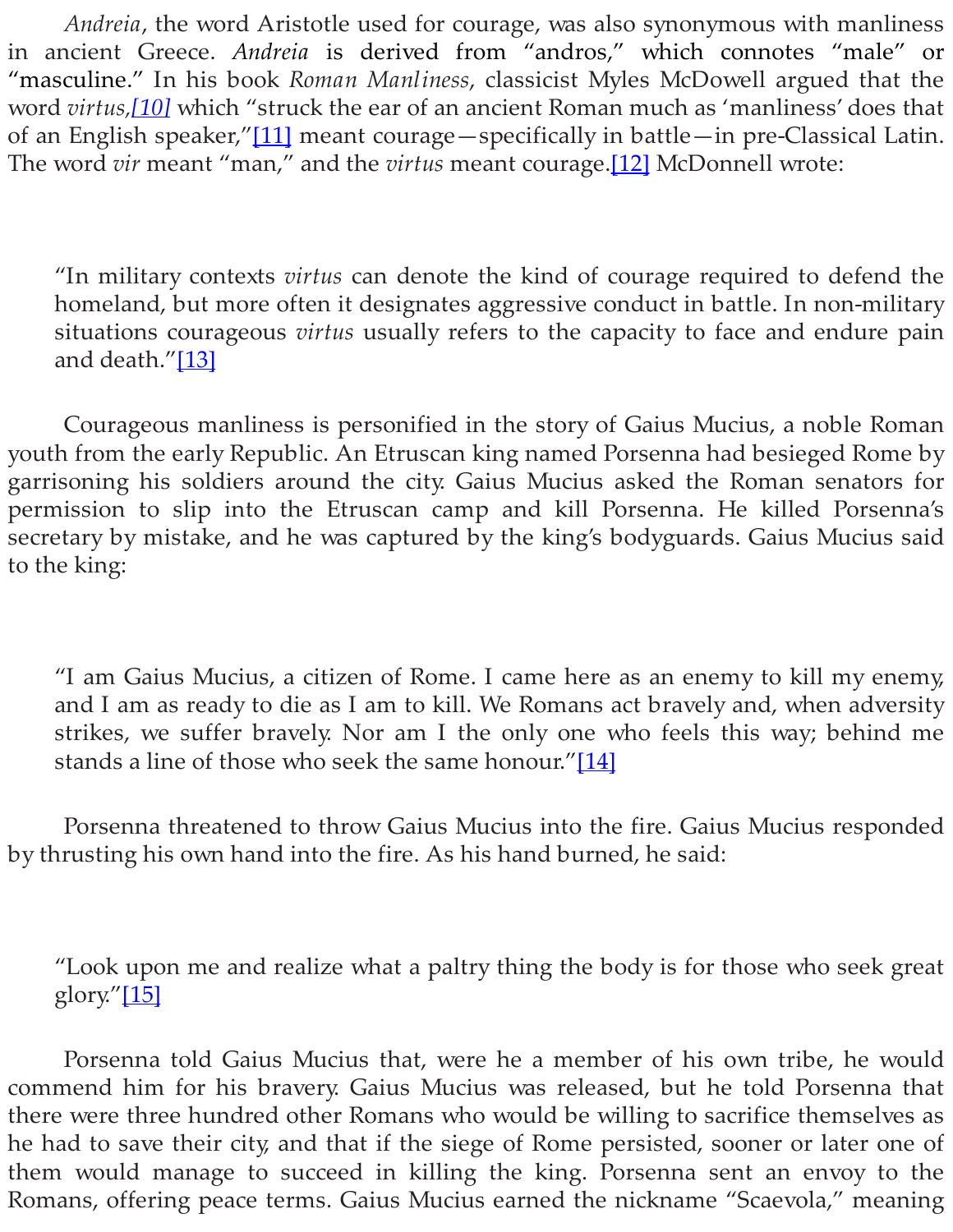*Andreia*, the word Aristotle used for courage, was also synonymous with manliness in ancient Greece. *Andreia* is derived from "andros," which connotes "male" or "masculine." In his book *Roman Manliness*, classicist Myles McDowell argued that the word *virtus*,[10] which "struck the ear of an ancient Roman much as 'manliness' does that of an English speaker,"[11] meant courage—specifically in battle—in pre-Classical Latin. The word *vir* meant "man," and the *virtus* meant courage.[12] McDonnell wrote:

> "In military contexts *virtus* can denote the kind of courage required to defend the homeland, but more often it designates aggressive conduct in battle. In non-military situations courageous *virtus* usually refers to the capacity to face and endure pain and death."[13]

Courageous manliness is personified in the story of Gaius Mucius, a noble Roman youth from the early Republic. An Etruscan king named Porsenna had besieged Rome by garrisoning his soldiers around the city. Gaius Mucius asked the Roman senators for permission to slip into the Etruscan camp and kill Porsenna. He killed Porsenna's secretary by mistake, and he was captured by the king's bodyguards. Gaius Mucius said to the king:

> "I am Gaius Mucius, a citizen of Rome. I came here as an enemy to kill my enemy, and I am as ready to die as I am to kill. We Romans act bravely and, when adversity strikes, we suffer bravely. Nor am I the only one who feels this way; behind me stands a line of those who seek the same honour."[14]

Porsenna threatened to throw Gaius Mucius into the fire. Gaius Mucius responded by thrusting his own hand into the fire. As his hand burned, he said:

> "Look upon me and realize what a paltry thing the body is for those who seek great glory."[15]

Porsenna told Gaius Mucius that, were he a member of his own tribe, he would commend him for his bravery. Gaius Mucius was released, but he told Porsenna that there were three hundred other Romans who would be willing to sacrifice themselves as he had to save their city, and that if the siege of Rome persisted, sooner or later one of them would manage to succeed in killing the king. Porsenna sent an envoy to the Romans, offering peace terms. Gaius Mucius earned the nickname "Scaevola," meaning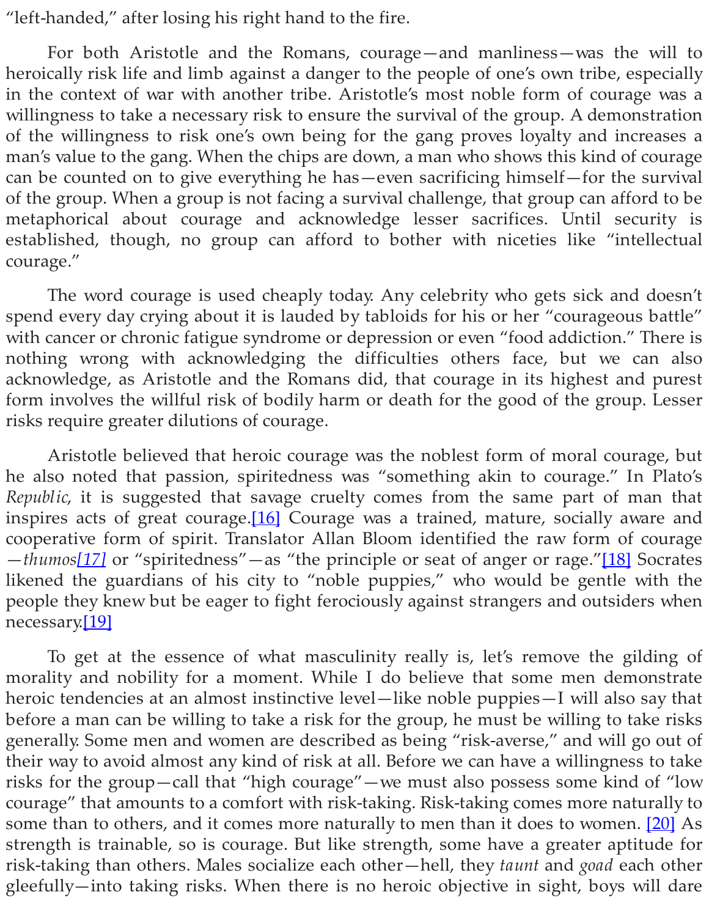"left-handed," after losing his right hand to the fire.

For both Aristotle and the Romans, courage—and manliness—was the will to heroically risk life and limb against a danger to the people of one's own tribe, especially in the context of war with another tribe. Aristotle's most noble form of courage was a willingness to take a necessary risk to ensure the survival of the group. A demonstration of the willingness to risk one's own being for the gang proves loyalty and increases a man's value to the gang. When the chips are down, a man who shows this kind of courage can be counted on to give everything he has—even sacrificing himself—for the survival of the group. When a group is not facing a survival challenge, that group can afford to be metaphorical about courage and acknowledge lesser sacrifices. Until security is established, though, no group can afford to bother with niceties like "intellectual courage."

The word courage is used cheaply today. Any celebrity who gets sick and doesn't spend every day crying about it is lauded by tabloids for his or her "courageous battle" with cancer or chronic fatigue syndrome or depression or even "food addiction." There is nothing wrong with acknowledging the difficulties others face, but we can also acknowledge, as Aristotle and the Romans did, that courage in its highest and purest form involves the willful risk of bodily harm or death for the good of the group. Lesser risks require greater dilutions of courage.

Aristotle believed that heroic courage was the noblest form of moral courage, but he also noted that passion, spiritedness was "something akin to courage." In Plato's *Republic*, it is suggested that savage cruelty comes from the same part of man that inspires acts of great courage.[16] Courage was a trained, mature, socially aware and cooperative form of spirit. Translator Allan Bloom identified the raw form of courage —*thumos*[17] or "spiritedness"—as "the principle or seat of anger or rage."[18] Socrates likened the guardians of his city to "noble puppies," who would be gentle with the people they knew but be eager to fight ferociously against strangers and outsiders when necessary.[19]

To get at the essence of what masculinity really is, let's remove the gilding of morality and nobility for a moment. While I do believe that some men demonstrate heroic tendencies at an almost instinctive level—like noble puppies—I will also say that before a man can be willing to take a risk for the group, he must be willing to take risks generally. Some men and women are described as being "risk-averse," and will go out of their way to avoid almost any kind of risk at all. Before we can have a willingness to take risks for the group—call that "high courage"—we must also possess some kind of "low courage" that amounts to a comfort with risk-taking. Risk-taking comes more naturally to some than to others, and it comes more naturally to men than it does to women. [20] As strength is trainable, so is courage. But like strength, some have a greater aptitude for risk-taking than others. Males socialize each other—hell, they *taunt* and *goad* each other gleefully—into taking risks. When there is no heroic objective in sight, boys will dare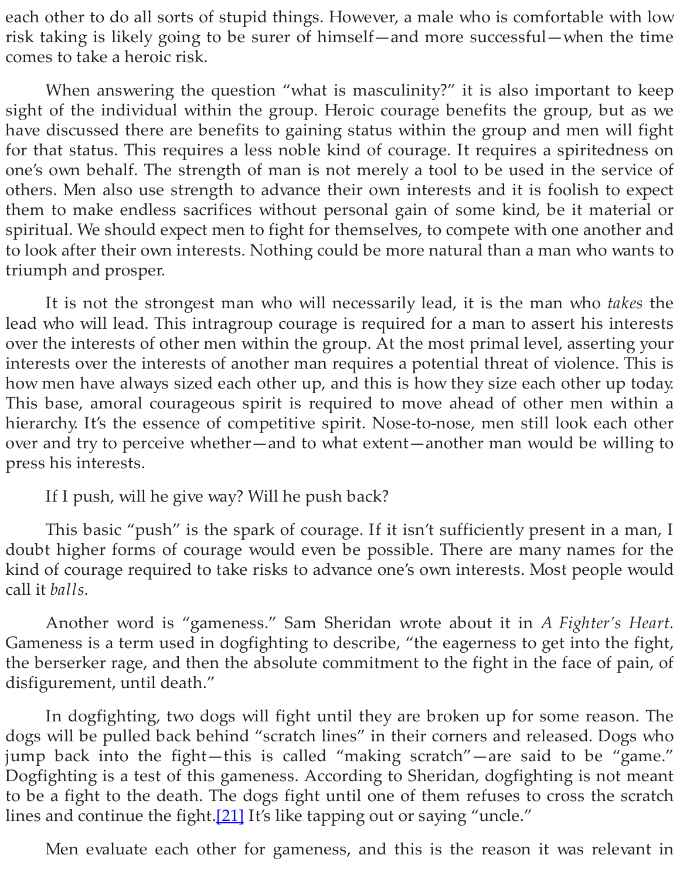each other to do all sorts of stupid things. However, a male who is comfortable with low risk taking is likely going to be surer of himself—and more successful—when the time comes to take a heroic risk.

When answering the question "what is masculinity?" it is also important to keep sight of the individual within the group. Heroic courage benefits the group, but as we have discussed there are benefits to gaining status within the group and men will fight for that status. This requires a less noble kind of courage. It requires a spiritedness on one's own behalf. The strength of man is not merely a tool to be used in the service of others. Men also use strength to advance their own interests and it is foolish to expect them to make endless sacrifices without personal gain of some kind, be it material or spiritual. We should expect men to fight for themselves, to compete with one another and to look after their own interests. Nothing could be more natural than a man who wants to triumph and prosper.

It is not the strongest man who will necessarily lead, it is the man who *takes* the lead who will lead. This intragroup courage is required for a man to assert his interests over the interests of other men within the group. At the most primal level, asserting your interests over the interests of another man requires a potential threat of violence. This is how men have always sized each other up, and this is how they size each other up today. This base, amoral courageous spirit is required to move ahead of other men within a hierarchy. It's the essence of competitive spirit. Nose-to-nose, men still look each other over and try to perceive whether—and to what extent—another man would be willing to press his interests.

If I push, will he give way? Will he push back?

This basic "push" is the spark of courage. If it isn't sufficiently present in a man, I doubt higher forms of courage would even be possible. There are many names for the kind of courage required to take risks to advance one's own interests. Most people would call it *balls.*

Another word is "gameness." Sam Sheridan wrote about it in *A Fighter's Heart.* Gameness is a term used in dogfighting to describe, "the eagerness to get into the fight, the berserker rage, and then the absolute commitment to the fight in the face of pain, of disfigurement, until death."

In dogfighting, two dogs will fight until they are broken up for some reason. The dogs will be pulled back behind "scratch lines" in their corners and released. Dogs who jump back into the fight—this is called "making scratch"—are said to be "game." Dogfighting is a test of this gameness. According to Sheridan, dogfighting is not meant to be a fight to the death. The dogs fight until one of them refuses to cross the scratch lines and continue the fight.[21] It's like tapping out or saying "uncle."

Men evaluate each other for gameness, and this is the reason it was relevant in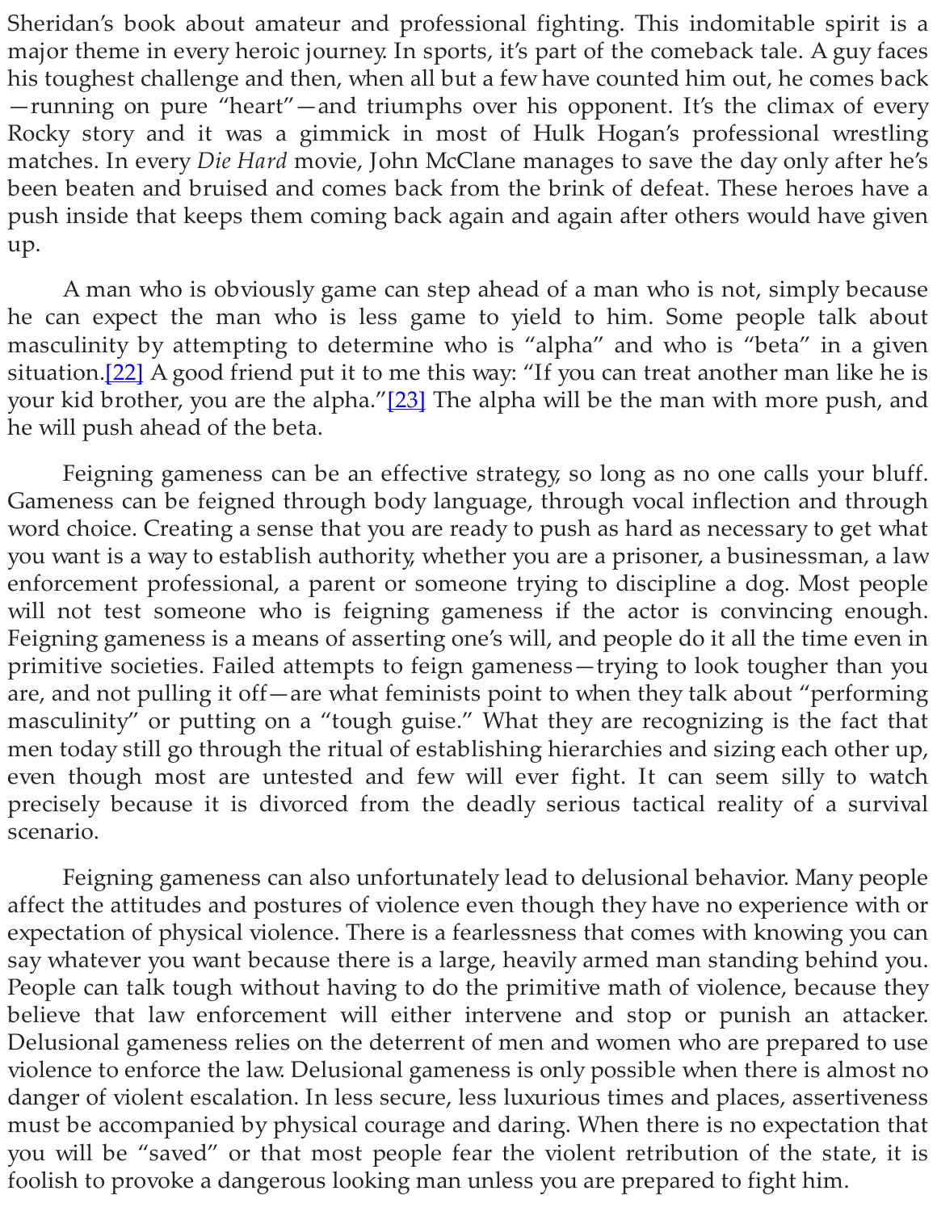Sheridan's book about amateur and professional fighting. This indomitable spirit is a major theme in every heroic journey. In sports, it's part of the comeback tale. A guy faces his toughest challenge and then, when all but a few have counted him out, he comes back—running on pure "heart"—and triumphs over his opponent. It's the climax of every Rocky story and it was a gimmick in most of Hulk Hogan's professional wrestling matches. In every *Die Hard* movie, John McClane manages to save the day only after he's been beaten and bruised and comes back from the brink of defeat. These heroes have a push inside that keeps them coming back again and again after others would have given up.

A man who is obviously game can step ahead of a man who is not, simply because he can expect the man who is less game to yield to him. Some people talk about masculinity by attempting to determine who is "alpha" and who is "beta" in a given situation.[22] A good friend put it to me this way: "If you can treat another man like he is your kid brother, you are the alpha."[23] The alpha will be the man with more push, and he will push ahead of the beta.

Feigning gameness can be an effective strategy, so long as no one calls your bluff. Gameness can be feigned through body language, through vocal inflection and through word choice. Creating a sense that you are ready to push as hard as necessary to get what you want is a way to establish authority, whether you are a prisoner, a businessman, a law enforcement professional, a parent or someone trying to discipline a dog. Most people will not test someone who is feigning gameness if the actor is convincing enough. Feigning gameness is a means of asserting one's will, and people do it all the time even in primitive societies. Failed attempts to feign gameness—trying to look tougher than you are, and not pulling it off—are what feminists point to when they talk about "performing masculinity" or putting on a "tough guise." What they are recognizing is the fact that men today still go through the ritual of establishing hierarchies and sizing each other up, even though most are untested and few will ever fight. It can seem silly to watch precisely because it is divorced from the deadly serious tactical reality of a survival scenario.

Feigning gameness can also unfortunately lead to delusional behavior. Many people affect the attitudes and postures of violence even though they have no experience with or expectation of physical violence. There is a fearlessness that comes with knowing you can say whatever you want because there is a large, heavily armed man standing behind you. People can talk tough without having to do the primitive math of violence, because they believe that law enforcement will either intervene and stop or punish an attacker. Delusional gameness relies on the deterrent of men and women who are prepared to use violence to enforce the law. Delusional gameness is only possible when there is almost no danger of violent escalation. In less secure, less luxurious times and places, assertiveness must be accompanied by physical courage and daring. When there is no expectation that you will be "saved" or that most people fear the violent retribution of the state, it is foolish to provoke a dangerous looking man unless you are prepared to fight him.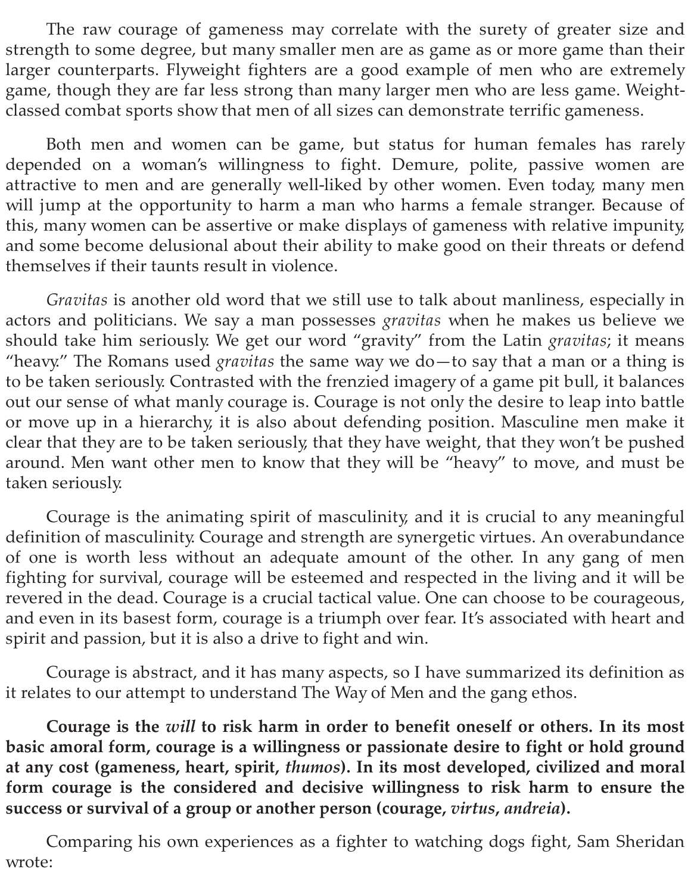The raw courage of gameness may correlate with the surety of greater size and strength to some degree, but many smaller men are as game as or more game than their larger counterparts. Flyweight fighters are a good example of men who are extremely game, though they are far less strong than many larger men who are less game. Weight-classed combat sports show that men of all sizes can demonstrate terrific gameness.

Both men and women can be game, but status for human females has rarely depended on a woman's willingness to fight. Demure, polite, passive women are attractive to men and are generally well-liked by other women. Even today, many men will jump at the opportunity to harm a man who harms a female stranger. Because of this, many women can be assertive or make displays of gameness with relative impunity, and some become delusional about their ability to make good on their threats or defend themselves if their taunts result in violence.

*Gravitas* is another old word that we still use to talk about manliness, especially in actors and politicians. We say a man possesses *gravitas* when he makes us believe we should take him seriously. We get our word "gravity" from the Latin *gravitas*; it means "heavy." The Romans used *gravitas* the same way we do—to say that a man or a thing is to be taken seriously. Contrasted with the frenzied imagery of a game pit bull, it balances out our sense of what manly courage is. Courage is not only the desire to leap into battle or move up in a hierarchy, it is also about defending position. Masculine men make it clear that they are to be taken seriously, that they have weight, that they won't be pushed around. Men want other men to know that they will be "heavy" to move, and must be taken seriously.

Courage is the animating spirit of masculinity, and it is crucial to any meaningful definition of masculinity. Courage and strength are synergetic virtues. An overabundance of one is worth less without an adequate amount of the other. In any gang of men fighting for survival, courage will be esteemed and respected in the living and it will be revered in the dead. Courage is a crucial tactical value. One can choose to be courageous, and even in its basest form, courage is a triumph over fear. It's associated with heart and spirit and passion, but it is also a drive to fight and win.

Courage is abstract, and it has many aspects, so I have summarized its definition as it relates to our attempt to understand The Way of Men and the gang ethos.

**Courage is the *will* to risk harm in order to benefit oneself or others. In its most basic amoral form, courage is a willingness or passionate desire to fight or hold ground at any cost (gameness, heart, spirit, *thumos*). In its most developed, civilized and moral form courage is the considered and decisive willingness to risk harm to ensure the success or survival of a group or another person (courage, *virtus*, *andreia*).**

Comparing his own experiences as a fighter to watching dogs fight, Sam Sheridan wrote: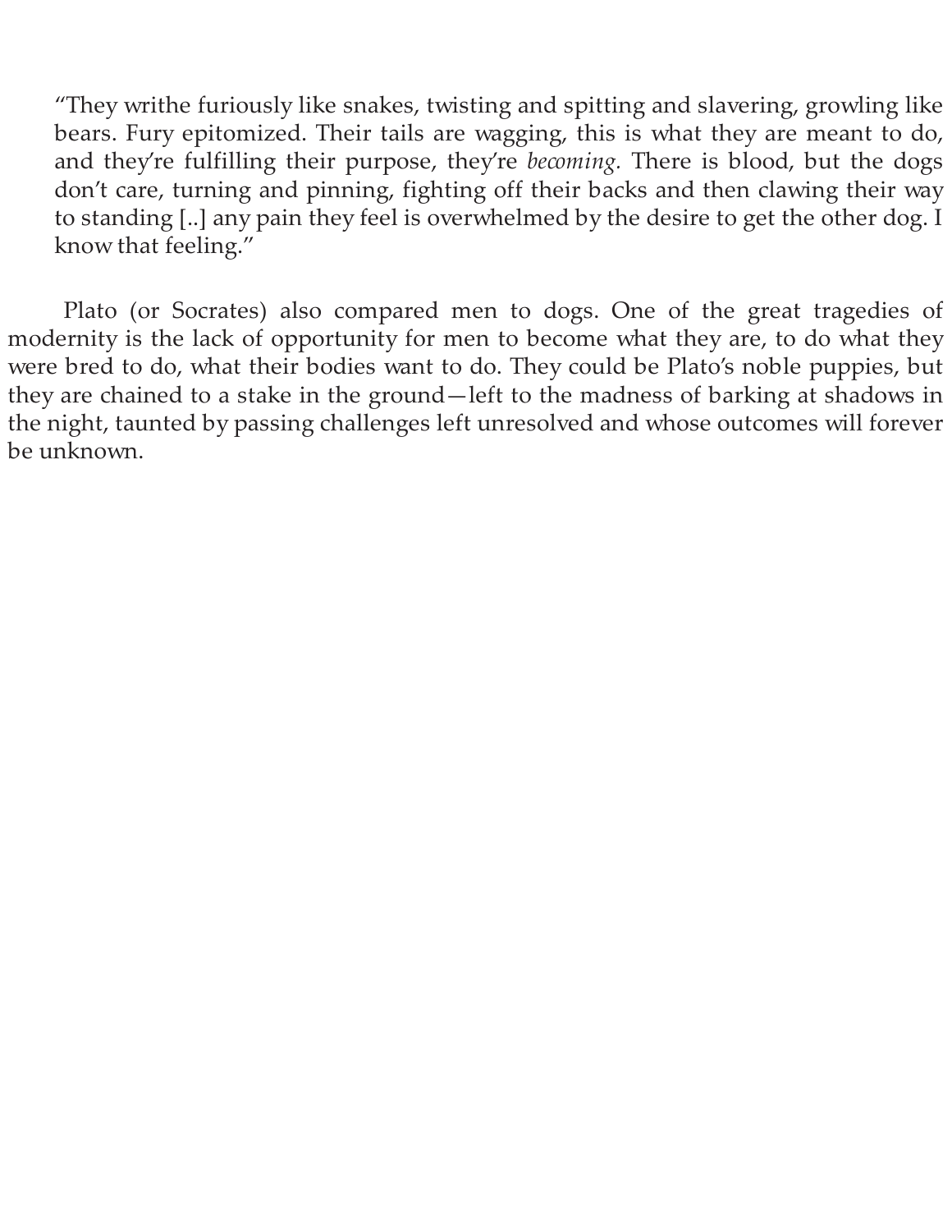> "They writhe furiously like snakes, twisting and spitting and slavering, growling like bears. Fury epitomized. Their tails are wagging, this is what they are meant to do, and they're fulfilling their purpose, they're *becoming.* There is blood, but the dogs don't care, turning and pinning, fighting off their backs and then clawing their way to standing [..] any pain they feel is overwhelmed by the desire to get the other dog. I know that feeling."

Plato (or Socrates) also compared men to dogs. One of the great tragedies of modernity is the lack of opportunity for men to become what they are, to do what they were bred to do, what their bodies want to do. They could be Plato's noble puppies, but they are chained to a stake in the ground—left to the madness of barking at shadows in the night, taunted by passing challenges left unresolved and whose outcomes will forever be unknown.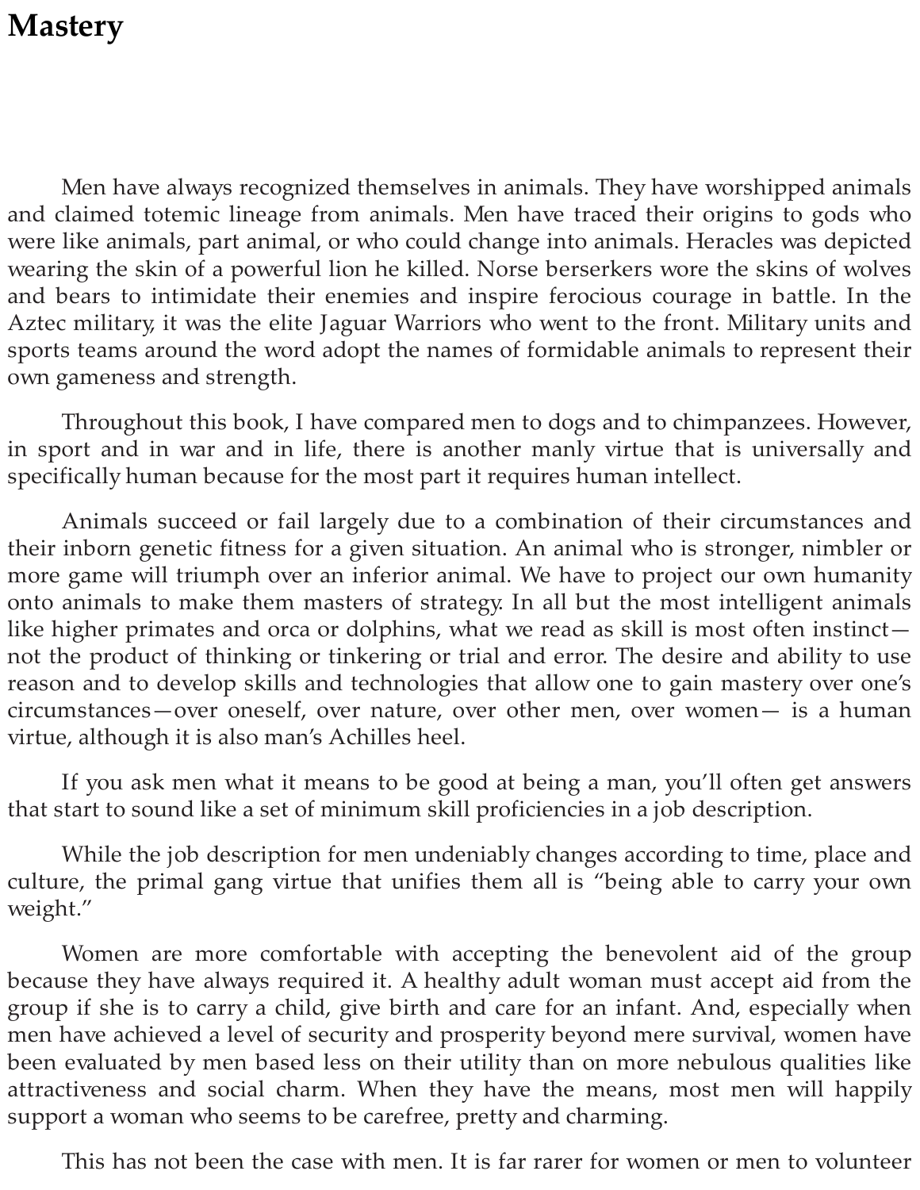# Mastery

Men have always recognized themselves in animals. They have worshipped animals and claimed totemic lineage from animals. Men have traced their origins to gods who were like animals, part animal, or who could change into animals. Heracles was depicted wearing the skin of a powerful lion he killed. Norse berserkers wore the skins of wolves and bears to intimidate their enemies and inspire ferocious courage in battle. In the Aztec military, it was the elite Jaguar Warriors who went to the front. Military units and sports teams around the word adopt the names of formidable animals to represent their own gameness and strength.

Throughout this book, I have compared men to dogs and to chimpanzees. However, in sport and in war and in life, there is another manly virtue that is universally and specifically human because for the most part it requires human intellect.

Animals succeed or fail largely due to a combination of their circumstances and their inborn genetic fitness for a given situation. An animal who is stronger, nimbler or more game will triumph over an inferior animal. We have to project our own humanity onto animals to make them masters of strategy. In all but the most intelligent animals like higher primates and orca or dolphins, what we read as skill is most often instinct—not the product of thinking or tinkering or trial and error. The desire and ability to use reason and to develop skills and technologies that allow one to gain mastery over one's circumstances—over oneself, over nature, over other men, over women— is a human virtue, although it is also man's Achilles heel.

If you ask men what it means to be good at being a man, you'll often get answers that start to sound like a set of minimum skill proficiencies in a job description.

While the job description for men undeniably changes according to time, place and culture, the primal gang virtue that unifies them all is "being able to carry your own weight."

Women are more comfortable with accepting the benevolent aid of the group because they have always required it. A healthy adult woman must accept aid from the group if she is to carry a child, give birth and care for an infant. And, especially when men have achieved a level of security and prosperity beyond mere survival, women have been evaluated by men based less on their utility than on more nebulous qualities like attractiveness and social charm. When they have the means, most men will happily support a woman who seems to be carefree, pretty and charming.

This has not been the case with men. It is far rarer for women or men to volunteer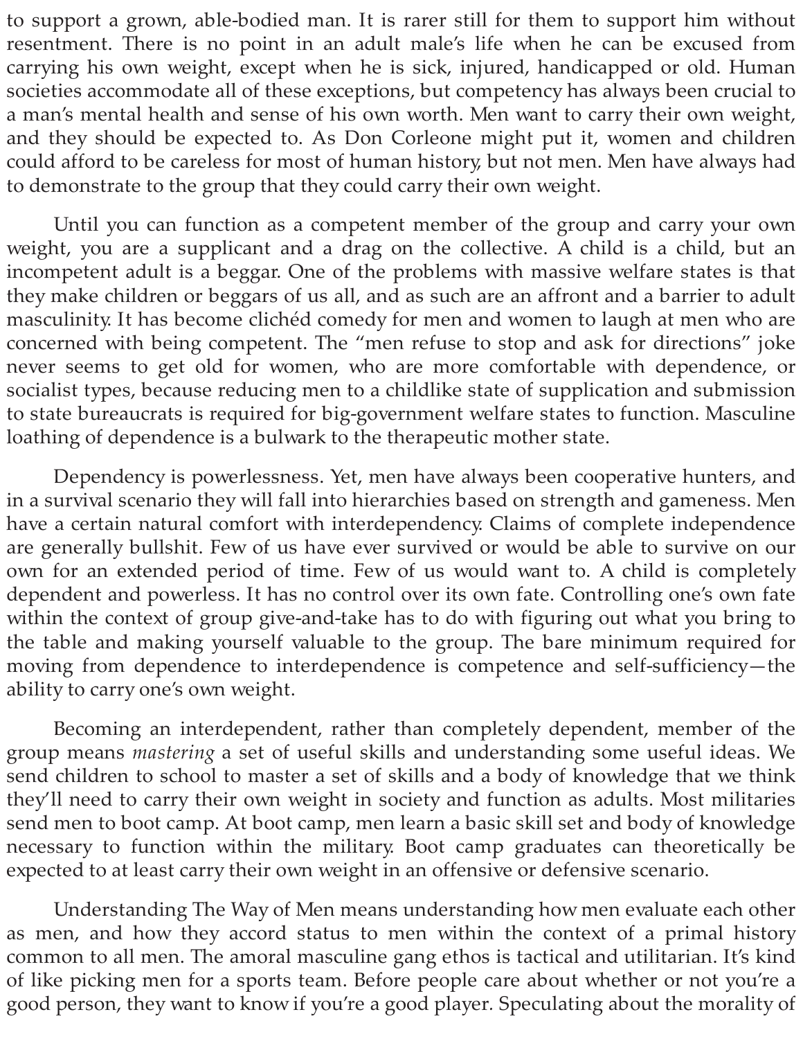to support a grown, able-bodied man. It is rarer still for them to support him without resentment. There is no point in an adult male's life when he can be excused from carrying his own weight, except when he is sick, injured, handicapped or old. Human societies accommodate all of these exceptions, but competency has always been crucial to a man's mental health and sense of his own worth. Men want to carry their own weight, and they should be expected to. As Don Corleone might put it, women and children could afford to be careless for most of human history, but not men. Men have always had to demonstrate to the group that they could carry their own weight.

Until you can function as a competent member of the group and carry your own weight, you are a supplicant and a drag on the collective. A child is a child, but an incompetent adult is a beggar. One of the problems with massive welfare states is that they make children or beggars of us all, and as such are an affront and a barrier to adult masculinity. It has become clichéd comedy for men and women to laugh at men who are concerned with being competent. The "men refuse to stop and ask for directions" joke never seems to get old for women, who are more comfortable with dependence, or socialist types, because reducing men to a childlike state of supplication and submission to state bureaucrats is required for big-government welfare states to function. Masculine loathing of dependence is a bulwark to the therapeutic mother state.

Dependency is powerlessness. Yet, men have always been cooperative hunters, and in a survival scenario they will fall into hierarchies based on strength and gameness. Men have a certain natural comfort with interdependency. Claims of complete independence are generally bullshit. Few of us have ever survived or would be able to survive on our own for an extended period of time. Few of us would want to. A child is completely dependent and powerless. It has no control over its own fate. Controlling one's own fate within the context of group give-and-take has to do with figuring out what you bring to the table and making yourself valuable to the group. The bare minimum required for moving from dependence to interdependence is competence and self-sufficiency—the ability to carry one's own weight.

Becoming an interdependent, rather than completely dependent, member of the group means *mastering* a set of useful skills and understanding some useful ideas. We send children to school to master a set of skills and a body of knowledge that we think they'll need to carry their own weight in society and function as adults. Most militaries send men to boot camp. At boot camp, men learn a basic skill set and body of knowledge necessary to function within the military. Boot camp graduates can theoretically be expected to at least carry their own weight in an offensive or defensive scenario.

Understanding The Way of Men means understanding how men evaluate each other as men, and how they accord status to men within the context of a primal history common to all men. The amoral masculine gang ethos is tactical and utilitarian. It's kind of like picking men for a sports team. Before people care about whether or not you're a good person, they want to know if you're a good player. Speculating about the morality of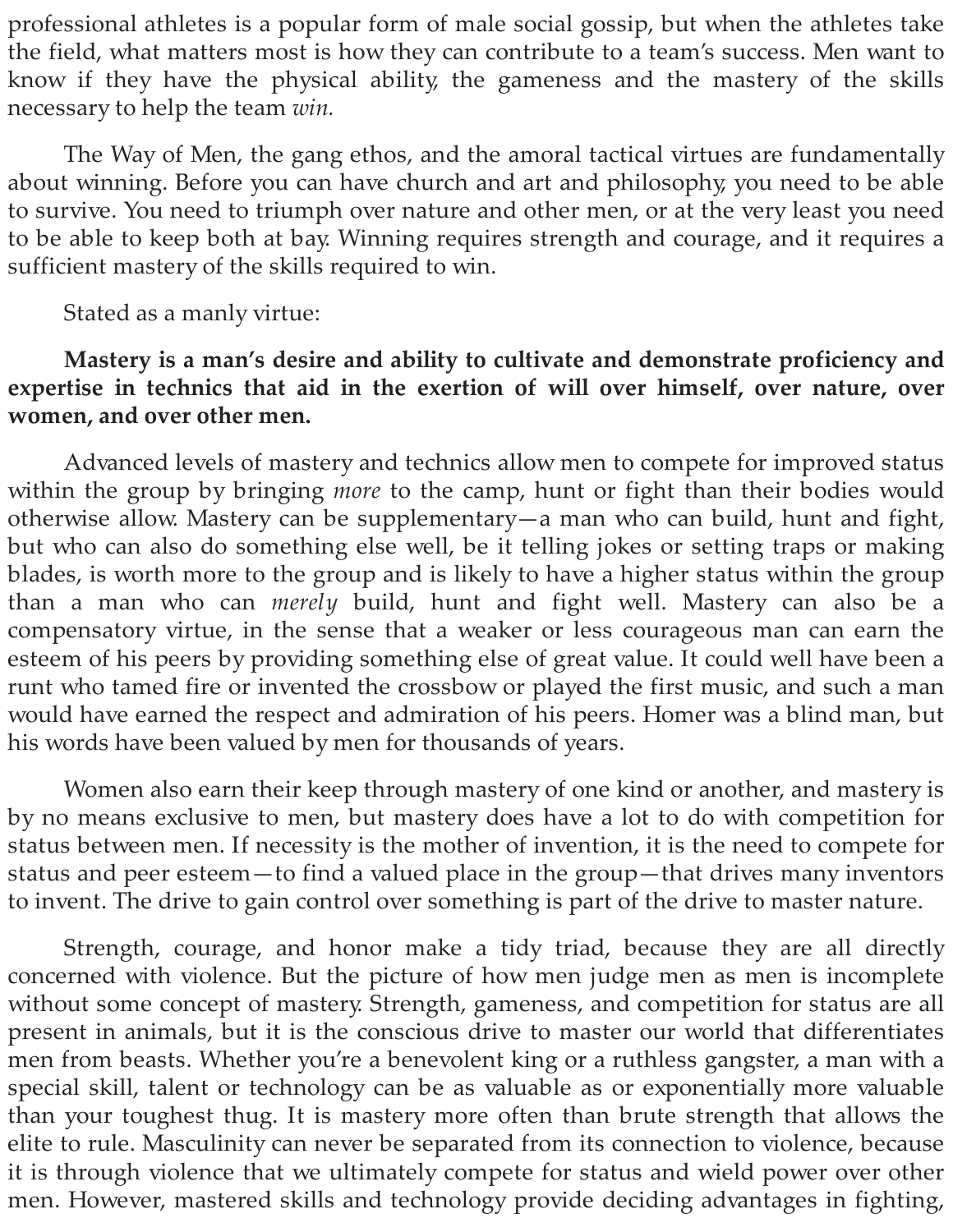professional athletes is a popular form of male social gossip, but when the athletes take the field, what matters most is how they can contribute to a team's success. Men want to know if they have the physical ability, the gameness and the mastery of the skills necessary to help the team *win.*

The Way of Men, the gang ethos, and the amoral tactical virtues are fundamentally about winning. Before you can have church and art and philosophy, you need to be able to survive. You need to triumph over nature and other men, or at the very least you need to be able to keep both at bay. Winning requires strength and courage, and it requires a sufficient mastery of the skills required to win.

Stated as a manly virtue:

**Mastery is a man's desire and ability to cultivate and demonstrate proficiency and expertise in technics that aid in the exertion of will over himself, over nature, over women, and over other men.**

Advanced levels of mastery and technics allow men to compete for improved status within the group by bringing *more* to the camp, hunt or fight than their bodies would otherwise allow. Mastery can be supplementary—a man who can build, hunt and fight, but who can also do something else well, be it telling jokes or setting traps or making blades, is worth more to the group and is likely to have a higher status within the group than a man who can *merely* build, hunt and fight well. Mastery can also be a compensatory virtue, in the sense that a weaker or less courageous man can earn the esteem of his peers by providing something else of great value. It could well have been a runt who tamed fire or invented the crossbow or played the first music, and such a man would have earned the respect and admiration of his peers. Homer was a blind man, but his words have been valued by men for thousands of years.

Women also earn their keep through mastery of one kind or another, and mastery is by no means exclusive to men, but mastery does have a lot to do with competition for status between men. If necessity is the mother of invention, it is the need to compete for status and peer esteem—to find a valued place in the group—that drives many inventors to invent. The drive to gain control over something is part of the drive to master nature.

Strength, courage, and honor make a tidy triad, because they are all directly concerned with violence. But the picture of how men judge men as men is incomplete without some concept of mastery. Strength, gameness, and competition for status are all present in animals, but it is the conscious drive to master our world that differentiates men from beasts. Whether you're a benevolent king or a ruthless gangster, a man with a special skill, talent or technology can be as valuable as or exponentially more valuable than your toughest thug. It is mastery more often than brute strength that allows the elite to rule. Masculinity can never be separated from its connection to violence, because it is through violence that we ultimately compete for status and wield power over other men. However, mastered skills and technology provide deciding advantages in fighting,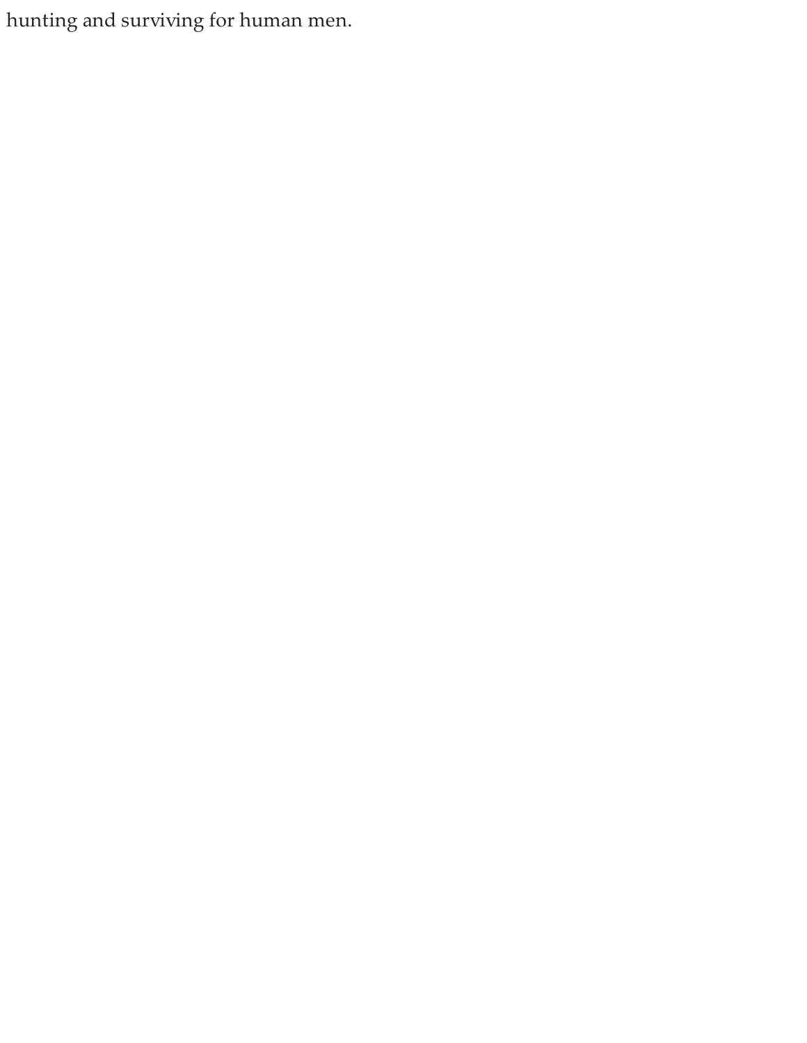hunting and surviving for human men.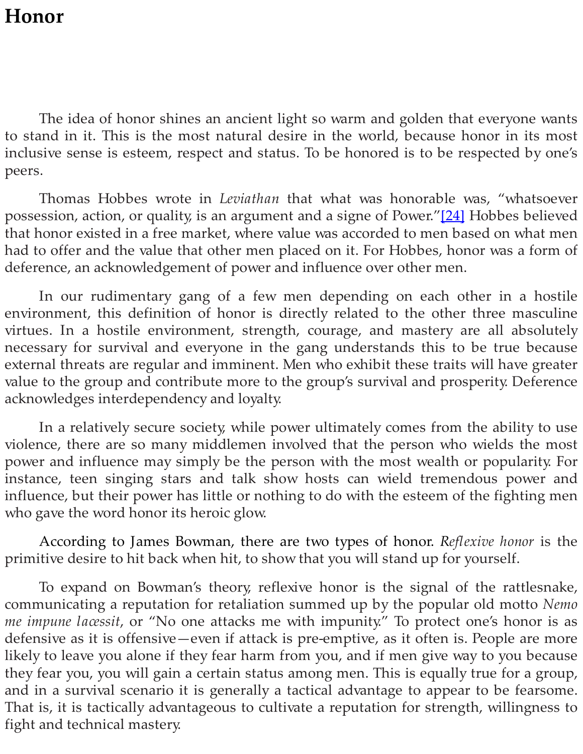# Honor

The idea of honor shines an ancient light so warm and golden that everyone wants to stand in it. This is the most natural desire in the world, because honor in its most inclusive sense is esteem, respect and status. To be honored is to be respected by one's peers.

Thomas Hobbes wrote in *Leviathan* that what was honorable was, "whatsoever possession, action, or quality, is an argument and a signe of Power."[24] Hobbes believed that honor existed in a free market, where value was accorded to men based on what men had to offer and the value that other men placed on it. For Hobbes, honor was a form of deference, an acknowledgement of power and influence over other men.

In our rudimentary gang of a few men depending on each other in a hostile environment, this definition of honor is directly related to the other three masculine virtues. In a hostile environment, strength, courage, and mastery are all absolutely necessary for survival and everyone in the gang understands this to be true because external threats are regular and imminent. Men who exhibit these traits will have greater value to the group and contribute more to the group's survival and prosperity. Deference acknowledges interdependency and loyalty.

In a relatively secure society, while power ultimately comes from the ability to use violence, there are so many middlemen involved that the person who wields the most power and influence may simply be the person with the most wealth or popularity. For instance, teen singing stars and talk show hosts can wield tremendous power and influence, but their power has little or nothing to do with the esteem of the fighting men who gave the word honor its heroic glow.

According to James Bowman, there are two types of honor. *Reflexive honor* is the primitive desire to hit back when hit, to show that you will stand up for yourself.

To expand on Bowman's theory, reflexive honor is the signal of the rattlesnake, communicating a reputation for retaliation summed up by the popular old motto *Nemo me impune lacessit*, or "No one attacks me with impunity." To protect one's honor is as defensive as it is offensive—even if attack is pre-emptive, as it often is. People are more likely to leave you alone if they fear harm from you, and if men give way to you because they fear you, you will gain a certain status among men. This is equally true for a group, and in a survival scenario it is generally a tactical advantage to appear to be fearsome. That is, it is tactically advantageous to cultivate a reputation for strength, willingness to fight and technical mastery.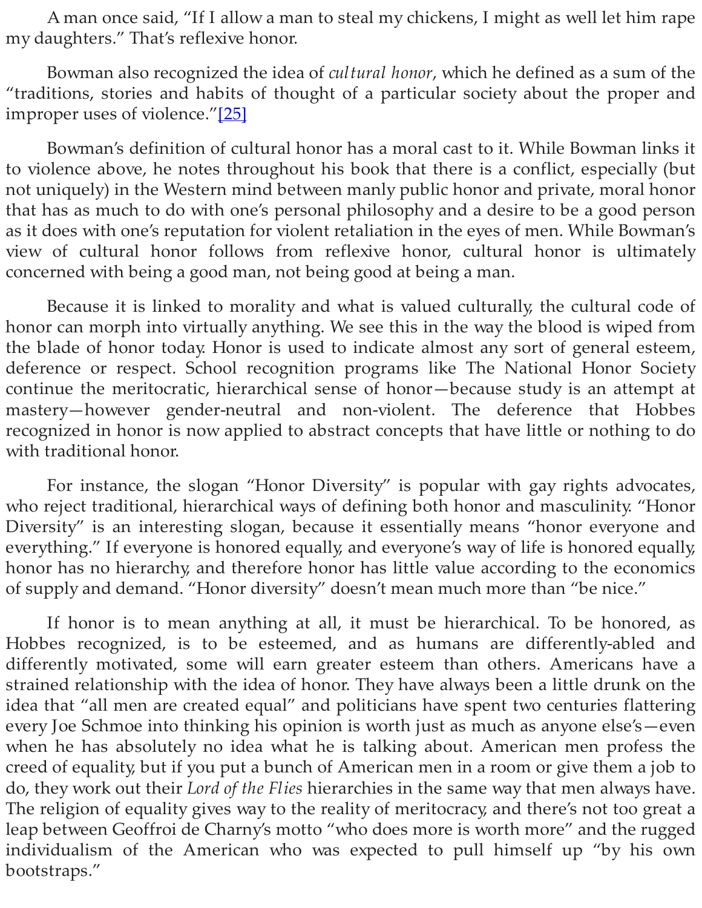A man once said, "If I allow a man to steal my chickens, I might as well let him rape my daughters." That's reflexive honor.

Bowman also recognized the idea of *cultural honor*, which he defined as a sum of the "traditions, stories and habits of thought of a particular society about the proper and improper uses of violence."[25]

Bowman's definition of cultural honor has a moral cast to it. While Bowman links it to violence above, he notes throughout his book that there is a conflict, especially (but not uniquely) in the Western mind between manly public honor and private, moral honor that has as much to do with one's personal philosophy and a desire to be a good person as it does with one's reputation for violent retaliation in the eyes of men. While Bowman's view of cultural honor follows from reflexive honor, cultural honor is ultimately concerned with being a good man, not being good at being a man.

Because it is linked to morality and what is valued culturally, the cultural code of honor can morph into virtually anything. We see this in the way the blood is wiped from the blade of honor today. Honor is used to indicate almost any sort of general esteem, deference or respect. School recognition programs like The National Honor Society continue the meritocratic, hierarchical sense of honor—because study is an attempt at mastery—however gender-neutral and non-violent. The deference that Hobbes recognized in honor is now applied to abstract concepts that have little or nothing to do with traditional honor.

For instance, the slogan "Honor Diversity" is popular with gay rights advocates, who reject traditional, hierarchical ways of defining both honor and masculinity. "Honor Diversity" is an interesting slogan, because it essentially means "honor everyone and everything." If everyone is honored equally, and everyone's way of life is honored equally, honor has no hierarchy, and therefore honor has little value according to the economics of supply and demand. "Honor diversity" doesn't mean much more than "be nice."

If honor is to mean anything at all, it must be hierarchical. To be honored, as Hobbes recognized, is to be esteemed, and as humans are differently-abled and differently motivated, some will earn greater esteem than others. Americans have a strained relationship with the idea of honor. They have always been a little drunk on the idea that "all men are created equal" and politicians have spent two centuries flattering every Joe Schmoe into thinking his opinion is worth just as much as anyone else's—even when he has absolutely no idea what he is talking about. American men profess the creed of equality, but if you put a bunch of American men in a room or give them a job to do, they work out their *Lord of the Flies* hierarchies in the same way that men always have. The religion of equality gives way to the reality of meritocracy, and there's not too great a leap between Geoffroi de Charny's motto "who does more is worth more" and the rugged individualism of the American who was expected to pull himself up "by his own bootstraps."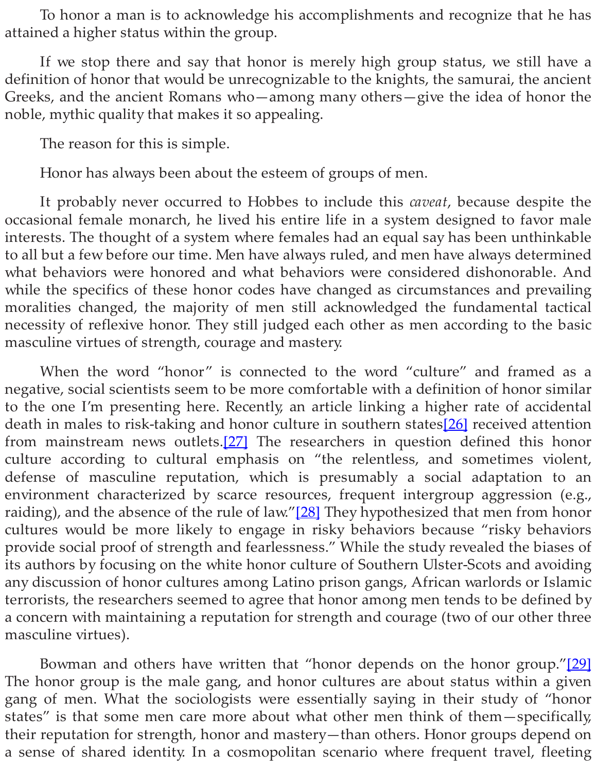To honor a man is to acknowledge his accomplishments and recognize that he has attained a higher status within the group.

If we stop there and say that honor is merely high group status, we still have a definition of honor that would be unrecognizable to the knights, the samurai, the ancient Greeks, and the ancient Romans who—among many others—give the idea of honor the noble, mythic quality that makes it so appealing.

The reason for this is simple.

Honor has always been about the esteem of groups of men.

It probably never occurred to Hobbes to include this *caveat*, because despite the occasional female monarch, he lived his entire life in a system designed to favor male interests. The thought of a system where females had an equal say has been unthinkable to all but a few before our time. Men have always ruled, and men have always determined what behaviors were honored and what behaviors were considered dishonorable. And while the specifics of these honor codes have changed as circumstances and prevailing moralities changed, the majority of men still acknowledged the fundamental tactical necessity of reflexive honor. They still judged each other as men according to the basic masculine virtues of strength, courage and mastery.

When the word "honor" is connected to the word "culture" and framed as a negative, social scientists seem to be more comfortable with a definition of honor similar to the one I'm presenting here. Recently, an article linking a higher rate of accidental death in males to risk-taking and honor culture in southern states[26] received attention from mainstream news outlets.[27] The researchers in question defined this honor culture according to cultural emphasis on "the relentless, and sometimes violent, defense of masculine reputation, which is presumably a social adaptation to an environment characterized by scarce resources, frequent intergroup aggression (e.g., raiding), and the absence of the rule of law."[28] They hypothesized that men from honor cultures would be more likely to engage in risky behaviors because "risky behaviors provide social proof of strength and fearlessness." While the study revealed the biases of its authors by focusing on the white honor culture of Southern Ulster-Scots and avoiding any discussion of honor cultures among Latino prison gangs, African warlords or Islamic terrorists, the researchers seemed to agree that honor among men tends to be defined by a concern with maintaining a reputation for strength and courage (two of our other three masculine virtues).

Bowman and others have written that "honor depends on the honor group."[29] The honor group is the male gang, and honor cultures are about status within a given gang of men. What the sociologists were essentially saying in their study of "honor states" is that some men care more about what other men think of them—specifically, their reputation for strength, honor and mastery—than others. Honor groups depend on a sense of shared identity. In a cosmopolitan scenario where frequent travel, fleeting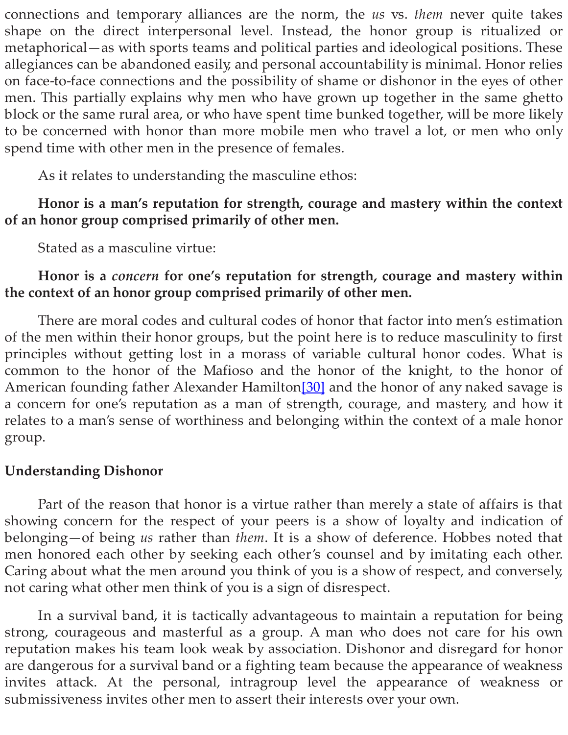connections and temporary alliances are the norm, the *us* vs. *them* never quite takes shape on the direct interpersonal level. Instead, the honor group is ritualized or metaphorical—as with sports teams and political parties and ideological positions. These allegiances can be abandoned easily, and personal accountability is minimal. Honor relies on face-to-face connections and the possibility of shame or dishonor in the eyes of other men. This partially explains why men who have grown up together in the same ghetto block or the same rural area, or who have spent time bunked together, will be more likely to be concerned with honor than more mobile men who travel a lot, or men who only spend time with other men in the presence of females.

As it relates to understanding the masculine ethos:

**Honor is a man's reputation for strength, courage and mastery within the context of an honor group comprised primarily of other men.**

Stated as a masculine virtue:

**Honor is a *concern* for one's reputation for strength, courage and mastery within the context of an honor group comprised primarily of other men.**

There are moral codes and cultural codes of honor that factor into men's estimation of the men within their honor groups, but the point here is to reduce masculinity to first principles without getting lost in a morass of variable cultural honor codes. What is common to the honor of the Mafioso and the honor of the knight, to the honor of American founding father Alexander Hamilton[30] and the honor of any naked savage is a concern for one's reputation as a man of strength, courage, and mastery, and how it relates to a man's sense of worthiness and belonging within the context of a male honor group.

## Understanding Dishonor

Part of the reason that honor is a virtue rather than merely a state of affairs is that showing concern for the respect of your peers is a show of loyalty and indication of belonging—of being *us* rather than *them*. It is a show of deference. Hobbes noted that men honored each other by seeking each other's counsel and by imitating each other. Caring about what the men around you think of you is a show of respect, and conversely, not caring what other men think of you is a sign of disrespect.

In a survival band, it is tactically advantageous to maintain a reputation for being strong, courageous and masterful as a group. A man who does not care for his own reputation makes his team look weak by association. Dishonor and disregard for honor are dangerous for a survival band or a fighting team because the appearance of weakness invites attack. At the personal, intragroup level the appearance of weakness or submissiveness invites other men to assert their interests over your own.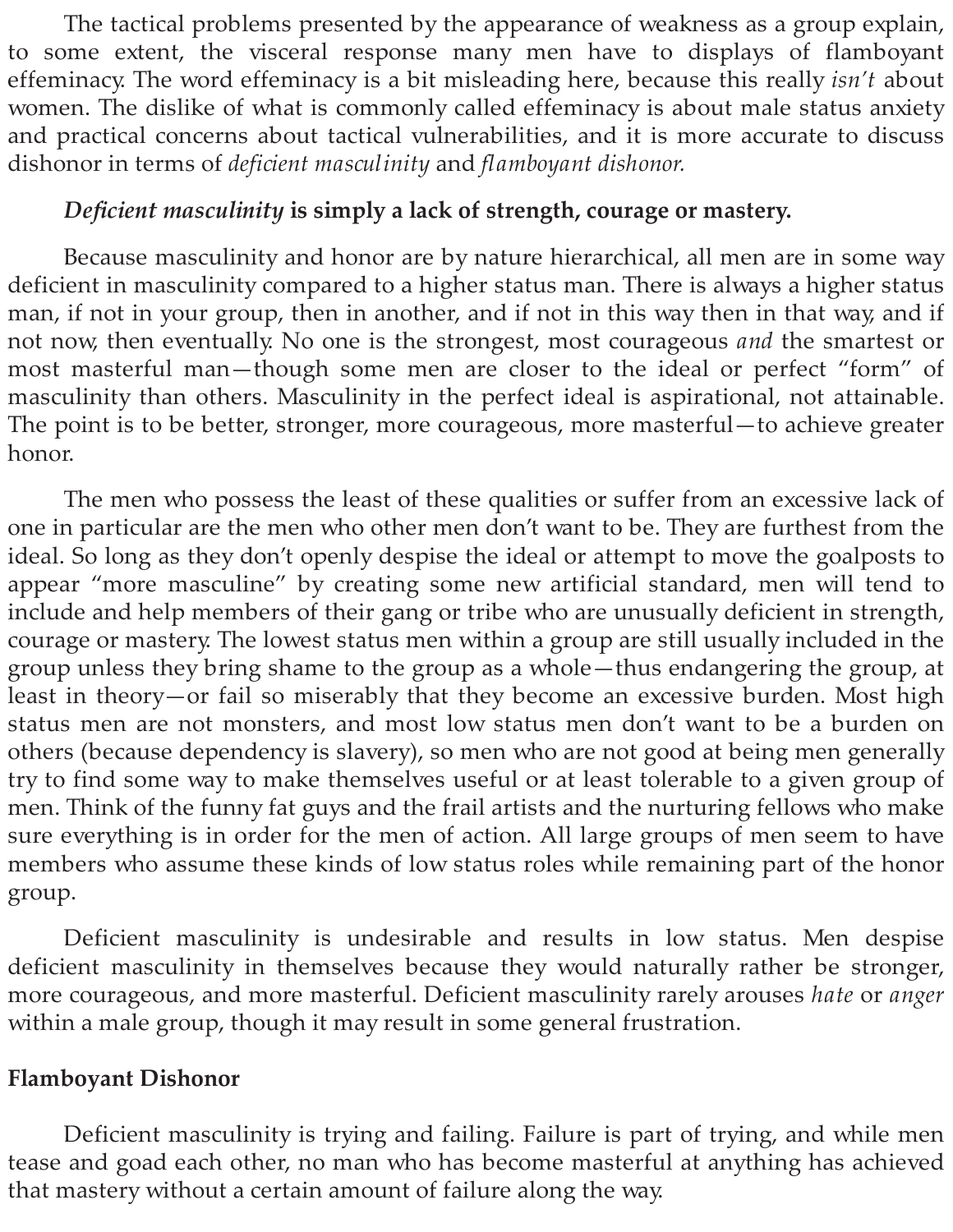The tactical problems presented by the appearance of weakness as a group explain, to some extent, the visceral response many men have to displays of flamboyant effeminacy. The word effeminacy is a bit misleading here, because this really *isn't* about women. The dislike of what is commonly called effeminacy is about male status anxiety and practical concerns about tactical vulnerabilities, and it is more accurate to discuss dishonor in terms of *deficient masculinity* and *flamboyant dishonor.*

***Deficient masculinity* is simply a lack of strength, courage or mastery.**

Because masculinity and honor are by nature hierarchical, all men are in some way deficient in masculinity compared to a higher status man. There is always a higher status man, if not in your group, then in another, and if not in this way then in that way, and if not now, then eventually. No one is the strongest, most courageous *and* the smartest or most masterful man—though some men are closer to the ideal or perfect "form" of masculinity than others. Masculinity in the perfect ideal is aspirational, not attainable. The point is to be better, stronger, more courageous, more masterful—to achieve greater honor.

The men who possess the least of these qualities or suffer from an excessive lack of one in particular are the men who other men don't want to be. They are furthest from the ideal. So long as they don't openly despise the ideal or attempt to move the goalposts to appear "more masculine" by creating some new artificial standard, men will tend to include and help members of their gang or tribe who are unusually deficient in strength, courage or mastery. The lowest status men within a group are still usually included in the group unless they bring shame to the group as a whole—thus endangering the group, at least in theory—or fail so miserably that they become an excessive burden. Most high status men are not monsters, and most low status men don't want to be a burden on others (because dependency is slavery), so men who are not good at being men generally try to find some way to make themselves useful or at least tolerable to a given group of men. Think of the funny fat guys and the frail artists and the nurturing fellows who make sure everything is in order for the men of action. All large groups of men seem to have members who assume these kinds of low status roles while remaining part of the honor group.

Deficient masculinity is undesirable and results in low status. Men despise deficient masculinity in themselves because they would naturally rather be stronger, more courageous, and more masterful. Deficient masculinity rarely arouses *hate* or *anger* within a male group, though it may result in some general frustration.

## Flamboyant Dishonor

Deficient masculinity is trying and failing. Failure is part of trying, and while men tease and goad each other, no man who has become masterful at anything has achieved that mastery without a certain amount of failure along the way.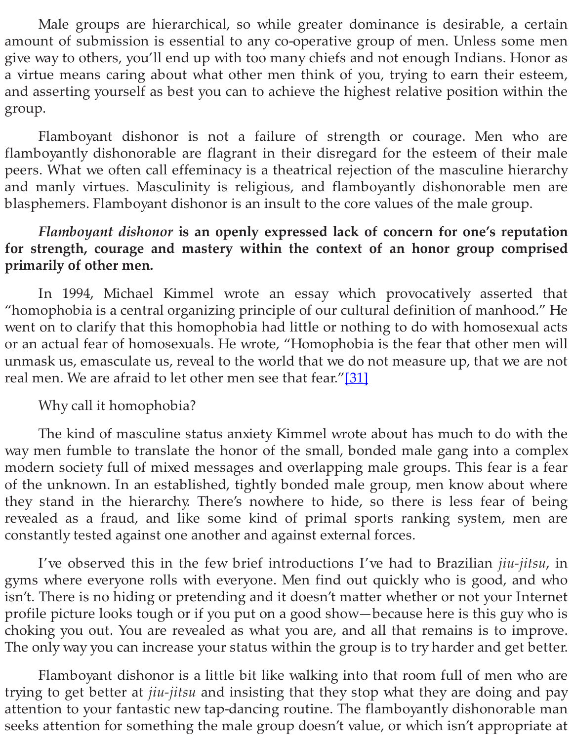Male groups are hierarchical, so while greater dominance is desirable, a certain amount of submission is essential to any co-operative group of men. Unless some men give way to others, you'll end up with too many chiefs and not enough Indians. Honor as a virtue means caring about what other men think of you, trying to earn their esteem, and asserting yourself as best you can to achieve the highest relative position within the group.

Flamboyant dishonor is not a failure of strength or courage. Men who are flamboyantly dishonorable are flagrant in their disregard for the esteem of their male peers. What we often call effeminacy is a theatrical rejection of the masculine hierarchy and manly virtues. Masculinity is religious, and flamboyantly dishonorable men are blasphemers. Flamboyant dishonor is an insult to the core values of the male group.

***Flamboyant dishonor* is an openly expressed lack of concern for one's reputation for strength, courage and mastery within the context of an honor group comprised primarily of other men.**

In 1994, Michael Kimmel wrote an essay which provocatively asserted that "homophobia is a central organizing principle of our cultural definition of manhood." He went on to clarify that this homophobia had little or nothing to do with homosexual acts or an actual fear of homosexuals. He wrote, "Homophobia is the fear that other men will unmask us, emasculate us, reveal to the world that we do not measure up, that we are not real men. We are afraid to let other men see that fear."[31]

Why call it homophobia?

The kind of masculine status anxiety Kimmel wrote about has much to do with the way men fumble to translate the honor of the small, bonded male gang into a complex modern society full of mixed messages and overlapping male groups. This fear is a fear of the unknown. In an established, tightly bonded male group, men know about where they stand in the hierarchy. There's nowhere to hide, so there is less fear of being revealed as a fraud, and like some kind of primal sports ranking system, men are constantly tested against one another and against external forces.

I've observed this in the few brief introductions I've had to Brazilian *jiu-jitsu*, in gyms where everyone rolls with everyone. Men find out quickly who is good, and who isn't. There is no hiding or pretending and it doesn't matter whether or not your Internet profile picture looks tough or if you put on a good show—because here is this guy who is choking you out. You are revealed as what you are, and all that remains is to improve. The only way you can increase your status within the group is to try harder and get better.

Flamboyant dishonor is a little bit like walking into that room full of men who are trying to get better at *jiu-jitsu* and insisting that they stop what they are doing and pay attention to your fantastic new tap-dancing routine. The flamboyantly dishonorable man seeks attention for something the male group doesn't value, or which isn't appropriate at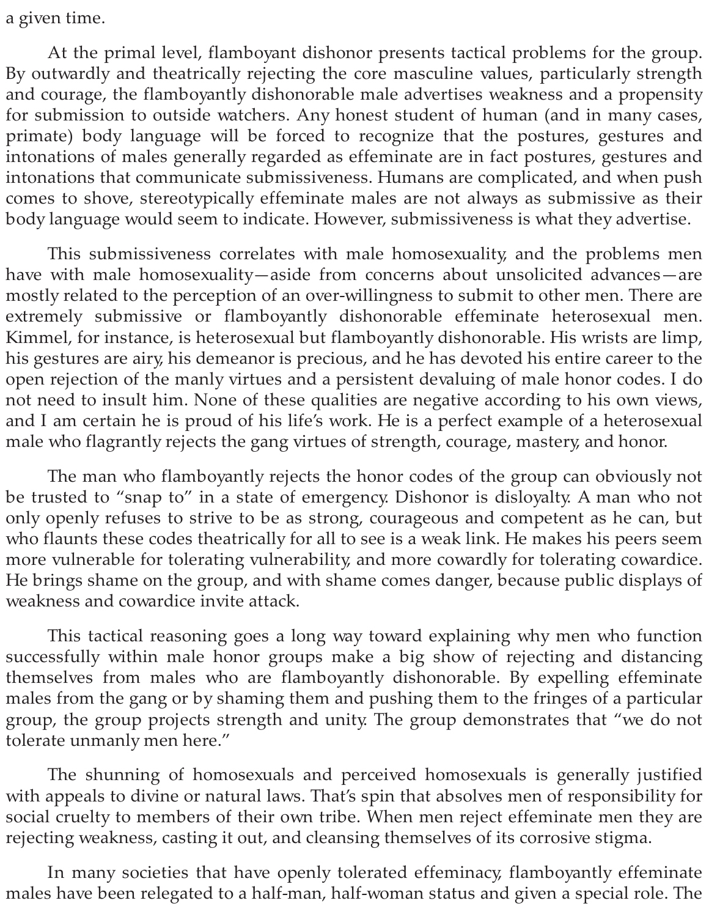a given time.

At the primal level, flamboyant dishonor presents tactical problems for the group. By outwardly and theatrically rejecting the core masculine values, particularly strength and courage, the flamboyantly dishonorable male advertises weakness and a propensity for submission to outside watchers. Any honest student of human (and in many cases, primate) body language will be forced to recognize that the postures, gestures and intonations of males generally regarded as effeminate are in fact postures, gestures and intonations that communicate submissiveness. Humans are complicated, and when push comes to shove, stereotypically effeminate males are not always as submissive as their body language would seem to indicate. However, submissiveness is what they advertise.

This submissiveness correlates with male homosexuality, and the problems men have with male homosexuality—aside from concerns about unsolicited advances—are mostly related to the perception of an over-willingness to submit to other men. There are extremely submissive or flamboyantly dishonorable effeminate heterosexual men. Kimmel, for instance, is heterosexual but flamboyantly dishonorable. His wrists are limp, his gestures are airy, his demeanor is precious, and he has devoted his entire career to the open rejection of the manly virtues and a persistent devaluing of male honor codes. I do not need to insult him. None of these qualities are negative according to his own views, and I am certain he is proud of his life's work. He is a perfect example of a heterosexual male who flagrantly rejects the gang virtues of strength, courage, mastery, and honor.

The man who flamboyantly rejects the honor codes of the group can obviously not be trusted to "snap to" in a state of emergency. Dishonor is disloyalty. A man who not only openly refuses to strive to be as strong, courageous and competent as he can, but who flaunts these codes theatrically for all to see is a weak link. He makes his peers seem more vulnerable for tolerating vulnerability, and more cowardly for tolerating cowardice. He brings shame on the group, and with shame comes danger, because public displays of weakness and cowardice invite attack.

This tactical reasoning goes a long way toward explaining why men who function successfully within male honor groups make a big show of rejecting and distancing themselves from males who are flamboyantly dishonorable. By expelling effeminate males from the gang or by shaming them and pushing them to the fringes of a particular group, the group projects strength and unity. The group demonstrates that "we do not tolerate unmanly men here."

The shunning of homosexuals and perceived homosexuals is generally justified with appeals to divine or natural laws. That's spin that absolves men of responsibility for social cruelty to members of their own tribe. When men reject effeminate men they are rejecting weakness, casting it out, and cleansing themselves of its corrosive stigma.

In many societies that have openly tolerated effeminacy, flamboyantly effeminate males have been relegated to a half-man, half-woman status and given a special role. The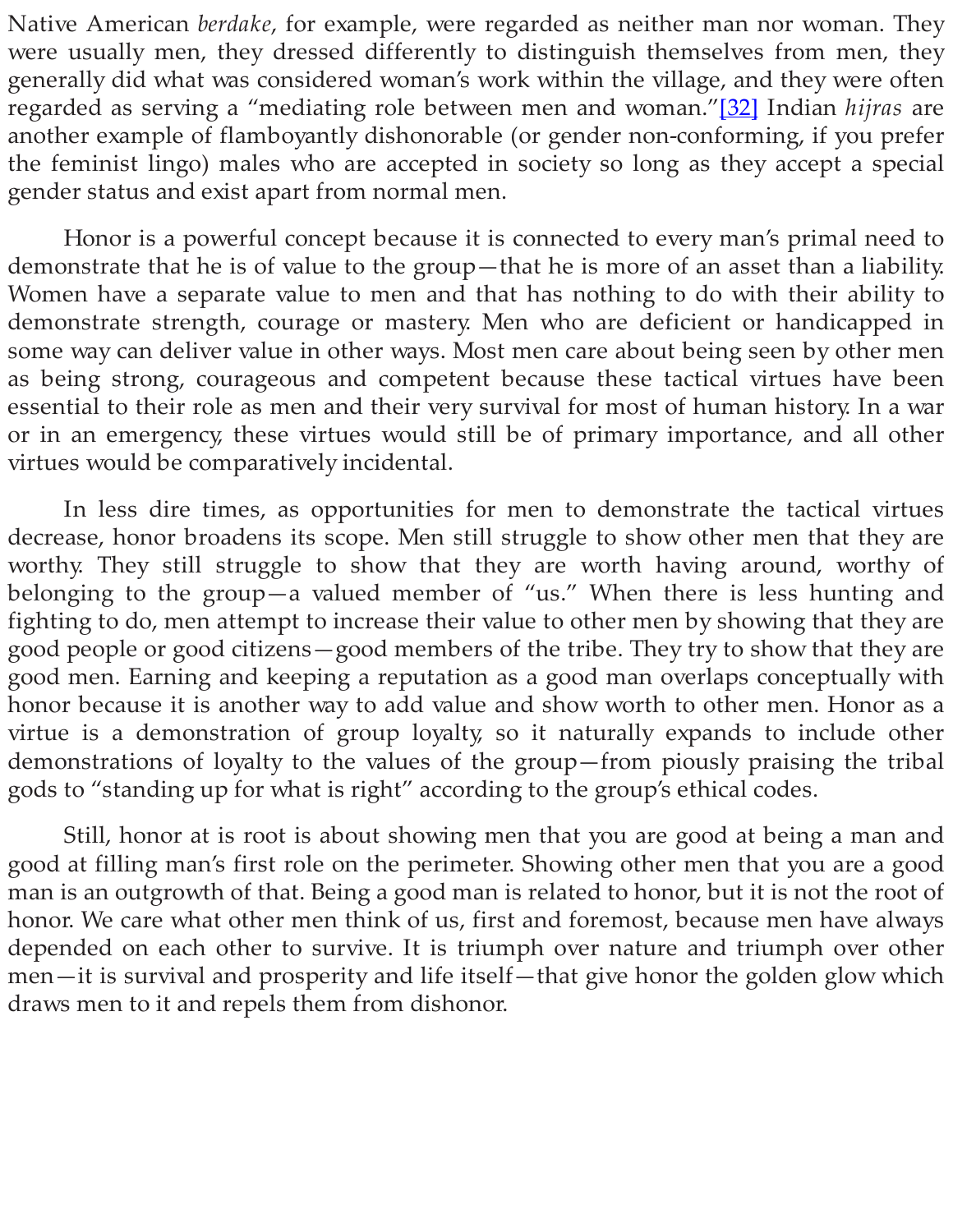Native American *berdake*, for example, were regarded as neither man nor woman. They were usually men, they dressed differently to distinguish themselves from men, they generally did what was considered woman's work within the village, and they were often regarded as serving a "mediating role between men and woman."[32] Indian *hijras* are another example of flamboyantly dishonorable (or gender non-conforming, if you prefer the feminist lingo) males who are accepted in society so long as they accept a special gender status and exist apart from normal men.

Honor is a powerful concept because it is connected to every man's primal need to demonstrate that he is of value to the group—that he is more of an asset than a liability. Women have a separate value to men and that has nothing to do with their ability to demonstrate strength, courage or mastery. Men who are deficient or handicapped in some way can deliver value in other ways. Most men care about being seen by other men as being strong, courageous and competent because these tactical virtues have been essential to their role as men and their very survival for most of human history. In a war or in an emergency, these virtues would still be of primary importance, and all other virtues would be comparatively incidental.

In less dire times, as opportunities for men to demonstrate the tactical virtues decrease, honor broadens its scope. Men still struggle to show other men that they are worthy. They still struggle to show that they are worth having around, worthy of belonging to the group—a valued member of "us." When there is less hunting and fighting to do, men attempt to increase their value to other men by showing that they are good people or good citizens—good members of the tribe. They try to show that they are good men. Earning and keeping a reputation as a good man overlaps conceptually with honor because it is another way to add value and show worth to other men. Honor as a virtue is a demonstration of group loyalty, so it naturally expands to include other demonstrations of loyalty to the values of the group—from piously praising the tribal gods to "standing up for what is right" according to the group's ethical codes.

Still, honor at is root is about showing men that you are good at being a man and good at filling man's first role on the perimeter. Showing other men that you are a good man is an outgrowth of that. Being a good man is related to honor, but it is not the root of honor. We care what other men think of us, first and foremost, because men have always depended on each other to survive. It is triumph over nature and triumph over other men—it is survival and prosperity and life itself—that give honor the golden glow which draws men to it and repels them from dishonor.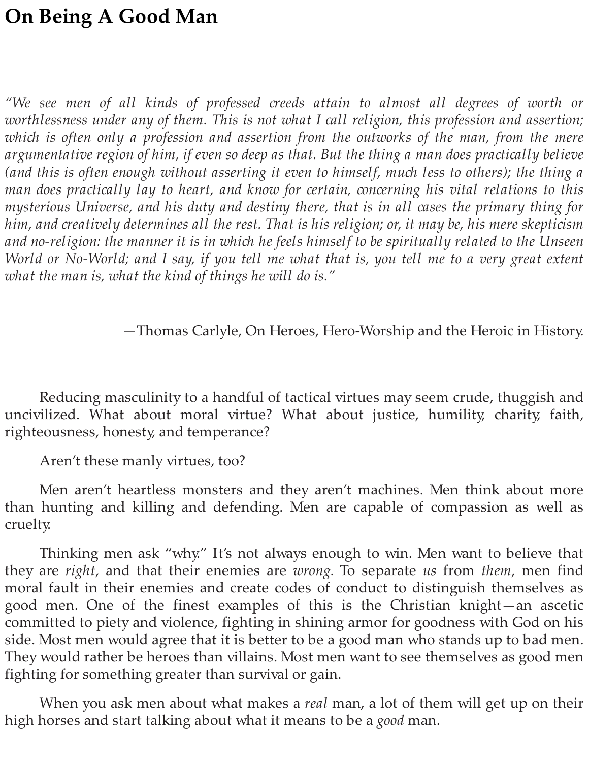# On Being A Good Man

*"We see men of all kinds of professed creeds attain to almost all degrees of worth or worthlessness under any of them. This is not what I call religion, this profession and assertion; which is often only a profession and assertion from the outworks of the man, from the mere argumentative region of him, if even so deep as that. But the thing a man does practically believe (and this is often enough without asserting it even to himself, much less to others); the thing a man does practically lay to heart, and know for certain, concerning his vital relations to this mysterious Universe, and his duty and destiny there, that is in all cases the primary thing for him, and creatively determines all the rest. That is his religion; or, it may be, his mere skepticism and no-religion: the manner it is in which he feels himself to be spiritually related to the Unseen World or No-World; and I say, if you tell me what that is, you tell me to a very great extent what the man is, what the kind of things he will do is."*

—Thomas Carlyle, On Heroes, Hero-Worship and the Heroic in History.

Reducing masculinity to a handful of tactical virtues may seem crude, thuggish and uncivilized. What about moral virtue? What about justice, humility, charity, faith, righteousness, honesty, and temperance?

Aren't these manly virtues, too?

Men aren't heartless monsters and they aren't machines. Men think about more than hunting and killing and defending. Men are capable of compassion as well as cruelty.

Thinking men ask "why." It's not always enough to win. Men want to believe that they are *right*, and that their enemies are *wrong*. To separate *us* from *them*, men find moral fault in their enemies and create codes of conduct to distinguish themselves as good men. One of the finest examples of this is the Christian knight—an ascetic committed to piety and violence, fighting in shining armor for goodness with God on his side. Most men would agree that it is better to be a good man who stands up to bad men. They would rather be heroes than villains. Most men want to see themselves as good men fighting for something greater than survival or gain.

When you ask men about what makes a *real* man, a lot of them will get up on their high horses and start talking about what it means to be a *good* man.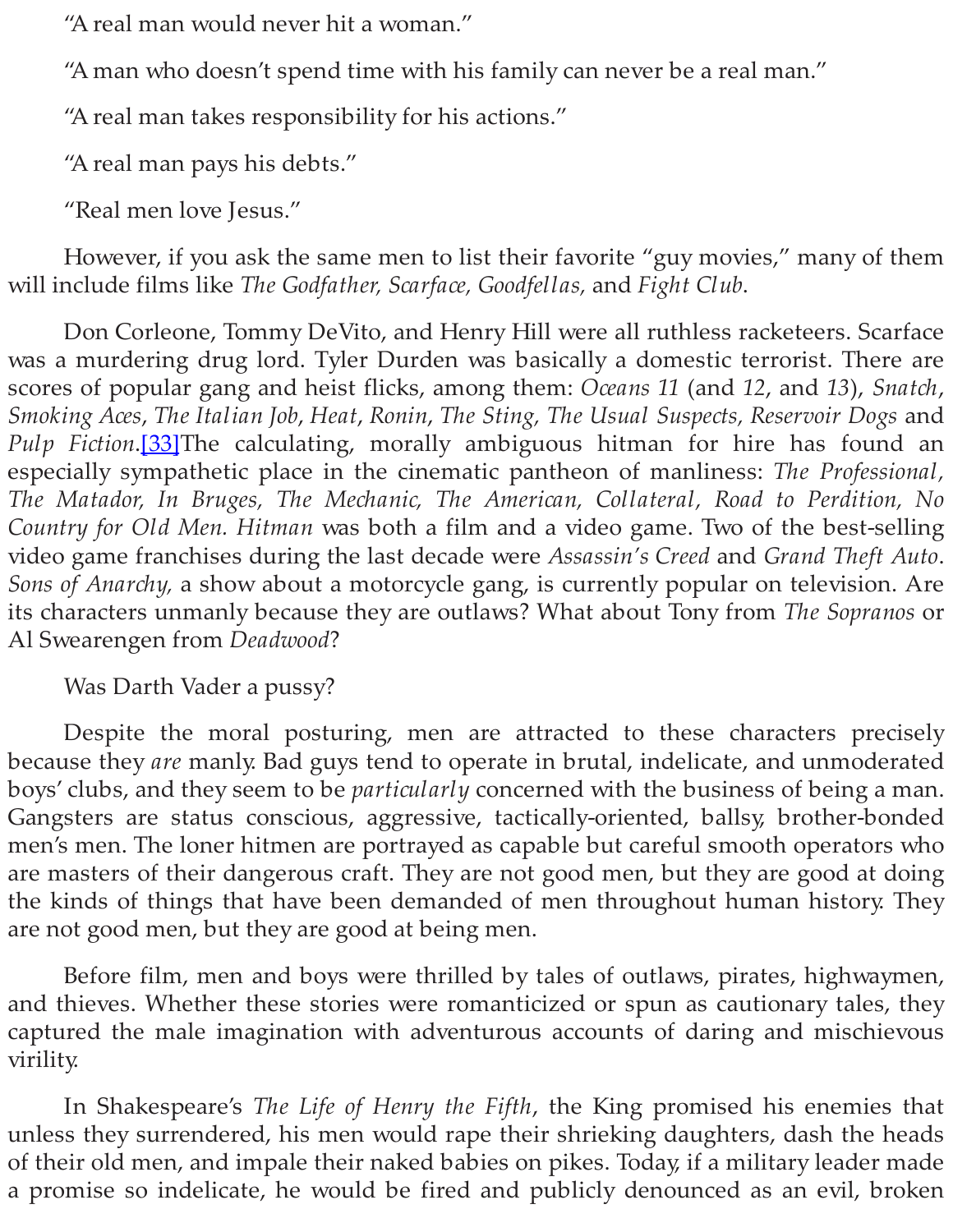"A real man would never hit a woman."

"A man who doesn't spend time with his family can never be a real man."

"A real man takes responsibility for his actions."

"A real man pays his debts."

"Real men love Jesus."

However, if you ask the same men to list their favorite "guy movies," many of them will include films like *The Godfather, Scarface, Goodfellas,* and *Fight Club*.

Don Corleone, Tommy DeVito, and Henry Hill were all ruthless racketeers. Scarface was a murdering drug lord. Tyler Durden was basically a domestic terrorist. There are scores of popular gang and heist flicks, among them: *Oceans 11* (and *12*, and *13*), *Snatch*, *Smoking Aces*, *The Italian Job*, *Heat*, *Ronin*, *The Sting*, *The Usual Suspects, Reservoir Dogs* and *Pulp Fiction*.[33]The calculating, morally ambiguous hitman for hire has found an especially sympathetic place in the cinematic pantheon of manliness: *The Professional, The Matador, In Bruges, The Mechanic, The American, Collateral, Road to Perdition, No Country for Old Men. Hitman* was both a film and a video game. Two of the best-selling video game franchises during the last decade were *Assassin's Creed* and *Grand Theft Auto*. *Sons of Anarchy*, a show about a motorcycle gang, is currently popular on television. Are its characters unmanly because they are outlaws? What about Tony from *The Sopranos* or Al Swearengen from *Deadwood*?

Was Darth Vader a pussy?

Despite the moral posturing, men are attracted to these characters precisely because they *are* manly. Bad guys tend to operate in brutal, indelicate, and unmoderated boys' clubs, and they seem to be *particularly* concerned with the business of being a man. Gangsters are status conscious, aggressive, tactically-oriented, ballsy, brother-bonded men's men. The loner hitmen are portrayed as capable but careful smooth operators who are masters of their dangerous craft. They are not good men, but they are good at doing the kinds of things that have been demanded of men throughout human history. They are not good men, but they are good at being men.

Before film, men and boys were thrilled by tales of outlaws, pirates, highwaymen, and thieves. Whether these stories were romanticized or spun as cautionary tales, they captured the male imagination with adventurous accounts of daring and mischievous virility.

In Shakespeare's *The Life of Henry the Fifth*, the King promised his enemies that unless they surrendered, his men would rape their shrieking daughters, dash the heads of their old men, and impale their naked babies on pikes. Today, if a military leader made a promise so indelicate, he would be fired and publicly denounced as an evil, broken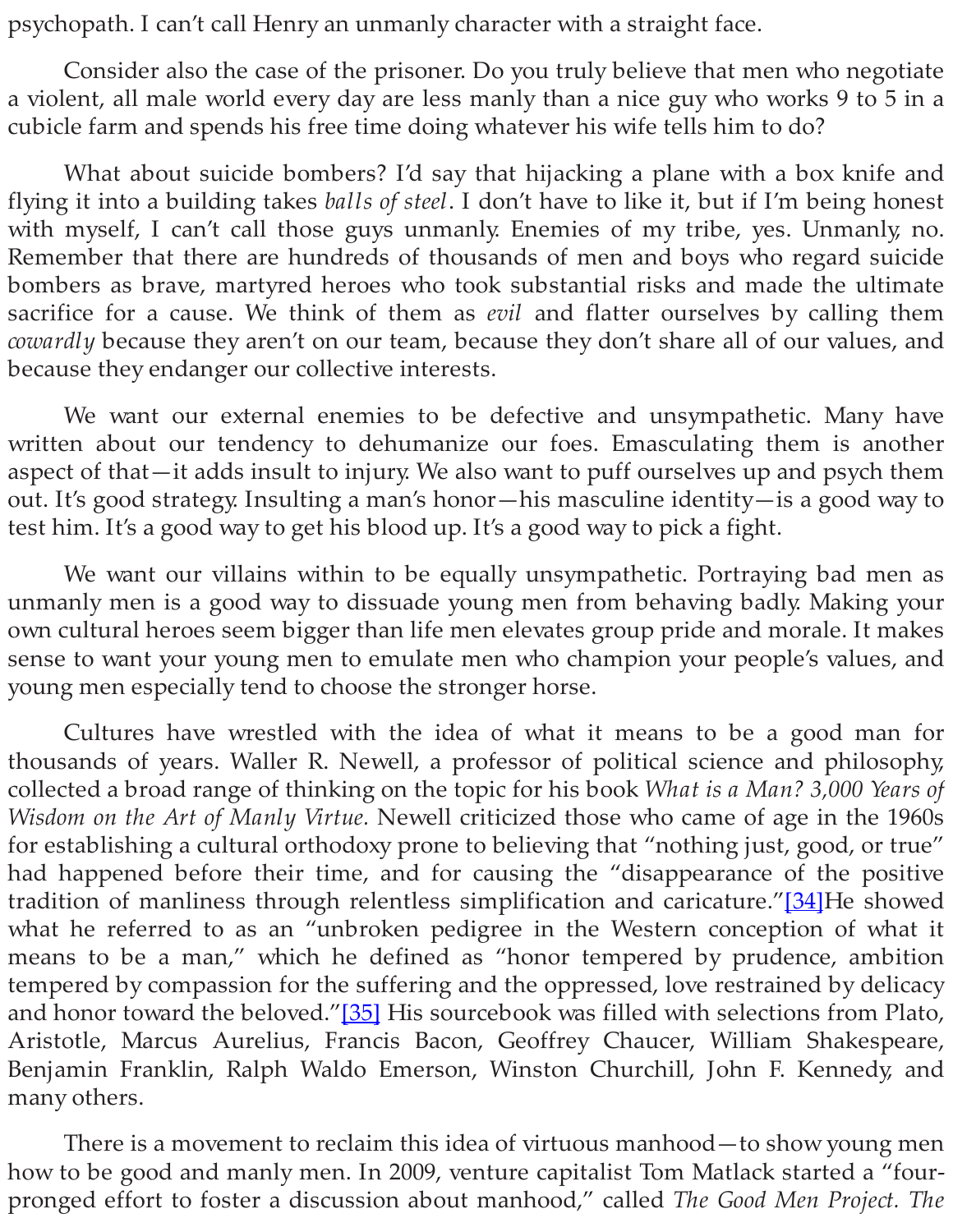psychopath. I can't call Henry an unmanly character with a straight face.

Consider also the case of the prisoner. Do you truly believe that men who negotiate a violent, all male world every day are less manly than a nice guy who works 9 to 5 in a cubicle farm and spends his free time doing whatever his wife tells him to do?

What about suicide bombers? I'd say that hijacking a plane with a box knife and flying it into a building takes *balls of steel*. I don't have to like it, but if I'm being honest with myself, I can't call those guys unmanly. Enemies of my tribe, yes. Unmanly, no. Remember that there are hundreds of thousands of men and boys who regard suicide bombers as brave, martyred heroes who took substantial risks and made the ultimate sacrifice for a cause. We think of them as *evil* and flatter ourselves by calling them *cowardly* because they aren't on our team, because they don't share all of our values, and because they endanger our collective interests.

We want our external enemies to be defective and unsympathetic. Many have written about our tendency to dehumanize our foes. Emasculating them is another aspect of that—it adds insult to injury. We also want to puff ourselves up and psych them out. It's good strategy. Insulting a man's honor—his masculine identity—is a good way to test him. It's a good way to get his blood up. It's a good way to pick a fight.

We want our villains within to be equally unsympathetic. Portraying bad men as unmanly men is a good way to dissuade young men from behaving badly. Making your own cultural heroes seem bigger than life men elevates group pride and morale. It makes sense to want your young men to emulate men who champion your people's values, and young men especially tend to choose the stronger horse.

Cultures have wrestled with the idea of what it means to be a good man for thousands of years. Waller R. Newell, a professor of political science and philosophy, collected a broad range of thinking on the topic for his book *What is a Man? 3,000 Years of Wisdom on the Art of Manly Virtue.* Newell criticized those who came of age in the 1960s for establishing a cultural orthodoxy prone to believing that "nothing just, good, or true" had happened before their time, and for causing the "disappearance of the positive tradition of manliness through relentless simplification and caricature."[34]He showed what he referred to as an "unbroken pedigree in the Western conception of what it means to be a man," which he defined as "honor tempered by prudence, ambition tempered by compassion for the suffering and the oppressed, love restrained by delicacy and honor toward the beloved."[35] His sourcebook was filled with selections from Plato, Aristotle, Marcus Aurelius, Francis Bacon, Geoffrey Chaucer, William Shakespeare, Benjamin Franklin, Ralph Waldo Emerson, Winston Churchill, John F. Kennedy, and many others.

There is a movement to reclaim this idea of virtuous manhood—to show young men how to be good and manly men. In 2009, venture capitalist Tom Matlack started a "four-pronged effort to foster a discussion about manhood," called *The Good Men Project. The*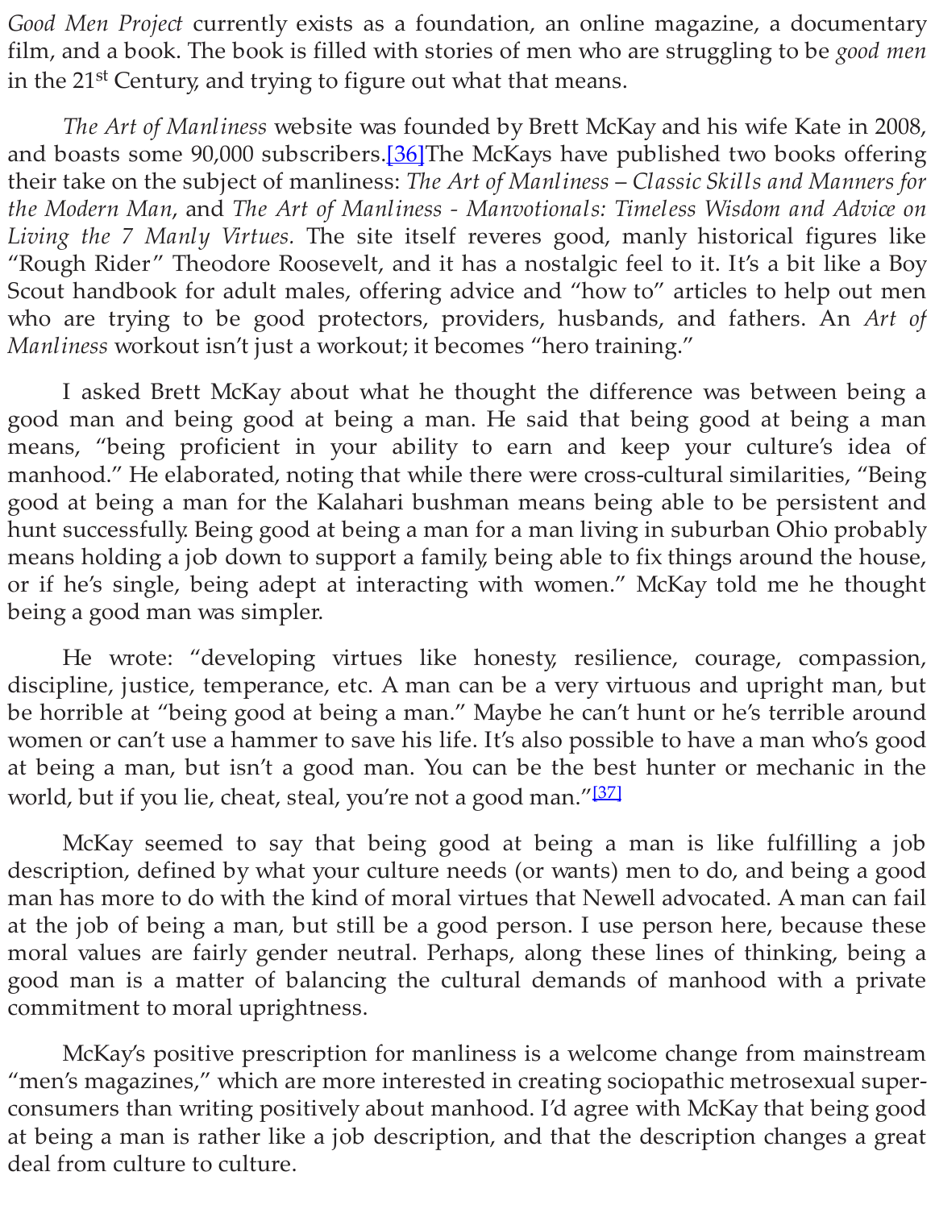*Good Men Project* currently exists as a foundation, an online magazine, a documentary film, and a book. The book is filled with stories of men who are struggling to be *good men* in the 21st Century, and trying to figure out what that means.

*The Art of Manliness* website was founded by Brett McKay and his wife Kate in 2008, and boasts some 90,000 subscribers.[36]The McKays have published two books offering their take on the subject of manliness: *The Art of Manliness – Classic Skills and Manners for the Modern Man*, and *The Art of Manliness - Manvotionals: Timeless Wisdom and Advice on Living the 7 Manly Virtues.* The site itself reveres good, manly historical figures like "Rough Rider" Theodore Roosevelt, and it has a nostalgic feel to it. It's a bit like a Boy Scout handbook for adult males, offering advice and "how to" articles to help out men who are trying to be good protectors, providers, husbands, and fathers. An *Art of Manliness* workout isn't just a workout; it becomes "hero training."

I asked Brett McKay about what he thought the difference was between being a good man and being good at being a man. He said that being good at being a man means, "being proficient in your ability to earn and keep your culture's idea of manhood." He elaborated, noting that while there were cross-cultural similarities, "Being good at being a man for the Kalahari bushman means being able to be persistent and hunt successfully. Being good at being a man for a man living in suburban Ohio probably means holding a job down to support a family, being able to fix things around the house, or if he's single, being adept at interacting with women." McKay told me he thought being a good man was simpler.

He wrote: "developing virtues like honesty, resilience, courage, compassion, discipline, justice, temperance, etc. A man can be a very virtuous and upright man, but be horrible at "being good at being a man." Maybe he can't hunt or he's terrible around women or can't use a hammer to save his life. It's also possible to have a man who's good at being a man, but isn't a good man. You can be the best hunter or mechanic in the world, but if you lie, cheat, steal, you're not a good man."[37]

McKay seemed to say that being good at being a man is like fulfilling a job description, defined by what your culture needs (or wants) men to do, and being a good man has more to do with the kind of moral virtues that Newell advocated. A man can fail at the job of being a man, but still be a good person. I use person here, because these moral values are fairly gender neutral. Perhaps, along these lines of thinking, being a good man is a matter of balancing the cultural demands of manhood with a private commitment to moral uprightness.

McKay's positive prescription for manliness is a welcome change from mainstream "men's magazines," which are more interested in creating sociopathic metrosexual super-consumers than writing positively about manhood. I'd agree with McKay that being good at being a man is rather like a job description, and that the description changes a great deal from culture to culture.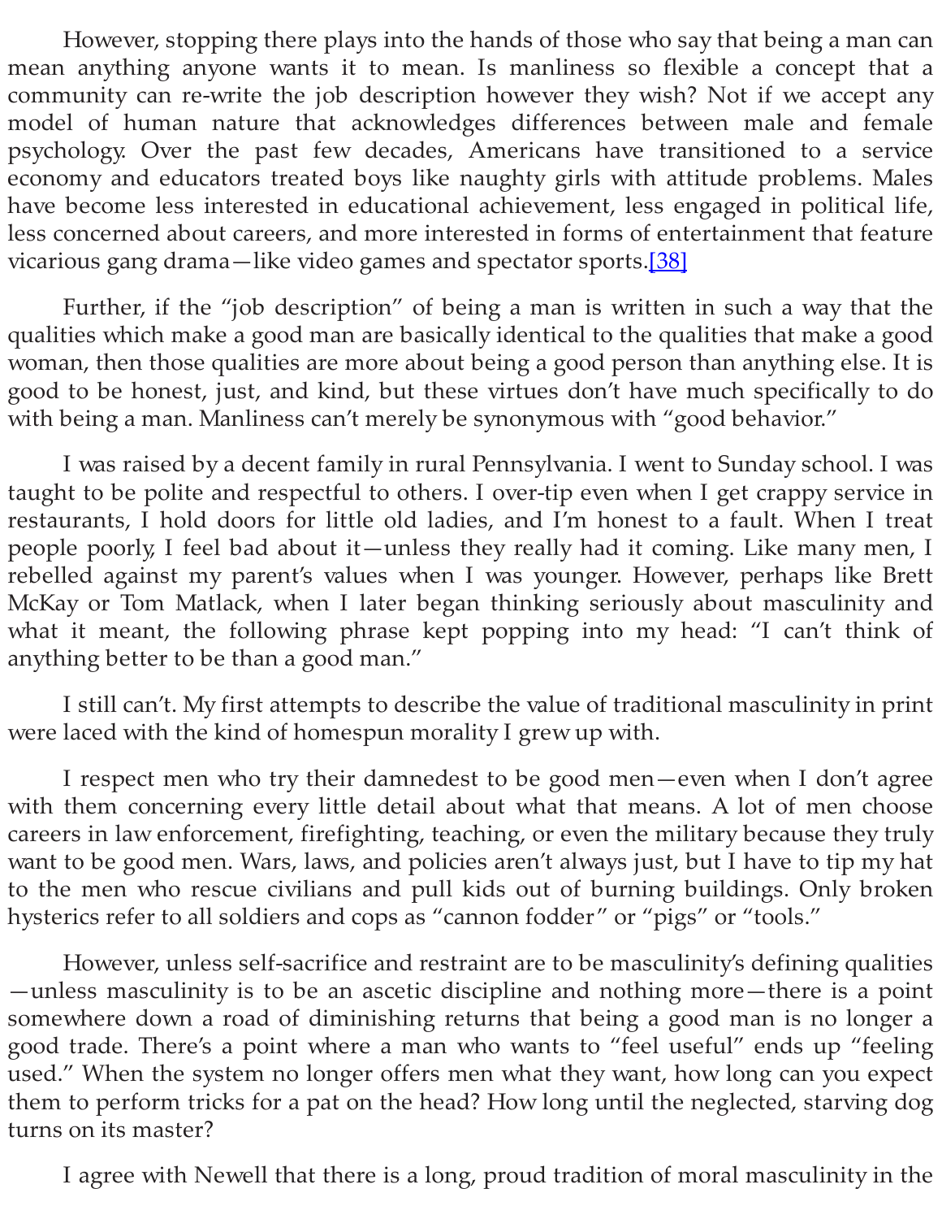However, stopping there plays into the hands of those who say that being a man can mean anything anyone wants it to mean. Is manliness so flexible a concept that a community can re-write the job description however they wish? Not if we accept any model of human nature that acknowledges differences between male and female psychology. Over the past few decades, Americans have transitioned to a service economy and educators treated boys like naughty girls with attitude problems. Males have become less interested in educational achievement, less engaged in political life, less concerned about careers, and more interested in forms of entertainment that feature vicarious gang drama—like video games and spectator sports.[38]

Further, if the "job description" of being a man is written in such a way that the qualities which make a good man are basically identical to the qualities that make a good woman, then those qualities are more about being a good person than anything else. It is good to be honest, just, and kind, but these virtues don't have much specifically to do with being a man. Manliness can't merely be synonymous with "good behavior."

I was raised by a decent family in rural Pennsylvania. I went to Sunday school. I was taught to be polite and respectful to others. I over-tip even when I get crappy service in restaurants, I hold doors for little old ladies, and I'm honest to a fault. When I treat people poorly, I feel bad about it—unless they really had it coming. Like many men, I rebelled against my parent's values when I was younger. However, perhaps like Brett McKay or Tom Matlack, when I later began thinking seriously about masculinity and what it meant, the following phrase kept popping into my head: "I can't think of anything better to be than a good man."

I still can't. My first attempts to describe the value of traditional masculinity in print were laced with the kind of homespun morality I grew up with.

I respect men who try their damnedest to be good men—even when I don't agree with them concerning every little detail about what that means. A lot of men choose careers in law enforcement, firefighting, teaching, or even the military because they truly want to be good men. Wars, laws, and policies aren't always just, but I have to tip my hat to the men who rescue civilians and pull kids out of burning buildings. Only broken hysterics refer to all soldiers and cops as "cannon fodder" or "pigs" or "tools."

However, unless self-sacrifice and restraint are to be masculinity's defining qualities—unless masculinity is to be an ascetic discipline and nothing more—there is a point somewhere down a road of diminishing returns that being a good man is no longer a good trade. There's a point where a man who wants to "feel useful" ends up "feeling used." When the system no longer offers men what they want, how long can you expect them to perform tricks for a pat on the head? How long until the neglected, starving dog turns on its master?

I agree with Newell that there is a long, proud tradition of moral masculinity in the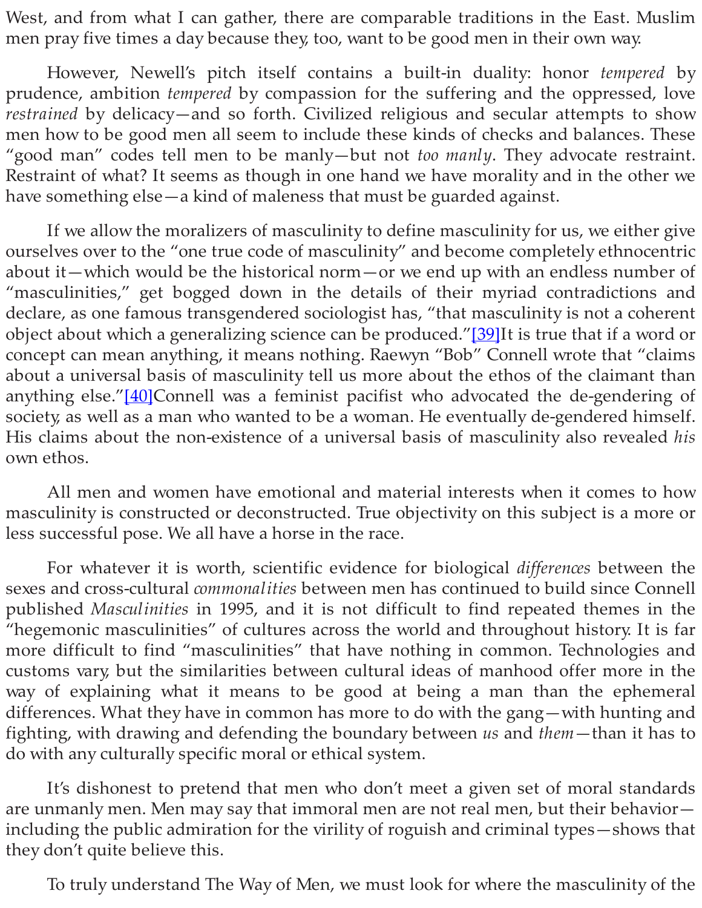West, and from what I can gather, there are comparable traditions in the East. Muslim men pray five times a day because they, too, want to be good men in their own way.

However, Newell's pitch itself contains a built-in duality: honor *tempered* by prudence, ambition *tempered* by compassion for the suffering and the oppressed, love *restrained* by delicacy—and so forth. Civilized religious and secular attempts to show men how to be good men all seem to include these kinds of checks and balances. These "good man" codes tell men to be manly—but not *too manly*. They advocate restraint. Restraint of what? It seems as though in one hand we have morality and in the other we have something else—a kind of maleness that must be guarded against.

If we allow the moralizers of masculinity to define masculinity for us, we either give ourselves over to the "one true code of masculinity" and become completely ethnocentric about it—which would be the historical norm—or we end up with an endless number of "masculinities," get bogged down in the details of their myriad contradictions and declare, as one famous transgendered sociologist has, "that masculinity is not a coherent object about which a generalizing science can be produced."[39]It is true that if a word or concept can mean anything, it means nothing. Raewyn "Bob" Connell wrote that "claims about a universal basis of masculinity tell us more about the ethos of the claimant than anything else."[40]Connell was a feminist pacifist who advocated the de-gendering of society, as well as a man who wanted to be a woman. He eventually de-gendered himself. His claims about the non-existence of a universal basis of masculinity also revealed *his* own ethos.

All men and women have emotional and material interests when it comes to how masculinity is constructed or deconstructed. True objectivity on this subject is a more or less successful pose. We all have a horse in the race.

For whatever it is worth, scientific evidence for biological *differences* between the sexes and cross-cultural *commonalities* between men has continued to build since Connell published *Masculinities* in 1995, and it is not difficult to find repeated themes in the "hegemonic masculinities" of cultures across the world and throughout history. It is far more difficult to find "masculinities" that have nothing in common. Technologies and customs vary, but the similarities between cultural ideas of manhood offer more in the way of explaining what it means to be good at being a man than the ephemeral differences. What they have in common has more to do with the gang—with hunting and fighting, with drawing and defending the boundary between *us* and *them*—than it has to do with any culturally specific moral or ethical system.

It's dishonest to pretend that men who don't meet a given set of moral standards are unmanly men. Men may say that immoral men are not real men, but their behavior—including the public admiration for the virility of roguish and criminal types—shows that they don't quite believe this.

To truly understand The Way of Men, we must look for where the masculinity of the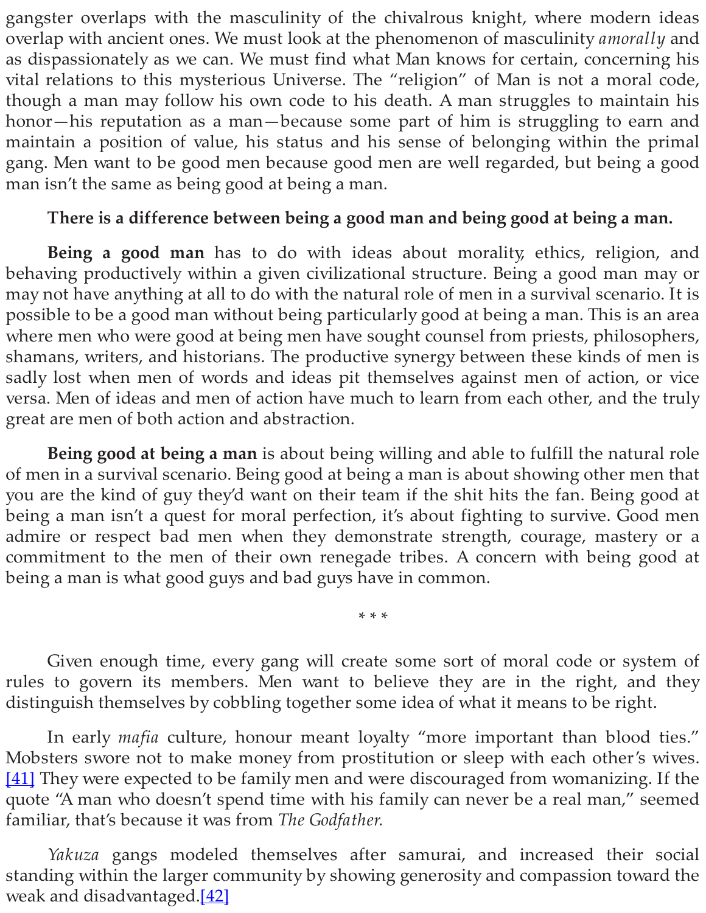gangster overlaps with the masculinity of the chivalrous knight, where modern ideas overlap with ancient ones. We must look at the phenomenon of masculinity *amorally* and as dispassionately as we can. We must find what Man knows for certain, concerning his vital relations to this mysterious Universe. The "religion" of Man is not a moral code, though a man may follow his own code to his death. A man struggles to maintain his honor—his reputation as a man—because some part of him is struggling to earn and maintain a position of value, his status and his sense of belonging within the primal gang. Men want to be good men because good men are well regarded, but being a good man isn't the same as being good at being a man.

**There is a difference between being a good man and being good at being a man.**

**Being a good man** has to do with ideas about morality, ethics, religion, and behaving productively within a given civilizational structure. Being a good man may or may not have anything at all to do with the natural role of men in a survival scenario. It is possible to be a good man without being particularly good at being a man. This is an area where men who were good at being men have sought counsel from priests, philosophers, shamans, writers, and historians. The productive synergy between these kinds of men is sadly lost when men of words and ideas pit themselves against men of action, or vice versa. Men of ideas and men of action have much to learn from each other, and the truly great are men of both action and abstraction.

**Being good at being a man** is about being willing and able to fulfill the natural role of men in a survival scenario. Being good at being a man is about showing other men that you are the kind of guy they'd want on their team if the shit hits the fan. Being good at being a man isn't a quest for moral perfection, it's about fighting to survive. Good men admire or respect bad men when they demonstrate strength, courage, mastery or a commitment to the men of their own renegade tribes. A concern with being good at being a man is what good guys and bad guys have in common.

\* \* \*

Given enough time, every gang will create some sort of moral code or system of rules to govern its members. Men want to believe they are in the right, and they distinguish themselves by cobbling together some idea of what it means to be right.

In early *mafia* culture, honour meant loyalty "more important than blood ties." Mobsters swore not to make money from prostitution or sleep with each other's wives. [41] They were expected to be family men and were discouraged from womanizing. If the quote "A man who doesn't spend time with his family can never be a real man," seemed familiar, that's because it was from *The Godfather.*

*Yakuza* gangs modeled themselves after samurai, and increased their social standing within the larger community by showing generosity and compassion toward the weak and disadvantaged.[42]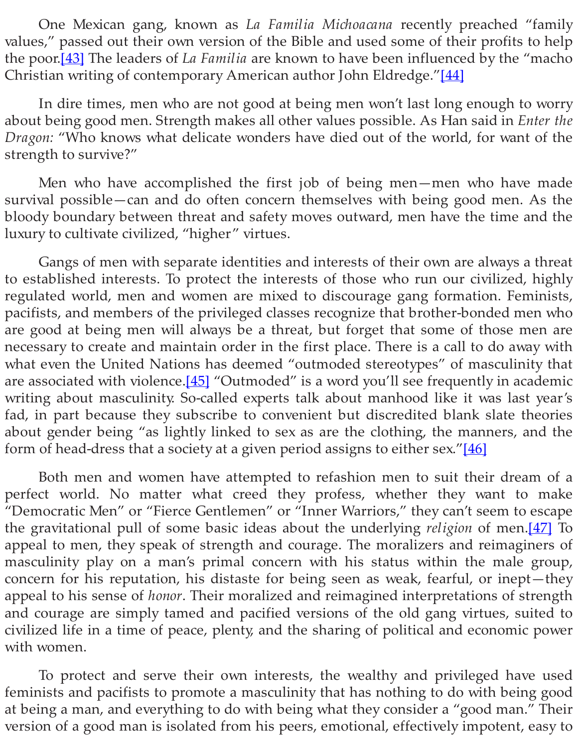One Mexican gang, known as *La Familia Michoacana* recently preached "family values," passed out their own version of the Bible and used some of their profits to help the poor.[43] The leaders of *La Familia* are known to have been influenced by the "macho Christian writing of contemporary American author John Eldredge."[44]

In dire times, men who are not good at being men won't last long enough to worry about being good men. Strength makes all other values possible. As Han said in *Enter the Dragon:* "Who knows what delicate wonders have died out of the world, for want of the strength to survive?"

Men who have accomplished the first job of being men—men who have made survival possible—can and do often concern themselves with being good men. As the bloody boundary between threat and safety moves outward, men have the time and the luxury to cultivate civilized, "higher" virtues.

Gangs of men with separate identities and interests of their own are always a threat to established interests. To protect the interests of those who run our civilized, highly regulated world, men and women are mixed to discourage gang formation. Feminists, pacifists, and members of the privileged classes recognize that brother-bonded men who are good at being men will always be a threat, but forget that some of those men are necessary to create and maintain order in the first place. There is a call to do away with what even the United Nations has deemed "outmoded stereotypes" of masculinity that are associated with violence.[45] "Outmoded" is a word you'll see frequently in academic writing about masculinity. So-called experts talk about manhood like it was last year's fad, in part because they subscribe to convenient but discredited blank slate theories about gender being "as lightly linked to sex as are the clothing, the manners, and the form of head-dress that a society at a given period assigns to either sex."[46]

Both men and women have attempted to refashion men to suit their dream of a perfect world. No matter what creed they profess, whether they want to make "Democratic Men" or "Fierce Gentlemen" or "Inner Warriors," they can't seem to escape the gravitational pull of some basic ideas about the underlying *religion* of men.[47] To appeal to men, they speak of strength and courage. The moralizers and reimaginers of masculinity play on a man's primal concern with his status within the male group, concern for his reputation, his distaste for being seen as weak, fearful, or inept—they appeal to his sense of *honor*. Their moralized and reimagined interpretations of strength and courage are simply tamed and pacified versions of the old gang virtues, suited to civilized life in a time of peace, plenty, and the sharing of political and economic power with women.

To protect and serve their own interests, the wealthy and privileged have used feminists and pacifists to promote a masculinity that has nothing to do with being good at being a man, and everything to do with being what they consider a "good man." Their version of a good man is isolated from his peers, emotional, effectively impotent, easy to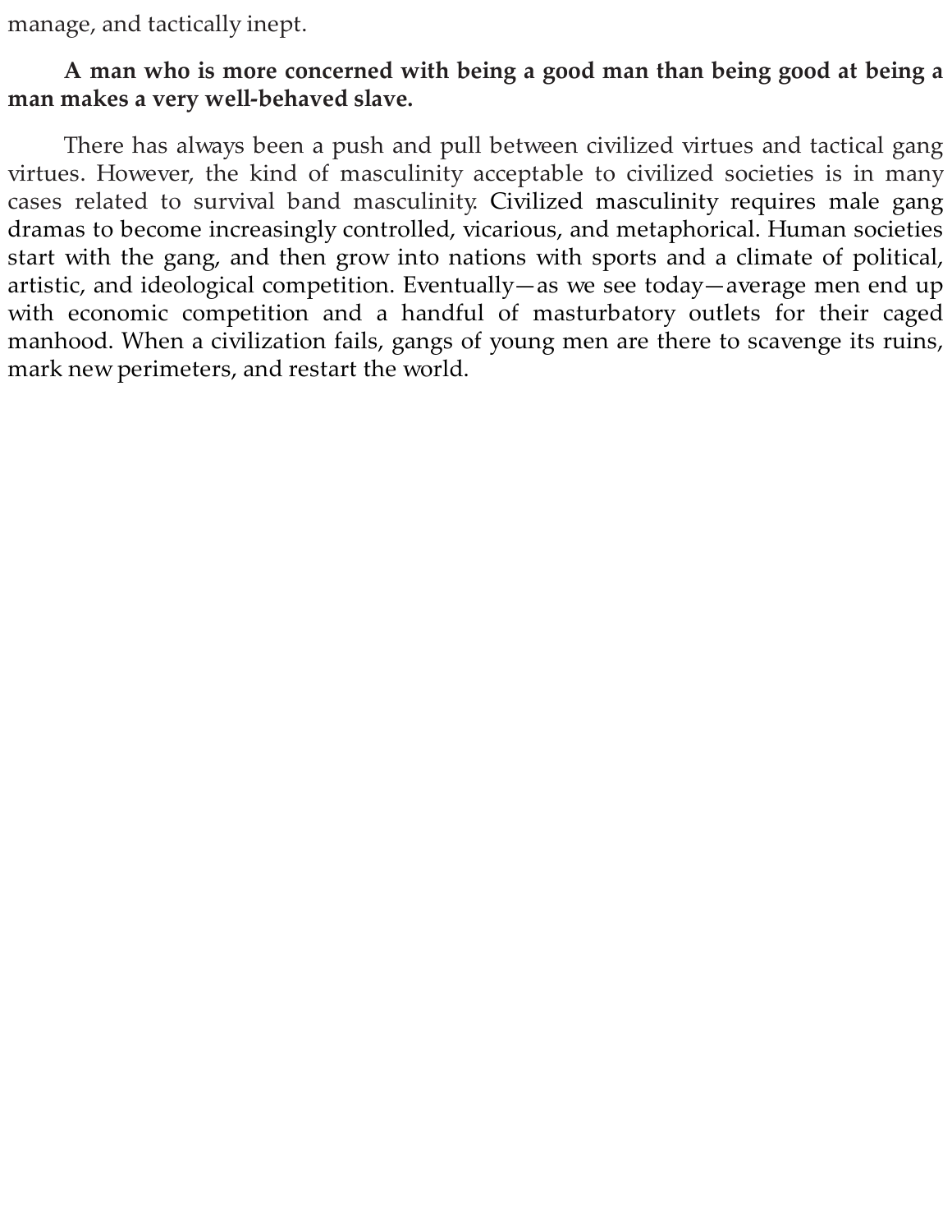manage, and tactically inept.

**A man who is more concerned with being a good man than being good at being a man makes a very well-behaved slave.**

There has always been a push and pull between civilized virtues and tactical gang virtues. However, the kind of masculinity acceptable to civilized societies is in many cases related to survival band masculinity. Civilized masculinity requires male gang dramas to become increasingly controlled, vicarious, and metaphorical. Human societies start with the gang, and then grow into nations with sports and a climate of political, artistic, and ideological competition. Eventually—as we see today—average men end up with economic competition and a handful of masturbatory outlets for their caged manhood. When a civilization fails, gangs of young men are there to scavenge its ruins, mark new perimeters, and restart the world.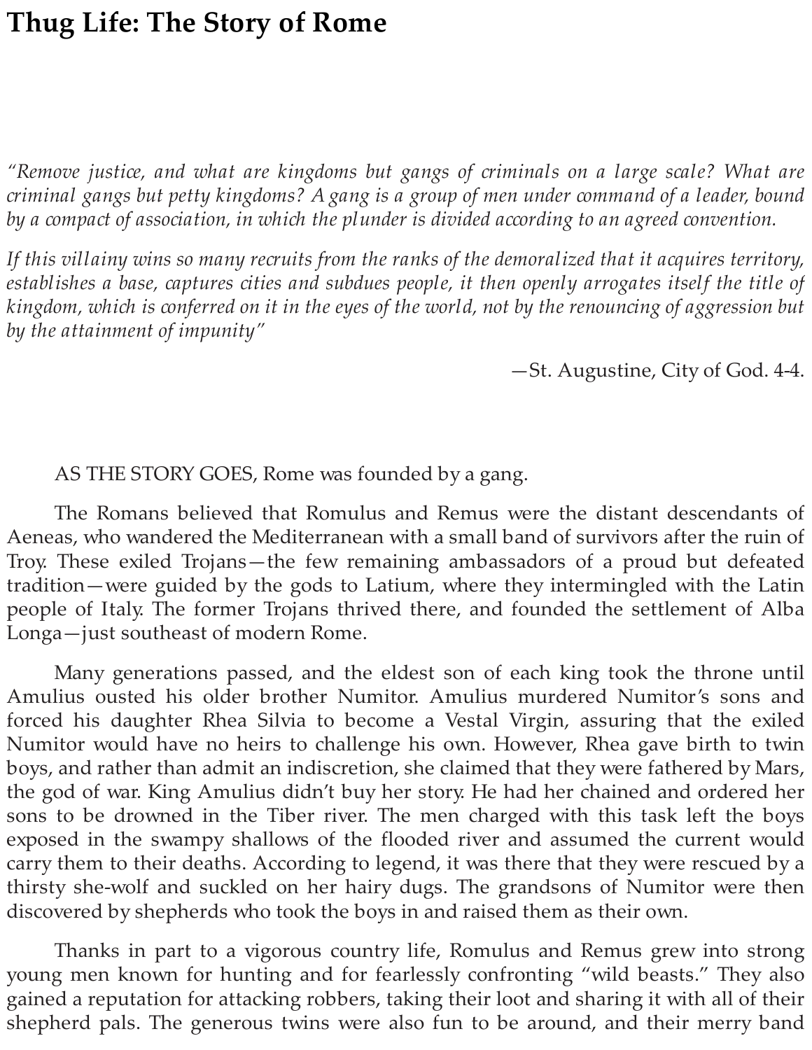# Thug Life: The Story of Rome

*"Remove justice, and what are kingdoms but gangs of criminals on a large scale? What are criminal gangs but petty kingdoms? A gang is a group of men under command of a leader, bound by a compact of association, in which the plunder is divided according to an agreed convention.*

*If this villainy wins so many recruits from the ranks of the demoralized that it acquires territory, establishes a base, captures cities and subdues people, it then openly arrogates itself the title of kingdom, which is conferred on it in the eyes of the world, not by the renouncing of aggression but by the attainment of impunity"*

—St. Augustine, City of God. 4-4.

AS THE STORY GOES, Rome was founded by a gang.

The Romans believed that Romulus and Remus were the distant descendants of Aeneas, who wandered the Mediterranean with a small band of survivors after the ruin of Troy. These exiled Trojans—the few remaining ambassadors of a proud but defeated tradition—were guided by the gods to Latium, where they intermingled with the Latin people of Italy. The former Trojans thrived there, and founded the settlement of Alba Longa—just southeast of modern Rome.

Many generations passed, and the eldest son of each king took the throne until Amulius ousted his older brother Numitor. Amulius murdered Numitor's sons and forced his daughter Rhea Silvia to become a Vestal Virgin, assuring that the exiled Numitor would have no heirs to challenge his own. However, Rhea gave birth to twin boys, and rather than admit an indiscretion, she claimed that they were fathered by Mars, the god of war. King Amulius didn't buy her story. He had her chained and ordered her sons to be drowned in the Tiber river. The men charged with this task left the boys exposed in the swampy shallows of the flooded river and assumed the current would carry them to their deaths. According to legend, it was there that they were rescued by a thirsty she-wolf and suckled on her hairy dugs. The grandsons of Numitor were then discovered by shepherds who took the boys in and raised them as their own.

Thanks in part to a vigorous country life, Romulus and Remus grew into strong young men known for hunting and for fearlessly confronting "wild beasts." They also gained a reputation for attacking robbers, taking their loot and sharing it with all of their shepherd pals. The generous twins were also fun to be around, and their merry band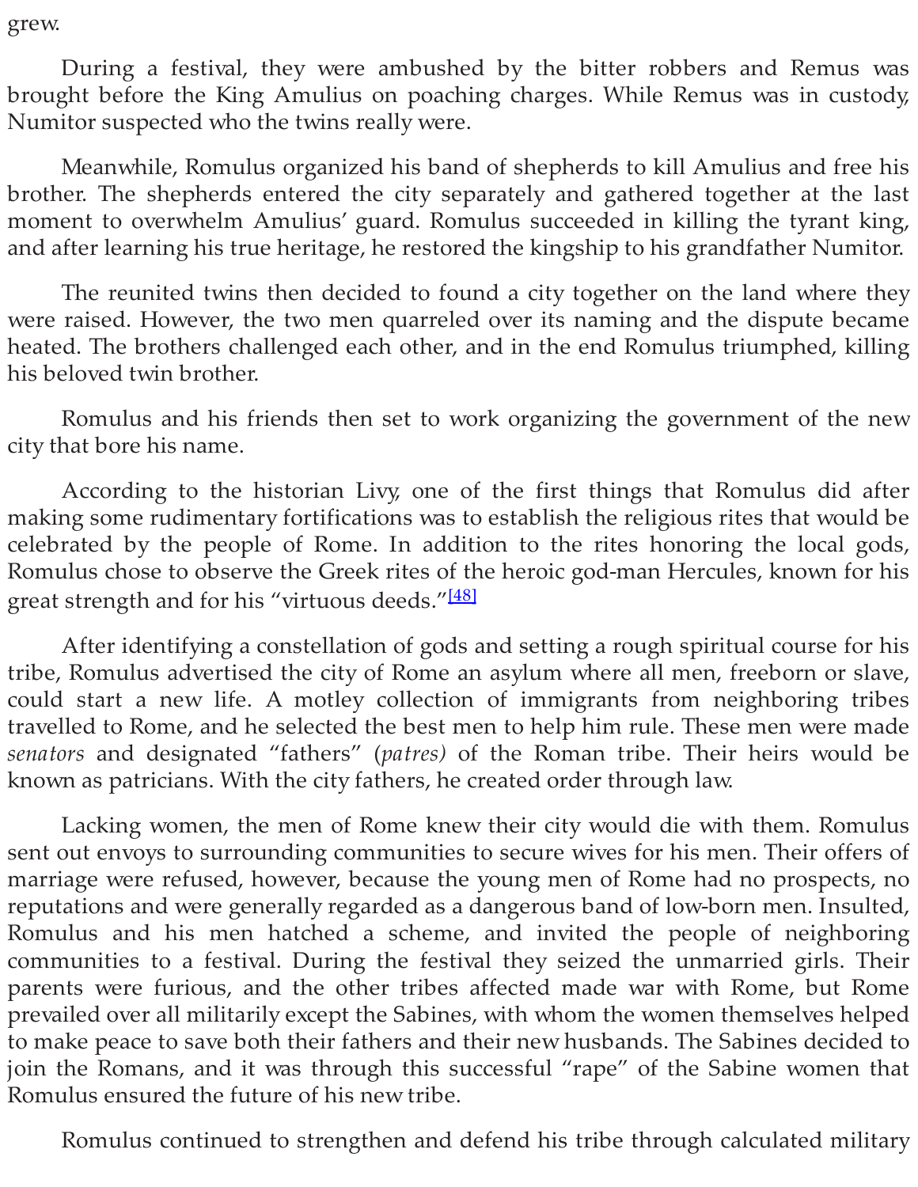grew.

During a festival, they were ambushed by the bitter robbers and Remus was brought before the King Amulius on poaching charges. While Remus was in custody, Numitor suspected who the twins really were.

Meanwhile, Romulus organized his band of shepherds to kill Amulius and free his brother. The shepherds entered the city separately and gathered together at the last moment to overwhelm Amulius' guard. Romulus succeeded in killing the tyrant king, and after learning his true heritage, he restored the kingship to his grandfather Numitor.

The reunited twins then decided to found a city together on the land where they were raised. However, the two men quarreled over its naming and the dispute became heated. The brothers challenged each other, and in the end Romulus triumphed, killing his beloved twin brother.

Romulus and his friends then set to work organizing the government of the new city that bore his name.

According to the historian Livy, one of the first things that Romulus did after making some rudimentary fortifications was to establish the religious rites that would be celebrated by the people of Rome. In addition to the rites honoring the local gods, Romulus chose to observe the Greek rites of the heroic god-man Hercules, known for his great strength and for his "virtuous deeds."[48]

After identifying a constellation of gods and setting a rough spiritual course for his tribe, Romulus advertised the city of Rome an asylum where all men, freeborn or slave, could start a new life. A motley collection of immigrants from neighboring tribes travelled to Rome, and he selected the best men to help him rule. These men were made *senators* and designated "fathers" (*patres)* of the Roman tribe. Their heirs would be known as patricians. With the city fathers, he created order through law.

Lacking women, the men of Rome knew their city would die with them. Romulus sent out envoys to surrounding communities to secure wives for his men. Their offers of marriage were refused, however, because the young men of Rome had no prospects, no reputations and were generally regarded as a dangerous band of low-born men. Insulted, Romulus and his men hatched a scheme, and invited the people of neighboring communities to a festival. During the festival they seized the unmarried girls. Their parents were furious, and the other tribes affected made war with Rome, but Rome prevailed over all militarily except the Sabines, with whom the women themselves helped to make peace to save both their fathers and their new husbands. The Sabines decided to join the Romans, and it was through this successful "rape" of the Sabine women that Romulus ensured the future of his new tribe.

Romulus continued to strengthen and defend his tribe through calculated military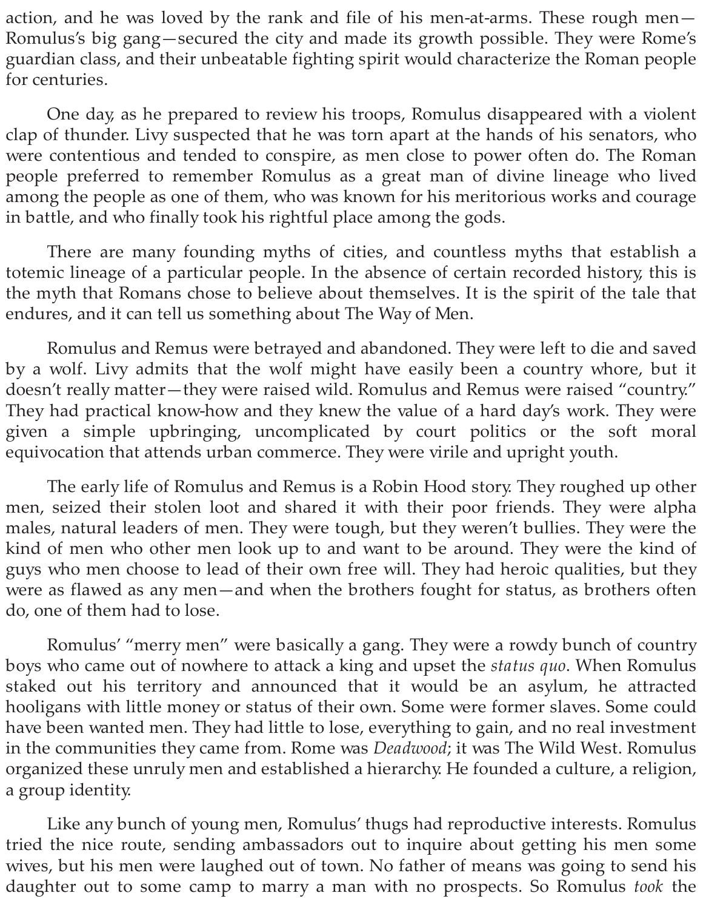action, and he was loved by the rank and file of his men-at-arms. These rough men—Romulus's big gang—secured the city and made its growth possible. They were Rome's guardian class, and their unbeatable fighting spirit would characterize the Roman people for centuries.

One day, as he prepared to review his troops, Romulus disappeared with a violent clap of thunder. Livy suspected that he was torn apart at the hands of his senators, who were contentious and tended to conspire, as men close to power often do. The Roman people preferred to remember Romulus as a great man of divine lineage who lived among the people as one of them, who was known for his meritorious works and courage in battle, and who finally took his rightful place among the gods.

There are many founding myths of cities, and countless myths that establish a totemic lineage of a particular people. In the absence of certain recorded history, this is the myth that Romans chose to believe about themselves. It is the spirit of the tale that endures, and it can tell us something about The Way of Men.

Romulus and Remus were betrayed and abandoned. They were left to die and saved by a wolf. Livy admits that the wolf might have easily been a country whore, but it doesn't really matter—they were raised wild. Romulus and Remus were raised "country." They had practical know-how and they knew the value of a hard day's work. They were given a simple upbringing, uncomplicated by court politics or the soft moral equivocation that attends urban commerce. They were virile and upright youth.

The early life of Romulus and Remus is a Robin Hood story. They roughed up other men, seized their stolen loot and shared it with their poor friends. They were alpha males, natural leaders of men. They were tough, but they weren't bullies. They were the kind of men who other men look up to and want to be around. They were the kind of guys who men choose to lead of their own free will. They had heroic qualities, but they were as flawed as any men—and when the brothers fought for status, as brothers often do, one of them had to lose.

Romulus' "merry men" were basically a gang. They were a rowdy bunch of country boys who came out of nowhere to attack a king and upset the *status quo*. When Romulus staked out his territory and announced that it would be an asylum, he attracted hooligans with little money or status of their own. Some were former slaves. Some could have been wanted men. They had little to lose, everything to gain, and no real investment in the communities they came from. Rome was *Deadwood*; it was The Wild West. Romulus organized these unruly men and established a hierarchy. He founded a culture, a religion, a group identity.

Like any bunch of young men, Romulus' thugs had reproductive interests. Romulus tried the nice route, sending ambassadors out to inquire about getting his men some wives, but his men were laughed out of town. No father of means was going to send his daughter out to some camp to marry a man with no prospects. So Romulus *took* the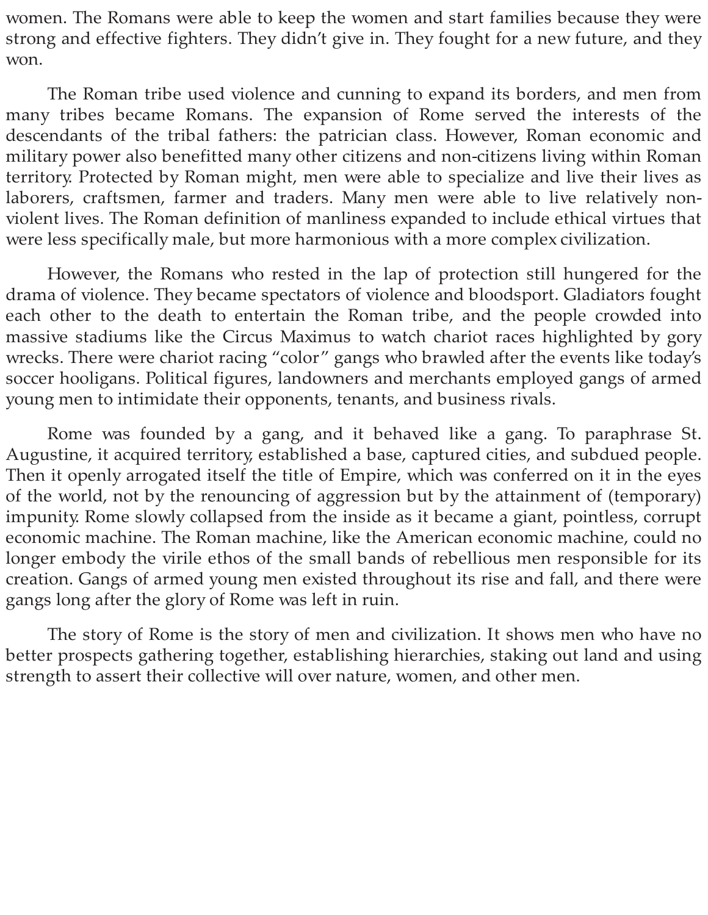women. The Romans were able to keep the women and start families because they were strong and effective fighters. They didn't give in. They fought for a new future, and they won.

The Roman tribe used violence and cunning to expand its borders, and men from many tribes became Romans. The expansion of Rome served the interests of the descendants of the tribal fathers: the patrician class. However, Roman economic and military power also benefitted many other citizens and non-citizens living within Roman territory. Protected by Roman might, men were able to specialize and live their lives as laborers, craftsmen, farmer and traders. Many men were able to live relatively non-violent lives. The Roman definition of manliness expanded to include ethical virtues that were less specifically male, but more harmonious with a more complex civilization.

However, the Romans who rested in the lap of protection still hungered for the drama of violence. They became spectators of violence and bloodsport. Gladiators fought each other to the death to entertain the Roman tribe, and the people crowded into massive stadiums like the Circus Maximus to watch chariot races highlighted by gory wrecks. There were chariot racing "color" gangs who brawled after the events like today's soccer hooligans. Political figures, landowners and merchants employed gangs of armed young men to intimidate their opponents, tenants, and business rivals.

Rome was founded by a gang, and it behaved like a gang. To paraphrase St. Augustine, it acquired territory, established a base, captured cities, and subdued people. Then it openly arrogated itself the title of Empire, which was conferred on it in the eyes of the world, not by the renouncing of aggression but by the attainment of (temporary) impunity. Rome slowly collapsed from the inside as it became a giant, pointless, corrupt economic machine. The Roman machine, like the American economic machine, could no longer embody the virile ethos of the small bands of rebellious men responsible for its creation. Gangs of armed young men existed throughout its rise and fall, and there were gangs long after the glory of Rome was left in ruin.

The story of Rome is the story of men and civilization. It shows men who have no better prospects gathering together, establishing hierarchies, staking out land and using strength to assert their collective will over nature, women, and other men.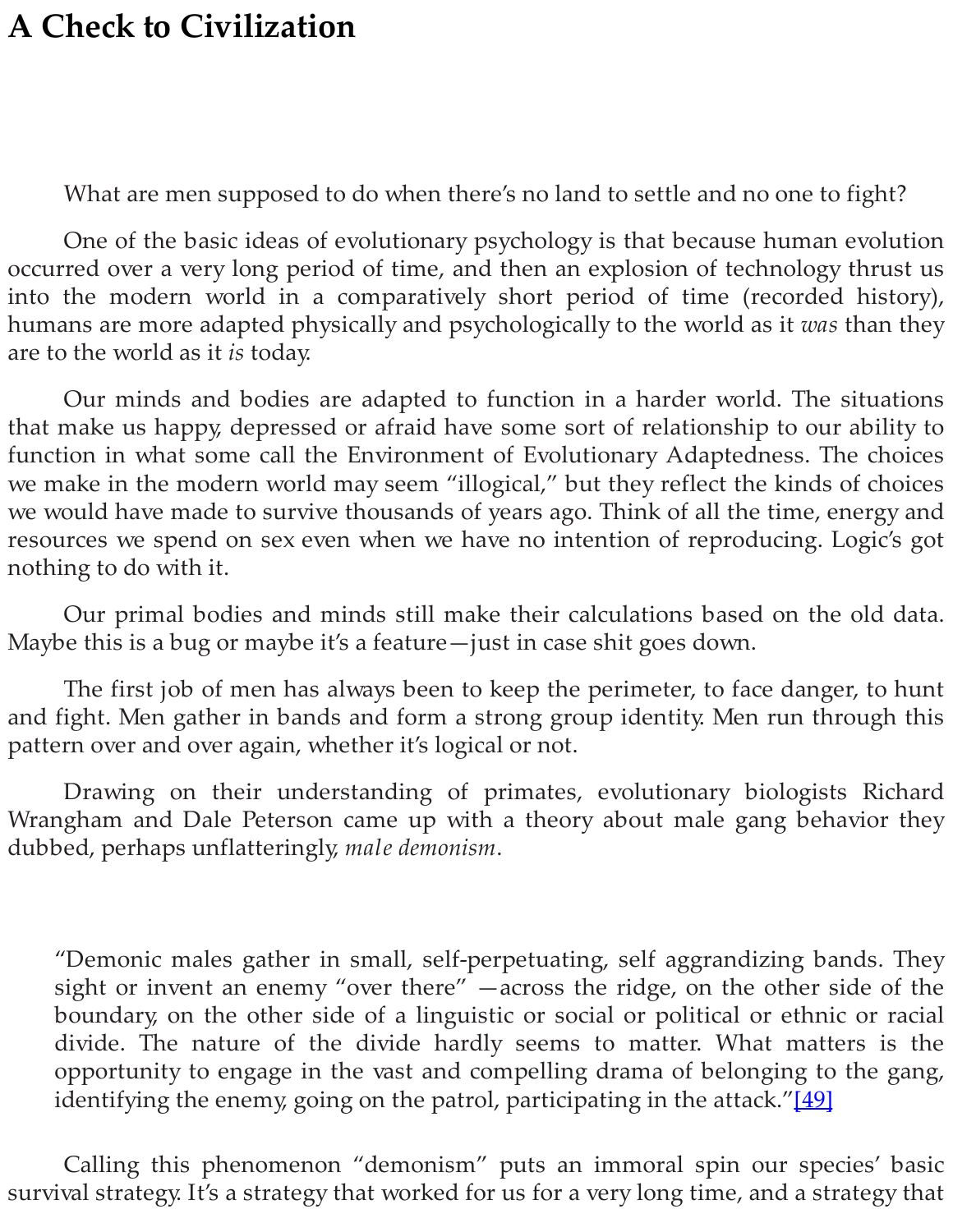## A Check to Civilization

What are men supposed to do when there's no land to settle and no one to fight?

One of the basic ideas of evolutionary psychology is that because human evolution occurred over a very long period of time, and then an explosion of technology thrust us into the modern world in a comparatively short period of time (recorded history), humans are more adapted physically and psychologically to the world as it *was* than they are to the world as it *is* today.

Our minds and bodies are adapted to function in a harder world. The situations that make us happy, depressed or afraid have some sort of relationship to our ability to function in what some call the Environment of Evolutionary Adaptedness. The choices we make in the modern world may seem "illogical," but they reflect the kinds of choices we would have made to survive thousands of years ago. Think of all the time, energy and resources we spend on sex even when we have no intention of reproducing. Logic's got nothing to do with it.

Our primal bodies and minds still make their calculations based on the old data. Maybe this is a bug or maybe it's a feature—just in case shit goes down.

The first job of men has always been to keep the perimeter, to face danger, to hunt and fight. Men gather in bands and form a strong group identity. Men run through this pattern over and over again, whether it's logical or not.

Drawing on their understanding of primates, evolutionary biologists Richard Wrangham and Dale Peterson came up with a theory about male gang behavior they dubbed, perhaps unflatteringly, *male demonism*.

> "Demonic males gather in small, self-perpetuating, self aggrandizing bands. They sight or invent an enemy "over there" —across the ridge, on the other side of the boundary, on the other side of a linguistic or social or political or ethnic or racial divide. The nature of the divide hardly seems to matter. What matters is the opportunity to engage in the vast and compelling drama of belonging to the gang, identifying the enemy, going on the patrol, participating in the attack."[49]

Calling this phenomenon "demonism" puts an immoral spin our species' basic survival strategy. It's a strategy that worked for us for a very long time, and a strategy that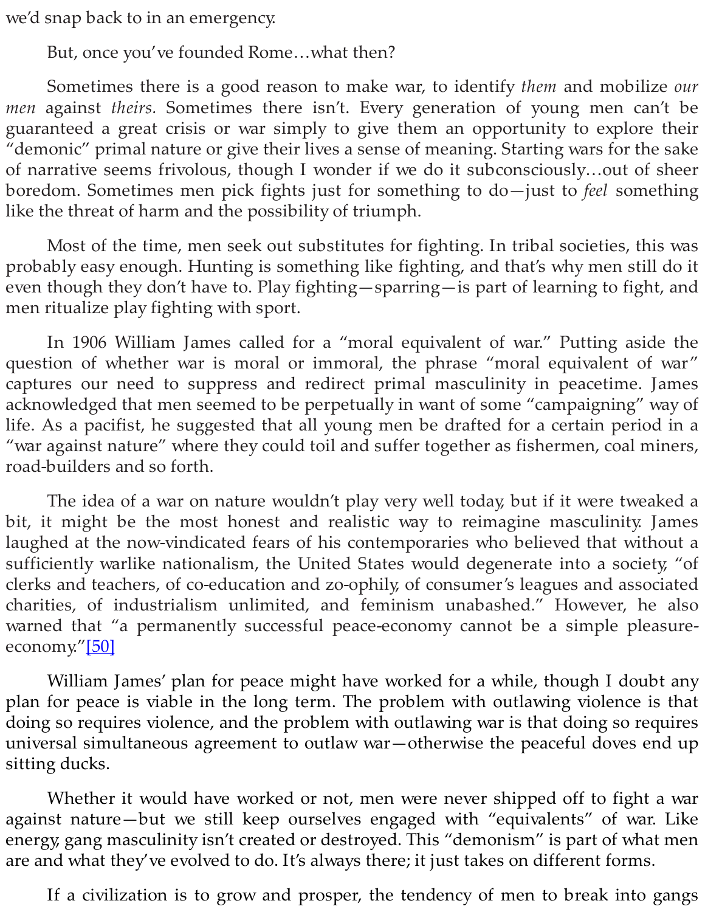we'd snap back to in an emergency.

But, once you've founded Rome…what then?

Sometimes there is a good reason to make war, to identify *them* and mobilize *our men* against *theirs.* Sometimes there isn't. Every generation of young men can't be guaranteed a great crisis or war simply to give them an opportunity to explore their "demonic" primal nature or give their lives a sense of meaning. Starting wars for the sake of narrative seems frivolous, though I wonder if we do it subconsciously…out of sheer boredom. Sometimes men pick fights just for something to do—just to *feel* something like the threat of harm and the possibility of triumph.

Most of the time, men seek out substitutes for fighting. In tribal societies, this was probably easy enough. Hunting is something like fighting, and that's why men still do it even though they don't have to. Play fighting—sparring—is part of learning to fight, and men ritualize play fighting with sport.

In 1906 William James called for a "moral equivalent of war." Putting aside the question of whether war is moral or immoral, the phrase "moral equivalent of war" captures our need to suppress and redirect primal masculinity in peacetime. James acknowledged that men seemed to be perpetually in want of some "campaigning" way of life. As a pacifist, he suggested that all young men be drafted for a certain period in a "war against nature" where they could toil and suffer together as fishermen, coal miners, road-builders and so forth.

The idea of a war on nature wouldn't play very well today, but if it were tweaked a bit, it might be the most honest and realistic way to reimagine masculinity. James laughed at the now-vindicated fears of his contemporaries who believed that without a sufficiently warlike nationalism, the United States would degenerate into a society, "of clerks and teachers, of co-education and zo-ophily, of consumer's leagues and associated charities, of industrialism unlimited, and feminism unabashed." However, he also warned that "a permanently successful peace-economy cannot be a simple pleasure-economy."[50]

William James' plan for peace might have worked for a while, though I doubt any plan for peace is viable in the long term. The problem with outlawing violence is that doing so requires violence, and the problem with outlawing war is that doing so requires universal simultaneous agreement to outlaw war—otherwise the peaceful doves end up sitting ducks.

Whether it would have worked or not, men were never shipped off to fight a war against nature—but we still keep ourselves engaged with "equivalents" of war. Like energy, gang masculinity isn't created or destroyed. This "demonism" is part of what men are and what they've evolved to do. It's always there; it just takes on different forms.

If a civilization is to grow and prosper, the tendency of men to break into gangs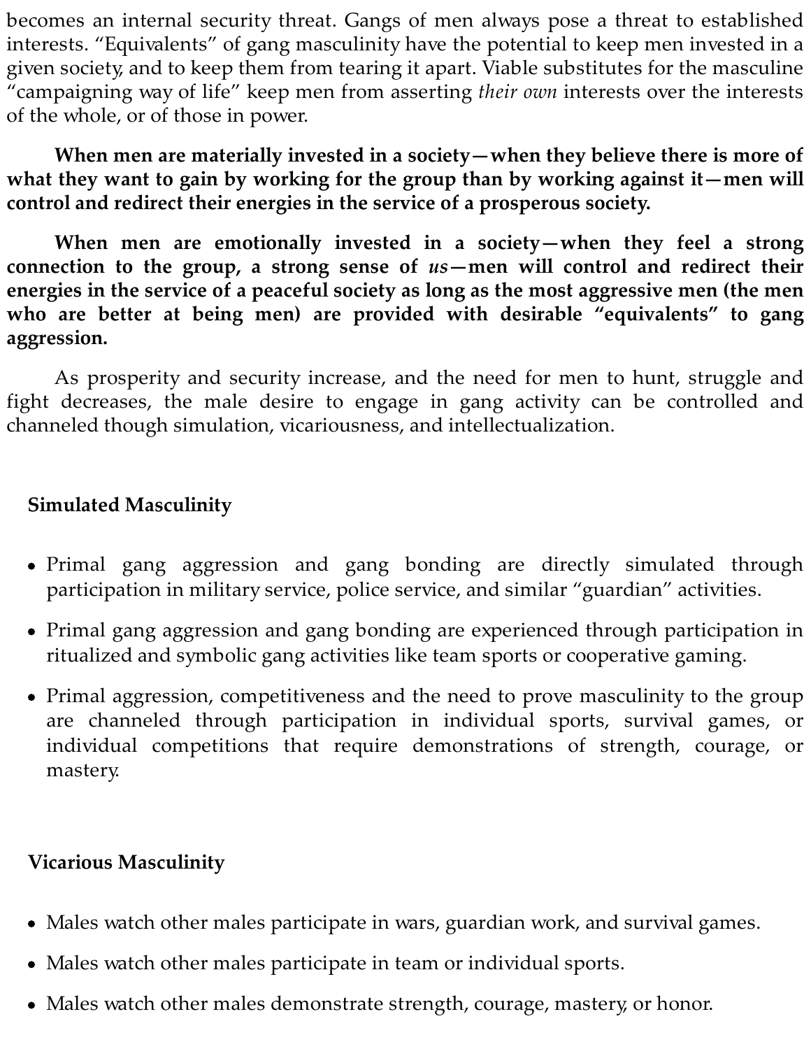becomes an internal security threat. Gangs of men always pose a threat to established interests. "Equivalents" of gang masculinity have the potential to keep men invested in a given society, and to keep them from tearing it apart. Viable substitutes for the masculine "campaigning way of life" keep men from asserting *their own* interests over the interests of the whole, or of those in power.

**When men are materially invested in a society—when they believe there is more of what they want to gain by working for the group than by working against it—men will control and redirect their energies in the service of a prosperous society.**

**When men are emotionally invested in a society—when they feel a strong connection to the group, a strong sense of *us*—men will control and redirect their energies in the service of a peaceful society as long as the most aggressive men (the men who are better at being men) are provided with desirable "equivalents" to gang aggression.**

As prosperity and security increase, and the need for men to hunt, struggle and fight decreases, the male desire to engage in gang activity can be controlled and channeled though simulation, vicariousness, and intellectualization.

### Simulated Masculinity

- Primal gang aggression and gang bonding are directly simulated through participation in military service, police service, and similar "guardian" activities.
- Primal gang aggression and gang bonding are experienced through participation in ritualized and symbolic gang activities like team sports or cooperative gaming.
- Primal aggression, competitiveness and the need to prove masculinity to the group are channeled through participation in individual sports, survival games, or individual competitions that require demonstrations of strength, courage, or mastery.

### Vicarious Masculinity

- Males watch other males participate in wars, guardian work, and survival games.
- Males watch other males participate in team or individual sports.
- Males watch other males demonstrate strength, courage, mastery, or honor.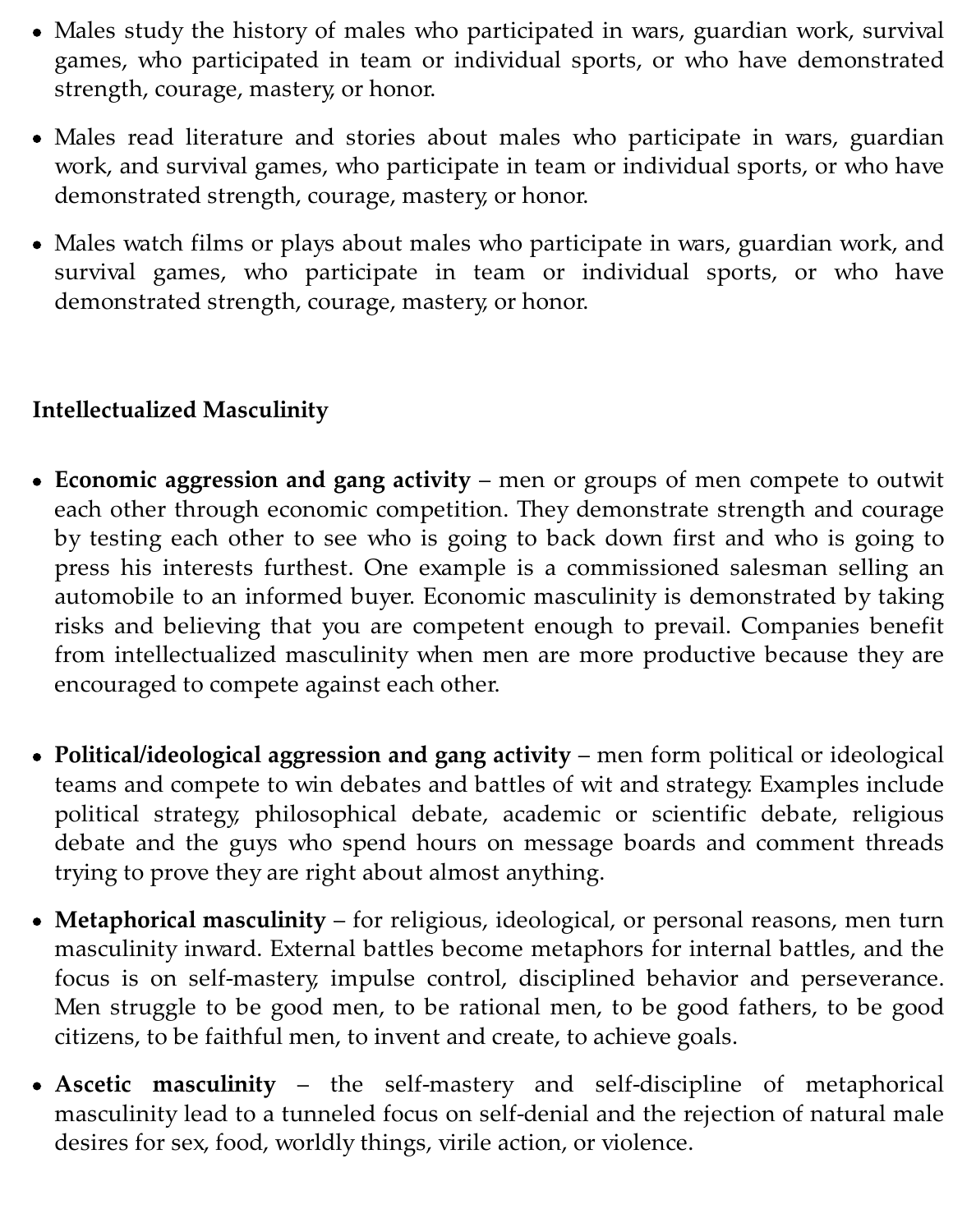- Males study the history of males who participated in wars, guardian work, survival games, who participated in team or individual sports, or who have demonstrated strength, courage, mastery, or honor.
- Males read literature and stories about males who participate in wars, guardian work, and survival games, who participate in team or individual sports, or who have demonstrated strength, courage, mastery, or honor.
- Males watch films or plays about males who participate in wars, guardian work, and survival games, who participate in team or individual sports, or who have demonstrated strength, courage, mastery, or honor.

**Intellectualized Masculinity**

- **Economic aggression and gang activity** – men or groups of men compete to outwit each other through economic competition. They demonstrate strength and courage by testing each other to see who is going to back down first and who is going to press his interests furthest. One example is a commissioned salesman selling an automobile to an informed buyer. Economic masculinity is demonstrated by taking risks and believing that you are competent enough to prevail. Companies benefit from intellectualized masculinity when men are more productive because they are encouraged to compete against each other.

- **Political/ideological aggression and gang activity** – men form political or ideological teams and compete to win debates and battles of wit and strategy. Examples include political strategy, philosophical debate, academic or scientific debate, religious debate and the guys who spend hours on message boards and comment threads trying to prove they are right about almost anything.
- **Metaphorical masculinity** – for religious, ideological, or personal reasons, men turn masculinity inward. External battles become metaphors for internal battles, and the focus is on self-mastery, impulse control, disciplined behavior and perseverance. Men struggle to be good men, to be rational men, to be good fathers, to be good citizens, to be faithful men, to invent and create, to achieve goals.
- **Ascetic masculinity** – the self-mastery and self-discipline of metaphorical masculinity lead to a tunneled focus on self-denial and the rejection of natural male desires for sex, food, worldly things, virile action, or violence.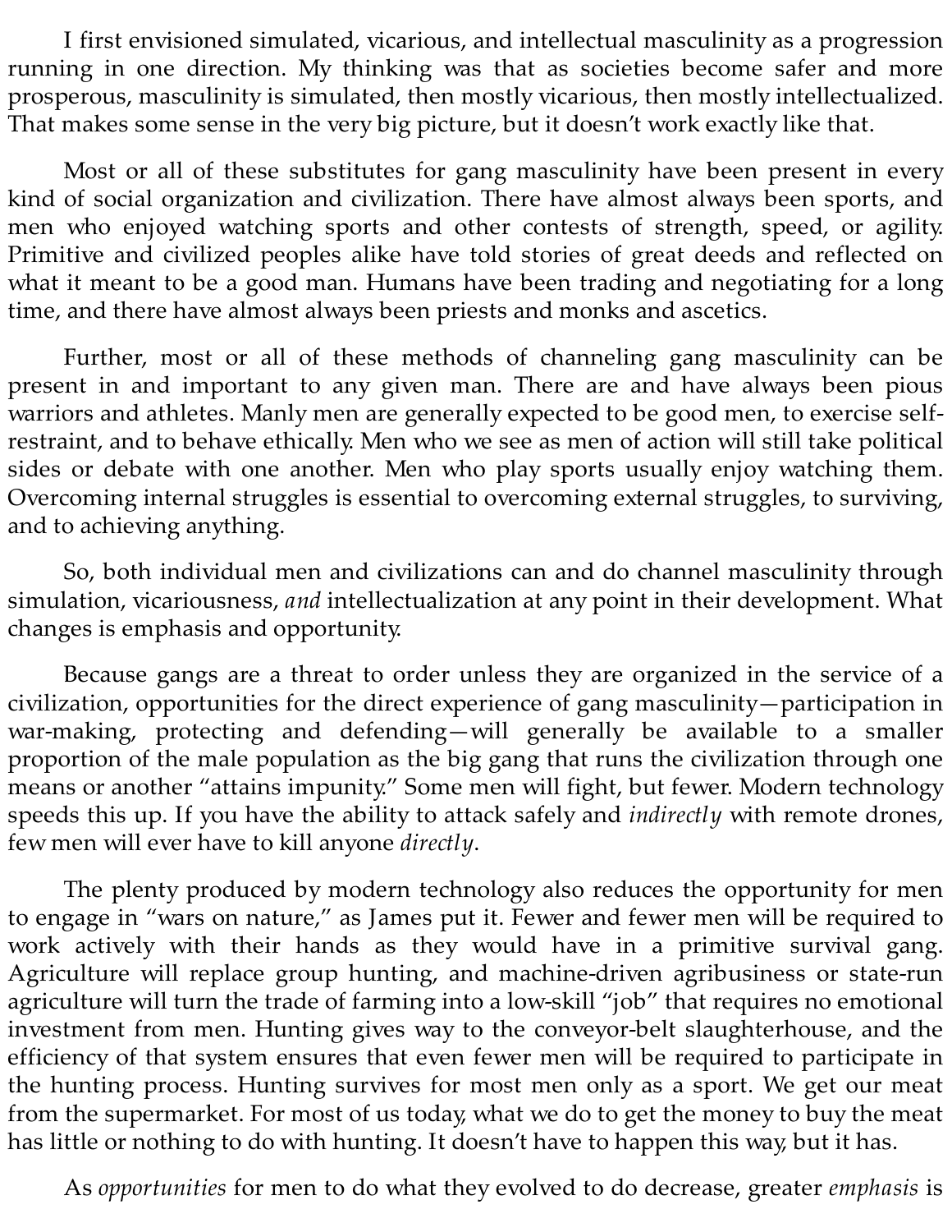I first envisioned simulated, vicarious, and intellectual masculinity as a progression running in one direction. My thinking was that as societies become safer and more prosperous, masculinity is simulated, then mostly vicarious, then mostly intellectualized. That makes some sense in the very big picture, but it doesn't work exactly like that.

Most or all of these substitutes for gang masculinity have been present in every kind of social organization and civilization. There have almost always been sports, and men who enjoyed watching sports and other contests of strength, speed, or agility. Primitive and civilized peoples alike have told stories of great deeds and reflected on what it meant to be a good man. Humans have been trading and negotiating for a long time, and there have almost always been priests and monks and ascetics.

Further, most or all of these methods of channeling gang masculinity can be present in and important to any given man. There are and have always been pious warriors and athletes. Manly men are generally expected to be good men, to exercise self-restraint, and to behave ethically. Men who we see as men of action will still take political sides or debate with one another. Men who play sports usually enjoy watching them. Overcoming internal struggles is essential to overcoming external struggles, to surviving, and to achieving anything.

So, both individual men and civilizations can and do channel masculinity through simulation, vicariousness, *and* intellectualization at any point in their development. What changes is emphasis and opportunity.

Because gangs are a threat to order unless they are organized in the service of a civilization, opportunities for the direct experience of gang masculinity—participation in war-making, protecting and defending—will generally be available to a smaller proportion of the male population as the big gang that runs the civilization through one means or another "attains impunity." Some men will fight, but fewer. Modern technology speeds this up. If you have the ability to attack safely and *indirectly* with remote drones, few men will ever have to kill anyone *directly*.

The plenty produced by modern technology also reduces the opportunity for men to engage in "wars on nature," as James put it. Fewer and fewer men will be required to work actively with their hands as they would have in a primitive survival gang. Agriculture will replace group hunting, and machine-driven agribusiness or state-run agriculture will turn the trade of farming into a low-skill "job" that requires no emotional investment from men. Hunting gives way to the conveyor-belt slaughterhouse, and the efficiency of that system ensures that even fewer men will be required to participate in the hunting process. Hunting survives for most men only as a sport. We get our meat from the supermarket. For most of us today, what we do to get the money to buy the meat has little or nothing to do with hunting. It doesn't have to happen this way, but it has.

As *opportunities* for men to do what they evolved to do decrease, greater *emphasis* is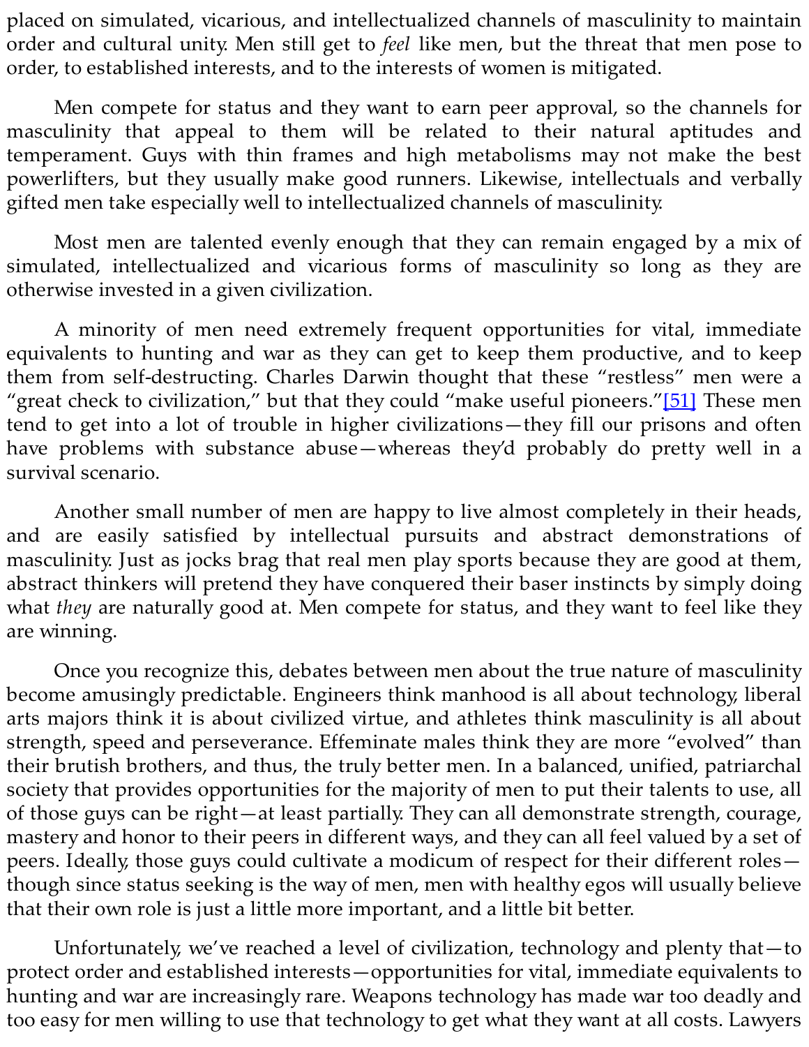placed on simulated, vicarious, and intellectualized channels of masculinity to maintain order and cultural unity. Men still get to *feel* like men, but the threat that men pose to order, to established interests, and to the interests of women is mitigated.

Men compete for status and they want to earn peer approval, so the channels for masculinity that appeal to them will be related to their natural aptitudes and temperament. Guys with thin frames and high metabolisms may not make the best powerlifters, but they usually make good runners. Likewise, intellectuals and verbally gifted men take especially well to intellectualized channels of masculinity.

Most men are talented evenly enough that they can remain engaged by a mix of simulated, intellectualized and vicarious forms of masculinity so long as they are otherwise invested in a given civilization.

A minority of men need extremely frequent opportunities for vital, immediate equivalents to hunting and war as they can get to keep them productive, and to keep them from self-destructing. Charles Darwin thought that these "restless" men were a "great check to civilization," but that they could "make useful pioneers."[51] These men tend to get into a lot of trouble in higher civilizations—they fill our prisons and often have problems with substance abuse—whereas they'd probably do pretty well in a survival scenario.

Another small number of men are happy to live almost completely in their heads, and are easily satisfied by intellectual pursuits and abstract demonstrations of masculinity. Just as jocks brag that real men play sports because they are good at them, abstract thinkers will pretend they have conquered their baser instincts by simply doing what *they* are naturally good at. Men compete for status, and they want to feel like they are winning.

Once you recognize this, debates between men about the true nature of masculinity become amusingly predictable. Engineers think manhood is all about technology, liberal arts majors think it is about civilized virtue, and athletes think masculinity is all about strength, speed and perseverance. Effeminate males think they are more "evolved" than their brutish brothers, and thus, the truly better men. In a balanced, unified, patriarchal society that provides opportunities for the majority of men to put their talents to use, all of those guys can be right—at least partially. They can all demonstrate strength, courage, mastery and honor to their peers in different ways, and they can all feel valued by a set of peers. Ideally, those guys could cultivate a modicum of respect for their different roles—though since status seeking is the way of men, men with healthy egos will usually believe that their own role is just a little more important, and a little bit better.

Unfortunately, we've reached a level of civilization, technology and plenty that—to protect order and established interests—opportunities for vital, immediate equivalents to hunting and war are increasingly rare. Weapons technology has made war too deadly and too easy for men willing to use that technology to get what they want at all costs. Lawyers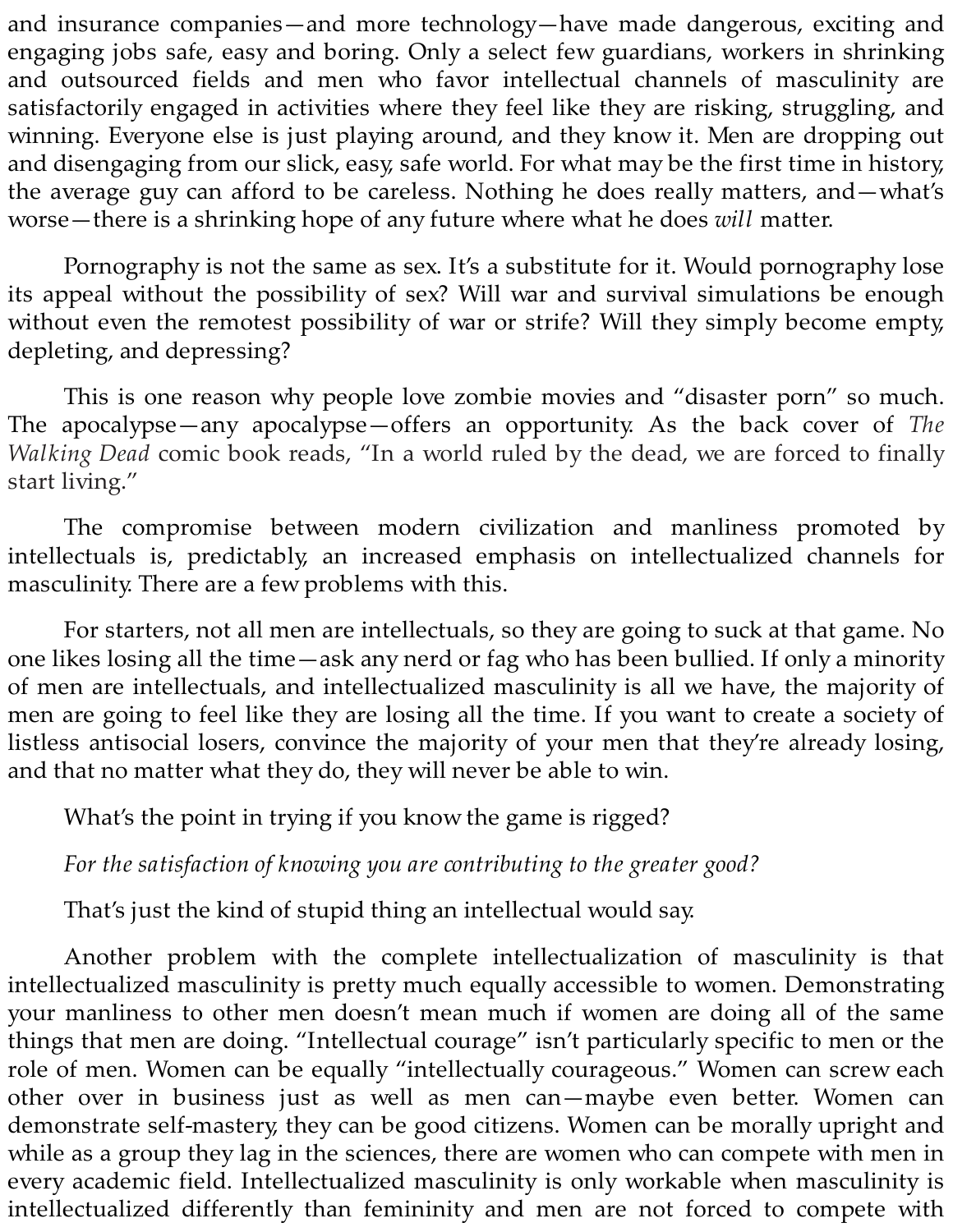and insurance companies—and more technology—have made dangerous, exciting and engaging jobs safe, easy and boring. Only a select few guardians, workers in shrinking and outsourced fields and men who favor intellectual channels of masculinity are satisfactorily engaged in activities where they feel like they are risking, struggling, and winning. Everyone else is just playing around, and they know it. Men are dropping out and disengaging from our slick, easy, safe world. For what may be the first time in history, the average guy can afford to be careless. Nothing he does really matters, and—what's worse—there is a shrinking hope of any future where what he does *will* matter.

Pornography is not the same as sex. It's a substitute for it. Would pornography lose its appeal without the possibility of sex? Will war and survival simulations be enough without even the remotest possibility of war or strife? Will they simply become empty, depleting, and depressing?

This is one reason why people love zombie movies and "disaster porn" so much. The apocalypse—any apocalypse—offers an opportunity. As the back cover of *The Walking Dead* comic book reads, "In a world ruled by the dead, we are forced to finally start living."

The compromise between modern civilization and manliness promoted by intellectuals is, predictably, an increased emphasis on intellectualized channels for masculinity. There are a few problems with this.

For starters, not all men are intellectuals, so they are going to suck at that game. No one likes losing all the time—ask any nerd or fag who has been bullied. If only a minority of men are intellectuals, and intellectualized masculinity is all we have, the majority of men are going to feel like they are losing all the time. If you want to create a society of listless antisocial losers, convince the majority of your men that they're already losing, and that no matter what they do, they will never be able to win.

What's the point in trying if you know the game is rigged?

*For the satisfaction of knowing you are contributing to the greater good?*

That's just the kind of stupid thing an intellectual would say.

Another problem with the complete intellectualization of masculinity is that intellectualized masculinity is pretty much equally accessible to women. Demonstrating your manliness to other men doesn't mean much if women are doing all of the same things that men are doing. "Intellectual courage" isn't particularly specific to men or the role of men. Women can be equally "intellectually courageous." Women can screw each other over in business just as well as men can—maybe even better. Women can demonstrate self-mastery, they can be good citizens. Women can be morally upright and while as a group they lag in the sciences, there are women who can compete with men in every academic field. Intellectualized masculinity is only workable when masculinity is intellectualized differently than femininity and men are not forced to compete with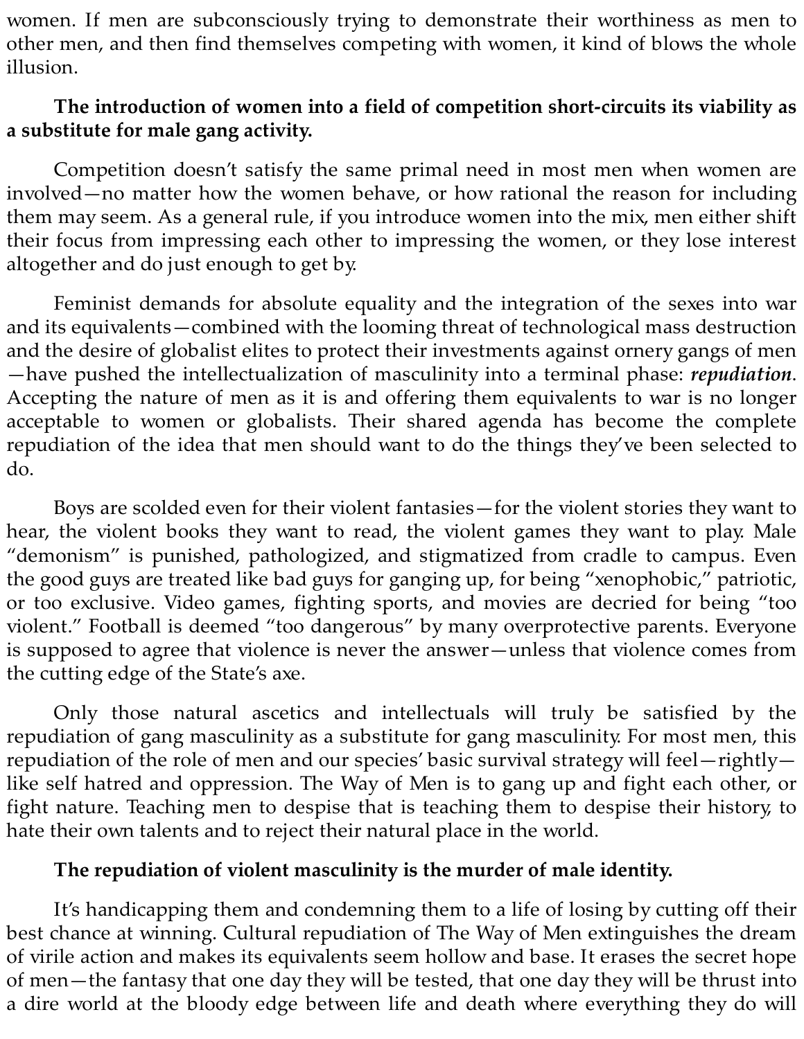women. If men are subconsciously trying to demonstrate their worthiness as men to other men, and then find themselves competing with women, it kind of blows the whole illusion.

**The introduction of women into a field of competition short-circuits its viability as a substitute for male gang activity.**

Competition doesn't satisfy the same primal need in most men when women are involved—no matter how the women behave, or how rational the reason for including them may seem. As a general rule, if you introduce women into the mix, men either shift their focus from impressing each other to impressing the women, or they lose interest altogether and do just enough to get by.

Feminist demands for absolute equality and the integration of the sexes into war and its equivalents—combined with the looming threat of technological mass destruction and the desire of globalist elites to protect their investments against ornery gangs of men—have pushed the intellectualization of masculinity into a terminal phase: ***repudiation***. Accepting the nature of men as it is and offering them equivalents to war is no longer acceptable to women or globalists. Their shared agenda has become the complete repudiation of the idea that men should want to do the things they've been selected to do.

Boys are scolded even for their violent fantasies—for the violent stories they want to hear, the violent books they want to read, the violent games they want to play. Male "demonism" is punished, pathologized, and stigmatized from cradle to campus. Even the good guys are treated like bad guys for ganging up, for being "xenophobic," patriotic, or too exclusive. Video games, fighting sports, and movies are decried for being "too violent." Football is deemed "too dangerous" by many overprotective parents. Everyone is supposed to agree that violence is never the answer—unless that violence comes from the cutting edge of the State's axe.

Only those natural ascetics and intellectuals will truly be satisfied by the repudiation of gang masculinity as a substitute for gang masculinity. For most men, this repudiation of the role of men and our species' basic survival strategy will feel—rightly—like self hatred and oppression. The Way of Men is to gang up and fight each other, or fight nature. Teaching men to despise that is teaching them to despise their history, to hate their own talents and to reject their natural place in the world.

**The repudiation of violent masculinity is the murder of male identity.**

It's handicapping them and condemning them to a life of losing by cutting off their best chance at winning. Cultural repudiation of The Way of Men extinguishes the dream of virile action and makes its equivalents seem hollow and base. It erases the secret hope of men—the fantasy that one day they will be tested, that one day they will be thrust into a dire world at the bloody edge between life and death where everything they do will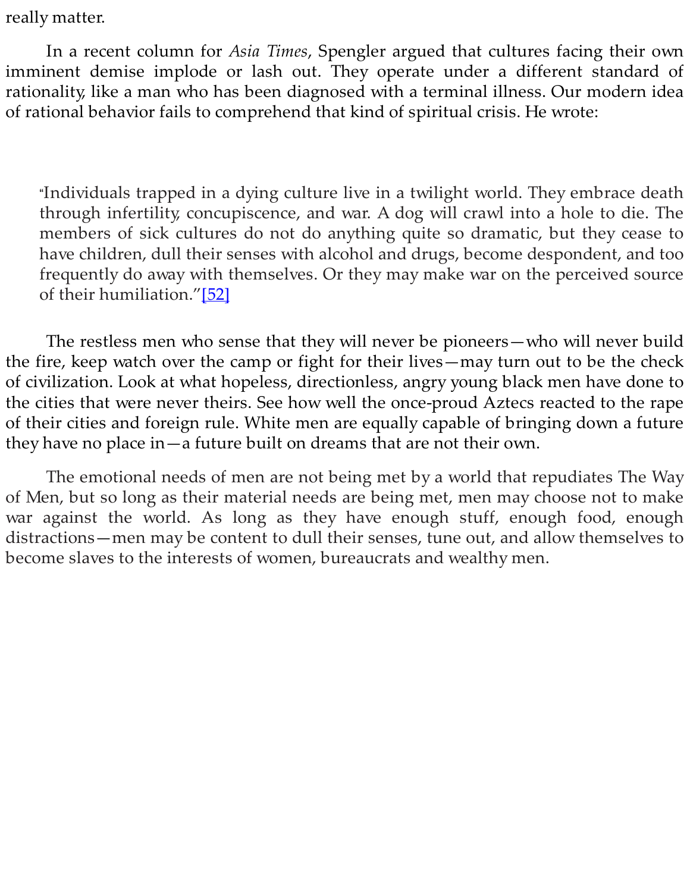really matter.

In a recent column for *Asia Times*, Spengler argued that cultures facing their own imminent demise implode or lash out. They operate under a different standard of rationality, like a man who has been diagnosed with a terminal illness. Our modern idea of rational behavior fails to comprehend that kind of spiritual crisis. He wrote:

> "Individuals trapped in a dying culture live in a twilight world. They embrace death through infertility, concupiscence, and war. A dog will crawl into a hole to die. The members of sick cultures do not do anything quite so dramatic, but they cease to have children, dull their senses with alcohol and drugs, become despondent, and too frequently do away with themselves. Or they may make war on the perceived source of their humiliation."[52]

The restless men who sense that they will never be pioneers—who will never build the fire, keep watch over the camp or fight for their lives—may turn out to be the check of civilization. Look at what hopeless, directionless, angry young black men have done to the cities that were never theirs. See how well the once-proud Aztecs reacted to the rape of their cities and foreign rule. White men are equally capable of bringing down a future they have no place in—a future built on dreams that are not their own.

The emotional needs of men are not being met by a world that repudiates The Way of Men, but so long as their material needs are being met, men may choose not to make war against the world. As long as they have enough stuff, enough food, enough distractions—men may be content to dull their senses, tune out, and allow themselves to become slaves to the interests of women, bureaucrats and wealthy men.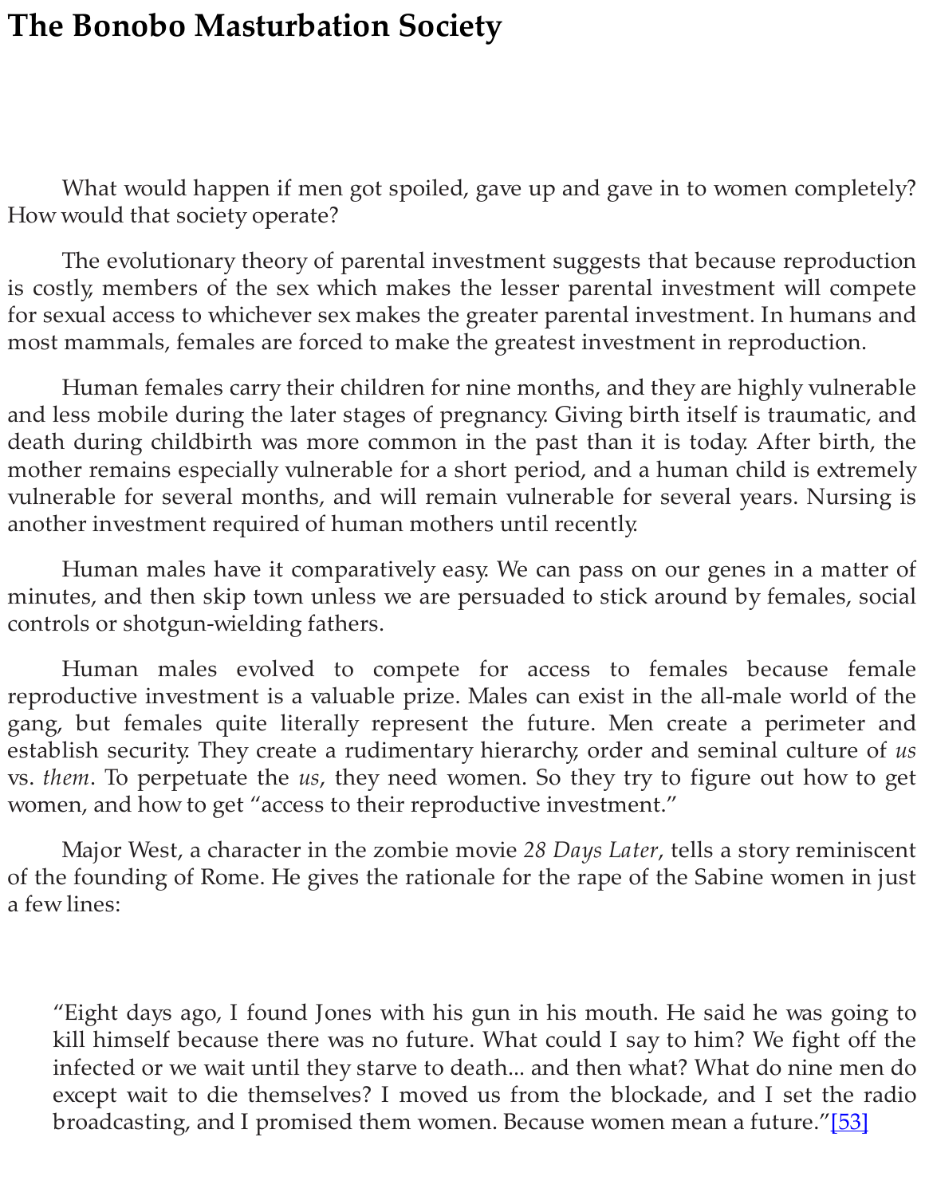# The Bonobo Masturbation Society

What would happen if men got spoiled, gave up and gave in to women completely? How would that society operate?

The evolutionary theory of parental investment suggests that because reproduction is costly, members of the sex which makes the lesser parental investment will compete for sexual access to whichever sex makes the greater parental investment. In humans and most mammals, females are forced to make the greatest investment in reproduction.

Human females carry their children for nine months, and they are highly vulnerable and less mobile during the later stages of pregnancy. Giving birth itself is traumatic, and death during childbirth was more common in the past than it is today. After birth, the mother remains especially vulnerable for a short period, and a human child is extremely vulnerable for several months, and will remain vulnerable for several years. Nursing is another investment required of human mothers until recently.

Human males have it comparatively easy. We can pass on our genes in a matter of minutes, and then skip town unless we are persuaded to stick around by females, social controls or shotgun-wielding fathers.

Human males evolved to compete for access to females because female reproductive investment is a valuable prize. Males can exist in the all-male world of the gang, but females quite literally represent the future. Men create a perimeter and establish security. They create a rudimentary hierarchy, order and seminal culture of *us* vs. *them*. To perpetuate the *us*, they need women. So they try to figure out how to get women, and how to get "access to their reproductive investment."

Major West, a character in the zombie movie *28 Days Later*, tells a story reminiscent of the founding of Rome. He gives the rationale for the rape of the Sabine women in just a few lines:

> "Eight days ago, I found Jones with his gun in his mouth. He said he was going to kill himself because there was no future. What could I say to him? We fight off the infected or we wait until they starve to death... and then what? What do nine men do except wait to die themselves? I moved us from the blockade, and I set the radio broadcasting, and I promised them women. Because women mean a future."[53]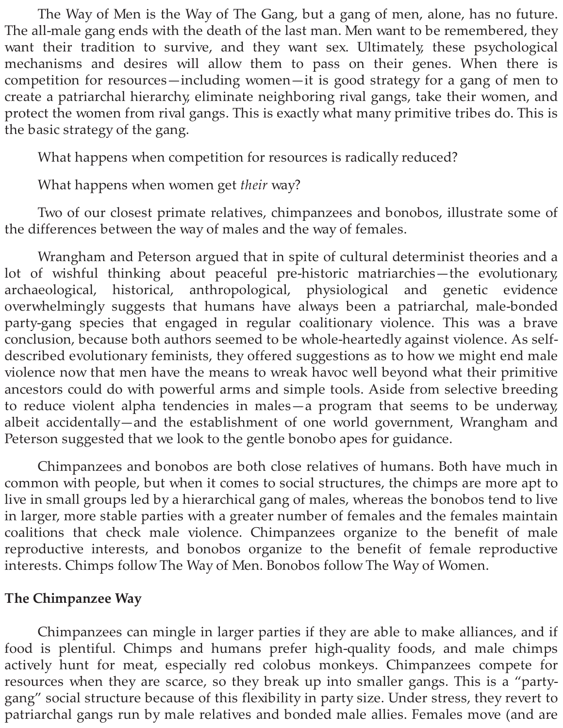The Way of Men is the Way of The Gang, but a gang of men, alone, has no future. The all-male gang ends with the death of the last man. Men want to be remembered, they want their tradition to survive, and they want sex. Ultimately, these psychological mechanisms and desires will allow them to pass on their genes. When there is competition for resources—including women—it is good strategy for a gang of men to create a patriarchal hierarchy, eliminate neighboring rival gangs, take their women, and protect the women from rival gangs. This is exactly what many primitive tribes do. This is the basic strategy of the gang.

What happens when competition for resources is radically reduced?

What happens when women get *their* way?

Two of our closest primate relatives, chimpanzees and bonobos, illustrate some of the differences between the way of males and the way of females.

Wrangham and Peterson argued that in spite of cultural determinist theories and a lot of wishful thinking about peaceful pre-historic matriarchies—the evolutionary, archaeological, historical, anthropological, physiological and genetic evidence overwhelmingly suggests that humans have always been a patriarchal, male-bonded party-gang species that engaged in regular coalitionary violence. This was a brave conclusion, because both authors seemed to be whole-heartedly against violence. As self-described evolutionary feminists, they offered suggestions as to how we might end male violence now that men have the means to wreak havoc well beyond what their primitive ancestors could do with powerful arms and simple tools. Aside from selective breeding to reduce violent alpha tendencies in males—a program that seems to be underway, albeit accidentally—and the establishment of one world government, Wrangham and Peterson suggested that we look to the gentle bonobo apes for guidance.

Chimpanzees and bonobos are both close relatives of humans. Both have much in common with people, but when it comes to social structures, the chimps are more apt to live in small groups led by a hierarchical gang of males, whereas the bonobos tend to live in larger, more stable parties with a greater number of females and the females maintain coalitions that check male violence. Chimpanzees organize to the benefit of male reproductive interests, and bonobos organize to the benefit of female reproductive interests. Chimps follow The Way of Men. Bonobos follow The Way of Women.

**The Chimpanzee Way**

Chimpanzees can mingle in larger parties if they are able to make alliances, and if food is plentiful. Chimps and humans prefer high-quality foods, and male chimps actively hunt for meat, especially red colobus monkeys. Chimpanzees compete for resources when they are scarce, so they break up into smaller gangs. This is a "party-gang" social structure because of this flexibility in party size. Under stress, they revert to patriarchal gangs run by male relatives and bonded male allies. Females move (and are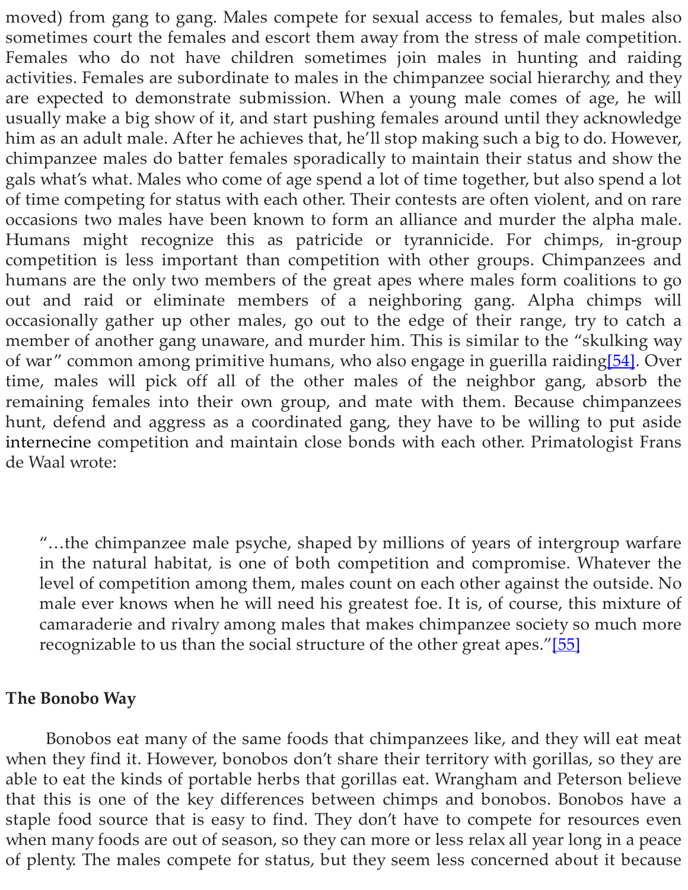moved) from gang to gang. Males compete for sexual access to females, but males also sometimes court the females and escort them away from the stress of male competition. Females who do not have children sometimes join males in hunting and raiding activities. Females are subordinate to males in the chimpanzee social hierarchy, and they are expected to demonstrate submission. When a young male comes of age, he will usually make a big show of it, and start pushing females around until they acknowledge him as an adult male. After he achieves that, he'll stop making such a big to do. However, chimpanzee males do batter females sporadically to maintain their status and show the gals what's what. Males who come of age spend a lot of time together, but also spend a lot of time competing for status with each other. Their contests are often violent, and on rare occasions two males have been known to form an alliance and murder the alpha male. Humans might recognize this as patricide or tyrannicide. For chimps, in-group competition is less important than competition with other groups. Chimpanzees and humans are the only two members of the great apes where males form coalitions to go out and raid or eliminate members of a neighboring gang. Alpha chimps will occasionally gather up other males, go out to the edge of their range, try to catch a member of another gang unaware, and murder him. This is similar to the "skulking way of war" common among primitive humans, who also engage in guerilla raiding[54]. Over time, males will pick off all of the other males of the neighbor gang, absorb the remaining females into their own group, and mate with them. Because chimpanzees hunt, defend and aggress as a coordinated gang, they have to be willing to put aside internecine competition and maintain close bonds with each other. Primatologist Frans de Waal wrote:

> "…the chimpanzee male psyche, shaped by millions of years of intergroup warfare in the natural habitat, is one of both competition and compromise. Whatever the level of competition among them, males count on each other against the outside. No male ever knows when he will need his greatest foe. It is, of course, this mixture of camaraderie and rivalry among males that makes chimpanzee society so much more recognizable to us than the social structure of the other great apes."[55]

**The Bonobo Way**

Bonobos eat many of the same foods that chimpanzees like, and they will eat meat when they find it. However, bonobos don't share their territory with gorillas, so they are able to eat the kinds of portable herbs that gorillas eat. Wrangham and Peterson believe that this is one of the key differences between chimps and bonobos. Bonobos have a staple food source that is easy to find. They don't have to compete for resources even when many foods are out of season, so they can more or less relax all year long in a peace of plenty. The males compete for status, but they seem less concerned about it because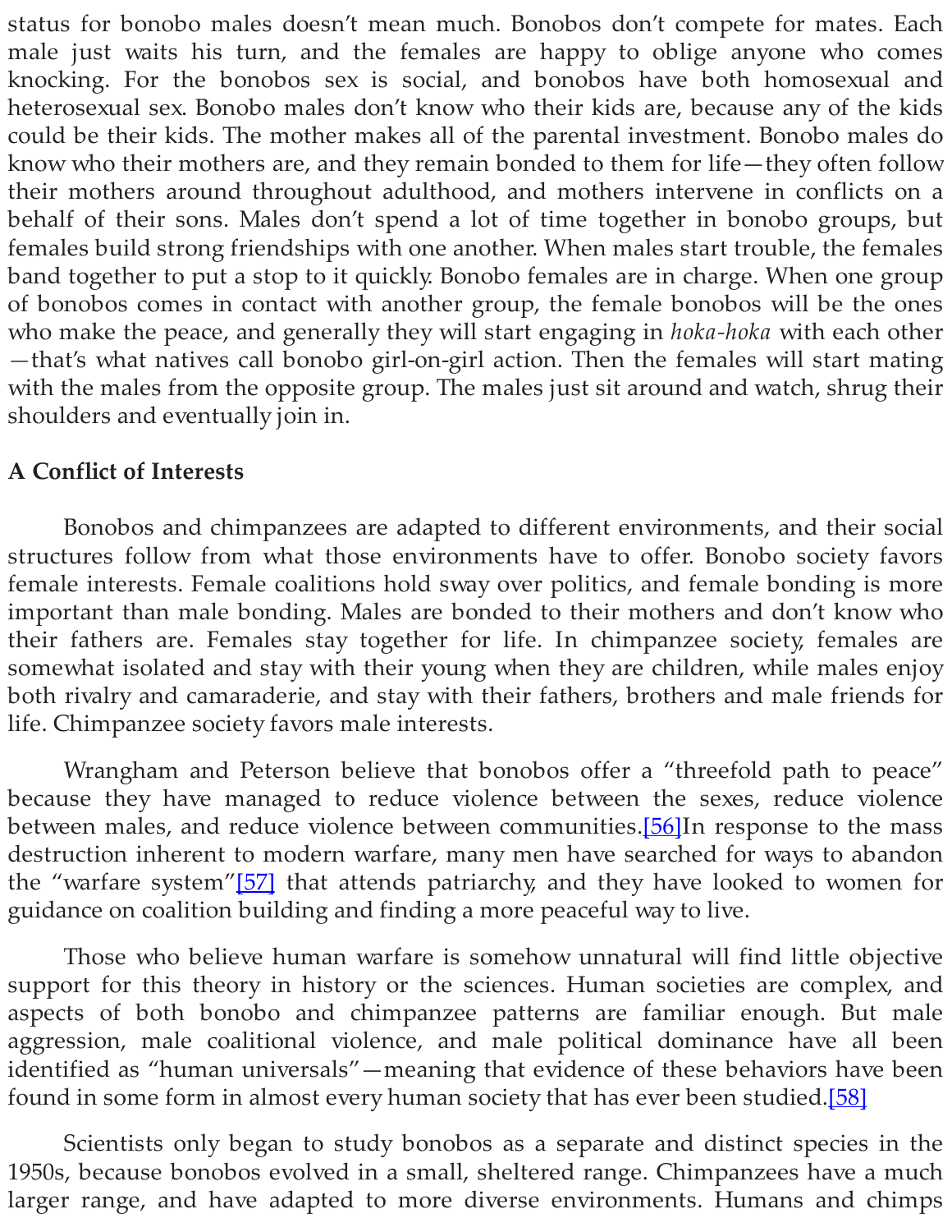status for bonobo males doesn't mean much. Bonobos don't compete for mates. Each male just waits his turn, and the females are happy to oblige anyone who comes knocking. For the bonobos sex is social, and bonobos have both homosexual and heterosexual sex. Bonobo males don't know who their kids are, because any of the kids could be their kids. The mother makes all of the parental investment. Bonobo males do know who their mothers are, and they remain bonded to them for life—they often follow their mothers around throughout adulthood, and mothers intervene in conflicts on a behalf of their sons. Males don't spend a lot of time together in bonobo groups, but females build strong friendships with one another. When males start trouble, the females band together to put a stop to it quickly. Bonobo females are in charge. When one group of bonobos comes in contact with another group, the female bonobos will be the ones who make the peace, and generally they will start engaging in *hoka-hoka* with each other—that's what natives call bonobo girl-on-girl action. Then the females will start mating with the males from the opposite group. The males just sit around and watch, shrug their shoulders and eventually join in.

**A Conflict of Interests**

Bonobos and chimpanzees are adapted to different environments, and their social structures follow from what those environments have to offer. Bonobo society favors female interests. Female coalitions hold sway over politics, and female bonding is more important than male bonding. Males are bonded to their mothers and don't know who their fathers are. Females stay together for life. In chimpanzee society, females are somewhat isolated and stay with their young when they are children, while males enjoy both rivalry and camaraderie, and stay with their fathers, brothers and male friends for life. Chimpanzee society favors male interests.

Wrangham and Peterson believe that bonobos offer a "threefold path to peace" because they have managed to reduce violence between the sexes, reduce violence between males, and reduce violence between communities.[56]In response to the mass destruction inherent to modern warfare, many men have searched for ways to abandon the "warfare system"[57] that attends patriarchy, and they have looked to women for guidance on coalition building and finding a more peaceful way to live.

Those who believe human warfare is somehow unnatural will find little objective support for this theory in history or the sciences. Human societies are complex, and aspects of both bonobo and chimpanzee patterns are familiar enough. But male aggression, male coalitional violence, and male political dominance have all been identified as "human universals"—meaning that evidence of these behaviors have been found in some form in almost every human society that has ever been studied.[58]

Scientists only began to study bonobos as a separate and distinct species in the 1950s, because bonobos evolved in a small, sheltered range. Chimpanzees have a much larger range, and have adapted to more diverse environments. Humans and chimps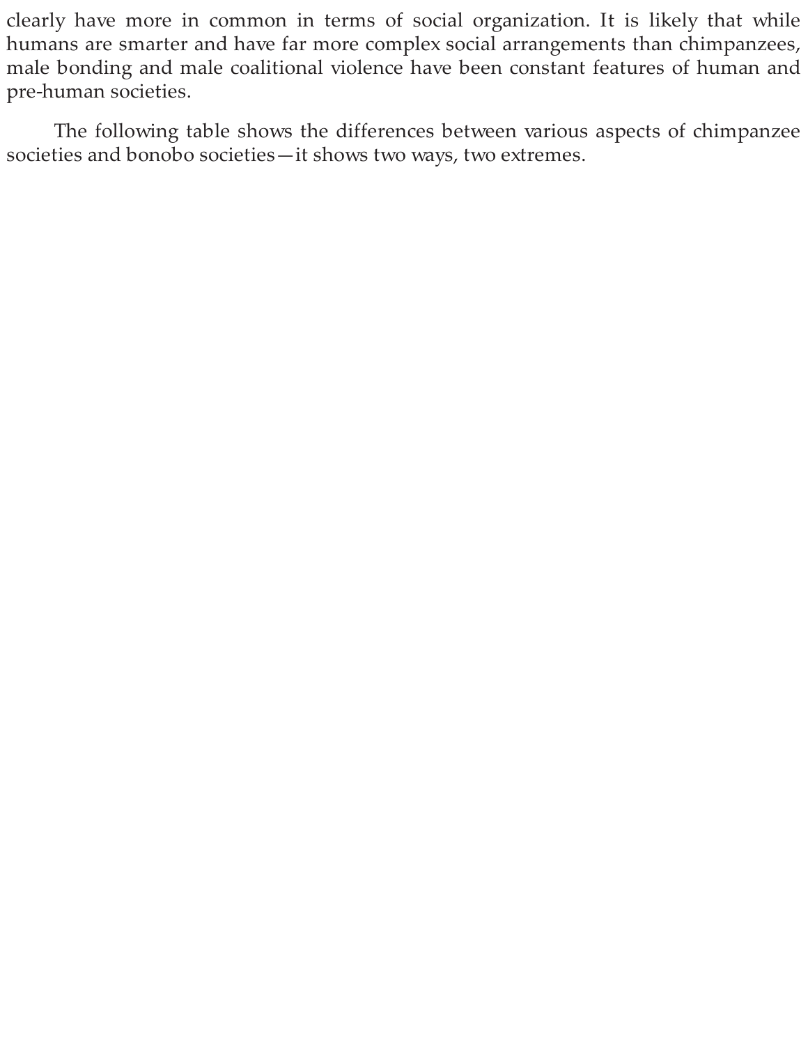clearly have more in common in terms of social organization. It is likely that while humans are smarter and have far more complex social arrangements than chimpanzees, male bonding and male coalitional violence have been constant features of human and pre-human societies.

The following table shows the differences between various aspects of chimpanzee societies and bonobo societies—it shows two ways, two extremes.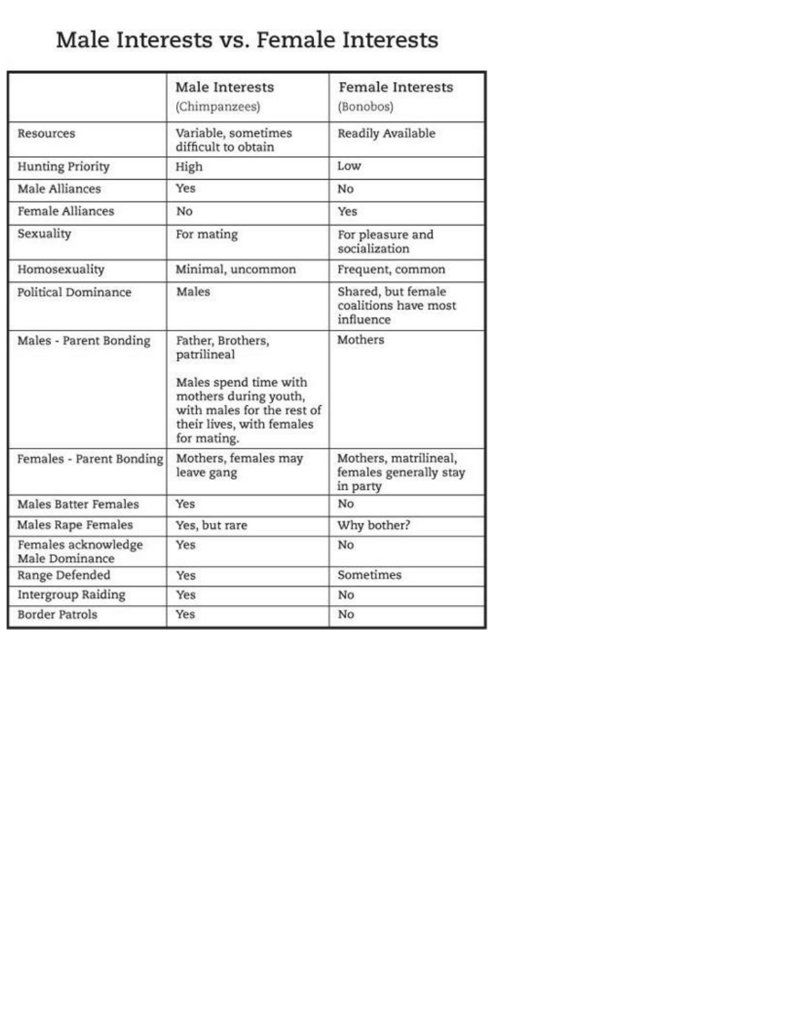# Male Interests vs. Female Interests

| | Male Interests (Chimpanzees) | Female Interests (Bonobos) |
|---|---|---|
| Resources | Variable, sometimes difficult to obtain | Readily Available |
| Hunting Priority | High | Low |
| Male Alliances | Yes | No |
| Female Alliances | No | Yes |
| Sexuality | For mating | For pleasure and socialization |
| Homosexuality | Minimal, uncommon | Frequent, common |
| Political Dominance | Males | Shared, but female coalitions have most influence |
| Males - Parent Bonding | Father, Brothers, patrilineal<br><br>Males spend time with mothers during youth, with males for the rest of their lives, with females for mating. | Mothers |
| Females - Parent Bonding | Mothers, females may leave gang | Mothers, matrilineal, females generally stay in party |
| Males Batter Females | Yes | No |
| Males Rape Females | Yes, but rare | Why bother? |
| Females acknowledge Male Dominance | Yes | No |
| Range Defended | Yes | Sometimes |
| Intergroup Raiding | Yes | No |
| Border Patrols | Yes | No |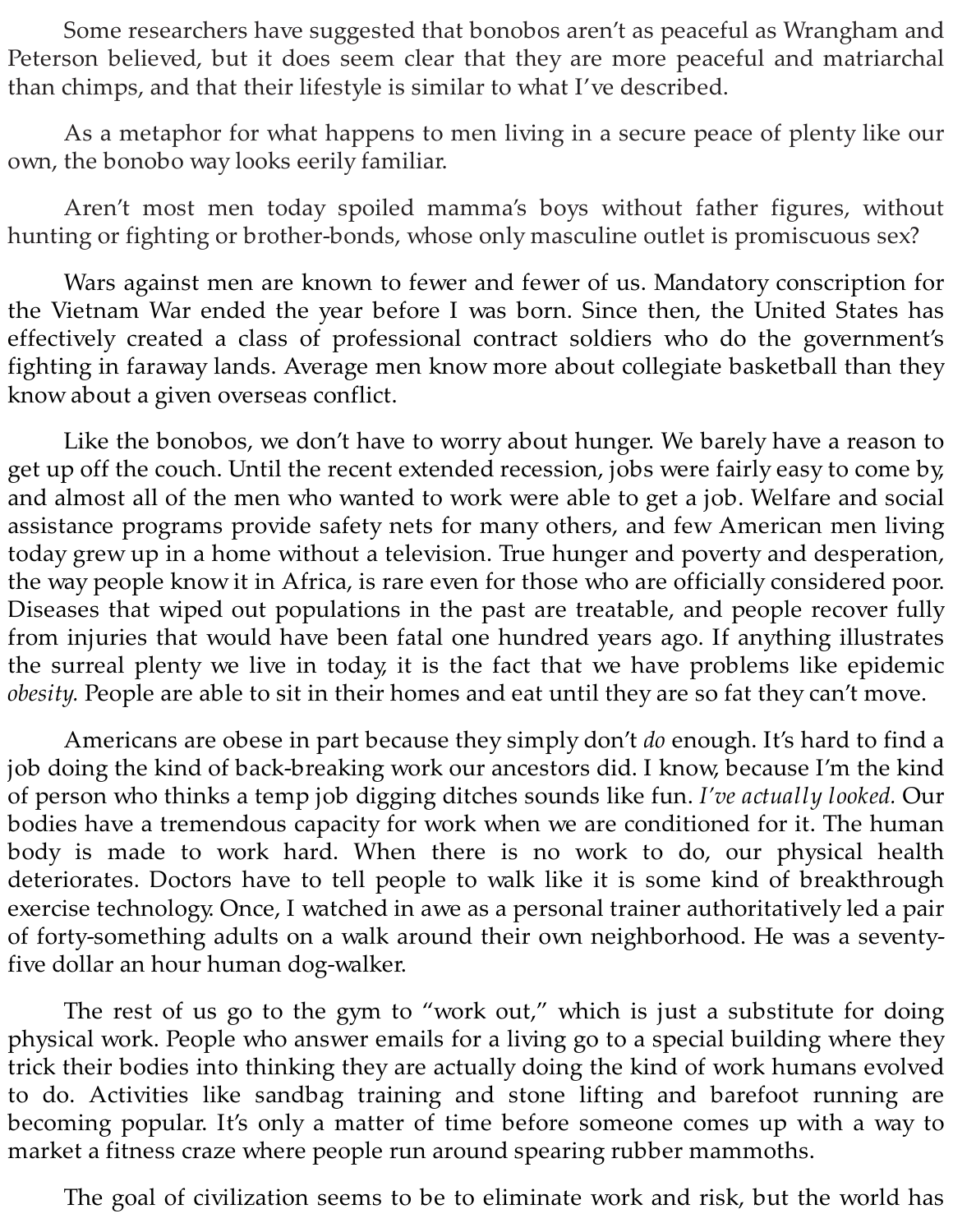Some researchers have suggested that bonobos aren't as peaceful as Wrangham and Peterson believed, but it does seem clear that they are more peaceful and matriarchal than chimps, and that their lifestyle is similar to what I've described.

As a metaphor for what happens to men living in a secure peace of plenty like our own, the bonobo way looks eerily familiar.

Aren't most men today spoiled mamma's boys without father figures, without hunting or fighting or brother-bonds, whose only masculine outlet is promiscuous sex?

Wars against men are known to fewer and fewer of us. Mandatory conscription for the Vietnam War ended the year before I was born. Since then, the United States has effectively created a class of professional contract soldiers who do the government's fighting in faraway lands. Average men know more about collegiate basketball than they know about a given overseas conflict.

Like the bonobos, we don't have to worry about hunger. We barely have a reason to get up off the couch. Until the recent extended recession, jobs were fairly easy to come by, and almost all of the men who wanted to work were able to get a job. Welfare and social assistance programs provide safety nets for many others, and few American men living today grew up in a home without a television. True hunger and poverty and desperation, the way people know it in Africa, is rare even for those who are officially considered poor. Diseases that wiped out populations in the past are treatable, and people recover fully from injuries that would have been fatal one hundred years ago. If anything illustrates the surreal plenty we live in today, it is the fact that we have problems like epidemic *obesity*. People are able to sit in their homes and eat until they are so fat they can't move.

Americans are obese in part because they simply don't *do* enough. It's hard to find a job doing the kind of back-breaking work our ancestors did. I know, because I'm the kind of person who thinks a temp job digging ditches sounds like fun. *I've actually looked.* Our bodies have a tremendous capacity for work when we are conditioned for it. The human body is made to work hard. When there is no work to do, our physical health deteriorates. Doctors have to tell people to walk like it is some kind of breakthrough exercise technology. Once, I watched in awe as a personal trainer authoritatively led a pair of forty-something adults on a walk around their own neighborhood. He was a seventy-five dollar an hour human dog-walker.

The rest of us go to the gym to "work out," which is just a substitute for doing physical work. People who answer emails for a living go to a special building where they trick their bodies into thinking they are actually doing the kind of work humans evolved to do. Activities like sandbag training and stone lifting and barefoot running are becoming popular. It's only a matter of time before someone comes up with a way to market a fitness craze where people run around spearing rubber mammoths.

The goal of civilization seems to be to eliminate work and risk, but the world has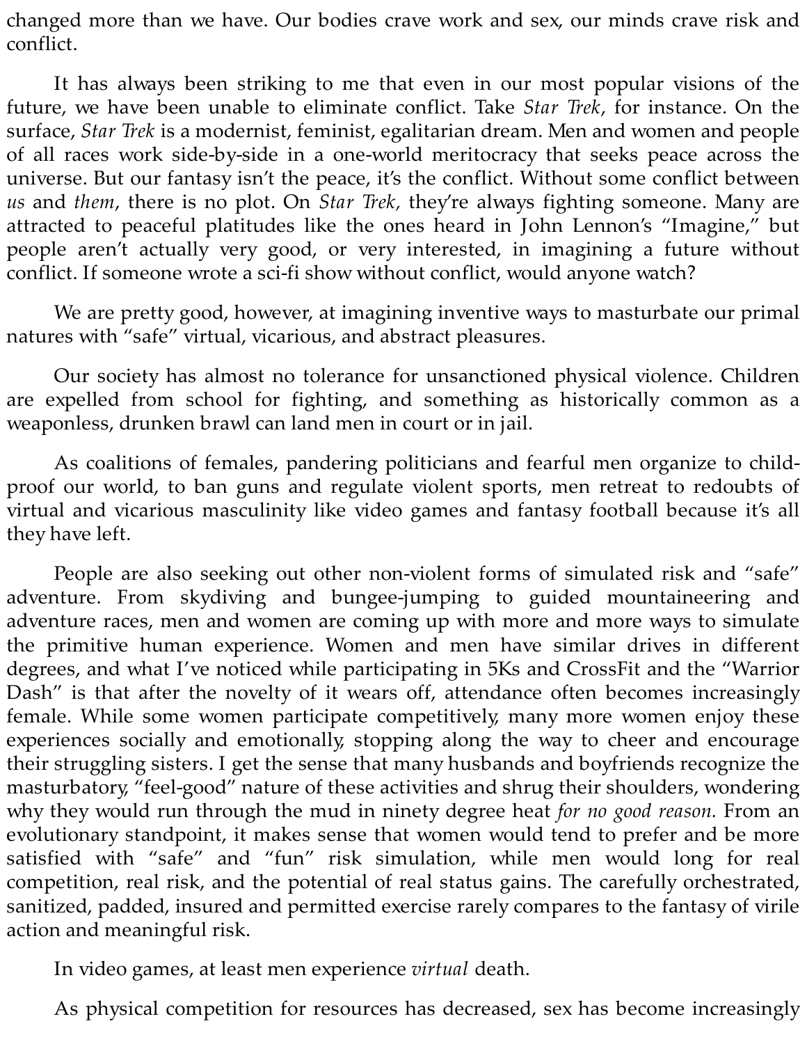changed more than we have. Our bodies crave work and sex, our minds crave risk and conflict.

It has always been striking to me that even in our most popular visions of the future, we have been unable to eliminate conflict. Take *Star Trek*, for instance. On the surface, *Star Trek* is a modernist, feminist, egalitarian dream. Men and women and people of all races work side-by-side in a one-world meritocracy that seeks peace across the universe. But our fantasy isn't the peace, it's the conflict. Without some conflict between *us* and *them*, there is no plot. On *Star Trek,* they're always fighting someone. Many are attracted to peaceful platitudes like the ones heard in John Lennon's "Imagine," but people aren't actually very good, or very interested, in imagining a future without conflict. If someone wrote a sci-fi show without conflict, would anyone watch?

We are pretty good, however, at imagining inventive ways to masturbate our primal natures with "safe" virtual, vicarious, and abstract pleasures.

Our society has almost no tolerance for unsanctioned physical violence. Children are expelled from school for fighting, and something as historically common as a weaponless, drunken brawl can land men in court or in jail.

As coalitions of females, pandering politicians and fearful men organize to child-proof our world, to ban guns and regulate violent sports, men retreat to redoubts of virtual and vicarious masculinity like video games and fantasy football because it's all they have left.

People are also seeking out other non-violent forms of simulated risk and "safe" adventure. From skydiving and bungee-jumping to guided mountaineering and adventure races, men and women are coming up with more and more ways to simulate the primitive human experience. Women and men have similar drives in different degrees, and what I've noticed while participating in 5Ks and CrossFit and the "Warrior Dash" is that after the novelty of it wears off, attendance often becomes increasingly female. While some women participate competitively, many more women enjoy these experiences socially and emotionally, stopping along the way to cheer and encourage their struggling sisters. I get the sense that many husbands and boyfriends recognize the masturbatory, "feel-good" nature of these activities and shrug their shoulders, wondering why they would run through the mud in ninety degree heat *for no good reason.* From an evolutionary standpoint, it makes sense that women would tend to prefer and be more satisfied with "safe" and "fun" risk simulation, while men would long for real competition, real risk, and the potential of real status gains. The carefully orchestrated, sanitized, padded, insured and permitted exercise rarely compares to the fantasy of virile action and meaningful risk.

In video games, at least men experience *virtual* death.

As physical competition for resources has decreased, sex has become increasingly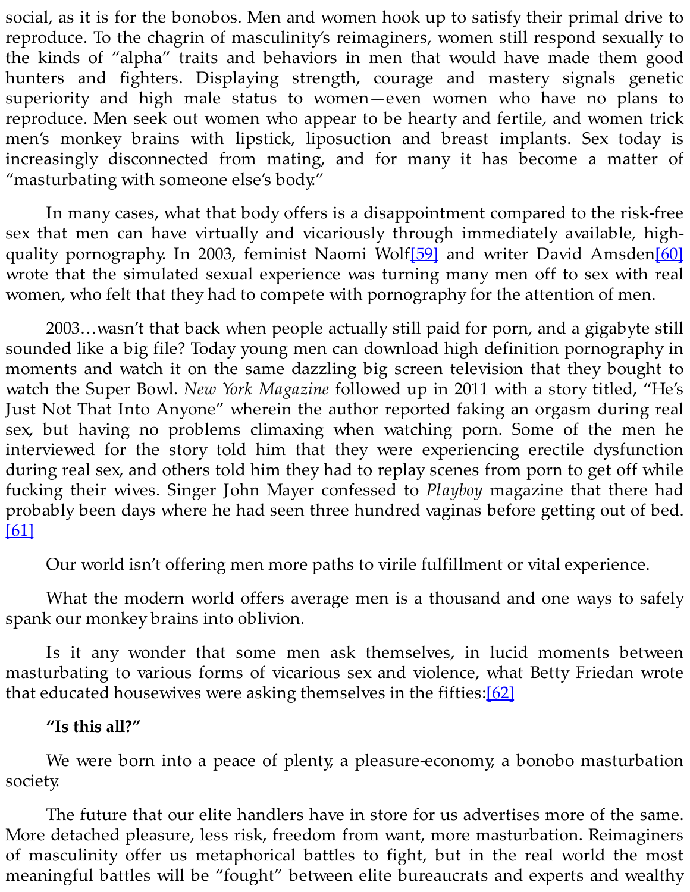social, as it is for the bonobos. Men and women hook up to satisfy their primal drive to reproduce. To the chagrin of masculinity's reimaginers, women still respond sexually to the kinds of "alpha" traits and behaviors in men that would have made them good hunters and fighters. Displaying strength, courage and mastery signals genetic superiority and high male status to women—even women who have no plans to reproduce. Men seek out women who appear to be hearty and fertile, and women trick men's monkey brains with lipstick, liposuction and breast implants. Sex today is increasingly disconnected from mating, and for many it has become a matter of "masturbating with someone else's body."

In many cases, what that body offers is a disappointment compared to the risk-free sex that men can have virtually and vicariously through immediately available, high-quality pornography. In 2003, feminist Naomi Wolf[59] and writer David Amsden[60] wrote that the simulated sexual experience was turning many men off to sex with real women, who felt that they had to compete with pornography for the attention of men.

2003…wasn't that back when people actually still paid for porn, and a gigabyte still sounded like a big file? Today young men can download high definition pornography in moments and watch it on the same dazzling big screen television that they bought to watch the Super Bowl. *New York Magazine* followed up in 2011 with a story titled, "He's Just Not That Into Anyone" wherein the author reported faking an orgasm during real sex, but having no problems climaxing when watching porn. Some of the men he interviewed for the story told him that they were experiencing erectile dysfunction during real sex, and others told him they had to replay scenes from porn to get off while fucking their wives. Singer John Mayer confessed to *Playboy* magazine that there had probably been days where he had seen three hundred vaginas before getting out of bed.[61]

Our world isn't offering men more paths to virile fulfillment or vital experience.

What the modern world offers average men is a thousand and one ways to safely spank our monkey brains into oblivion.

Is it any wonder that some men ask themselves, in lucid moments between masturbating to various forms of vicarious sex and violence, what Betty Friedan wrote that educated housewives were asking themselves in the fifties:[62]

**"Is this all?"**

We were born into a peace of plenty, a pleasure-economy, a bonobo masturbation society.

The future that our elite handlers have in store for us advertises more of the same. More detached pleasure, less risk, freedom from want, more masturbation. Reimaginers of masculinity offer us metaphorical battles to fight, but in the real world the most meaningful battles will be "fought" between elite bureaucrats and experts and wealthy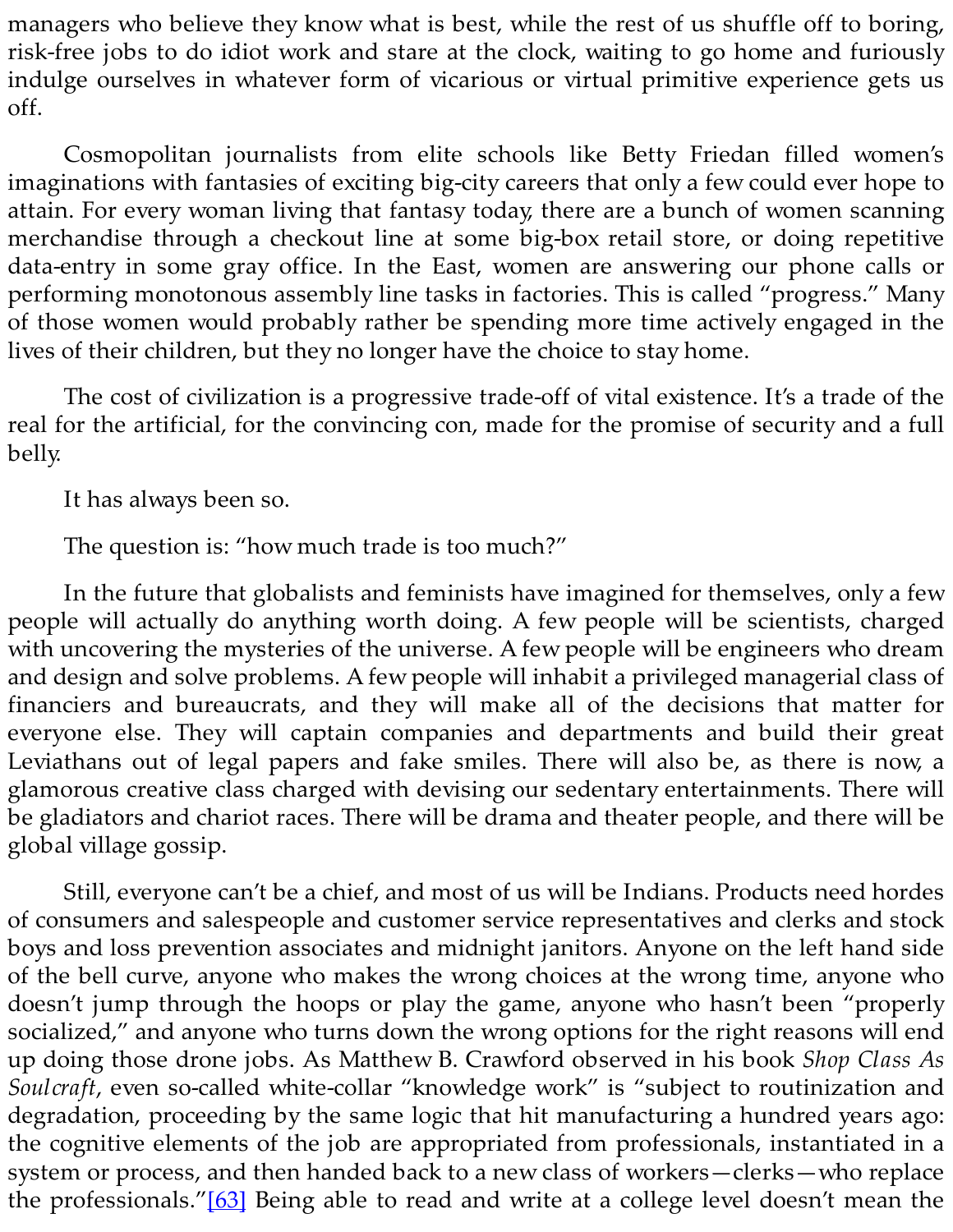managers who believe they know what is best, while the rest of us shuffle off to boring, risk-free jobs to do idiot work and stare at the clock, waiting to go home and furiously indulge ourselves in whatever form of vicarious or virtual primitive experience gets us off.

Cosmopolitan journalists from elite schools like Betty Friedan filled women's imaginations with fantasies of exciting big-city careers that only a few could ever hope to attain. For every woman living that fantasy today, there are a bunch of women scanning merchandise through a checkout line at some big-box retail store, or doing repetitive data-entry in some gray office. In the East, women are answering our phone calls or performing monotonous assembly line tasks in factories. This is called "progress." Many of those women would probably rather be spending more time actively engaged in the lives of their children, but they no longer have the choice to stay home.

The cost of civilization is a progressive trade-off of vital existence. It's a trade of the real for the artificial, for the convincing con, made for the promise of security and a full belly.

It has always been so.

The question is: "how much trade is too much?"

In the future that globalists and feminists have imagined for themselves, only a few people will actually do anything worth doing. A few people will be scientists, charged with uncovering the mysteries of the universe. A few people will be engineers who dream and design and solve problems. A few people will inhabit a privileged managerial class of financiers and bureaucrats, and they will make all of the decisions that matter for everyone else. They will captain companies and departments and build their great Leviathans out of legal papers and fake smiles. There will also be, as there is now, a glamorous creative class charged with devising our sedentary entertainments. There will be gladiators and chariot races. There will be drama and theater people, and there will be global village gossip.

Still, everyone can't be a chief, and most of us will be Indians. Products need hordes of consumers and salespeople and customer service representatives and clerks and stock boys and loss prevention associates and midnight janitors. Anyone on the left hand side of the bell curve, anyone who makes the wrong choices at the wrong time, anyone who doesn't jump through the hoops or play the game, anyone who hasn't been "properly socialized," and anyone who turns down the wrong options for the right reasons will end up doing those drone jobs. As Matthew B. Crawford observed in his book *Shop Class As Soulcraft*, even so-called white-collar "knowledge work" is "subject to routinization and degradation, proceeding by the same logic that hit manufacturing a hundred years ago: the cognitive elements of the job are appropriated from professionals, instantiated in a system or process, and then handed back to a new class of workers—clerks—who replace the professionals."[63] Being able to read and write at a college level doesn't mean the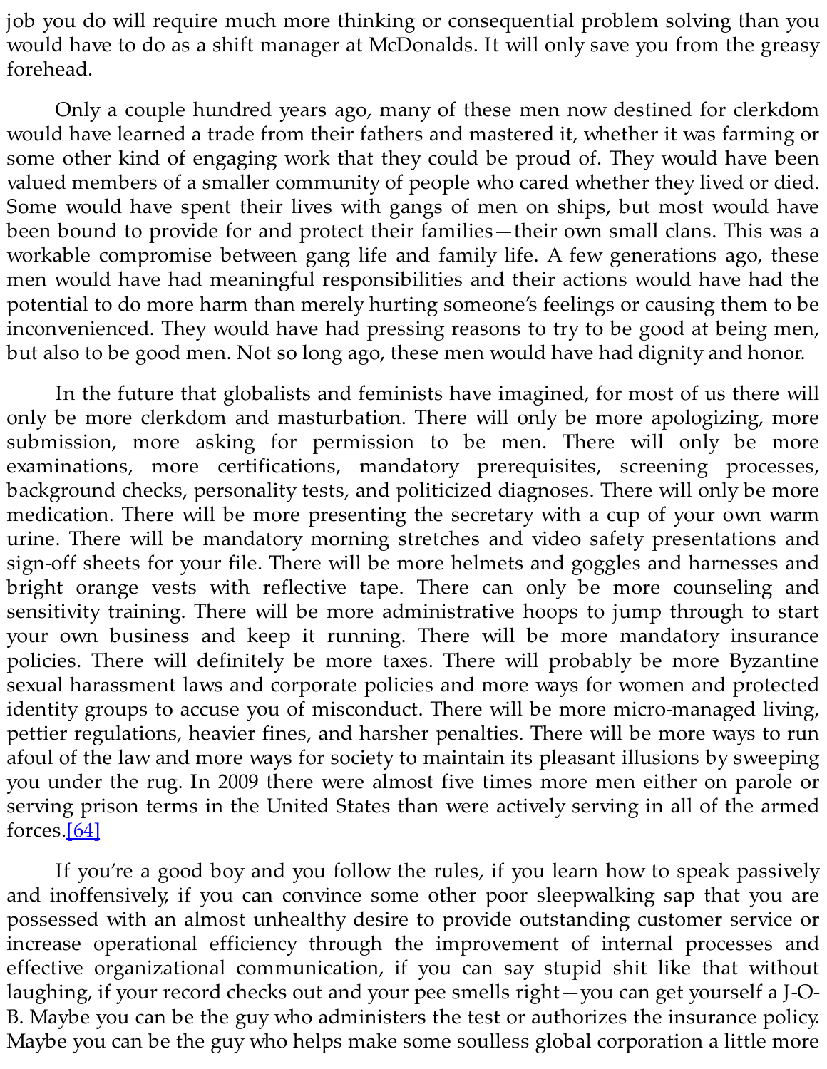job you do will require much more thinking or consequential problem solving than you would have to do as a shift manager at McDonalds. It will only save you from the greasy forehead.

Only a couple hundred years ago, many of these men now destined for clerkdom would have learned a trade from their fathers and mastered it, whether it was farming or some other kind of engaging work that they could be proud of. They would have been valued members of a smaller community of people who cared whether they lived or died. Some would have spent their lives with gangs of men on ships, but most would have been bound to provide for and protect their families—their own small clans. This was a workable compromise between gang life and family life. A few generations ago, these men would have had meaningful responsibilities and their actions would have had the potential to do more harm than merely hurting someone's feelings or causing them to be inconvenienced. They would have had pressing reasons to try to be good at being men, but also to be good men. Not so long ago, these men would have had dignity and honor.

In the future that globalists and feminists have imagined, for most of us there will only be more clerkdom and masturbation. There will only be more apologizing, more submission, more asking for permission to be men. There will only be more examinations, more certifications, mandatory prerequisites, screening processes, background checks, personality tests, and politicized diagnoses. There will only be more medication. There will be more presenting the secretary with a cup of your own warm urine. There will be mandatory morning stretches and video safety presentations and sign-off sheets for your file. There will be more helmets and goggles and harnesses and bright orange vests with reflective tape. There can only be more counseling and sensitivity training. There will be more administrative hoops to jump through to start your own business and keep it running. There will be more mandatory insurance policies. There will definitely be more taxes. There will probably be more Byzantine sexual harassment laws and corporate policies and more ways for women and protected identity groups to accuse you of misconduct. There will be more micro-managed living, pettier regulations, heavier fines, and harsher penalties. There will be more ways to run afoul of the law and more ways for society to maintain its pleasant illusions by sweeping you under the rug. In 2009 there were almost five times more men either on parole or serving prison terms in the United States than were actively serving in all of the armed forces.[64]

If you're a good boy and you follow the rules, if you learn how to speak passively and inoffensively, if you can convince some other poor sleepwalking sap that you are possessed with an almost unhealthy desire to provide outstanding customer service or increase operational efficiency through the improvement of internal processes and effective organizational communication, if you can say stupid shit like that without laughing, if your record checks out and your pee smells right—you can get yourself a J-O-B. Maybe you can be the guy who administers the test or authorizes the insurance policy. Maybe you can be the guy who helps make some soulless global corporation a little more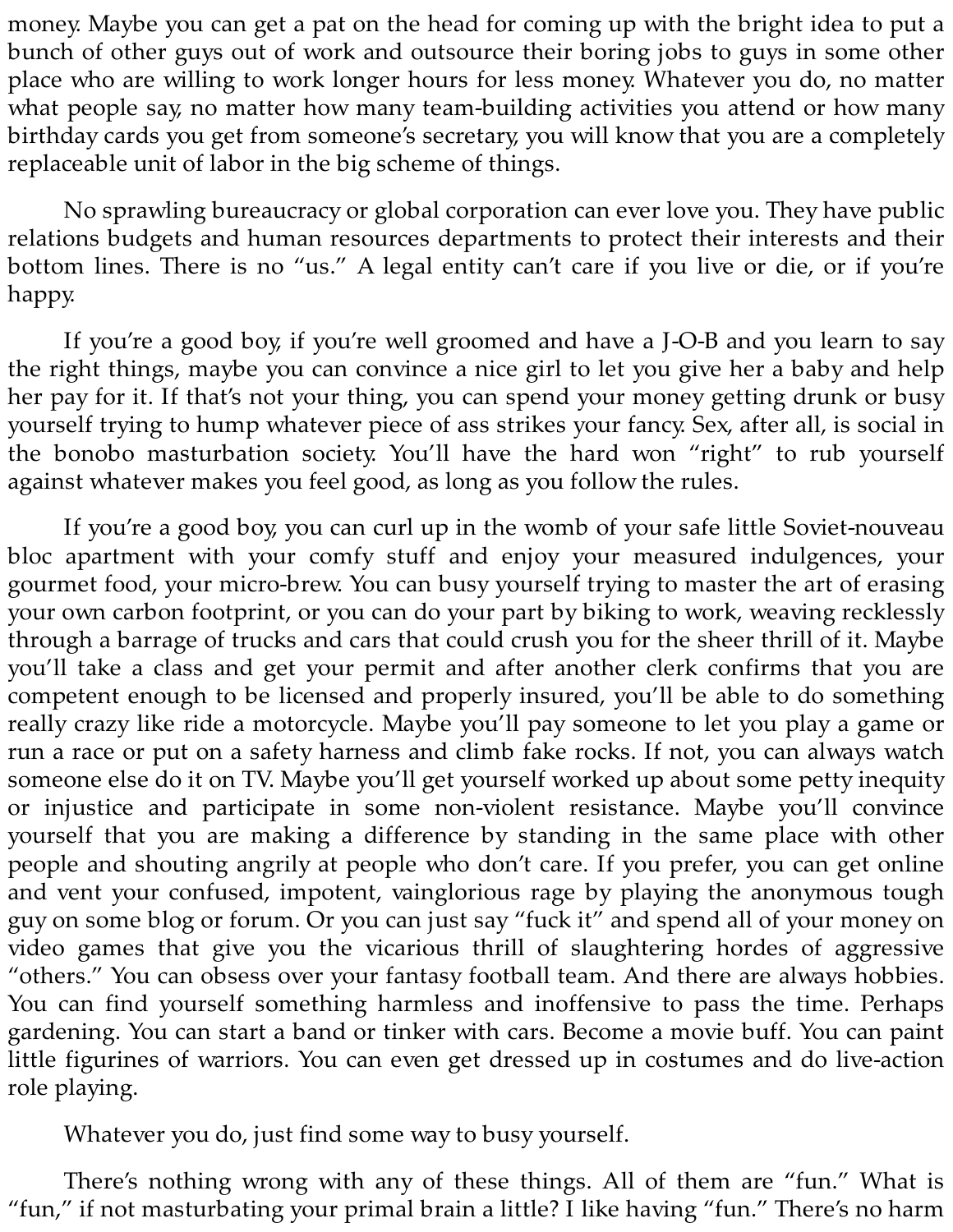money. Maybe you can get a pat on the head for coming up with the bright idea to put a bunch of other guys out of work and outsource their boring jobs to guys in some other place who are willing to work longer hours for less money. Whatever you do, no matter what people say, no matter how many team-building activities you attend or how many birthday cards you get from someone's secretary, you will know that you are a completely replaceable unit of labor in the big scheme of things.

No sprawling bureaucracy or global corporation can ever love you. They have public relations budgets and human resources departments to protect their interests and their bottom lines. There is no "us." A legal entity can't care if you live or die, or if you're happy.

If you're a good boy, if you're well groomed and have a J-O-B and you learn to say the right things, maybe you can convince a nice girl to let you give her a baby and help her pay for it. If that's not your thing, you can spend your money getting drunk or busy yourself trying to hump whatever piece of ass strikes your fancy. Sex, after all, is social in the bonobo masturbation society. You'll have the hard won "right" to rub yourself against whatever makes you feel good, as long as you follow the rules.

If you're a good boy, you can curl up in the womb of your safe little Soviet-nouveau bloc apartment with your comfy stuff and enjoy your measured indulgences, your gourmet food, your micro-brew. You can busy yourself trying to master the art of erasing your own carbon footprint, or you can do your part by biking to work, weaving recklessly through a barrage of trucks and cars that could crush you for the sheer thrill of it. Maybe you'll take a class and get your permit and after another clerk confirms that you are competent enough to be licensed and properly insured, you'll be able to do something really crazy like ride a motorcycle. Maybe you'll pay someone to let you play a game or run a race or put on a safety harness and climb fake rocks. If not, you can always watch someone else do it on TV. Maybe you'll get yourself worked up about some petty inequity or injustice and participate in some non-violent resistance. Maybe you'll convince yourself that you are making a difference by standing in the same place with other people and shouting angrily at people who don't care. If you prefer, you can get online and vent your confused, impotent, vainglorious rage by playing the anonymous tough guy on some blog or forum. Or you can just say "fuck it" and spend all of your money on video games that give you the vicarious thrill of slaughtering hordes of aggressive "others." You can obsess over your fantasy football team. And there are always hobbies. You can find yourself something harmless and inoffensive to pass the time. Perhaps gardening. You can start a band or tinker with cars. Become a movie buff. You can paint little figurines of warriors. You can even get dressed up in costumes and do live-action role playing.

Whatever you do, just find some way to busy yourself.

There's nothing wrong with any of these things. All of them are "fun." What is "fun," if not masturbating your primal brain a little? I like having "fun." There's no harm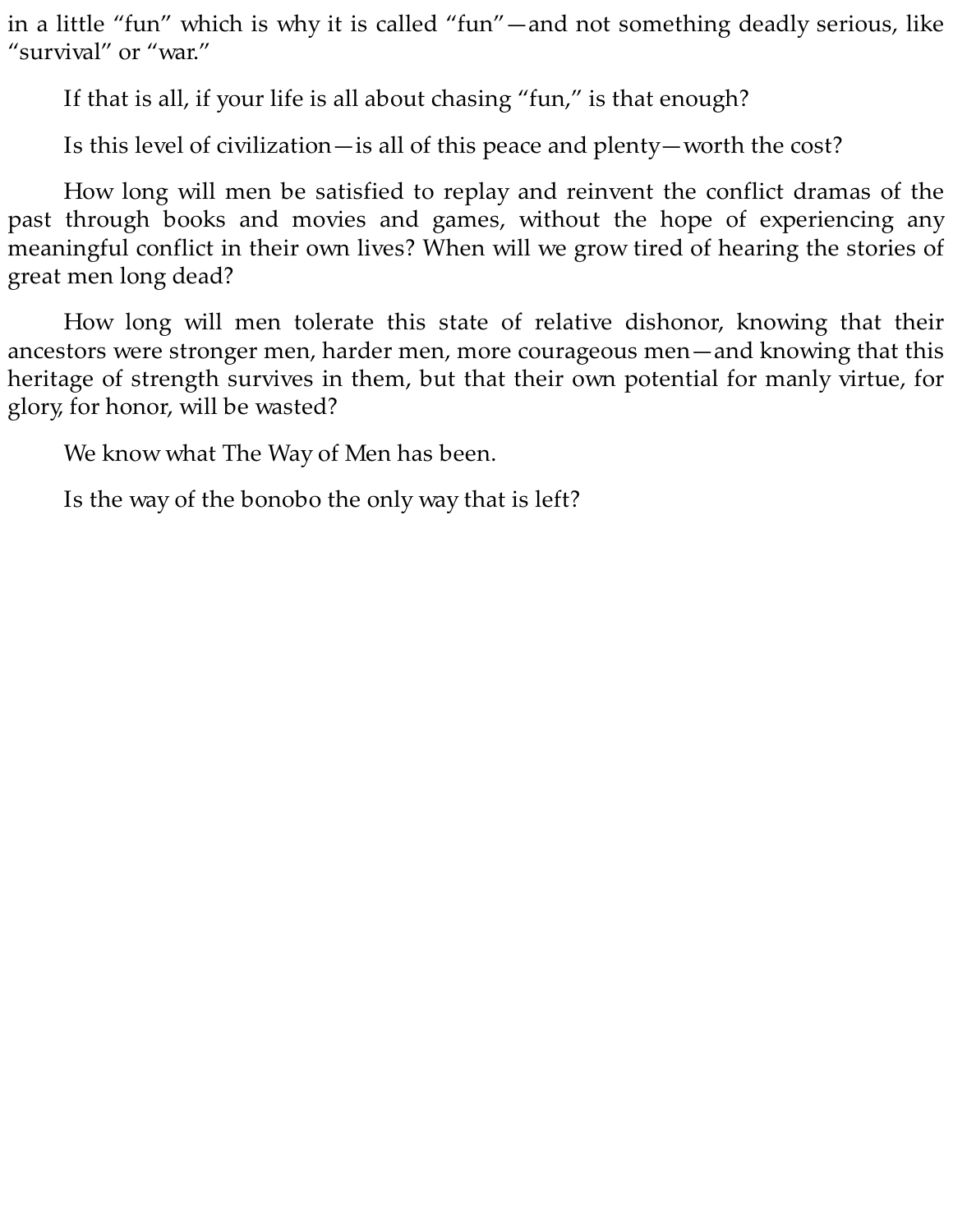in a little “fun” which is why it is called “fun”—and not something deadly serious, like “survival” or “war.”

If that is all, if your life is all about chasing “fun,” is that enough?

Is this level of civilization—is all of this peace and plenty—worth the cost?

How long will men be satisfied to replay and reinvent the conflict dramas of the past through books and movies and games, without the hope of experiencing any meaningful conflict in their own lives? When will we grow tired of hearing the stories of great men long dead?

How long will men tolerate this state of relative dishonor, knowing that their ancestors were stronger men, harder men, more courageous men—and knowing that this heritage of strength survives in them, but that their own potential for manly virtue, for glory, for honor, will be wasted?

We know what The Way of Men has been.

Is the way of the bonobo the only way that is left?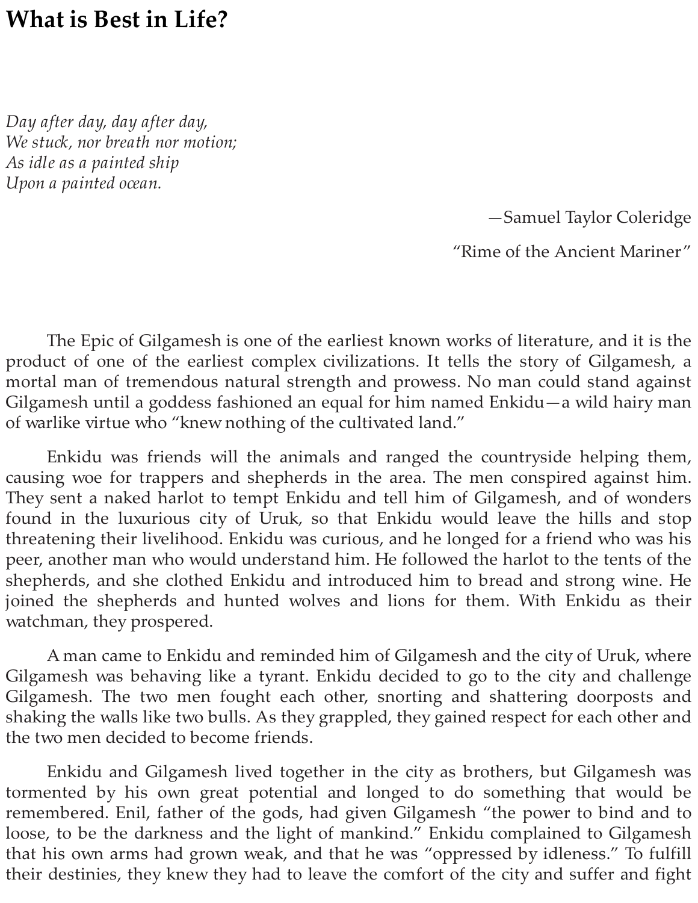# What is Best in Life?

*Day after day, day after day,*
*We stuck, nor breath nor motion;*
*As idle as a painted ship*
*Upon a painted ocean.*

—Samuel Taylor Coleridge

"Rime of the Ancient Mariner"

The Epic of Gilgamesh is one of the earliest known works of literature, and it is the product of one of the earliest complex civilizations. It tells the story of Gilgamesh, a mortal man of tremendous natural strength and prowess. No man could stand against Gilgamesh until a goddess fashioned an equal for him named Enkidu—a wild hairy man of warlike virtue who "knew nothing of the cultivated land."

Enkidu was friends will the animals and ranged the countryside helping them, causing woe for trappers and shepherds in the area. The men conspired against him. They sent a naked harlot to tempt Enkidu and tell him of Gilgamesh, and of wonders found in the luxurious city of Uruk, so that Enkidu would leave the hills and stop threatening their livelihood. Enkidu was curious, and he longed for a friend who was his peer, another man who would understand him. He followed the harlot to the tents of the shepherds, and she clothed Enkidu and introduced him to bread and strong wine. He joined the shepherds and hunted wolves and lions for them. With Enkidu as their watchman, they prospered.

A man came to Enkidu and reminded him of Gilgamesh and the city of Uruk, where Gilgamesh was behaving like a tyrant. Enkidu decided to go to the city and challenge Gilgamesh. The two men fought each other, snorting and shattering doorposts and shaking the walls like two bulls. As they grappled, they gained respect for each other and the two men decided to become friends.

Enkidu and Gilgamesh lived together in the city as brothers, but Gilgamesh was tormented by his own great potential and longed to do something that would be remembered. Enil, father of the gods, had given Gilgamesh "the power to bind and to loose, to be the darkness and the light of mankind." Enkidu complained to Gilgamesh that his own arms had grown weak, and that he was "oppressed by idleness." To fulfill their destinies, they knew they had to leave the comfort of the city and suffer and fight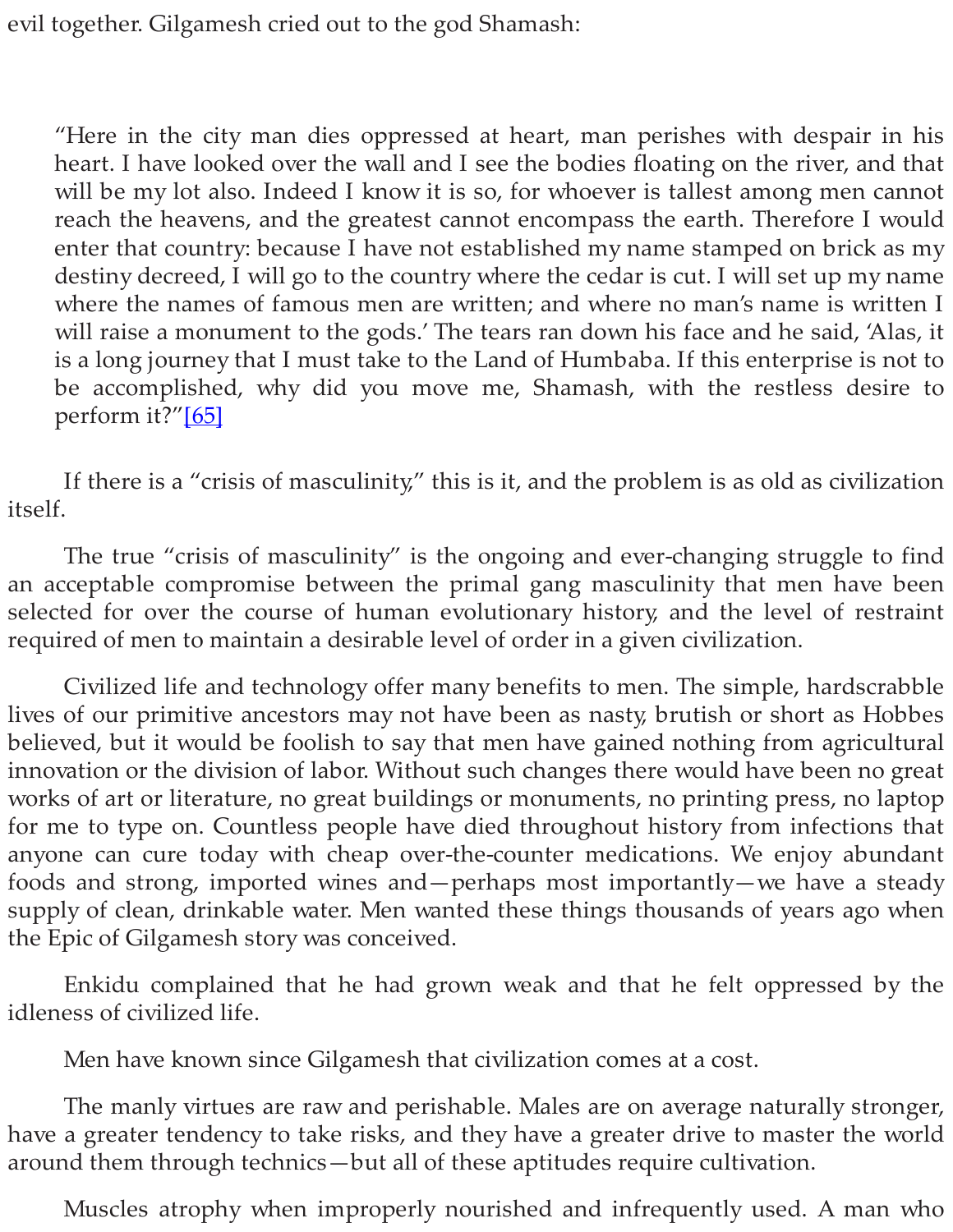evil together. Gilgamesh cried out to the god Shamash:

> "Here in the city man dies oppressed at heart, man perishes with despair in his heart. I have looked over the wall and I see the bodies floating on the river, and that will be my lot also. Indeed I know it is so, for whoever is tallest among men cannot reach the heavens, and the greatest cannot encompass the earth. Therefore I would enter that country: because I have not established my name stamped on brick as my destiny decreed, I will go to the country where the cedar is cut. I will set up my name where the names of famous men are written; and where no man's name is written I will raise a monument to the gods.' The tears ran down his face and he said, 'Alas, it is a long journey that I must take to the Land of Humbaba. If this enterprise is not to be accomplished, why did you move me, Shamash, with the restless desire to perform it?"[65]

If there is a "crisis of masculinity," this is it, and the problem is as old as civilization itself.

The true "crisis of masculinity" is the ongoing and ever-changing struggle to find an acceptable compromise between the primal gang masculinity that men have been selected for over the course of human evolutionary history, and the level of restraint required of men to maintain a desirable level of order in a given civilization.

Civilized life and technology offer many benefits to men. The simple, hardscrabble lives of our primitive ancestors may not have been as nasty, brutish or short as Hobbes believed, but it would be foolish to say that men have gained nothing from agricultural innovation or the division of labor. Without such changes there would have been no great works of art or literature, no great buildings or monuments, no printing press, no laptop for me to type on. Countless people have died throughout history from infections that anyone can cure today with cheap over-the-counter medications. We enjoy abundant foods and strong, imported wines and—perhaps most importantly—we have a steady supply of clean, drinkable water. Men wanted these things thousands of years ago when the Epic of Gilgamesh story was conceived.

Enkidu complained that he had grown weak and that he felt oppressed by the idleness of civilized life.

Men have known since Gilgamesh that civilization comes at a cost.

The manly virtues are raw and perishable. Males are on average naturally stronger, have a greater tendency to take risks, and they have a greater drive to master the world around them through technics—but all of these aptitudes require cultivation.

Muscles atrophy when improperly nourished and infrequently used. A man who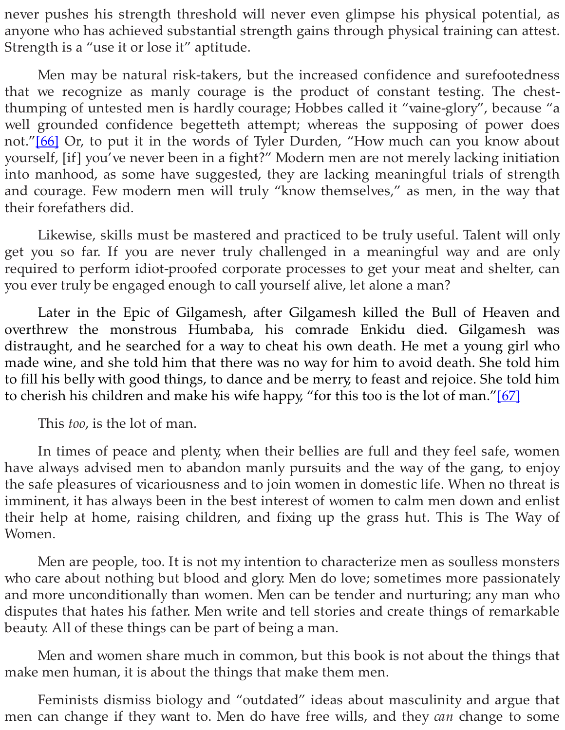never pushes his strength threshold will never even glimpse his physical potential, as anyone who has achieved substantial strength gains through physical training can attest. Strength is a "use it or lose it" aptitude.

Men may be natural risk-takers, but the increased confidence and surefootedness that we recognize as manly courage is the product of constant testing. The chest-thumping of untested men is hardly courage; Hobbes called it "vaine-glory", because "a well grounded confidence begetteth attempt; whereas the supposing of power does not."[66] Or, to put it in the words of Tyler Durden, "How much can you know about yourself, [if] you've never been in a fight?" Modern men are not merely lacking initiation into manhood, as some have suggested, they are lacking meaningful trials of strength and courage. Few modern men will truly "know themselves," as men, in the way that their forefathers did.

Likewise, skills must be mastered and practiced to be truly useful. Talent will only get you so far. If you are never truly challenged in a meaningful way and are only required to perform idiot-proofed corporate processes to get your meat and shelter, can you ever truly be engaged enough to call yourself alive, let alone a man?

Later in the Epic of Gilgamesh, after Gilgamesh killed the Bull of Heaven and overthrew the monstrous Humbaba, his comrade Enkidu died. Gilgamesh was distraught, and he searched for a way to cheat his own death. He met a young girl who made wine, and she told him that there was no way for him to avoid death. She told him to fill his belly with good things, to dance and be merry, to feast and rejoice. She told him to cherish his children and make his wife happy, "for this too is the lot of man."[67]

This *too*, is the lot of man.

In times of peace and plenty, when their bellies are full and they feel safe, women have always advised men to abandon manly pursuits and the way of the gang, to enjoy the safe pleasures of vicariousness and to join women in domestic life. When no threat is imminent, it has always been in the best interest of women to calm men down and enlist their help at home, raising children, and fixing up the grass hut. This is The Way of Women.

Men are people, too. It is not my intention to characterize men as soulless monsters who care about nothing but blood and glory. Men do love; sometimes more passionately and more unconditionally than women. Men can be tender and nurturing; any man who disputes that hates his father. Men write and tell stories and create things of remarkable beauty. All of these things can be part of being a man.

Men and women share much in common, but this book is not about the things that make men human, it is about the things that make them men.

Feminists dismiss biology and "outdated" ideas about masculinity and argue that men can change if they want to. Men do have free wills, and they *can* change to some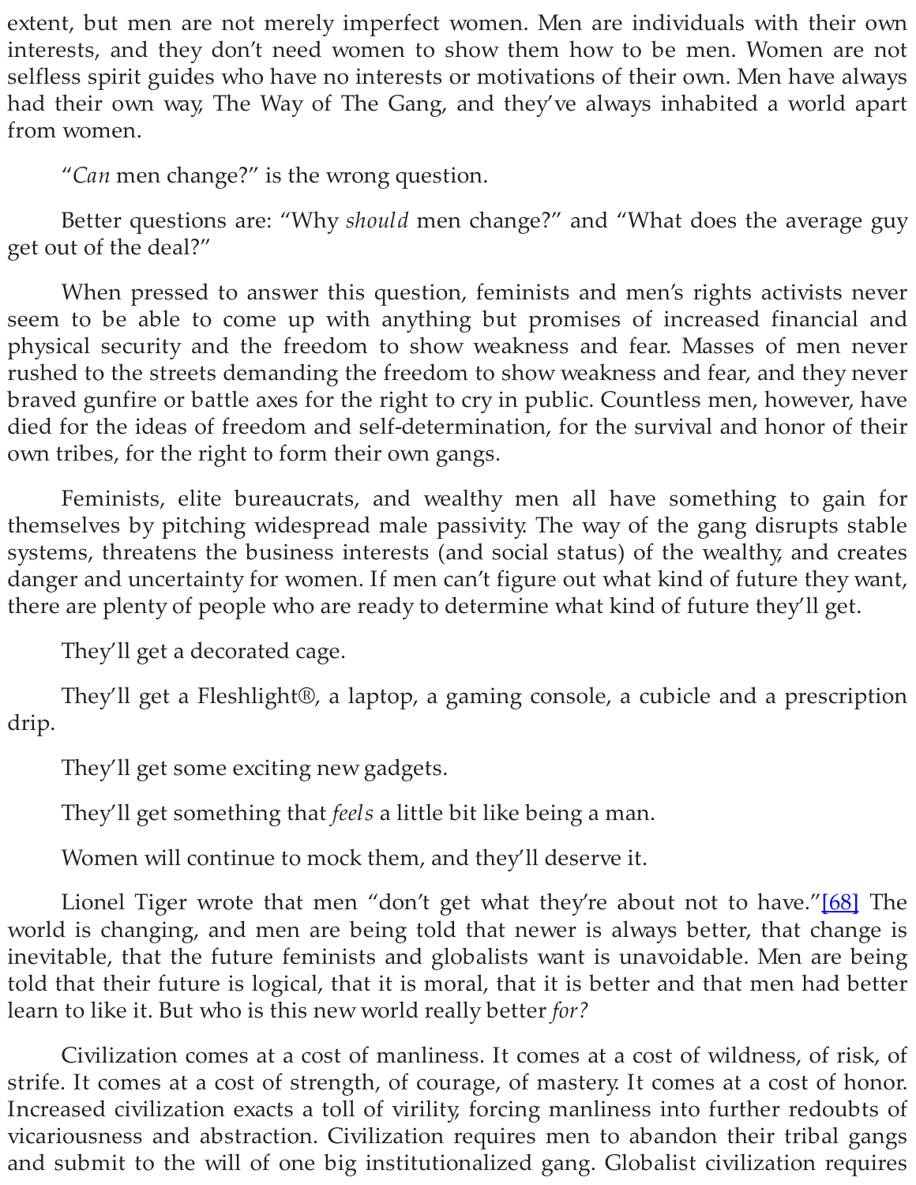extent, but men are not merely imperfect women. Men are individuals with their own interests, and they don't need women to show them how to be men. Women are not selfless spirit guides who have no interests or motivations of their own. Men have always had their own way, The Way of The Gang, and they've always inhabited a world apart from women.

"*Can* men change?" is the wrong question.

Better questions are: "Why *should* men change?" and "What does the average guy get out of the deal?"

When pressed to answer this question, feminists and men's rights activists never seem to be able to come up with anything but promises of increased financial and physical security and the freedom to show weakness and fear. Masses of men never rushed to the streets demanding the freedom to show weakness and fear, and they never braved gunfire or battle axes for the right to cry in public. Countless men, however, have died for the ideas of freedom and self-determination, for the survival and honor of their own tribes, for the right to form their own gangs.

Feminists, elite bureaucrats, and wealthy men all have something to gain for themselves by pitching widespread male passivity. The way of the gang disrupts stable systems, threatens the business interests (and social status) of the wealthy, and creates danger and uncertainty for women. If men can't figure out what kind of future they want, there are plenty of people who are ready to determine what kind of future they'll get.

They'll get a decorated cage.

They'll get a Fleshlight®, a laptop, a gaming console, a cubicle and a prescription drip.

They'll get some exciting new gadgets.

They'll get something that *feels* a little bit like being a man.

Women will continue to mock them, and they'll deserve it.

Lionel Tiger wrote that men "don't get what they're about not to have."[68] The world is changing, and men are being told that newer is always better, that change is inevitable, that the future feminists and globalists want is unavoidable. Men are being told that their future is logical, that it is moral, that it is better and that men had better learn to like it. But who is this new world really better *for?*

Civilization comes at a cost of manliness. It comes at a cost of wildness, of risk, of strife. It comes at a cost of strength, of courage, of mastery. It comes at a cost of honor. Increased civilization exacts a toll of virility, forcing manliness into further redoubts of vicariousness and abstraction. Civilization requires men to abandon their tribal gangs and submit to the will of one big institutionalized gang. Globalist civilization requires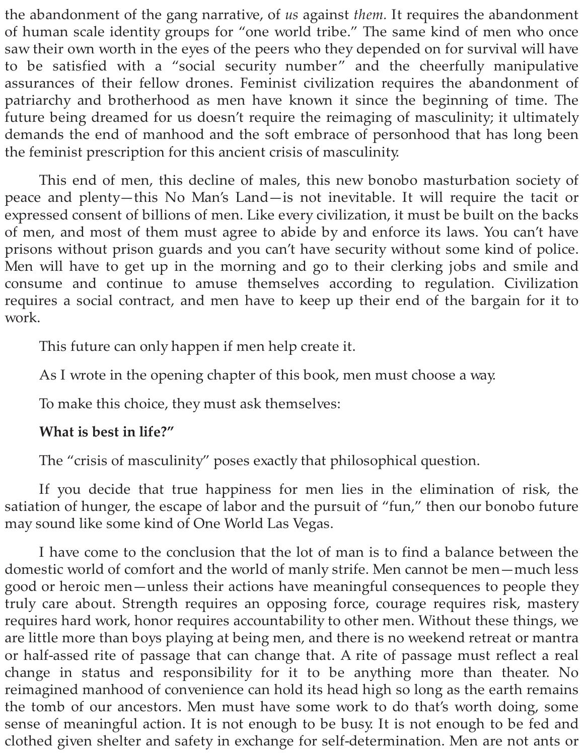the abandonment of the gang narrative, of *us* against *them.* It requires the abandonment of human scale identity groups for "one world tribe." The same kind of men who once saw their own worth in the eyes of the peers who they depended on for survival will have to be satisfied with a "social security number" and the cheerfully manipulative assurances of their fellow drones. Feminist civilization requires the abandonment of patriarchy and brotherhood as men have known it since the beginning of time. The future being dreamed for us doesn't require the reimaging of masculinity; it ultimately demands the end of manhood and the soft embrace of personhood that has long been the feminist prescription for this ancient crisis of masculinity.

This end of men, this decline of males, this new bonobo masturbation society of peace and plenty—this No Man's Land—is not inevitable. It will require the tacit or expressed consent of billions of men. Like every civilization, it must be built on the backs of men, and most of them must agree to abide by and enforce its laws. You can't have prisons without prison guards and you can't have security without some kind of police. Men will have to get up in the morning and go to their clerking jobs and smile and consume and continue to amuse themselves according to regulation. Civilization requires a social contract, and men have to keep up their end of the bargain for it to work.

This future can only happen if men help create it.

As I wrote in the opening chapter of this book, men must choose a way.

To make this choice, they must ask themselves:

**What is best in life?"**

The "crisis of masculinity" poses exactly that philosophical question.

If you decide that true happiness for men lies in the elimination of risk, the satiation of hunger, the escape of labor and the pursuit of "fun," then our bonobo future may sound like some kind of One World Las Vegas.

I have come to the conclusion that the lot of man is to find a balance between the domestic world of comfort and the world of manly strife. Men cannot be men—much less good or heroic men—unless their actions have meaningful consequences to people they truly care about. Strength requires an opposing force, courage requires risk, mastery requires hard work, honor requires accountability to other men. Without these things, we are little more than boys playing at being men, and there is no weekend retreat or mantra or half-assed rite of passage that can change that. A rite of passage must reflect a real change in status and responsibility for it to be anything more than theater. No reimagined manhood of convenience can hold its head high so long as the earth remains the tomb of our ancestors. Men must have some work to do that's worth doing, some sense of meaningful action. It is not enough to be busy. It is not enough to be fed and clothed given shelter and safety in exchange for self-determination. Men are not ants or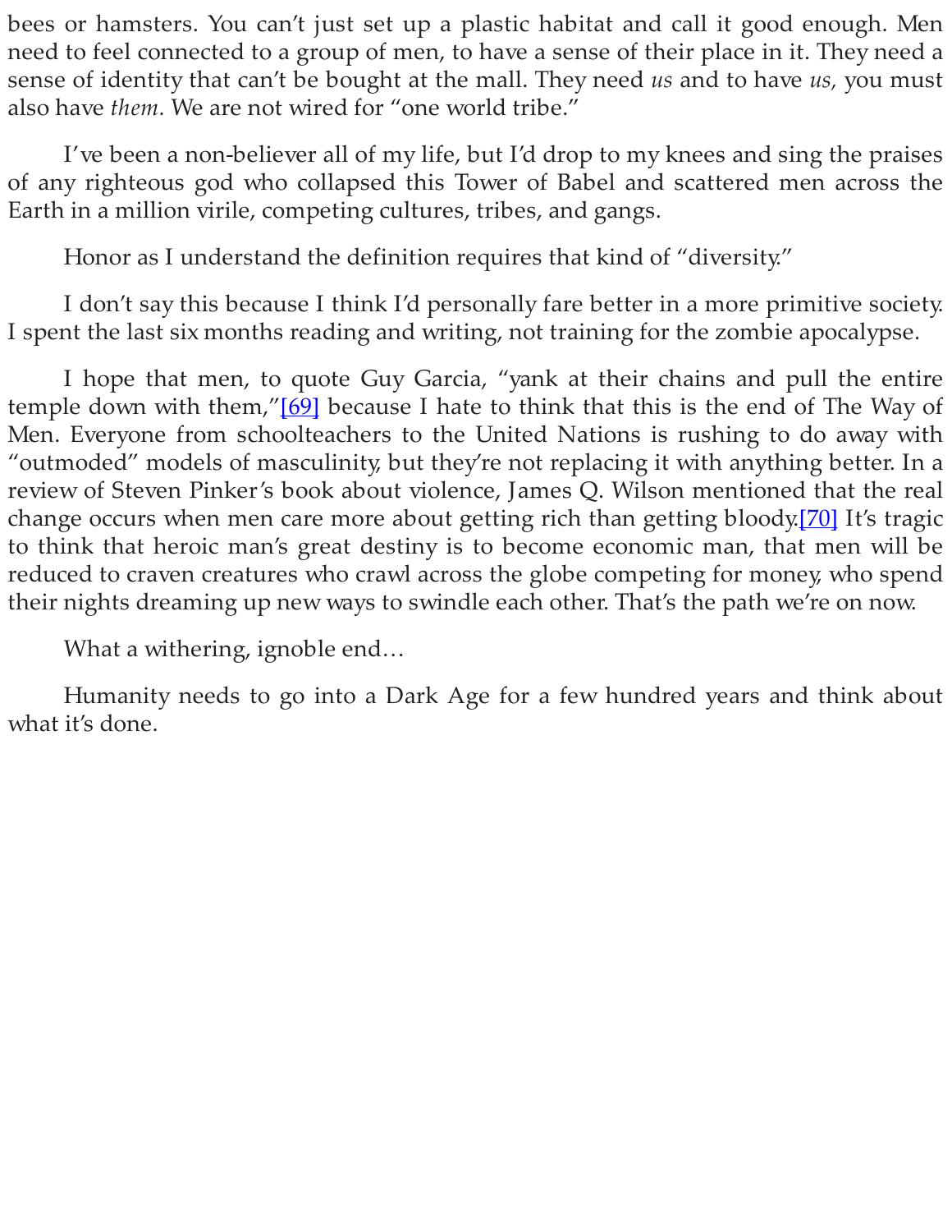bees or hamsters. You can't just set up a plastic habitat and call it good enough. Men need to feel connected to a group of men, to have a sense of their place in it. They need a sense of identity that can't be bought at the mall. They need *us* and to have *us,* you must also have *them.* We are not wired for "one world tribe."

I've been a non-believer all of my life, but I'd drop to my knees and sing the praises of any righteous god who collapsed this Tower of Babel and scattered men across the Earth in a million virile, competing cultures, tribes, and gangs.

Honor as I understand the definition requires that kind of "diversity."

I don't say this because I think I'd personally fare better in a more primitive society. I spent the last six months reading and writing, not training for the zombie apocalypse.

I hope that men, to quote Guy Garcia, "yank at their chains and pull the entire temple down with them,"[69] because I hate to think that this is the end of The Way of Men. Everyone from schoolteachers to the United Nations is rushing to do away with "outmoded" models of masculinity, but they're not replacing it with anything better. In a review of Steven Pinker's book about violence, James Q. Wilson mentioned that the real change occurs when men care more about getting rich than getting bloody.[70] It's tragic to think that heroic man's great destiny is to become economic man, that men will be reduced to craven creatures who crawl across the globe competing for money, who spend their nights dreaming up new ways to swindle each other. That's the path we're on now.

What a withering, ignoble end…

Humanity needs to go into a Dark Age for a few hundred years and think about what it's done.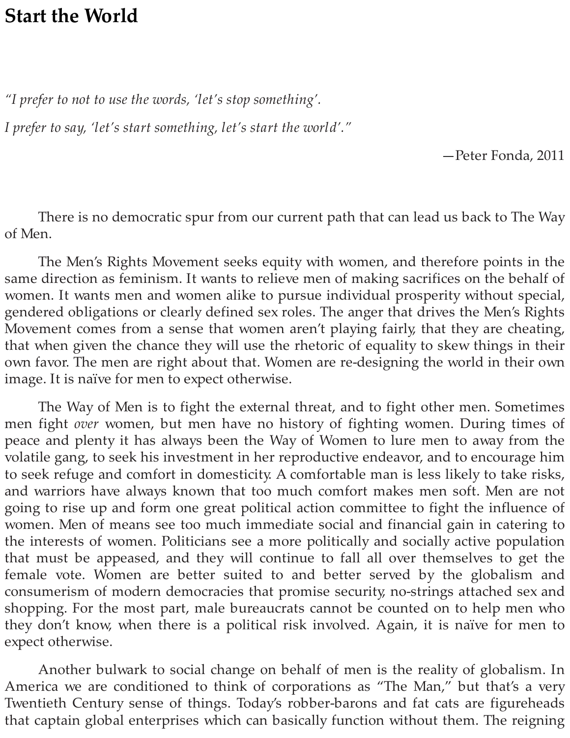# Start the World

*"I prefer to not to use the words, 'let's stop something'.*

*I prefer to say, 'let's start something, let's start the world'."*

—Peter Fonda, 2011

There is no democratic spur from our current path that can lead us back to The Way of Men.

The Men's Rights Movement seeks equity with women, and therefore points in the same direction as feminism. It wants to relieve men of making sacrifices on the behalf of women. It wants men and women alike to pursue individual prosperity without special, gendered obligations or clearly defined sex roles. The anger that drives the Men's Rights Movement comes from a sense that women aren't playing fairly, that they are cheating, that when given the chance they will use the rhetoric of equality to skew things in their own favor. The men are right about that. Women are re-designing the world in their own image. It is naïve for men to expect otherwise.

The Way of Men is to fight the external threat, and to fight other men. Sometimes men fight *over* women, but men have no history of fighting women. During times of peace and plenty it has always been the Way of Women to lure men to away from the volatile gang, to seek his investment in her reproductive endeavor, and to encourage him to seek refuge and comfort in domesticity. A comfortable man is less likely to take risks, and warriors have always known that too much comfort makes men soft. Men are not going to rise up and form one great political action committee to fight the influence of women. Men of means see too much immediate social and financial gain in catering to the interests of women. Politicians see a more politically and socially active population that must be appeased, and they will continue to fall all over themselves to get the female vote. Women are better suited to and better served by the globalism and consumerism of modern democracies that promise security, no-strings attached sex and shopping. For the most part, male bureaucrats cannot be counted on to help men who they don't know, when there is a political risk involved. Again, it is naïve for men to expect otherwise.

Another bulwark to social change on behalf of men is the reality of globalism. In America we are conditioned to think of corporations as "The Man," but that's a very Twentieth Century sense of things. Today's robber-barons and fat cats are figureheads that captain global enterprises which can basically function without them. The reigning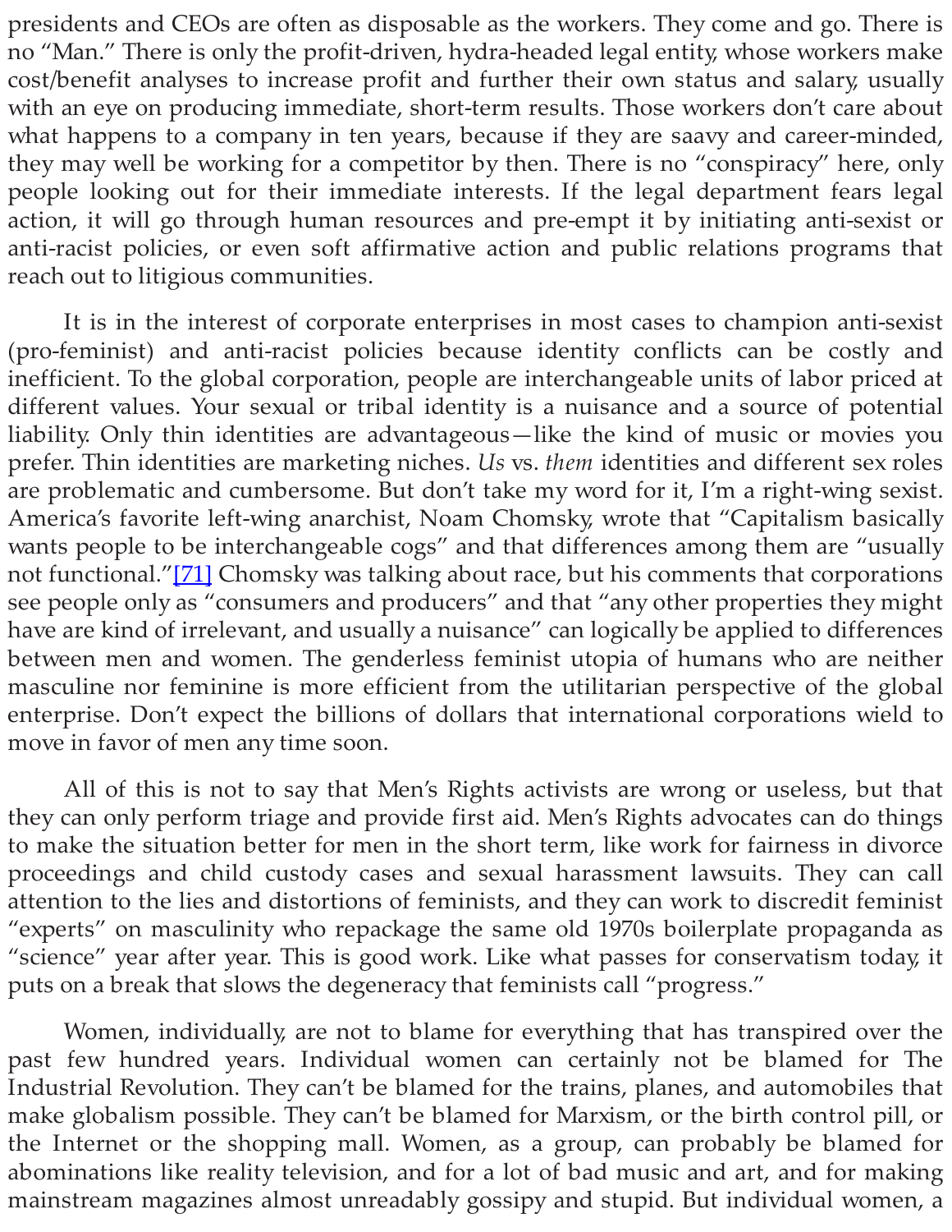presidents and CEOs are often as disposable as the workers. They come and go. There is no "Man." There is only the profit-driven, hydra-headed legal entity, whose workers make cost/benefit analyses to increase profit and further their own status and salary, usually with an eye on producing immediate, short-term results. Those workers don't care about what happens to a company in ten years, because if they are saavy and career-minded, they may well be working for a competitor by then. There is no "conspiracy" here, only people looking out for their immediate interests. If the legal department fears legal action, it will go through human resources and pre-empt it by initiating anti-sexist or anti-racist policies, or even soft affirmative action and public relations programs that reach out to litigious communities.

It is in the interest of corporate enterprises in most cases to champion anti-sexist (pro-feminist) and anti-racist policies because identity conflicts can be costly and inefficient. To the global corporation, people are interchangeable units of labor priced at different values. Your sexual or tribal identity is a nuisance and a source of potential liability. Only thin identities are advantageous—like the kind of music or movies you prefer. Thin identities are marketing niches. *Us* vs. *them* identities and different sex roles are problematic and cumbersome. But don't take my word for it, I'm a right-wing sexist. America's favorite left-wing anarchist, Noam Chomsky, wrote that "Capitalism basically wants people to be interchangeable cogs" and that differences among them are "usually not functional."[71] Chomsky was talking about race, but his comments that corporations see people only as "consumers and producers" and that "any other properties they might have are kind of irrelevant, and usually a nuisance" can logically be applied to differences between men and women. The genderless feminist utopia of humans who are neither masculine nor feminine is more efficient from the utilitarian perspective of the global enterprise. Don't expect the billions of dollars that international corporations wield to move in favor of men any time soon.

All of this is not to say that Men's Rights activists are wrong or useless, but that they can only perform triage and provide first aid. Men's Rights advocates can do things to make the situation better for men in the short term, like work for fairness in divorce proceedings and child custody cases and sexual harassment lawsuits. They can call attention to the lies and distortions of feminists, and they can work to discredit feminist "experts" on masculinity who repackage the same old 1970s boilerplate propaganda as "science" year after year. This is good work. Like what passes for conservatism today, it puts on a break that slows the degeneracy that feminists call "progress."

Women, individually, are not to blame for everything that has transpired over the past few hundred years. Individual women can certainly not be blamed for The Industrial Revolution. They can't be blamed for the trains, planes, and automobiles that make globalism possible. They can't be blamed for Marxism, or the birth control pill, or the Internet or the shopping mall. Women, as a group, can probably be blamed for abominations like reality television, and for a lot of bad music and art, and for making mainstream magazines almost unreadably gossipy and stupid. But individual women, a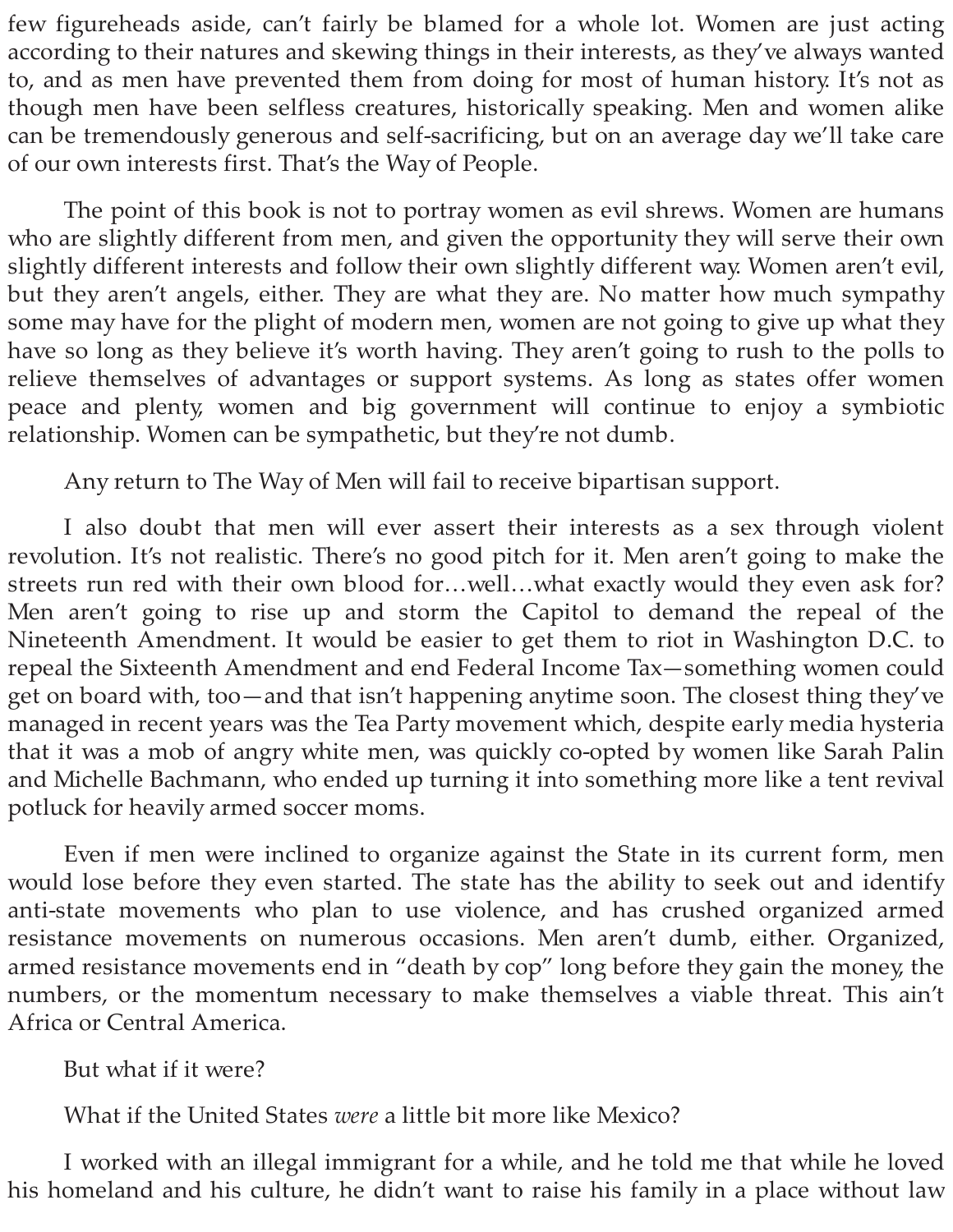few figureheads aside, can't fairly be blamed for a whole lot. Women are just acting according to their natures and skewing things in their interests, as they've always wanted to, and as men have prevented them from doing for most of human history. It's not as though men have been selfless creatures, historically speaking. Men and women alike can be tremendously generous and self-sacrificing, but on an average day we'll take care of our own interests first. That's the Way of People.

The point of this book is not to portray women as evil shrews. Women are humans who are slightly different from men, and given the opportunity they will serve their own slightly different interests and follow their own slightly different way. Women aren't evil, but they aren't angels, either. They are what they are. No matter how much sympathy some may have for the plight of modern men, women are not going to give up what they have so long as they believe it's worth having. They aren't going to rush to the polls to relieve themselves of advantages or support systems. As long as states offer women peace and plenty, women and big government will continue to enjoy a symbiotic relationship. Women can be sympathetic, but they're not dumb.

Any return to The Way of Men will fail to receive bipartisan support.

I also doubt that men will ever assert their interests as a sex through violent revolution. It's not realistic. There's no good pitch for it. Men aren't going to make the streets run red with their own blood for…well…what exactly would they even ask for? Men aren't going to rise up and storm the Capitol to demand the repeal of the Nineteenth Amendment. It would be easier to get them to riot in Washington D.C. to repeal the Sixteenth Amendment and end Federal Income Tax—something women could get on board with, too—and that isn't happening anytime soon. The closest thing they've managed in recent years was the Tea Party movement which, despite early media hysteria that it was a mob of angry white men, was quickly co-opted by women like Sarah Palin and Michelle Bachmann, who ended up turning it into something more like a tent revival potluck for heavily armed soccer moms.

Even if men were inclined to organize against the State in its current form, men would lose before they even started. The state has the ability to seek out and identify anti-state movements who plan to use violence, and has crushed organized armed resistance movements on numerous occasions. Men aren't dumb, either. Organized, armed resistance movements end in "death by cop" long before they gain the money, the numbers, or the momentum necessary to make themselves a viable threat. This ain't Africa or Central America.

But what if it were?

What if the United States *were* a little bit more like Mexico?

I worked with an illegal immigrant for a while, and he told me that while he loved his homeland and his culture, he didn't want to raise his family in a place without law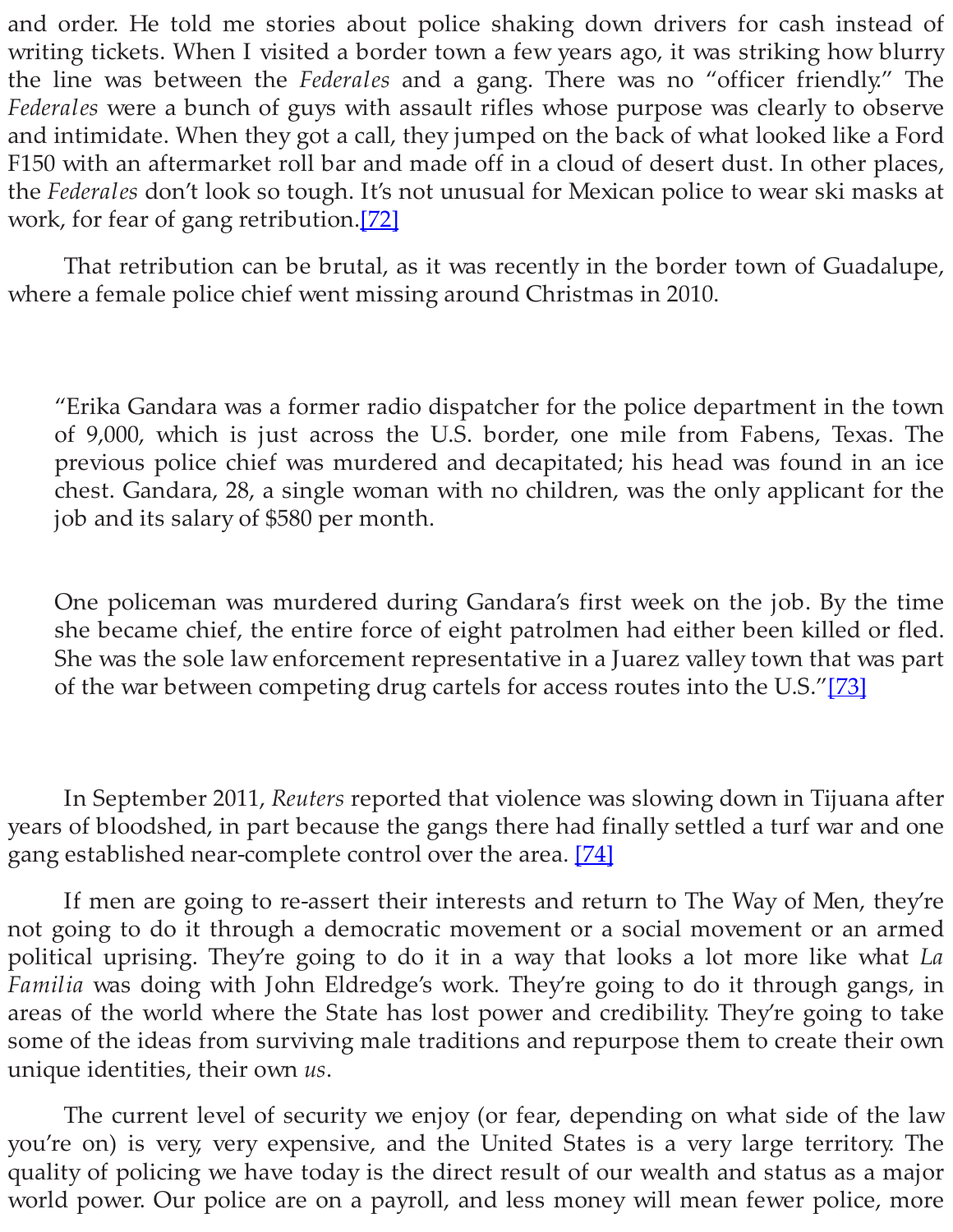and order. He told me stories about police shaking down drivers for cash instead of writing tickets. When I visited a border town a few years ago, it was striking how blurry the line was between the *Federales* and a gang. There was no "officer friendly." The *Federales* were a bunch of guys with assault rifles whose purpose was clearly to observe and intimidate. When they got a call, they jumped on the back of what looked like a Ford F150 with an aftermarket roll bar and made off in a cloud of desert dust. In other places, the *Federales* don't look so tough. It's not unusual for Mexican police to wear ski masks at work, for fear of gang retribution.[72]

That retribution can be brutal, as it was recently in the border town of Guadalupe, where a female police chief went missing around Christmas in 2010.

> "Erika Gandara was a former radio dispatcher for the police department in the town of 9,000, which is just across the U.S. border, one mile from Fabens, Texas. The previous police chief was murdered and decapitated; his head was found in an ice chest. Gandara, 28, a single woman with no children, was the only applicant for the job and its salary of $580 per month.
>
> One policeman was murdered during Gandara's first week on the job. By the time she became chief, the entire force of eight patrolmen had either been killed or fled. She was the sole law enforcement representative in a Juarez valley town that was part of the war between competing drug cartels for access routes into the U.S."[73]

In September 2011, *Reuters* reported that violence was slowing down in Tijuana after years of bloodshed, in part because the gangs there had finally settled a turf war and one gang established near-complete control over the area. [74]

If men are going to re-assert their interests and return to The Way of Men, they're not going to do it through a democratic movement or a social movement or an armed political uprising. They're going to do it in a way that looks a lot more like what *La Familia* was doing with John Eldredge's work. They're going to do it through gangs, in areas of the world where the State has lost power and credibility. They're going to take some of the ideas from surviving male traditions and repurpose them to create their own unique identities, their own *us*.

The current level of security we enjoy (or fear, depending on what side of the law you're on) is very, very expensive, and the United States is a very large territory. The quality of policing we have today is the direct result of our wealth and status as a major world power. Our police are on a payroll, and less money will mean fewer police, more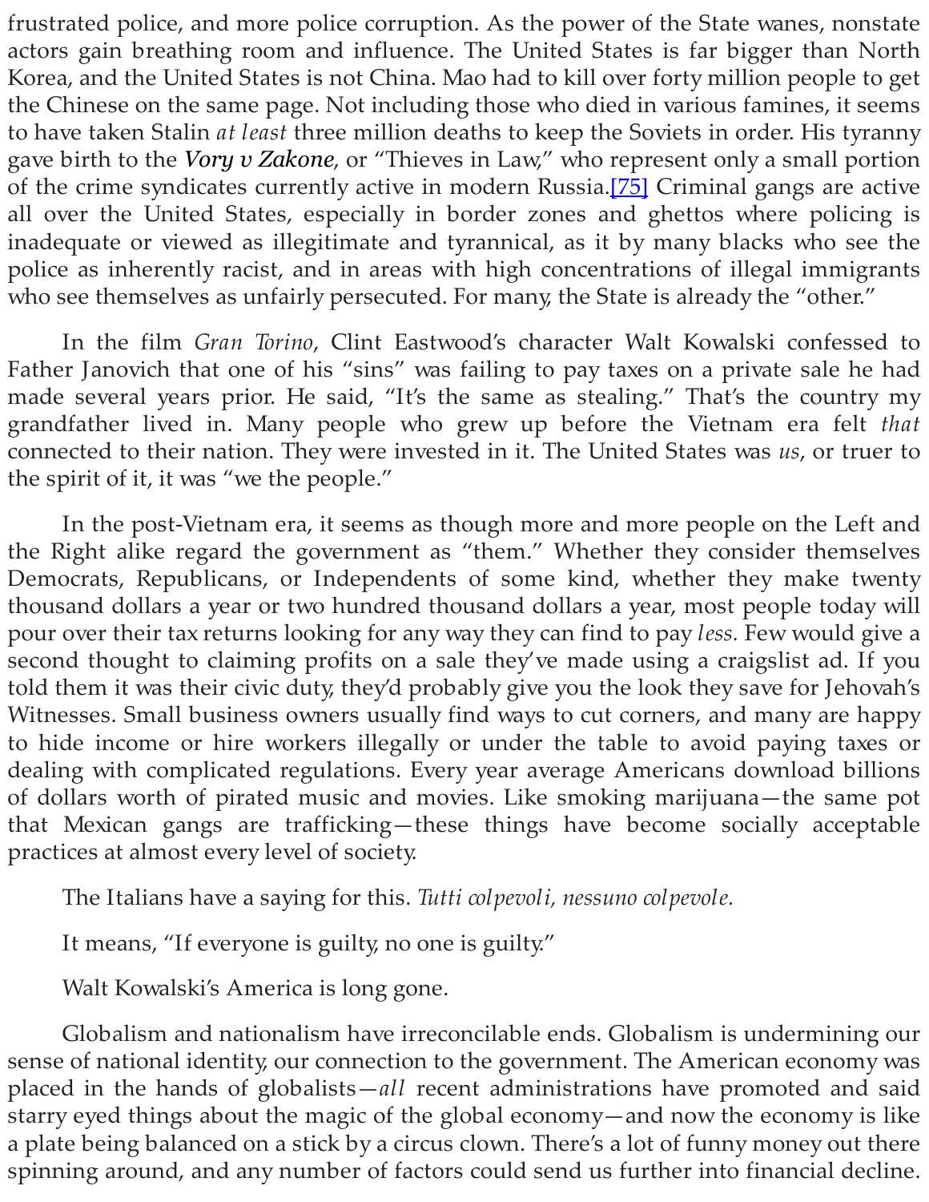frustrated police, and more police corruption. As the power of the State wanes, nonstate actors gain breathing room and influence. The United States is far bigger than North Korea, and the United States is not China. Mao had to kill over forty million people to get the Chinese on the same page. Not including those who died in various famines, it seems to have taken Stalin *at least* three million deaths to keep the Soviets in order. His tyranny gave birth to the ***Vory v Zakone***, or "Thieves in Law," who represent only a small portion of the crime syndicates currently active in modern Russia.[75] Criminal gangs are active all over the United States, especially in border zones and ghettos where policing is inadequate or viewed as illegitimate and tyrannical, as it by many blacks who see the police as inherently racist, and in areas with high concentrations of illegal immigrants who see themselves as unfairly persecuted. For many, the State is already the "other."

In the film *Gran Torino*, Clint Eastwood's character Walt Kowalski confessed to Father Janovich that one of his "sins" was failing to pay taxes on a private sale he had made several years prior. He said, "It's the same as stealing." That's the country my grandfather lived in. Many people who grew up before the Vietnam era felt *that* connected to their nation. They were invested in it. The United States was *us*, or truer to the spirit of it, it was "we the people."

In the post-Vietnam era, it seems as though more and more people on the Left and the Right alike regard the government as "them." Whether they consider themselves Democrats, Republicans, or Independents of some kind, whether they make twenty thousand dollars a year or two hundred thousand dollars a year, most people today will pour over their tax returns looking for any way they can find to pay *less.* Few would give a second thought to claiming profits on a sale they've made using a craigslist ad. If you told them it was their civic duty, they'd probably give you the look they save for Jehovah's Witnesses. Small business owners usually find ways to cut corners, and many are happy to hide income or hire workers illegally or under the table to avoid paying taxes or dealing with complicated regulations. Every year average Americans download billions of dollars worth of pirated music and movies. Like smoking marijuana—the same pot that Mexican gangs are trafficking—these things have become socially acceptable practices at almost every level of society.

The Italians have a saying for this. *Tutti colpevoli, nessuno colpevole.*

It means, "If everyone is guilty, no one is guilty."

Walt Kowalski's America is long gone.

Globalism and nationalism have irreconcilable ends. Globalism is undermining our sense of national identity, our connection to the government. The American economy was placed in the hands of globalists—*all* recent administrations have promoted and said starry eyed things about the magic of the global economy—and now the economy is like a plate being balanced on a stick by a circus clown. There's a lot of funny money out there spinning around, and any number of factors could send us further into financial decline.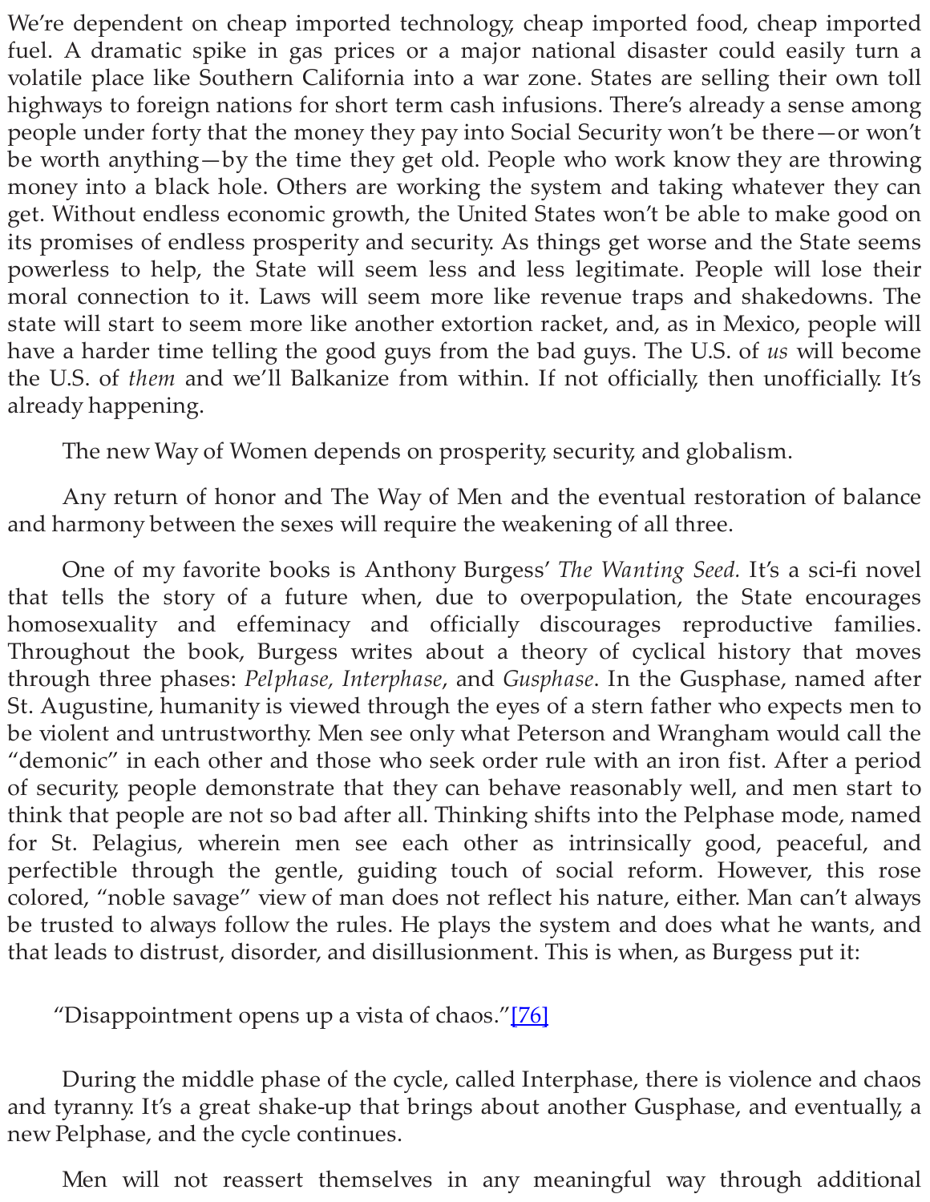We're dependent on cheap imported technology, cheap imported food, cheap imported fuel. A dramatic spike in gas prices or a major national disaster could easily turn a volatile place like Southern California into a war zone. States are selling their own toll highways to foreign nations for short term cash infusions. There's already a sense among people under forty that the money they pay into Social Security won't be there—or won't be worth anything—by the time they get old. People who work know they are throwing money into a black hole. Others are working the system and taking whatever they can get. Without endless economic growth, the United States won't be able to make good on its promises of endless prosperity and security. As things get worse and the State seems powerless to help, the State will seem less and less legitimate. People will lose their moral connection to it. Laws will seem more like revenue traps and shakedowns. The state will start to seem more like another extortion racket, and, as in Mexico, people will have a harder time telling the good guys from the bad guys. The U.S. of *us* will become the U.S. of *them* and we'll Balkanize from within. If not officially, then unofficially. It's already happening.

The new Way of Women depends on prosperity, security, and globalism.

Any return of honor and The Way of Men and the eventual restoration of balance and harmony between the sexes will require the weakening of all three.

One of my favorite books is Anthony Burgess' *The Wanting Seed.* It's a sci-fi novel that tells the story of a future when, due to overpopulation, the State encourages homosexuality and effeminacy and officially discourages reproductive families. Throughout the book, Burgess writes about a theory of cyclical history that moves through three phases: *Pelphase*, *Interphase*, and *Gusphase*. In the Gusphase, named after St. Augustine, humanity is viewed through the eyes of a stern father who expects men to be violent and untrustworthy. Men see only what Peterson and Wrangham would call the "demonic" in each other and those who seek order rule with an iron fist. After a period of security, people demonstrate that they can behave reasonably well, and men start to think that people are not so bad after all. Thinking shifts into the Pelphase mode, named for St. Pelagius, wherein men see each other as intrinsically good, peaceful, and perfectible through the gentle, guiding touch of social reform. However, this rose colored, "noble savage" view of man does not reflect his nature, either. Man can't always be trusted to always follow the rules. He plays the system and does what he wants, and that leads to distrust, disorder, and disillusionment. This is when, as Burgess put it:

> "Disappointment opens up a vista of chaos."[76]

During the middle phase of the cycle, called Interphase, there is violence and chaos and tyranny. It's a great shake-up that brings about another Gusphase, and eventually, a new Pelphase, and the cycle continues.

Men will not reassert themselves in any meaningful way through additional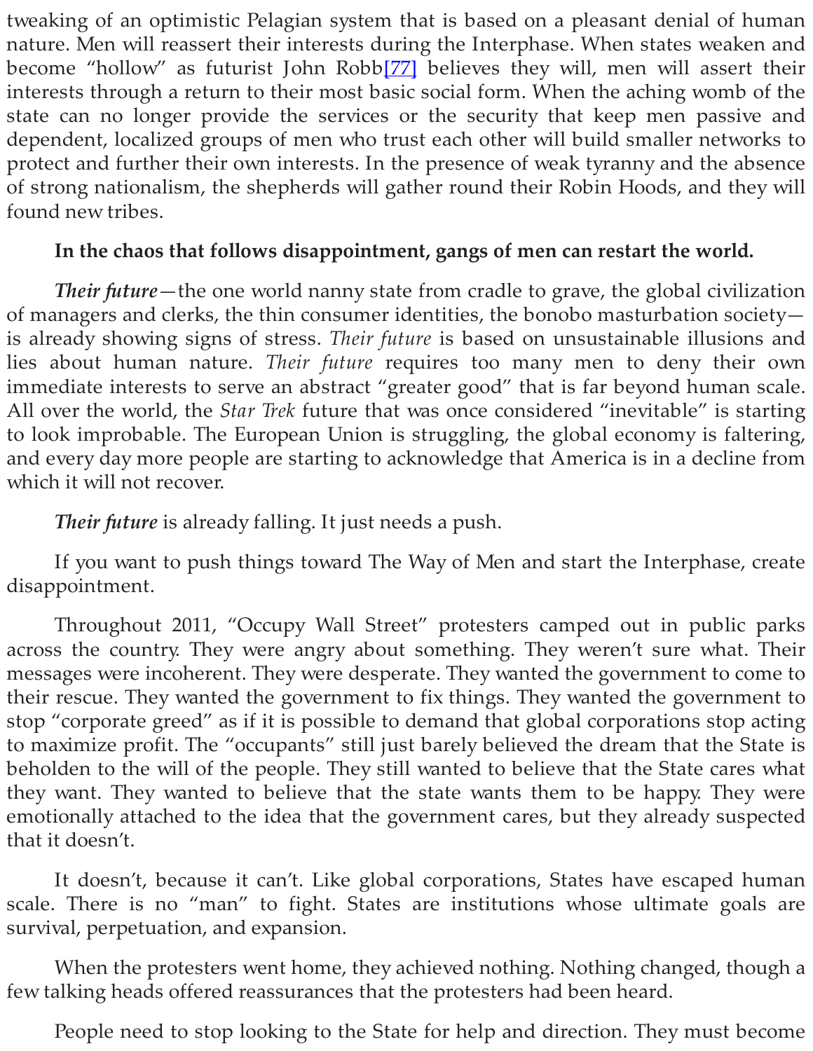tweaking of an optimistic Pelagian system that is based on a pleasant denial of human nature. Men will reassert their interests during the Interphase. When states weaken and become "hollow" as futurist John Robb[77] believes they will, men will assert their interests through a return to their most basic social form. When the aching womb of the state can no longer provide the services or the security that keep men passive and dependent, localized groups of men who trust each other will build smaller networks to protect and further their own interests. In the presence of weak tyranny and the absence of strong nationalism, the shepherds will gather round their Robin Hoods, and they will found new tribes.

**In the chaos that follows disappointment, gangs of men can restart the world.**

***Their future***—the one world nanny state from cradle to grave, the global civilization of managers and clerks, the thin consumer identities, the bonobo masturbation society—is already showing signs of stress. *Their future* is based on unsustainable illusions and lies about human nature. *Their future* requires too many men to deny their own immediate interests to serve an abstract "greater good" that is far beyond human scale. All over the world, the *Star Trek* future that was once considered "inevitable" is starting to look improbable. The European Union is struggling, the global economy is faltering, and every day more people are starting to acknowledge that America is in a decline from which it will not recover.

***Their future*** is already falling. It just needs a push.

If you want to push things toward The Way of Men and start the Interphase, create disappointment.

Throughout 2011, "Occupy Wall Street" protesters camped out in public parks across the country. They were angry about something. They weren't sure what. Their messages were incoherent. They were desperate. They wanted the government to come to their rescue. They wanted the government to fix things. They wanted the government to stop "corporate greed" as if it is possible to demand that global corporations stop acting to maximize profit. The "occupants" still just barely believed the dream that the State is beholden to the will of the people. They still wanted to believe that the State cares what they want. They wanted to believe that the state wants them to be happy. They were emotionally attached to the idea that the government cares, but they already suspected that it doesn't.

It doesn't, because it can't. Like global corporations, States have escaped human scale. There is no "man" to fight. States are institutions whose ultimate goals are survival, perpetuation, and expansion.

When the protesters went home, they achieved nothing. Nothing changed, though a few talking heads offered reassurances that the protesters had been heard.

People need to stop looking to the State for help and direction. They must become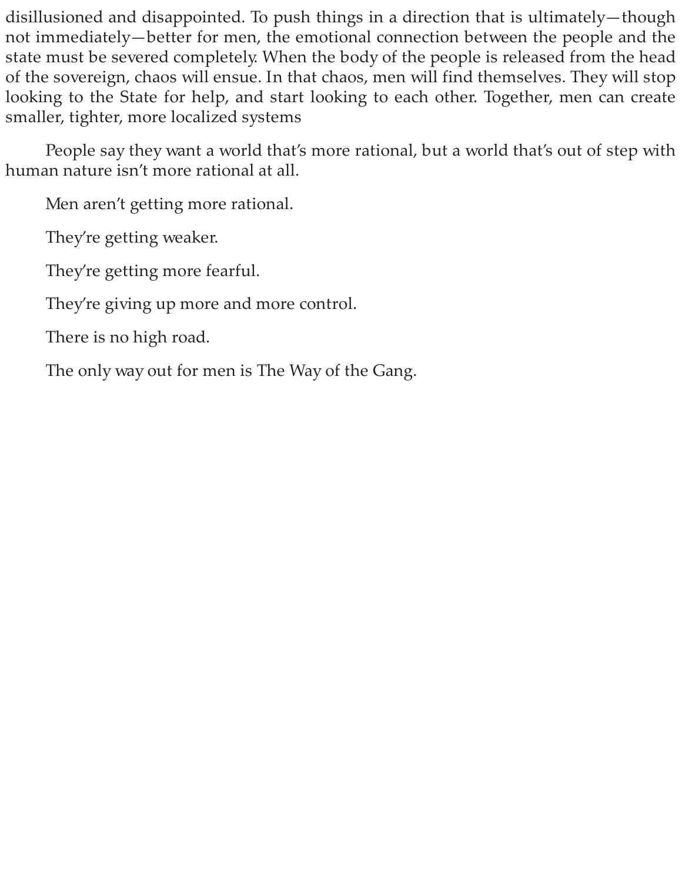disillusioned and disappointed. To push things in a direction that is ultimately—though not immediately—better for men, the emotional connection between the people and the state must be severed completely. When the body of the people is released from the head of the sovereign, chaos will ensue. In that chaos, men will find themselves. They will stop looking to the State for help, and start looking to each other. Together, men can create smaller, tighter, more localized systems

People say they want a world that's more rational, but a world that's out of step with human nature isn't more rational at all.

Men aren't getting more rational.

They're getting weaker.

They're getting more fearful.

They're giving up more and more control.

There is no high road.

The only way out for men is The Way of the Gang.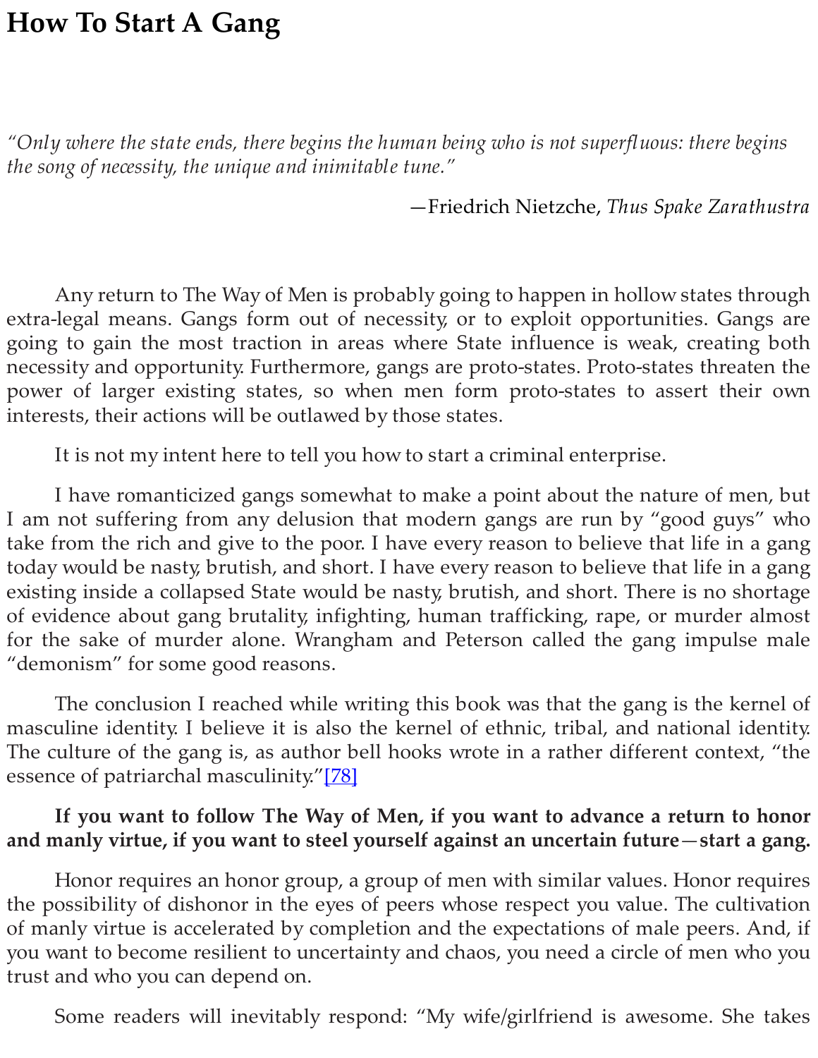# How To Start A Gang

*"Only where the state ends, there begins the human being who is not superfluous: there begins the song of necessity, the unique and inimitable tune."*

—Friedrich Nietzche, *Thus Spake Zarathustra*

Any return to The Way of Men is probably going to happen in hollow states through extra-legal means. Gangs form out of necessity, or to exploit opportunities. Gangs are going to gain the most traction in areas where State influence is weak, creating both necessity and opportunity. Furthermore, gangs are proto-states. Proto-states threaten the power of larger existing states, so when men form proto-states to assert their own interests, their actions will be outlawed by those states.

It is not my intent here to tell you how to start a criminal enterprise.

I have romanticized gangs somewhat to make a point about the nature of men, but I am not suffering from any delusion that modern gangs are run by "good guys" who take from the rich and give to the poor. I have every reason to believe that life in a gang today would be nasty, brutish, and short. I have every reason to believe that life in a gang existing inside a collapsed State would be nasty, brutish, and short. There is no shortage of evidence about gang brutality, infighting, human trafficking, rape, or murder almost for the sake of murder alone. Wrangham and Peterson called the gang impulse male "demonism" for some good reasons.

The conclusion I reached while writing this book was that the gang is the kernel of masculine identity. I believe it is also the kernel of ethnic, tribal, and national identity. The culture of the gang is, as author bell hooks wrote in a rather different context, "the essence of patriarchal masculinity."[78]

**If you want to follow The Way of Men, if you want to advance a return to honor and manly virtue, if you want to steel yourself against an uncertain future—start a gang.**

Honor requires an honor group, a group of men with similar values. Honor requires the possibility of dishonor in the eyes of peers whose respect you value. The cultivation of manly virtue is accelerated by completion and the expectations of male peers. And, if you want to become resilient to uncertainty and chaos, you need a circle of men who you trust and who you can depend on.

Some readers will inevitably respond: "My wife/girlfriend is awesome. She takes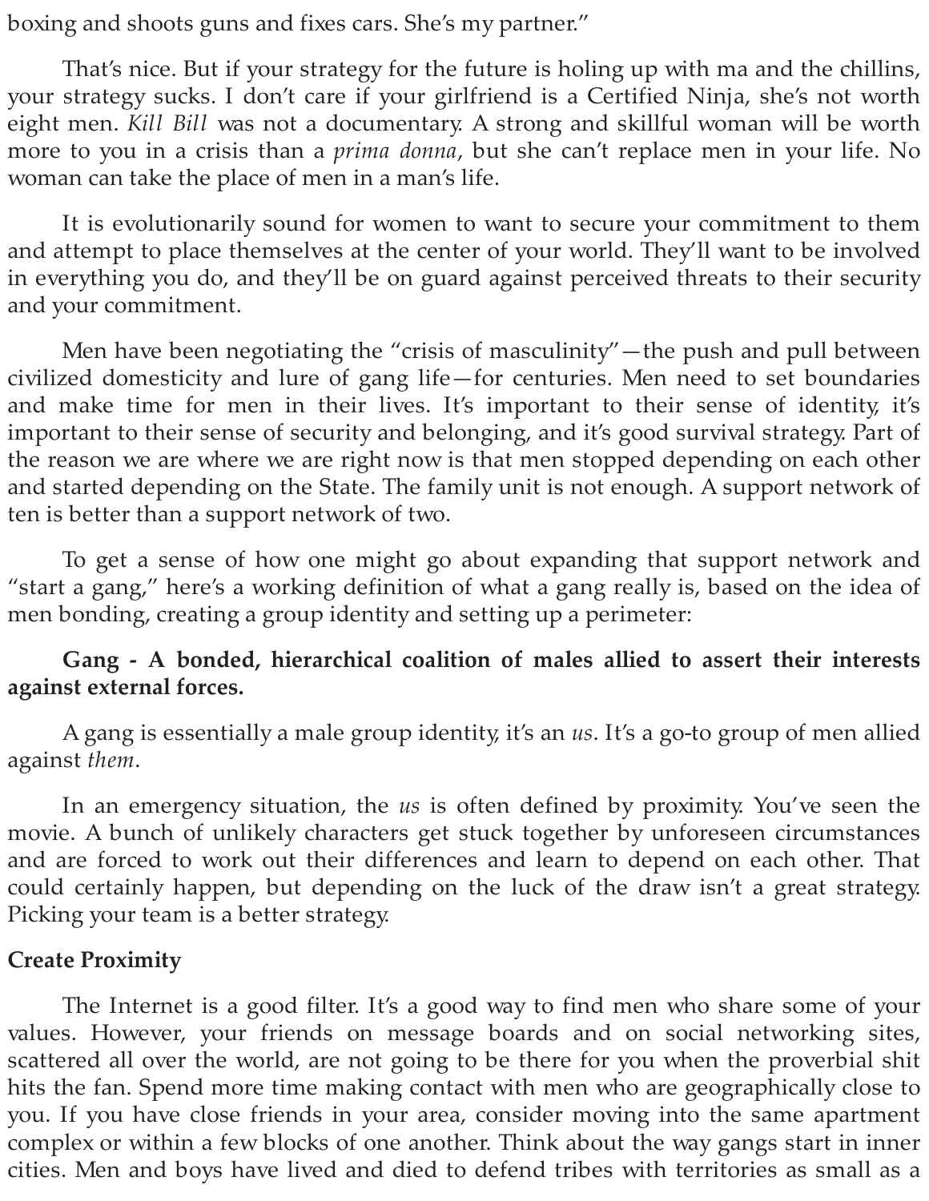boxing and shoots guns and fixes cars. She's my partner."

That's nice. But if your strategy for the future is holing up with ma and the chillins, your strategy sucks. I don't care if your girlfriend is a Certified Ninja, she's not worth eight men. *Kill Bill* was not a documentary. A strong and skillful woman will be worth more to you in a crisis than a *prima donna*, but she can't replace men in your life. No woman can take the place of men in a man's life.

It is evolutionarily sound for women to want to secure your commitment to them and attempt to place themselves at the center of your world. They'll want to be involved in everything you do, and they'll be on guard against perceived threats to their security and your commitment.

Men have been negotiating the "crisis of masculinity"—the push and pull between civilized domesticity and lure of gang life—for centuries. Men need to set boundaries and make time for men in their lives. It's important to their sense of identity, it's important to their sense of security and belonging, and it's good survival strategy. Part of the reason we are where we are right now is that men stopped depending on each other and started depending on the State. The family unit is not enough. A support network of ten is better than a support network of two.

To get a sense of how one might go about expanding that support network and "start a gang," here's a working definition of what a gang really is, based on the idea of men bonding, creating a group identity and setting up a perimeter:

**Gang - A bonded, hierarchical coalition of males allied to assert their interests against external forces.**

A gang is essentially a male group identity, it's an *us*. It's a go-to group of men allied against *them*.

In an emergency situation, the *us* is often defined by proximity. You've seen the movie. A bunch of unlikely characters get stuck together by unforeseen circumstances and are forced to work out their differences and learn to depend on each other. That could certainly happen, but depending on the luck of the draw isn't a great strategy. Picking your team is a better strategy.

**Create Proximity**

The Internet is a good filter. It's a good way to find men who share some of your values. However, your friends on message boards and on social networking sites, scattered all over the world, are not going to be there for you when the proverbial shit hits the fan. Spend more time making contact with men who are geographically close to you. If you have close friends in your area, consider moving into the same apartment complex or within a few blocks of one another. Think about the way gangs start in inner cities. Men and boys have lived and died to defend tribes with territories as small as a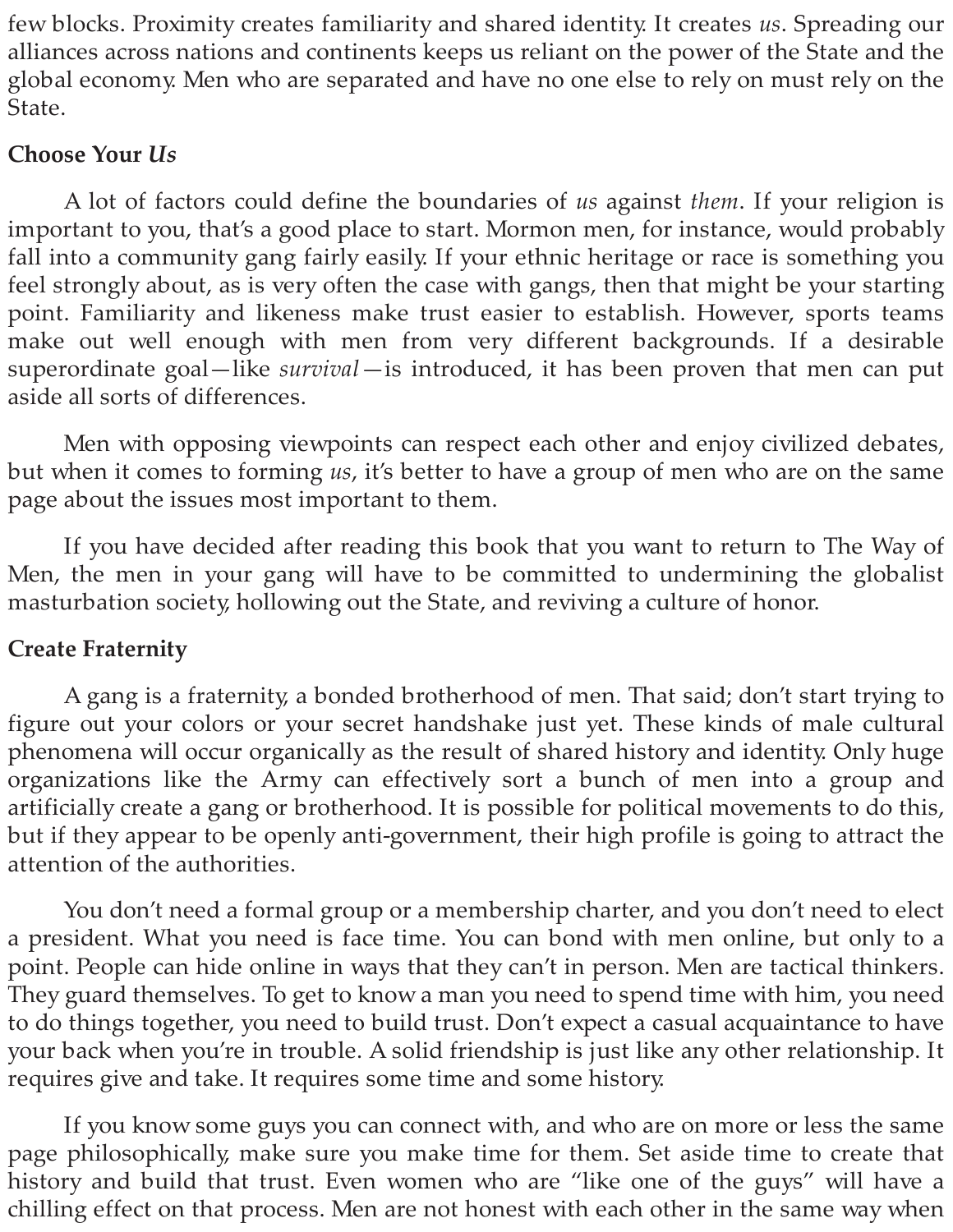few blocks. Proximity creates familiarity and shared identity. It creates *us*. Spreading our alliances across nations and continents keeps us reliant on the power of the State and the global economy. Men who are separated and have no one else to rely on must rely on the State.

**Choose Your *Us***

A lot of factors could define the boundaries of *us* against *them*. If your religion is important to you, that's a good place to start. Mormon men, for instance, would probably fall into a community gang fairly easily. If your ethnic heritage or race is something you feel strongly about, as is very often the case with gangs, then that might be your starting point. Familiarity and likeness make trust easier to establish. However, sports teams make out well enough with men from very different backgrounds. If a desirable superordinate goal—like *survival*—is introduced, it has been proven that men can put aside all sorts of differences.

Men with opposing viewpoints can respect each other and enjoy civilized debates, but when it comes to forming *us*, it's better to have a group of men who are on the same page about the issues most important to them.

If you have decided after reading this book that you want to return to The Way of Men, the men in your gang will have to be committed to undermining the globalist masturbation society, hollowing out the State, and reviving a culture of honor.

**Create Fraternity**

A gang is a fraternity, a bonded brotherhood of men. That said; don't start trying to figure out your colors or your secret handshake just yet. These kinds of male cultural phenomena will occur organically as the result of shared history and identity. Only huge organizations like the Army can effectively sort a bunch of men into a group and artificially create a gang or brotherhood. It is possible for political movements to do this, but if they appear to be openly anti-government, their high profile is going to attract the attention of the authorities.

You don't need a formal group or a membership charter, and you don't need to elect a president. What you need is face time. You can bond with men online, but only to a point. People can hide online in ways that they can't in person. Men are tactical thinkers. They guard themselves. To get to know a man you need to spend time with him, you need to do things together, you need to build trust. Don't expect a casual acquaintance to have your back when you're in trouble. A solid friendship is just like any other relationship. It requires give and take. It requires some time and some history.

If you know some guys you can connect with, and who are on more or less the same page philosophically, make sure you make time for them. Set aside time to create that history and build that trust. Even women who are "like one of the guys" will have a chilling effect on that process. Men are not honest with each other in the same way when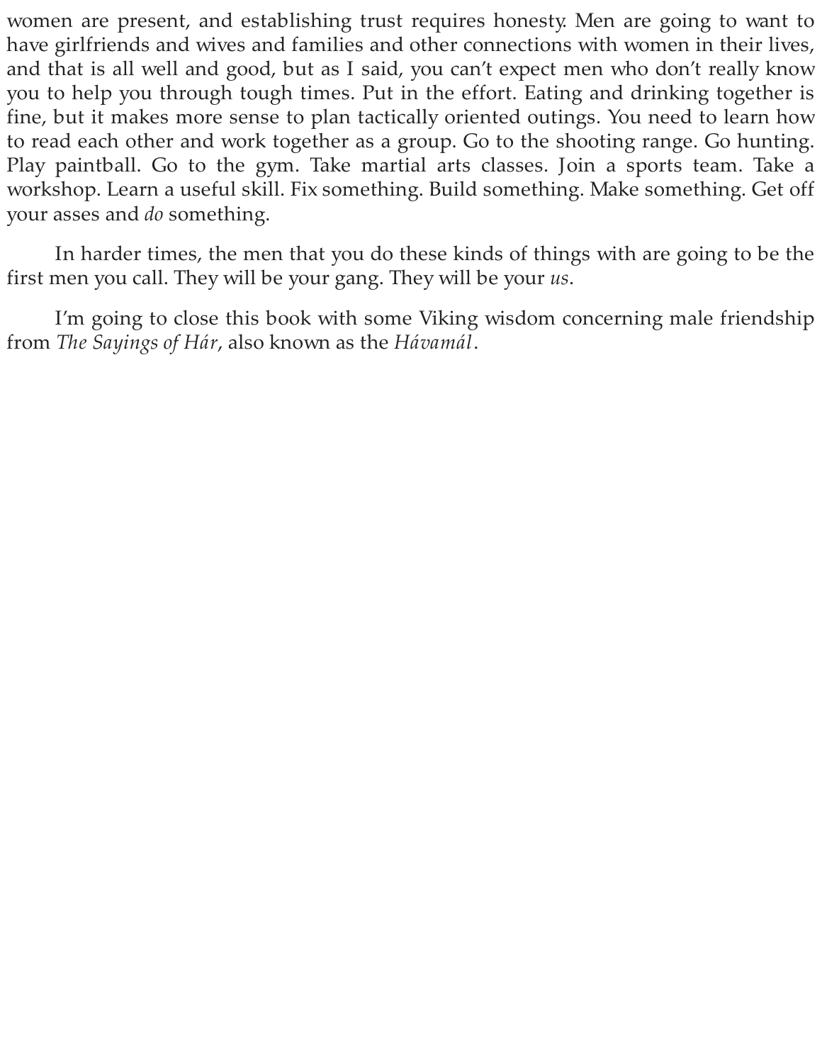women are present, and establishing trust requires honesty. Men are going to want to have girlfriends and wives and families and other connections with women in their lives, and that is all well and good, but as I said, you can't expect men who don't really know you to help you through tough times. Put in the effort. Eating and drinking together is fine, but it makes more sense to plan tactically oriented outings. You need to learn how to read each other and work together as a group. Go to the shooting range. Go hunting. Play paintball. Go to the gym. Take martial arts classes. Join a sports team. Take a workshop. Learn a useful skill. Fix something. Build something. Make something. Get off your asses and *do* something.

In harder times, the men that you do these kinds of things with are going to be the first men you call. They will be your gang. They will be your *us*.

I'm going to close this book with some Viking wisdom concerning male friendship from *The Sayings of Hár*, also known as the *Hávamál*.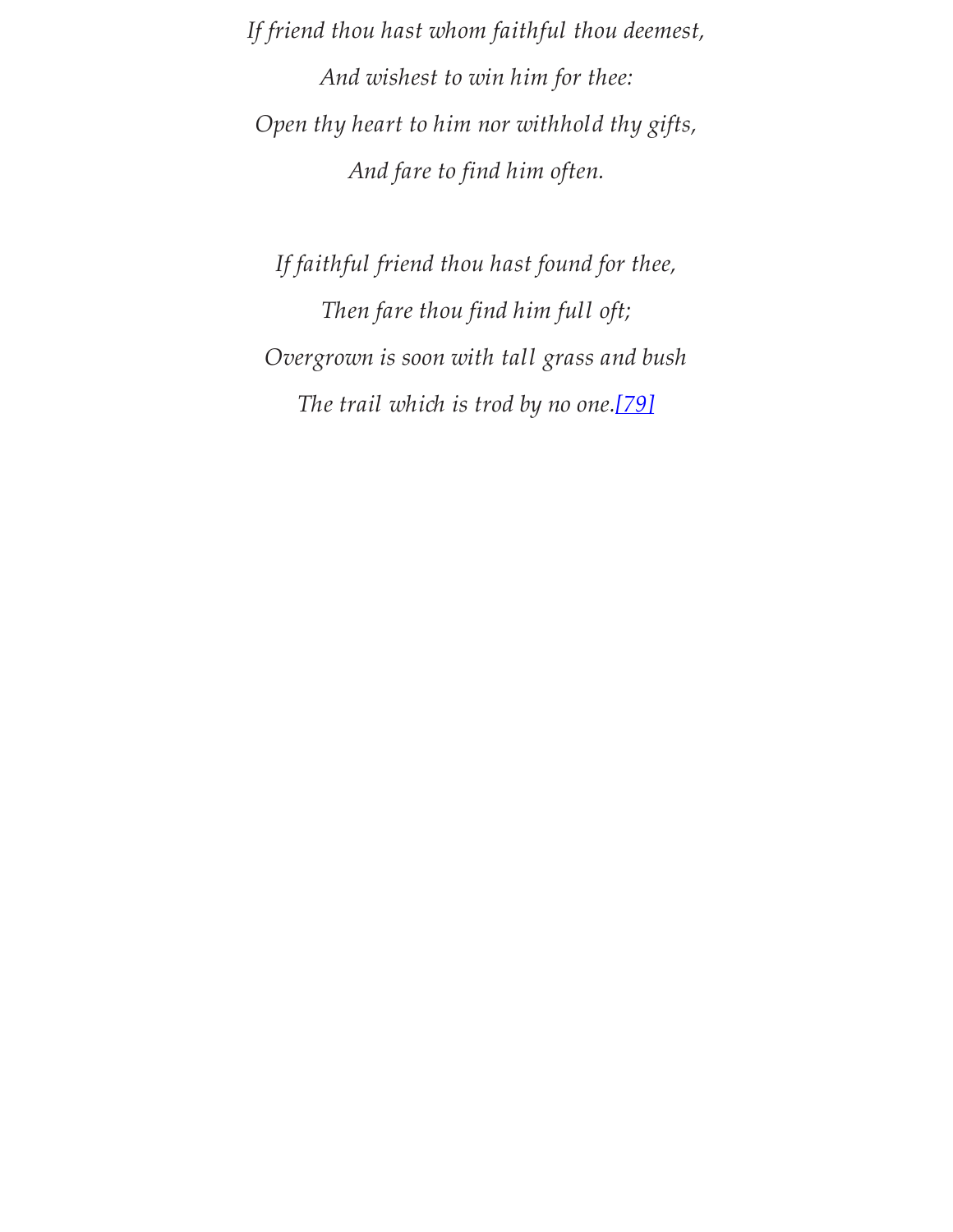*If friend thou hast whom faithful thou deemest,*

*And wishest to win him for thee:*

*Open thy heart to him nor withhold thy gifts,*

*And fare to find him often.*

*If faithful friend thou hast found for thee,*

*Then fare thou find him full oft;*

*Overgrown is soon with tall grass and bush*

*The trail which is trod by no one.*[79]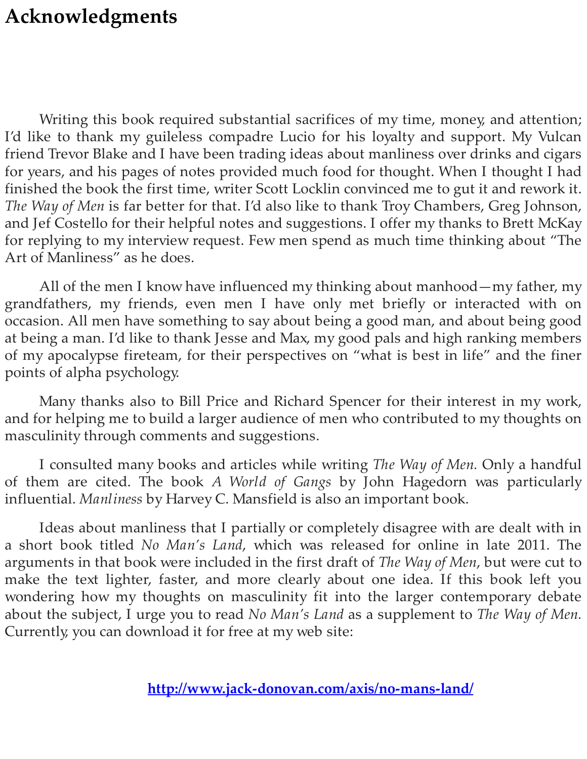# Acknowledgments

Writing this book required substantial sacrifices of my time, money, and attention; I'd like to thank my guileless compadre Lucio for his loyalty and support. My Vulcan friend Trevor Blake and I have been trading ideas about manliness over drinks and cigars for years, and his pages of notes provided much food for thought. When I thought I had finished the book the first time, writer Scott Locklin convinced me to gut it and rework it. *The Way of Men* is far better for that. I'd also like to thank Troy Chambers, Greg Johnson, and Jef Costello for their helpful notes and suggestions. I offer my thanks to Brett McKay for replying to my interview request. Few men spend as much time thinking about "The Art of Manliness" as he does.

All of the men I know have influenced my thinking about manhood—my father, my grandfathers, my friends, even men I have only met briefly or interacted with on occasion. All men have something to say about being a good man, and about being good at being a man. I'd like to thank Jesse and Max, my good pals and high ranking members of my apocalypse fireteam, for their perspectives on "what is best in life" and the finer points of alpha psychology.

Many thanks also to Bill Price and Richard Spencer for their interest in my work, and for helping me to build a larger audience of men who contributed to my thoughts on masculinity through comments and suggestions.

I consulted many books and articles while writing *The Way of Men.* Only a handful of them are cited. The book *A World of Gangs* by John Hagedorn was particularly influential. *Manliness* by Harvey C. Mansfield is also an important book.

Ideas about manliness that I partially or completely disagree with are dealt with in a short book titled *No Man's Land*, which was released for online in late 2011. The arguments in that book were included in the first draft of *The Way of Men*, but were cut to make the text lighter, faster, and more clearly about one idea. If this book left you wondering how my thoughts on masculinity fit into the larger contemporary debate about the subject, I urge you to read *No Man's Land* as a supplement to *The Way of Men.* Currently, you can download it for free at my web site:

**http://www.jack-donovan.com/axis/no-mans-land/**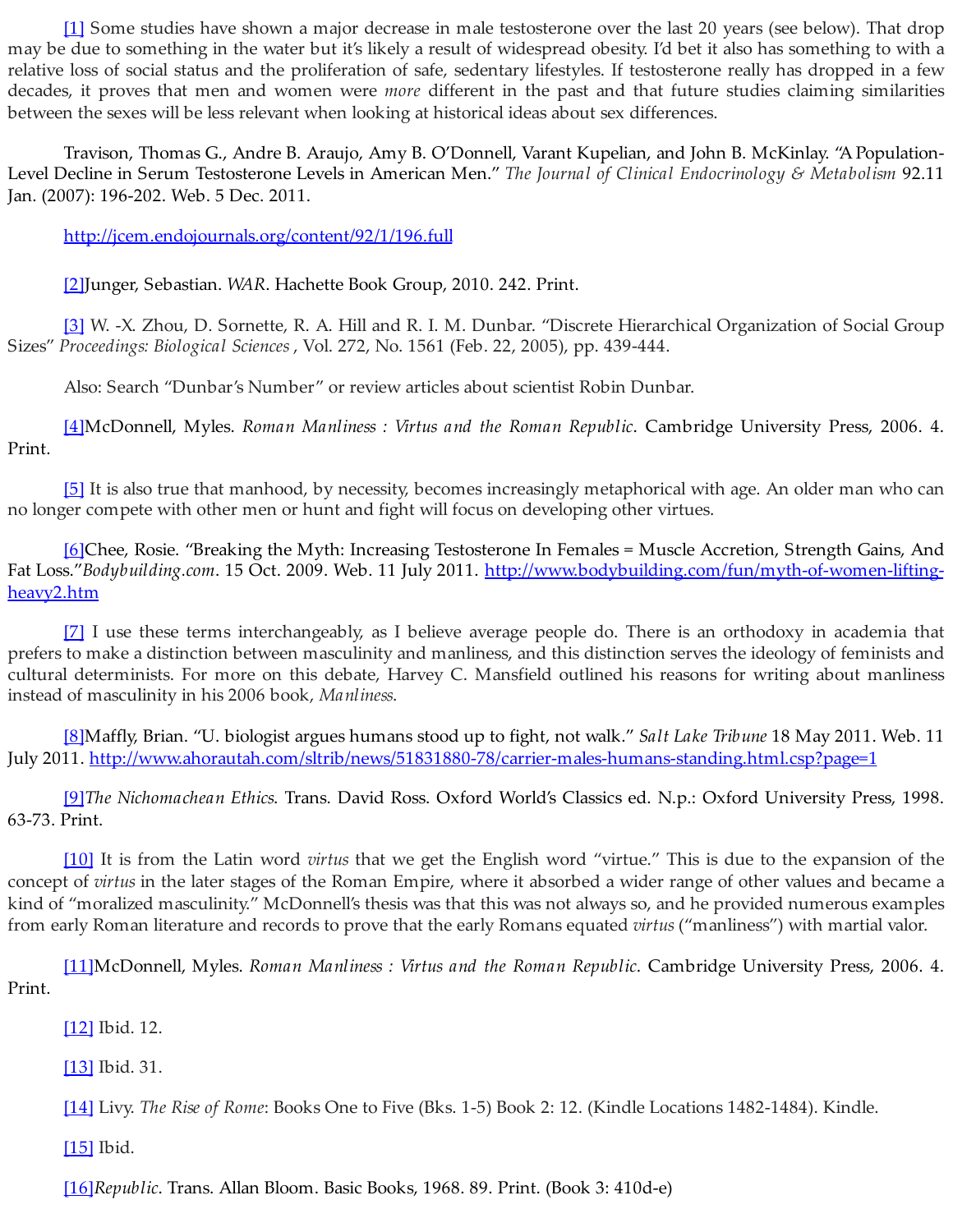[1] Some studies have shown a major decrease in male testosterone over the last 20 years (see below). That drop may be due to something in the water but it's likely a result of widespread obesity. I'd bet it also has something to with a relative loss of social status and the proliferation of safe, sedentary lifestyles. If testosterone really has dropped in a few decades, it proves that men and women were *more* different in the past and that future studies claiming similarities between the sexes will be less relevant when looking at historical ideas about sex differences.

Travison, Thomas G., Andre B. Araujo, Amy B. O'Donnell, Varant Kupelian, and John B. McKinlay. "A Population-Level Decline in Serum Testosterone Levels in American Men." *The Journal of Clinical Endocrinology & Metabolism* 92.11 Jan. (2007): 196-202. Web. 5 Dec. 2011.

http://jcem.endojournals.org/content/92/1/196.full

[2]Junger, Sebastian. *WAR*. Hachette Book Group, 2010. 242. Print.

[3] W. -X. Zhou, D. Sornette, R. A. Hill and R. I. M. Dunbar. "Discrete Hierarchical Organization of Social Group Sizes" *Proceedings: Biological Sciences* , Vol. 272, No. 1561 (Feb. 22, 2005), pp. 439-444.

Also: Search "Dunbar's Number" or review articles about scientist Robin Dunbar.

[4]McDonnell, Myles. *Roman Manliness : Virtus and the Roman Republic*. Cambridge University Press, 2006. 4. Print.

[5] It is also true that manhood, by necessity, becomes increasingly metaphorical with age. An older man who can no longer compete with other men or hunt and fight will focus on developing other virtues.

[6]Chee, Rosie. "Breaking the Myth: Increasing Testosterone In Females = Muscle Accretion, Strength Gains, And Fat Loss."*Bodybuilding.com*. 15 Oct. 2009. Web. 11 July 2011. http://www.bodybuilding.com/fun/myth-of-women-lifting-heavy2.htm

[7] I use these terms interchangeably, as I believe average people do. There is an orthodoxy in academia that prefers to make a distinction between masculinity and manliness, and this distinction serves the ideology of feminists and cultural determinists. For more on this debate, Harvey C. Mansfield outlined his reasons for writing about manliness instead of masculinity in his 2006 book, *Manliness*.

[8]Maffly, Brian. "U. biologist argues humans stood up to fight, not walk." *Salt Lake Tribune* 18 May 2011. Web. 11 July 2011. http://www.ahorautah.com/sltrib/news/51831880-78/carrier-males-humans-standing.html.csp?page=1

[9]*The Nichomachean Ethics*. Trans. David Ross. Oxford World's Classics ed. N.p.: Oxford University Press, 1998. 63-73. Print.

[10] It is from the Latin word *virtus* that we get the English word "virtue." This is due to the expansion of the concept of *virtus* in the later stages of the Roman Empire, where it absorbed a wider range of other values and became a kind of "moralized masculinity." McDonnell's thesis was that this was not always so, and he provided numerous examples from early Roman literature and records to prove that the early Romans equated *virtus* ("manliness") with martial valor.

[11]McDonnell, Myles. *Roman Manliness : Virtus and the Roman Republic*. Cambridge University Press, 2006. 4. Print.

[12] Ibid. 12.

[13] Ibid. 31.

[14] Livy. *The Rise of Rome*: Books One to Five (Bks. 1-5) Book 2: 12. (Kindle Locations 1482-1484). Kindle.

[15] Ibid.

[16]*Republic*. Trans. Allan Bloom. Basic Books, 1968. 89. Print. (Book 3: 410d-e)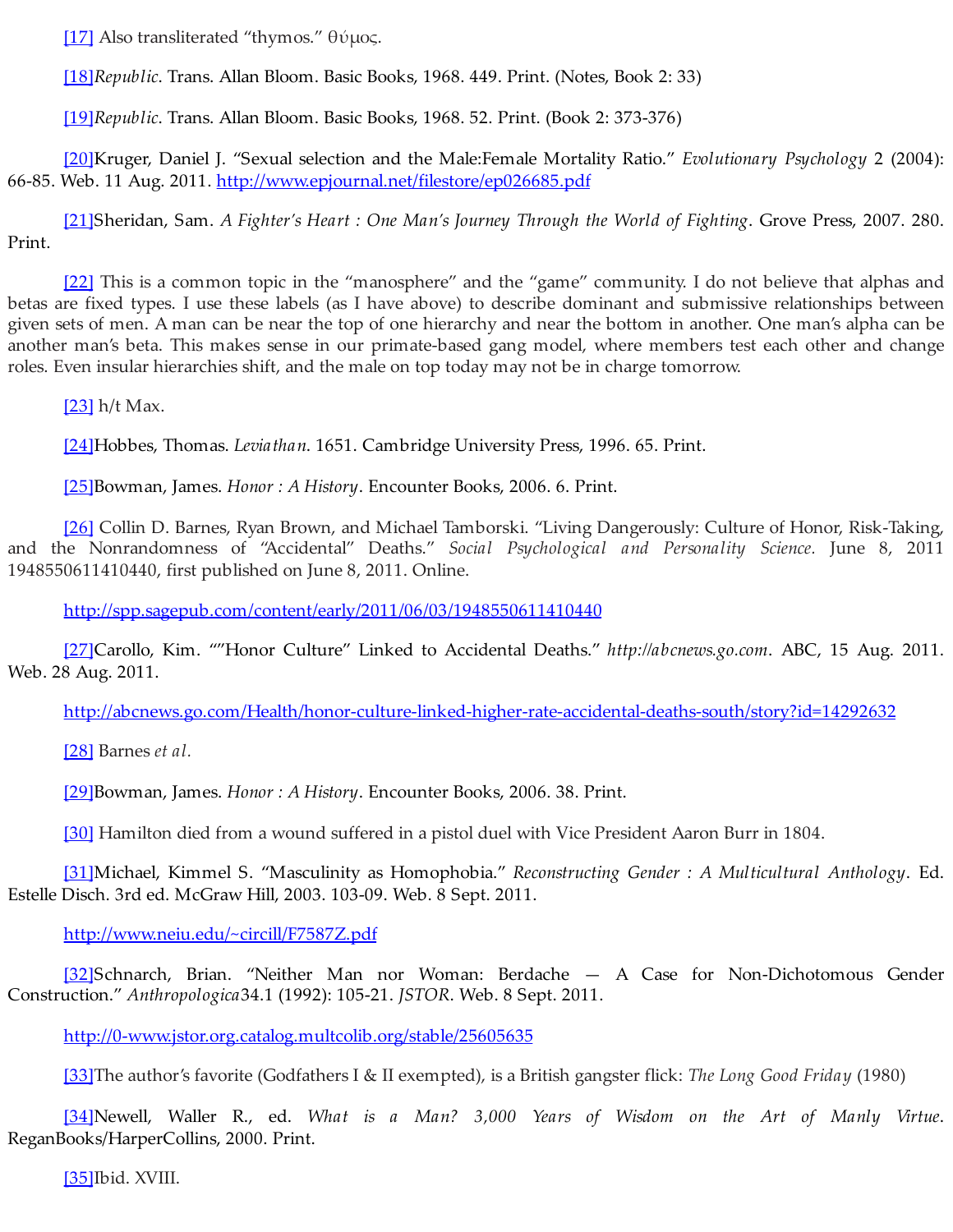[17] Also transliterated "thymos." θύμος.

[18]*Republic*. Trans. Allan Bloom. Basic Books, 1968. 449. Print. (Notes, Book 2: 33)

[19]*Republic*. Trans. Allan Bloom. Basic Books, 1968. 52. Print. (Book 2: 373-376)

[20]Kruger, Daniel J. "Sexual selection and the Male:Female Mortality Ratio." *Evolutionary Psychology* 2 (2004): 66-85. Web. 11 Aug. 2011. http://www.epjournal.net/filestore/ep026685.pdf

[21]Sheridan, Sam. *A Fighter's Heart : One Man's Journey Through the World of Fighting*. Grove Press, 2007. 280. Print.

[22] This is a common topic in the "manosphere" and the "game" community. I do not believe that alphas and betas are fixed types. I use these labels (as I have above) to describe dominant and submissive relationships between given sets of men. A man can be near the top of one hierarchy and near the bottom in another. One man's alpha can be another man's beta. This makes sense in our primate-based gang model, where members test each other and change roles. Even insular hierarchies shift, and the male on top today may not be in charge tomorrow.

[23] h/t Max.

[24]Hobbes, Thomas. *Leviathan*. 1651. Cambridge University Press, 1996. 65. Print.

[25]Bowman, James. *Honor : A History*. Encounter Books, 2006. 6. Print.

[26] Collin D. Barnes, Ryan Brown, and Michael Tamborski. "Living Dangerously: Culture of Honor, Risk-Taking, and the Nonrandomness of "Accidental" Deaths." *Social Psychological and Personality Science.* June 8, 2011 1948550611410440, first published on June 8, 2011. Online.

http://spp.sagepub.com/content/early/2011/06/03/1948550611410440

[27]Carollo, Kim. ""Honor Culture" Linked to Accidental Deaths." *http://abcnews.go.com*. ABC, 15 Aug. 2011. Web. 28 Aug. 2011.

http://abcnews.go.com/Health/honor-culture-linked-higher-rate-accidental-deaths-south/story?id=14292632

[28] Barnes *et al.*

[29]Bowman, James. *Honor : A History*. Encounter Books, 2006. 38. Print.

[30] Hamilton died from a wound suffered in a pistol duel with Vice President Aaron Burr in 1804.

[31]Michael, Kimmel S. "Masculinity as Homophobia." *Reconstructing Gender : A Multicultural Anthology*. Ed. Estelle Disch. 3rd ed. McGraw Hill, 2003. 103-09. Web. 8 Sept. 2011.

http://www.neiu.edu/~circill/F7587Z.pdf

[32]Schnarch, Brian. "Neither Man nor Woman: Berdache — A Case for Non-Dichotomous Gender Construction." *Anthropologica*34.1 (1992): 105-21. *JSTOR*. Web. 8 Sept. 2011.

http://0-www.jstor.org.catalog.multcolib.org/stable/25605635

[33]The author's favorite (Godfathers I & II exempted), is a British gangster flick: *The Long Good Friday* (1980)

[34]Newell, Waller R., ed. *What is a Man? 3,000 Years of Wisdom on the Art of Manly Virtue*. ReganBooks/HarperCollins, 2000. Print.

[35]Ibid. XVIII.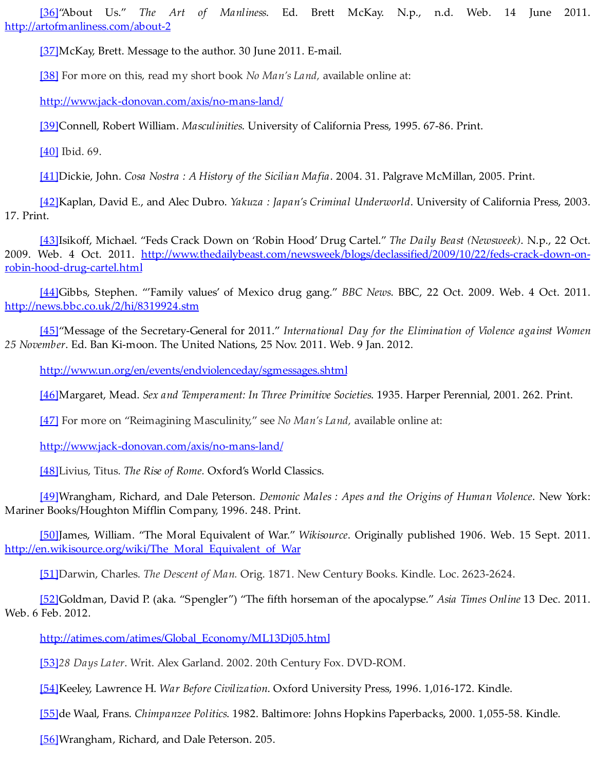[36]"About Us." *The Art of Manliness*. Ed. Brett McKay. N.p., n.d. Web. 14 June 2011. http://artofmanliness.com/about-2

[37]McKay, Brett. Message to the author. 30 June 2011. E-mail.

[38] For more on this, read my short book *No Man's Land,* available online at:

http://www.jack-donovan.com/axis/no-mans-land/

[39]Connell, Robert William. *Masculinities*. University of California Press, 1995. 67-86. Print.

[40] Ibid. 69.

[41]Dickie, John. *Cosa Nostra : A History of the Sicilian Mafia*. 2004. 31. Palgrave McMillan, 2005. Print.

[42]Kaplan, David E., and Alec Dubro. *Yakuza : Japan's Criminal Underworld*. University of California Press, 2003. 17. Print.

[43]Isikoff, Michael. "Feds Crack Down on 'Robin Hood' Drug Cartel." *The Daily Beast (Newsweek)*. N.p., 22 Oct. 2009. Web. 4 Oct. 2011. http://www.thedailybeast.com/newsweek/blogs/declassified/2009/10/22/feds-crack-down-on-robin-hood-drug-cartel.html

[44]Gibbs, Stephen. "'Family values' of Mexico drug gang." *BBC News*. BBC, 22 Oct. 2009. Web. 4 Oct. 2011. http://news.bbc.co.uk/2/hi/8319924.stm

[45]"Message of the Secretary-General for 2011." *International Day for the Elimination of Violence against Women 25 November*. Ed. Ban Ki-moon. The United Nations, 25 Nov. 2011. Web. 9 Jan. 2012.

http://www.un.org/en/events/endviolenceday/sgmessages.shtml

[46]Margaret, Mead. *Sex and Temperament: In Three Primitive Societies*. 1935. Harper Perennial, 2001. 262. Print.

[47] For more on "Reimagining Masculinity," see *No Man's Land,* available online at:

http://www.jack-donovan.com/axis/no-mans-land/

[48]Livius, Titus. *The Rise of Rome.* Oxford's World Classics.

[49]Wrangham, Richard, and Dale Peterson. *Demonic Males : Apes and the Origins of Human Violence*. New York: Mariner Books/Houghton Mifflin Company, 1996. 248. Print.

[50]James, William. "The Moral Equivalent of War." *Wikisource*. Originally published 1906. Web. 15 Sept. 2011. http://en.wikisource.org/wiki/The_Moral_Equivalent_of_War

[51]Darwin, Charles. *The Descent of Man.* Orig. 1871. New Century Books. Kindle. Loc. 2623-2624.

[52]Goldman, David P. (aka. "Spengler") "The fifth horseman of the apocalypse." *Asia Times Online* 13 Dec. 2011. Web. 6 Feb. 2012.

http://atimes.com/atimes/Global_Economy/ML13Dj05.html

[53]*28 Days Later*. Writ. Alex Garland. 2002. 20th Century Fox. DVD-ROM.

[54]Keeley, Lawrence H. *War Before Civilization.* Oxford University Press, 1996. 1,016-172. Kindle.

[55]de Waal, Frans. *Chimpanzee Politics.* 1982. Baltimore: Johns Hopkins Paperbacks, 2000. 1,055-58. Kindle.

[56]Wrangham, Richard, and Dale Peterson. 205.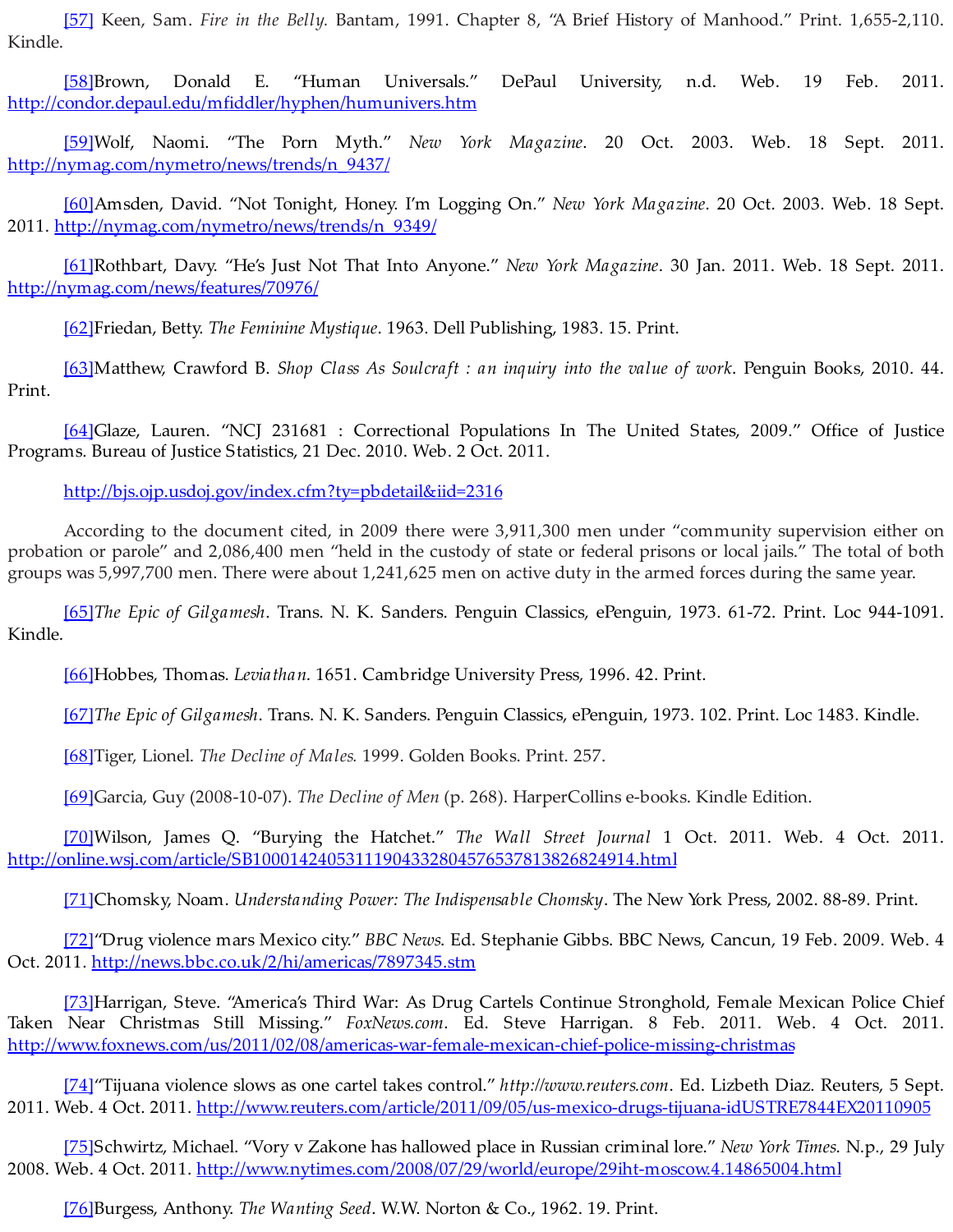[57] Keen, Sam. *Fire in the Belly.* Bantam, 1991. Chapter 8, "A Brief History of Manhood." Print. 1,655-2,110. Kindle.

[58]Brown, Donald E. "Human Universals." DePaul University, n.d. Web. 19 Feb. 2011. http://condor.depaul.edu/mfiddler/hyphen/humunivers.htm

[59]Wolf, Naomi. "The Porn Myth." *New York Magazine*. 20 Oct. 2003. Web. 18 Sept. 2011. http://nymag.com/nymetro/news/trends/n_9437/

[60]Amsden, David. "Not Tonight, Honey. I'm Logging On." *New York Magazine*. 20 Oct. 2003. Web. 18 Sept. 2011. http://nymag.com/nymetro/news/trends/n_9349/

[61]Rothbart, Davy. "He's Just Not That Into Anyone." *New York Magazine*. 30 Jan. 2011. Web. 18 Sept. 2011. http://nymag.com/news/features/70976/

[62]Friedan, Betty. *The Feminine Mystique*. 1963. Dell Publishing, 1983. 15. Print.

[63]Matthew, Crawford B. *Shop Class As Soulcraft : an inquiry into the value of work*. Penguin Books, 2010. 44. Print.

[64]Glaze, Lauren. "NCJ 231681 : Correctional Populations In The United States, 2009." Office of Justice Programs. Bureau of Justice Statistics, 21 Dec. 2010. Web. 2 Oct. 2011.

http://bjs.ojp.usdoj.gov/index.cfm?ty=pbdetail&iid=2316

According to the document cited, in 2009 there were 3,911,300 men under "community supervision either on probation or parole" and 2,086,400 men "held in the custody of state or federal prisons or local jails." The total of both groups was 5,997,700 men. There were about 1,241,625 men on active duty in the armed forces during the same year.

[65]*The Epic of Gilgamesh*. Trans. N. K. Sanders. Penguin Classics, ePenguin, 1973. 61-72. Print. Loc 944-1091. Kindle.

[66]Hobbes, Thomas. *Leviathan*. 1651. Cambridge University Press, 1996. 42. Print.

[67]*The Epic of Gilgamesh*. Trans. N. K. Sanders. Penguin Classics, ePenguin, 1973. 102. Print. Loc 1483. Kindle.

[68]Tiger, Lionel. *The Decline of Males.* 1999. Golden Books. Print. 257.

[69]Garcia, Guy (2008-10-07). *The Decline of Men* (p. 268). HarperCollins e-books. Kindle Edition.

[70]Wilson, James Q. "Burying the Hatchet." *The Wall Street Journal* 1 Oct. 2011. Web. 4 Oct. 2011. http://online.wsj.com/article/SB10001424053111904332804576537813826824914.html

[71]Chomsky, Noam. *Understanding Power: The Indispensable Chomsky*. The New York Press, 2002. 88-89. Print.

[72]"Drug violence mars Mexico city." *BBC News*. Ed. Stephanie Gibbs. BBC News, Cancun, 19 Feb. 2009. Web. 4 Oct. 2011. http://news.bbc.co.uk/2/hi/americas/7897345.stm

[73]Harrigan, Steve. "America's Third War: As Drug Cartels Continue Stronghold, Female Mexican Police Chief Taken Near Christmas Still Missing." *FoxNews.com*. Ed. Steve Harrigan. 8 Feb. 2011. Web. 4 Oct. 2011. http://www.foxnews.com/us/2011/02/08/americas-war-female-mexican-chief-police-missing-christmas

[74]"Tijuana violence slows as one cartel takes control." *http://www.reuters.com*. Ed. Lizbeth Diaz. Reuters, 5 Sept. 2011. Web. 4 Oct. 2011. http://www.reuters.com/article/2011/09/05/us-mexico-drugs-tijuana-idUSTRE7844EX20110905

[75]Schwirtz, Michael. "Vory v Zakone has hallowed place in Russian criminal lore." *New York Times*. N.p., 29 July 2008. Web. 4 Oct. 2011. http://www.nytimes.com/2008/07/29/world/europe/29iht-moscow.4.14865004.html

[76]Burgess, Anthony. *The Wanting Seed*. W.W. Norton & Co., 1962. 19. Print.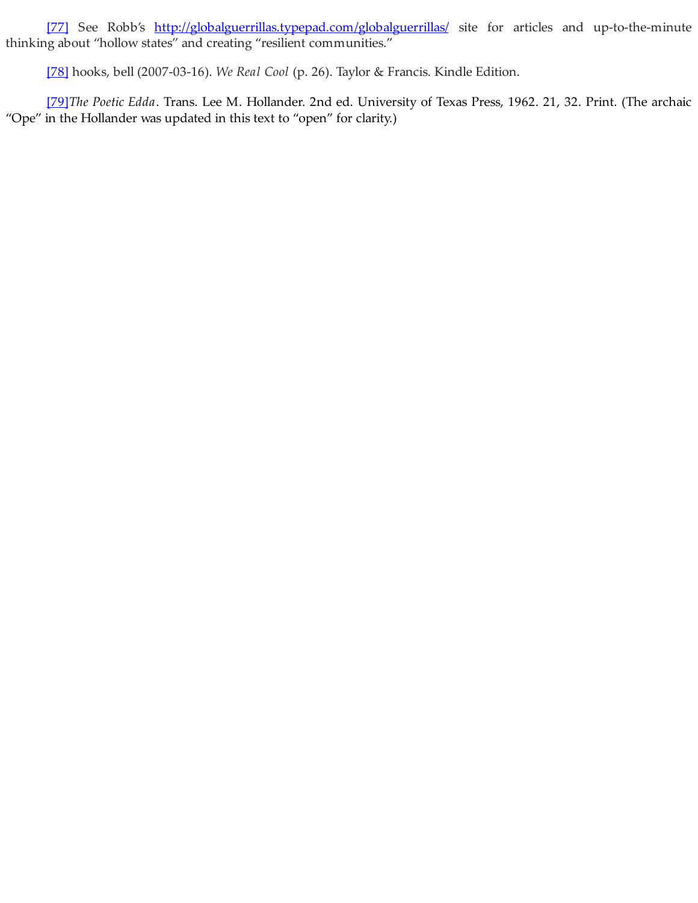[77] See Robb's http://globalguerrillas.typepad.com/globalguerrillas/ site for articles and up-to-the-minute thinking about "hollow states" and creating "resilient communities."

[78] hooks, bell (2007-03-16). *We Real Cool* (p. 26). Taylor & Francis. Kindle Edition.

[79]*The Poetic Edda*. Trans. Lee M. Hollander. 2nd ed. University of Texas Press, 1962. 21, 32. Print. (The archaic "Ope" in the Hollander was updated in this text to "open" for clarity.)